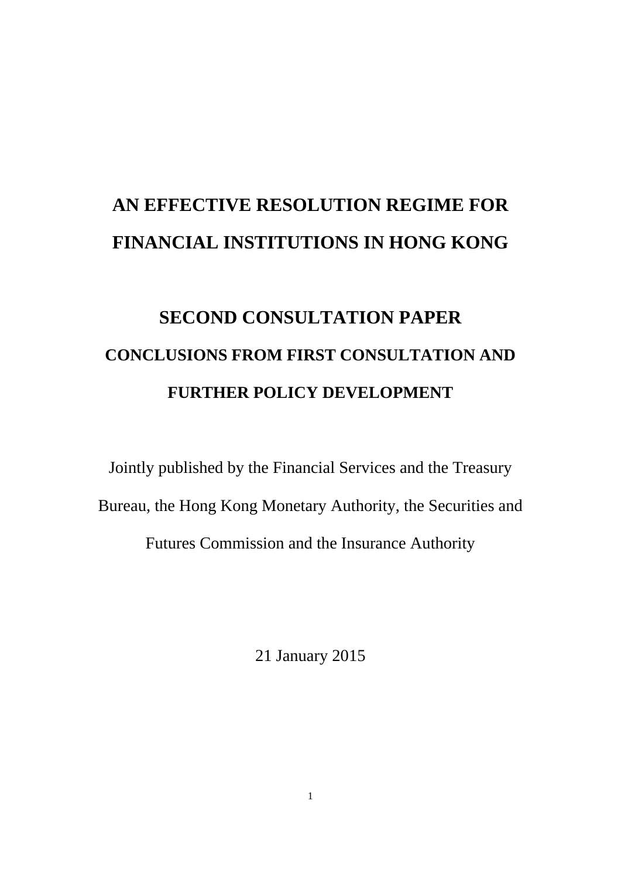# AN EFFECTIVE RESOLUTION REGIME FOR FINANCIAL INSTITUTIONS IN HONG KONG

## SECOND CONSULTATION PAPER

### CONCLUSIONS FROM FIRST CONSULTATION AND FURTHER POLICY DEVELOPMENT

Jointly published by the Financial Services and the Treasury Bureau, the Hong Kong Monetary Authority, the Securities and Futures Commission and the Insurance Authority

21 January 2015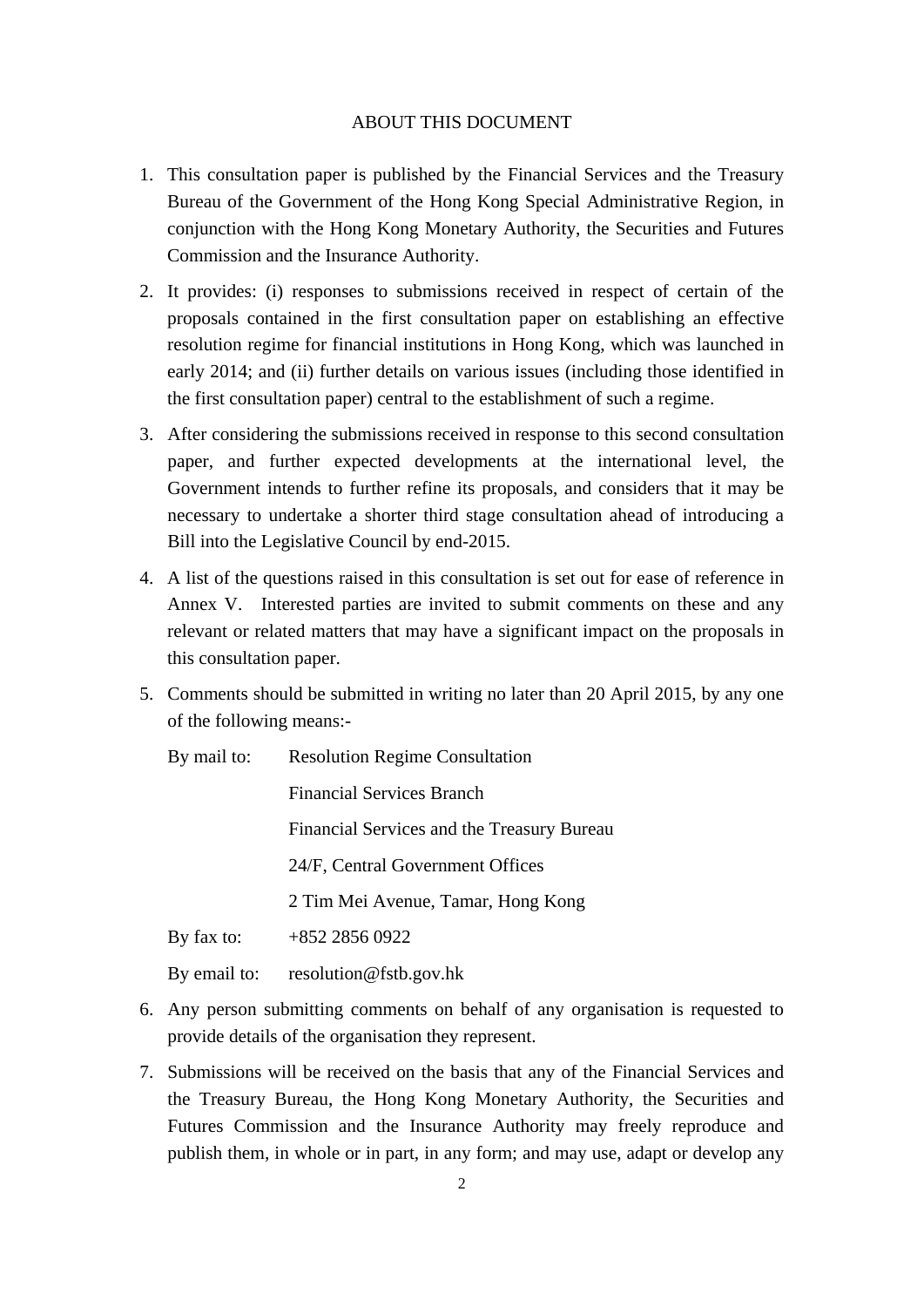# ABOUT THIS DOCUMENT

1. This consultation paper is published by the Financial Services and the Treasury Bureau of the Government of the Hong Kong Special Administrative Region, in conjunction with the Hong Kong Monetary Authority, the Securities and Futures Commission and the Insurance Authority.

2. It provides: (i) responses to submissions received in respect of certain of the proposals contained in the first consultation paper on establishing an effective resolution regime for financial institutions in Hong Kong, which was launched in early 2014; and (ii) further details on various issues (including those identified in the first consultation paper) central to the establishment of such a regime.

3. After considering the submissions received in response to this second consultation paper, and further expected developments at the international level, the Government intends to further refine its proposals, and considers that it may be necessary to undertake a shorter third stage consultation ahead of introducing a Bill into the Legislative Council by end-2015.

4. A list of the questions raised in this consultation is set out for ease of reference in Annex V. Interested parties are invited to submit comments on these and any relevant or related matters that may have a significant impact on the proposals in this consultation paper.

5. Comments should be submitted in writing no later than 20 April 2015, by any one of the following means:-

   By mail to: Resolution Regime Consultation  
   Financial Services Branch  
   Financial Services and the Treasury Bureau  
   24/F, Central Government Offices  
   2 Tim Mei Avenue, Tamar, Hong Kong

   By fax to: +852 2856 0922

   By email to: resolution@fstb.gov.hk

6. Any person submitting comments on behalf of any organisation is requested to provide details of the organisation they represent.

7. Submissions will be received on the basis that any of the Financial Services and the Treasury Bureau, the Hong Kong Monetary Authority, the Securities and Futures Commission and the Insurance Authority may freely reproduce and publish them, in whole or in part, in any form; and may use, adapt or develop any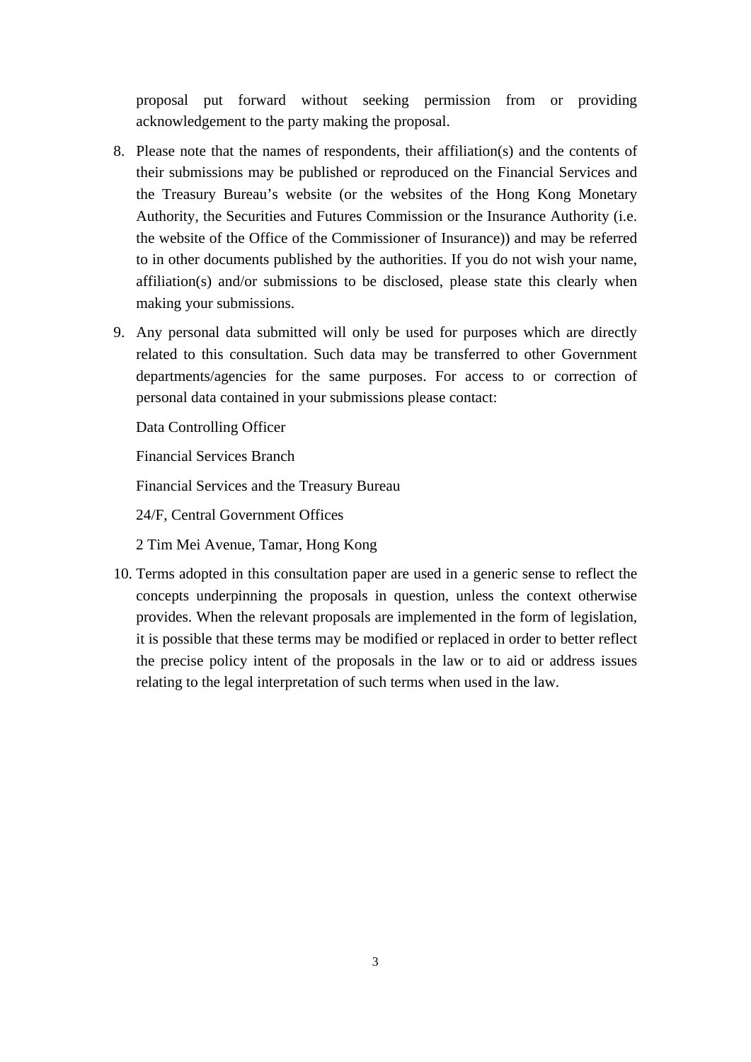proposal put forward without seeking permission from or providing acknowledgement to the party making the proposal.

8. Please note that the names of respondents, their affiliation(s) and the contents of their submissions may be published or reproduced on the Financial Services and the Treasury Bureau's website (or the websites of the Hong Kong Monetary Authority, the Securities and Futures Commission or the Insurance Authority (i.e. the website of the Office of the Commissioner of Insurance)) and may be referred to in other documents published by the authorities. If you do not wish your name, affiliation(s) and/or submissions to be disclosed, please state this clearly when making your submissions.

9. Any personal data submitted will only be used for purposes which are directly related to this consultation. Such data may be transferred to other Government departments/agencies for the same purposes. For access to or correction of personal data contained in your submissions please contact:

   Data Controlling Officer

   Financial Services Branch

   Financial Services and the Treasury Bureau

   24/F, Central Government Offices

   2 Tim Mei Avenue, Tamar, Hong Kong

10. Terms adopted in this consultation paper are used in a generic sense to reflect the concepts underpinning the proposals in question, unless the context otherwise provides. When the relevant proposals are implemented in the form of legislation, it is possible that these terms may be modified or replaced in order to better reflect the precise policy intent of the proposals in the law or to aid or address issues relating to the legal interpretation of such terms when used in the law.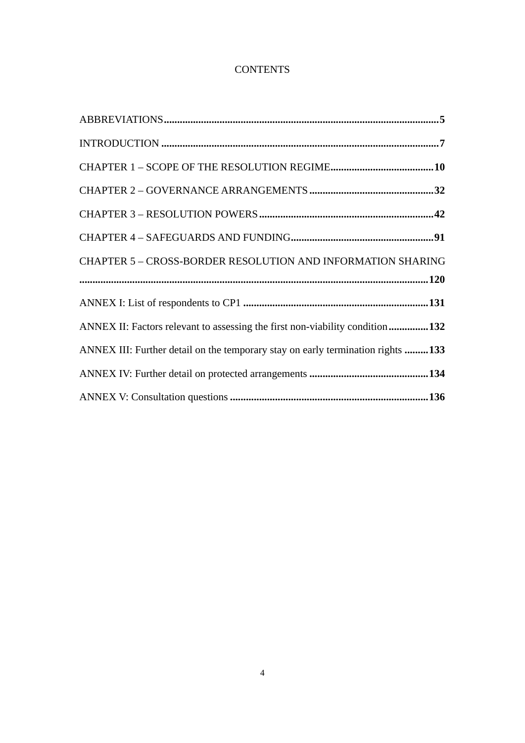# CONTENTS

ABBREVIATIONS.....................................................................................................5

INTRODUCTION .....................................................................................................7

CHAPTER 1 – SCOPE OF THE RESOLUTION REGIME.......................................10

CHAPTER 2 – GOVERNANCE ARRANGEMENTS ...............................................32

CHAPTER 3 – RESOLUTION POWERS.................................................................42

CHAPTER 4 – SAFEGUARDS AND FUNDING......................................................91

CHAPTER 5 – CROSS-BORDER RESOLUTION AND INFORMATION SHARING ..................................................................................................................120

ANNEX I: List of respondents to CP1 .....................................................................131

ANNEX II: Factors relevant to assessing the first non-viability condition...............132

ANNEX III: Further detail on the temporary stay on early termination rights .........133

ANNEX IV: Further detail on protected arrangements ............................................134

ANNEX V: Consultation questions ..........................................................................136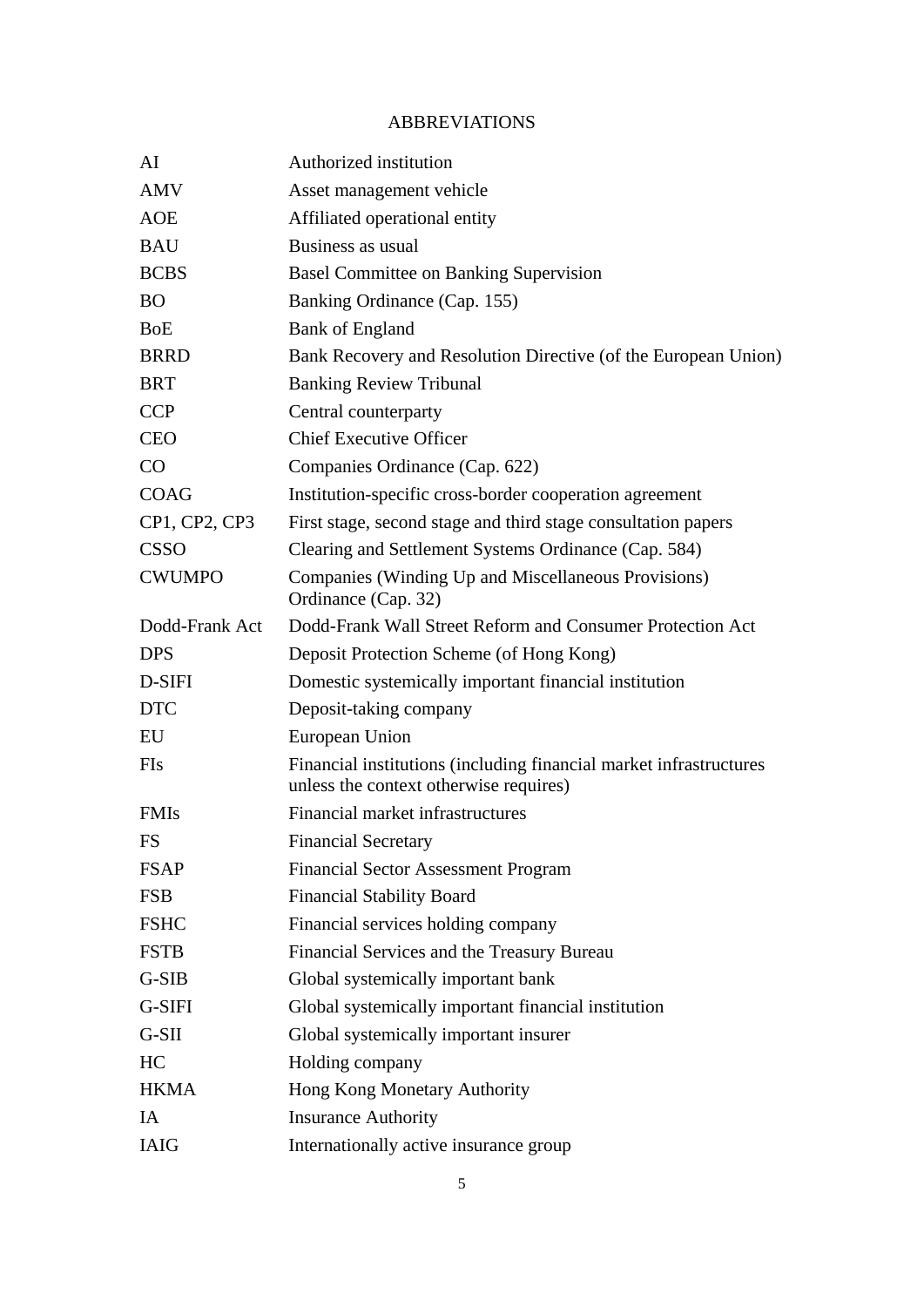# ABBREVIATIONS

| | |
|---|---|
| AI | Authorized institution |
| AMV | Asset management vehicle |
| AOE | Affiliated operational entity |
| BAU | Business as usual |
| BCBS | Basel Committee on Banking Supervision |
| BO | Banking Ordinance (Cap. 155) |
| BoE | Bank of England |
| BRRD | Bank Recovery and Resolution Directive (of the European Union) |
| BRT | Banking Review Tribunal |
| CCP | Central counterparty |
| CEO | Chief Executive Officer |
| CO | Companies Ordinance (Cap. 622) |
| COAG | Institution-specific cross-border cooperation agreement |
| CP1, CP2, CP3 | First stage, second stage and third stage consultation papers |
| CSSO | Clearing and Settlement Systems Ordinance (Cap. 584) |
| CWUMPO | Companies (Winding Up and Miscellaneous Provisions) Ordinance (Cap. 32) |
| Dodd-Frank Act | Dodd-Frank Wall Street Reform and Consumer Protection Act |
| DPS | Deposit Protection Scheme (of Hong Kong) |
| D-SIFI | Domestic systemically important financial institution |
| DTC | Deposit-taking company |
| EU | European Union |
| FIs | Financial institutions (including financial market infrastructures unless the context otherwise requires) |
| FMIs | Financial market infrastructures |
| FS | Financial Secretary |
| FSAP | Financial Sector Assessment Program |
| FSB | Financial Stability Board |
| FSHC | Financial services holding company |
| FSTB | Financial Services and the Treasury Bureau |
| G-SIB | Global systemically important bank |
| G-SIFI | Global systemically important financial institution |
| G-SII | Global systemically important insurer |
| HC | Holding company |
| HKMA | Hong Kong Monetary Authority |
| IA | Insurance Authority |
| IAIG | Internationally active insurance group |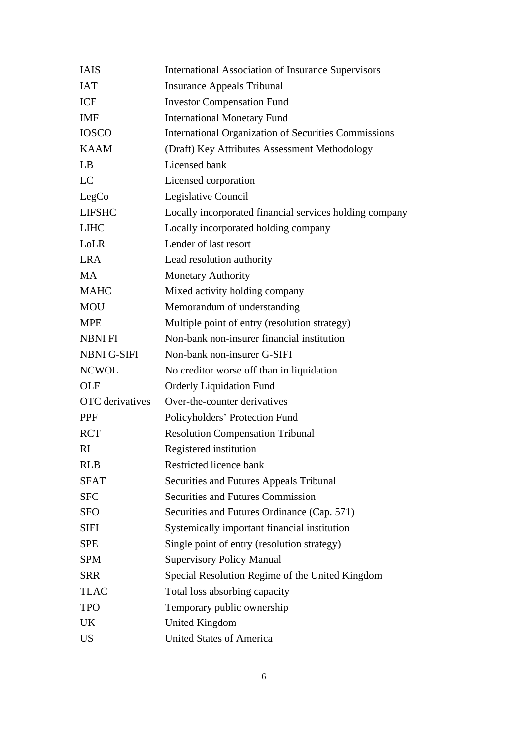| | |
|---|---|
| IAIS | International Association of Insurance Supervisors |
| IAT | Insurance Appeals Tribunal |
| ICF | Investor Compensation Fund |
| IMF | International Monetary Fund |
| IOSCO | International Organization of Securities Commissions |
| KAAM | (Draft) Key Attributes Assessment Methodology |
| LB | Licensed bank |
| LC | Licensed corporation |
| LegCo | Legislative Council |
| LIFSHC | Locally incorporated financial services holding company |
| LIHC | Locally incorporated holding company |
| LoLR | Lender of last resort |
| LRA | Lead resolution authority |
| MA | Monetary Authority |
| MAHC | Mixed activity holding company |
| MOU | Memorandum of understanding |
| MPE | Multiple point of entry (resolution strategy) |
| NBNI FI | Non-bank non-insurer financial institution |
| NBNI G-SIFI | Non-bank non-insurer G-SIFI |
| NCWOL | No creditor worse off than in liquidation |
| OLF | Orderly Liquidation Fund |
| OTC derivatives | Over-the-counter derivatives |
| PPF | Policyholders' Protection Fund |
| RCT | Resolution Compensation Tribunal |
| RI | Registered institution |
| RLB | Restricted licence bank |
| SFAT | Securities and Futures Appeals Tribunal |
| SFC | Securities and Futures Commission |
| SFO | Securities and Futures Ordinance (Cap. 571) |
| SIFI | Systemically important financial institution |
| SPE | Single point of entry (resolution strategy) |
| SPM | Supervisory Policy Manual |
| SRR | Special Resolution Regime of the United Kingdom |
| TLAC | Total loss absorbing capacity |
| TPO | Temporary public ownership |
| UK | United Kingdom |
| US | United States of America |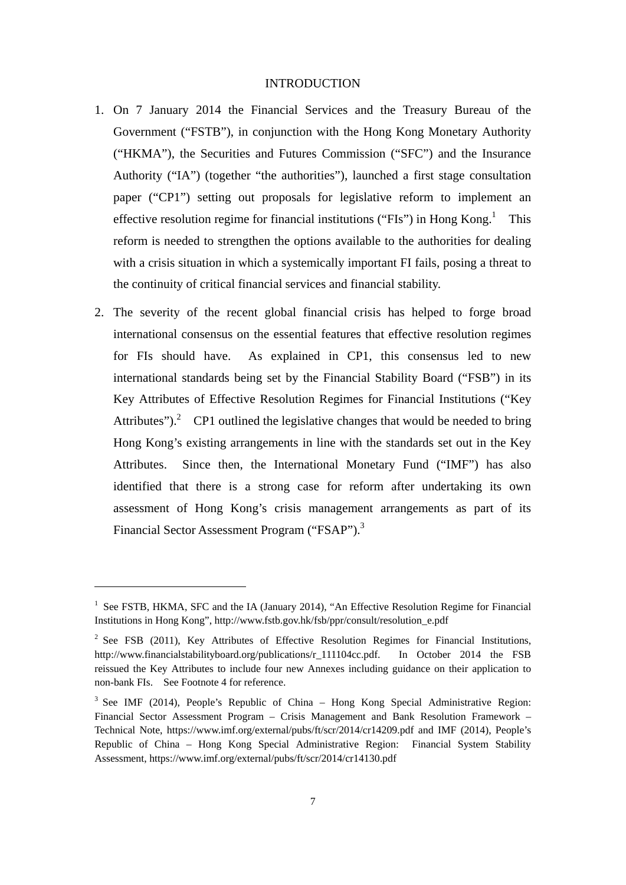# INTRODUCTION

1. On 7 January 2014 the Financial Services and the Treasury Bureau of the Government ("FSTB"), in conjunction with the Hong Kong Monetary Authority ("HKMA"), the Securities and Futures Commission ("SFC") and the Insurance Authority ("IA") (together "the authorities"), launched a first stage consultation paper ("CP1") setting out proposals for legislative reform to implement an effective resolution regime for financial institutions ("FIs") in Hong Kong.[1] This reform is needed to strengthen the options available to the authorities for dealing with a crisis situation in which a systemically important FI fails, posing a threat to the continuity of critical financial services and financial stability.

2. The severity of the recent global financial crisis has helped to forge broad international consensus on the essential features that effective resolution regimes for FIs should have. As explained in CP1, this consensus led to new international standards being set by the Financial Stability Board ("FSB") in its Key Attributes of Effective Resolution Regimes for Financial Institutions ("Key Attributes").[2] CP1 outlined the legislative changes that would be needed to bring Hong Kong's existing arrangements in line with the standards set out in the Key Attributes. Since then, the International Monetary Fund ("IMF") has also identified that there is a strong case for reform after undertaking its own assessment of Hong Kong's crisis management arrangements as part of its Financial Sector Assessment Program ("FSAP").[3]

---

[1] See FSTB, HKMA, SFC and the IA (January 2014), "An Effective Resolution Regime for Financial Institutions in Hong Kong", http://www.fstb.gov.hk/fsb/ppr/consult/resolution_e.pdf

[2] See FSB (2011), Key Attributes of Effective Resolution Regimes for Financial Institutions, http://www.financialstabilityboard.org/publications/r_111104cc.pdf. In October 2014 the FSB reissued the Key Attributes to include four new Annexes including guidance on their application to non-bank FIs. See Footnote 4 for reference.

[3] See IMF (2014), People's Republic of China – Hong Kong Special Administrative Region: Financial Sector Assessment Program – Crisis Management and Bank Resolution Framework – Technical Note, https://www.imf.org/external/pubs/ft/scr/2014/cr14209.pdf and IMF (2014), People's Republic of China – Hong Kong Special Administrative Region: Financial System Stability Assessment, https://www.imf.org/external/pubs/ft/scr/2014/cr14130.pdf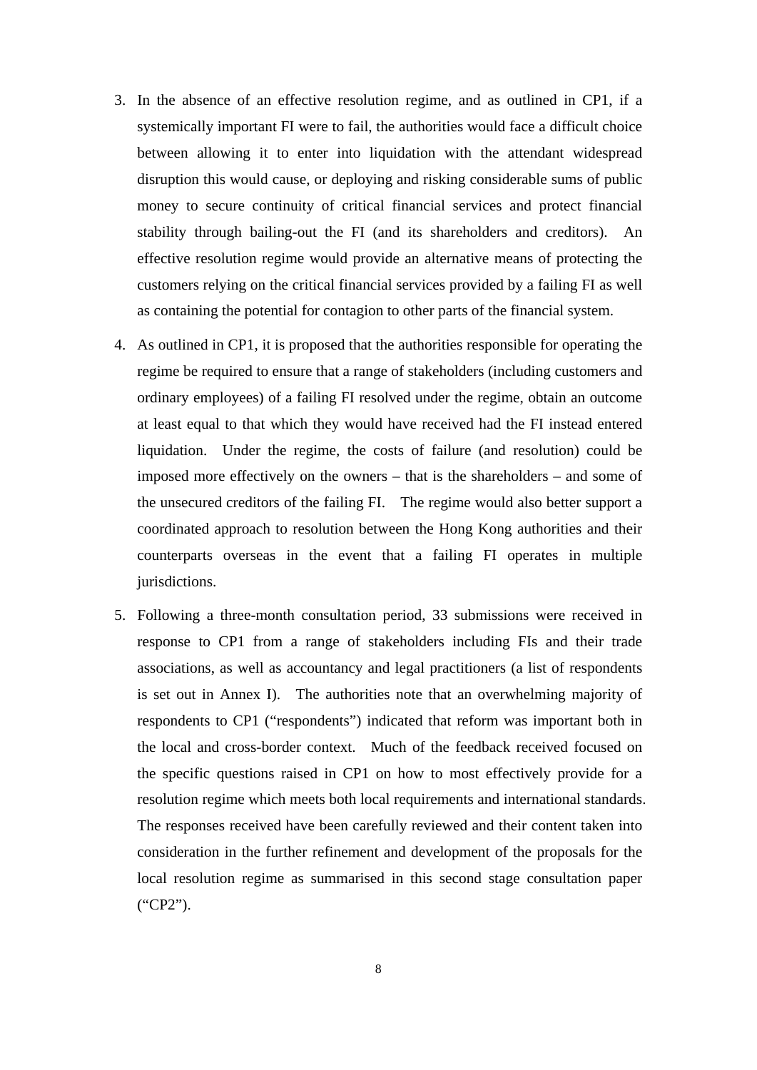3. In the absence of an effective resolution regime, and as outlined in CP1, if a systemically important FI were to fail, the authorities would face a difficult choice between allowing it to enter into liquidation with the attendant widespread disruption this would cause, or deploying and risking considerable sums of public money to secure continuity of critical financial services and protect financial stability through bailing-out the FI (and its shareholders and creditors). An effective resolution regime would provide an alternative means of protecting the customers relying on the critical financial services provided by a failing FI as well as containing the potential for contagion to other parts of the financial system.

4. As outlined in CP1, it is proposed that the authorities responsible for operating the regime be required to ensure that a range of stakeholders (including customers and ordinary employees) of a failing FI resolved under the regime, obtain an outcome at least equal to that which they would have received had the FI instead entered liquidation. Under the regime, the costs of failure (and resolution) could be imposed more effectively on the owners – that is the shareholders – and some of the unsecured creditors of the failing FI. The regime would also better support a coordinated approach to resolution between the Hong Kong authorities and their counterparts overseas in the event that a failing FI operates in multiple jurisdictions.

5. Following a three-month consultation period, 33 submissions were received in response to CP1 from a range of stakeholders including FIs and their trade associations, as well as accountancy and legal practitioners (a list of respondents is set out in Annex I). The authorities note that an overwhelming majority of respondents to CP1 ("respondents") indicated that reform was important both in the local and cross-border context. Much of the feedback received focused on the specific questions raised in CP1 on how to most effectively provide for a resolution regime which meets both local requirements and international standards. The responses received have been carefully reviewed and their content taken into consideration in the further refinement and development of the proposals for the local resolution regime as summarised in this second stage consultation paper ("CP2").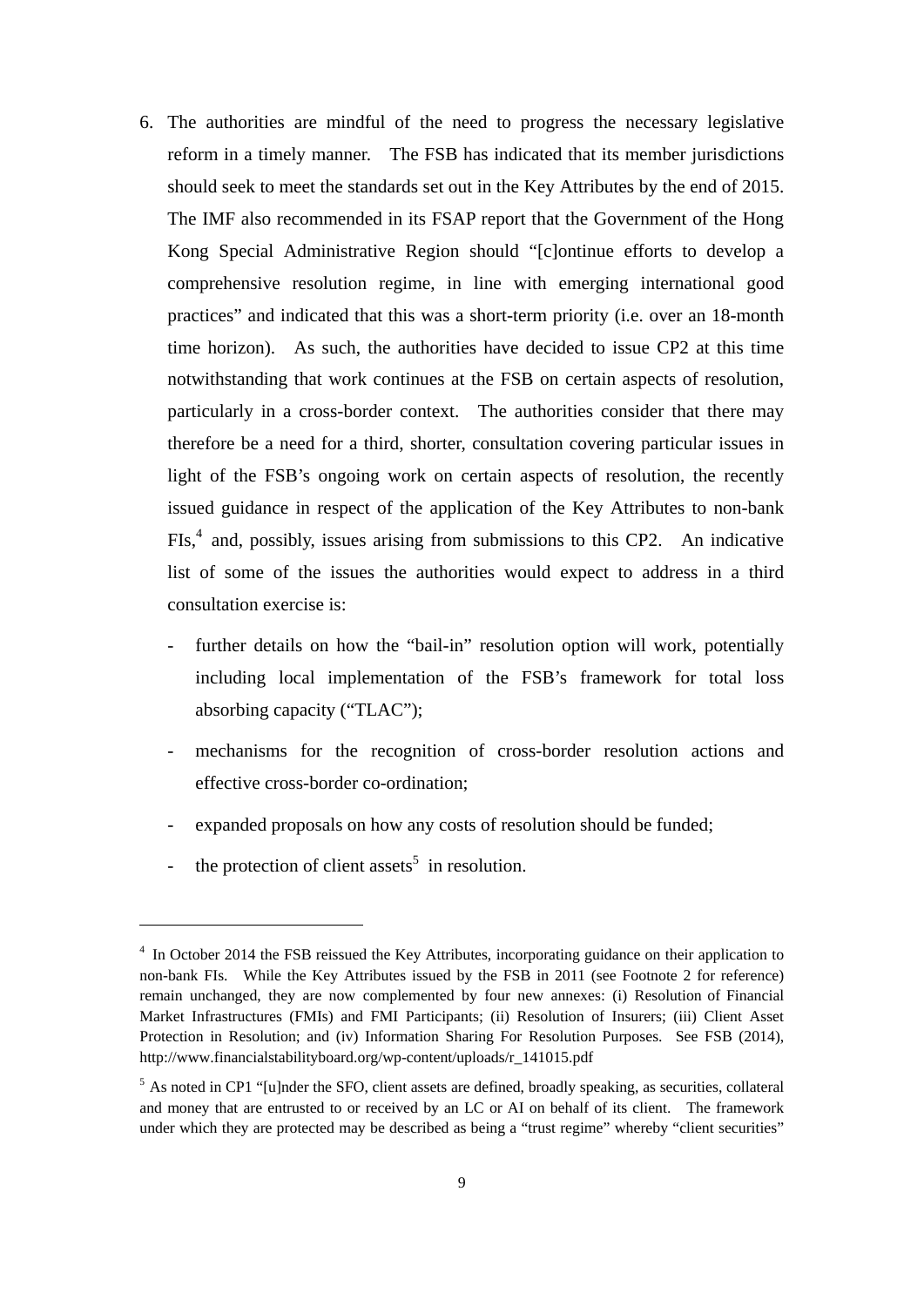6. The authorities are mindful of the need to progress the necessary legislative reform in a timely manner. The FSB has indicated that its member jurisdictions should seek to meet the standards set out in the Key Attributes by the end of 2015. The IMF also recommended in its FSAP report that the Government of the Hong Kong Special Administrative Region should "[c]ontinue efforts to develop a comprehensive resolution regime, in line with emerging international good practices" and indicated that this was a short-term priority (i.e. over an 18-month time horizon). As such, the authorities have decided to issue CP2 at this time notwithstanding that work continues at the FSB on certain aspects of resolution, particularly in a cross-border context. The authorities consider that there may therefore be a need for a third, shorter, consultation covering particular issues in light of the FSB's ongoing work on certain aspects of resolution, the recently issued guidance in respect of the application of the Key Attributes to non-bank FIs,[4] and, possibly, issues arising from submissions to this CP2. An indicative list of some of the issues the authorities would expect to address in a third consultation exercise is:

   - further details on how the "bail-in" resolution option will work, potentially including local implementation of the FSB's framework for total loss absorbing capacity ("TLAC");
   - mechanisms for the recognition of cross-border resolution actions and effective cross-border co-ordination;
   - expanded proposals on how any costs of resolution should be funded;
   - the protection of client assets[5] in resolution.

---

[4] In October 2014 the FSB reissued the Key Attributes, incorporating guidance on their application to non-bank FIs. While the Key Attributes issued by the FSB in 2011 (see Footnote 2 for reference) remain unchanged, they are now complemented by four new annexes: (i) Resolution of Financial Market Infrastructures (FMIs) and FMI Participants; (ii) Resolution of Insurers; (iii) Client Asset Protection in Resolution; and (iv) Information Sharing For Resolution Purposes. See FSB (2014), http://www.financialstabilityboard.org/wp-content/uploads/r_141015.pdf

[5] As noted in CP1 "[u]nder the SFO, client assets are defined, broadly speaking, as securities, collateral and money that are entrusted to or received by an LC or AI on behalf of its client. The framework under which they are protected may be described as being a "trust regime" whereby "client securities"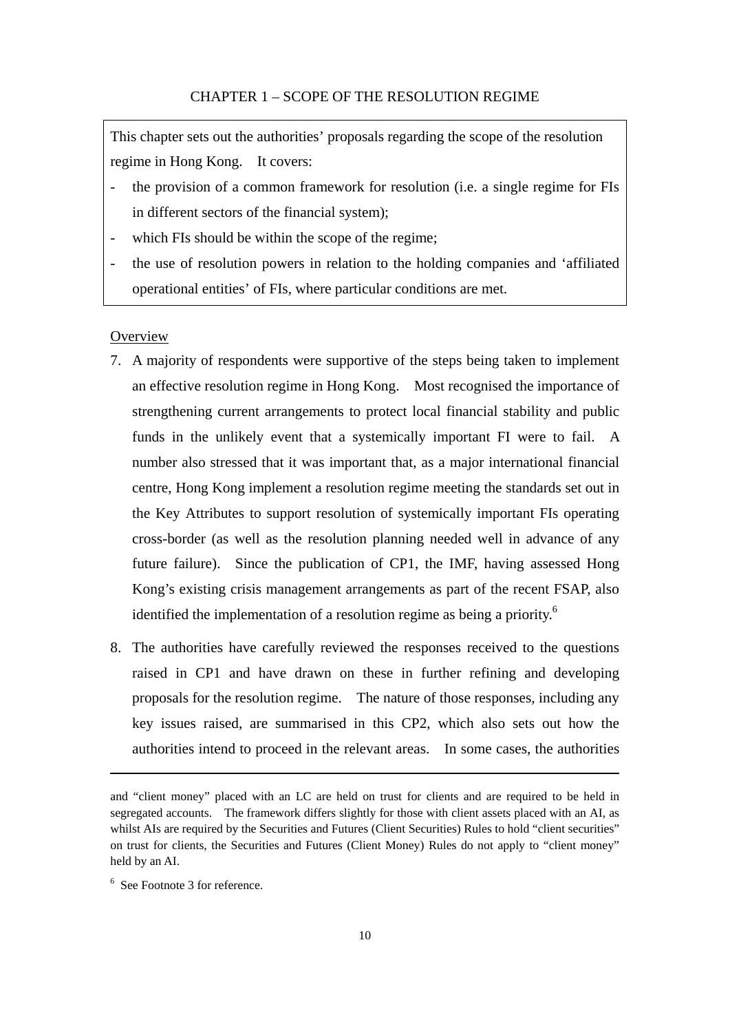## CHAPTER 1 – SCOPE OF THE RESOLUTION REGIME

This chapter sets out the authorities' proposals regarding the scope of the resolution regime in Hong Kong. It covers:

- the provision of a common framework for resolution (i.e. a single regime for FIs in different sectors of the financial system);
- which FIs should be within the scope of the regime;
- the use of resolution powers in relation to the holding companies and 'affiliated operational entities' of FIs, where particular conditions are met.

### Overview

7. A majority of respondents were supportive of the steps being taken to implement an effective resolution regime in Hong Kong. Most recognised the importance of strengthening current arrangements to protect local financial stability and public funds in the unlikely event that a systemically important FI were to fail. A number also stressed that it was important that, as a major international financial centre, Hong Kong implement a resolution regime meeting the standards set out in the Key Attributes to support resolution of systemically important FIs operating cross-border (as well as the resolution planning needed well in advance of any future failure). Since the publication of CP1, the IMF, having assessed Hong Kong's existing crisis management arrangements as part of the recent FSAP, also identified the implementation of a resolution regime as being a priority.[6]

8. The authorities have carefully reviewed the responses received to the questions raised in CP1 and have drawn on these in further refining and developing proposals for the resolution regime. The nature of those responses, including any key issues raised, are summarised in this CP2, which also sets out how the authorities intend to proceed in the relevant areas. In some cases, the authorities

---

and "client money" placed with an LC are held on trust for clients and are required to be held in segregated accounts. The framework differs slightly for those with client assets placed with an AI, as whilst AIs are required by the Securities and Futures (Client Securities) Rules to hold "client securities" on trust for clients, the Securities and Futures (Client Money) Rules do not apply to "client money" held by an AI.

[6] See Footnote 3 for reference.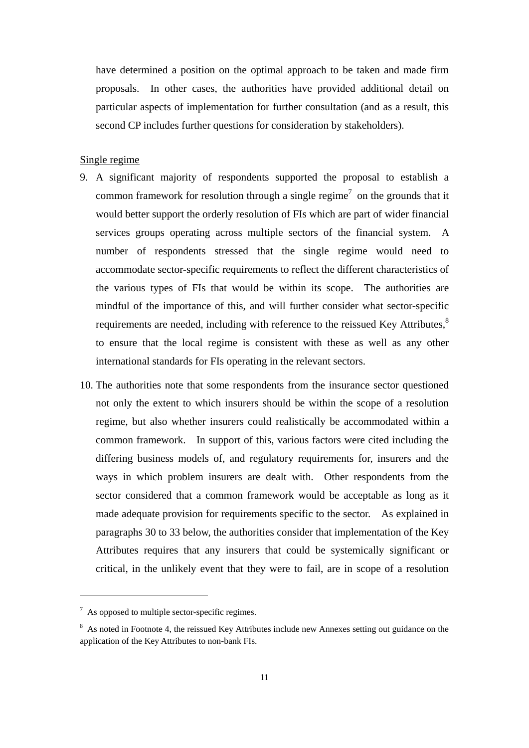have determined a position on the optimal approach to be taken and made firm proposals. In other cases, the authorities have provided additional detail on particular aspects of implementation for further consultation (and as a result, this second CP includes further questions for consideration by stakeholders).

Single regime

9. A significant majority of respondents supported the proposal to establish a common framework for resolution through a single regime[7] on the grounds that it would better support the orderly resolution of FIs which are part of wider financial services groups operating across multiple sectors of the financial system. A number of respondents stressed that the single regime would need to accommodate sector-specific requirements to reflect the different characteristics of the various types of FIs that would be within its scope. The authorities are mindful of the importance of this, and will further consider what sector-specific requirements are needed, including with reference to the reissued Key Attributes,[8] to ensure that the local regime is consistent with these as well as any other international standards for FIs operating in the relevant sectors.

10. The authorities note that some respondents from the insurance sector questioned not only the extent to which insurers should be within the scope of a resolution regime, but also whether insurers could realistically be accommodated within a common framework. In support of this, various factors were cited including the differing business models of, and regulatory requirements for, insurers and the ways in which problem insurers are dealt with. Other respondents from the sector considered that a common framework would be acceptable as long as it made adequate provision for requirements specific to the sector. As explained in paragraphs 30 to 33 below, the authorities consider that implementation of the Key Attributes requires that any insurers that could be systemically significant or critical, in the unlikely event that they were to fail, are in scope of a resolution

---

[7] As opposed to multiple sector-specific regimes.

[8] As noted in Footnote 4, the reissued Key Attributes include new Annexes setting out guidance on the application of the Key Attributes to non-bank FIs.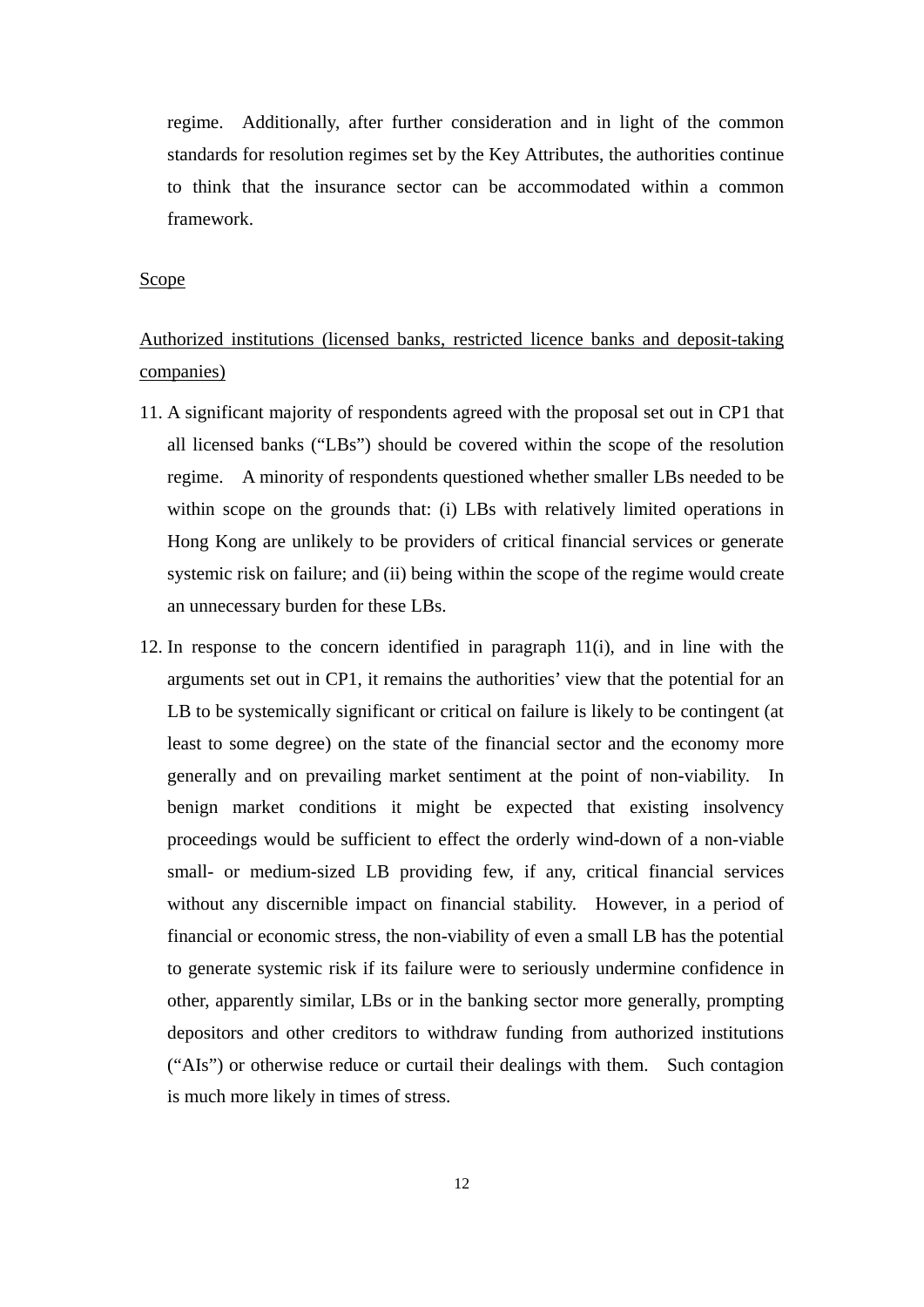regime. Additionally, after further consideration and in light of the common standards for resolution regimes set by the Key Attributes, the authorities continue to think that the insurance sector can be accommodated within a common framework.

<u>Scope</u>

<u>Authorized institutions (licensed banks, restricted licence banks and deposit-taking companies)</u>

11. A significant majority of respondents agreed with the proposal set out in CP1 that all licensed banks ("LBs") should be covered within the scope of the resolution regime. A minority of respondents questioned whether smaller LBs needed to be within scope on the grounds that: (i) LBs with relatively limited operations in Hong Kong are unlikely to be providers of critical financial services or generate systemic risk on failure; and (ii) being within the scope of the regime would create an unnecessary burden for these LBs.

12. In response to the concern identified in paragraph 11(i), and in line with the arguments set out in CP1, it remains the authorities' view that the potential for an LB to be systemically significant or critical on failure is likely to be contingent (at least to some degree) on the state of the financial sector and the economy more generally and on prevailing market sentiment at the point of non-viability. In benign market conditions it might be expected that existing insolvency proceedings would be sufficient to effect the orderly wind-down of a non-viable small- or medium-sized LB providing few, if any, critical financial services without any discernible impact on financial stability. However, in a period of financial or economic stress, the non-viability of even a small LB has the potential to generate systemic risk if its failure were to seriously undermine confidence in other, apparently similar, LBs or in the banking sector more generally, prompting depositors and other creditors to withdraw funding from authorized institutions ("AIs") or otherwise reduce or curtail their dealings with them. Such contagion is much more likely in times of stress.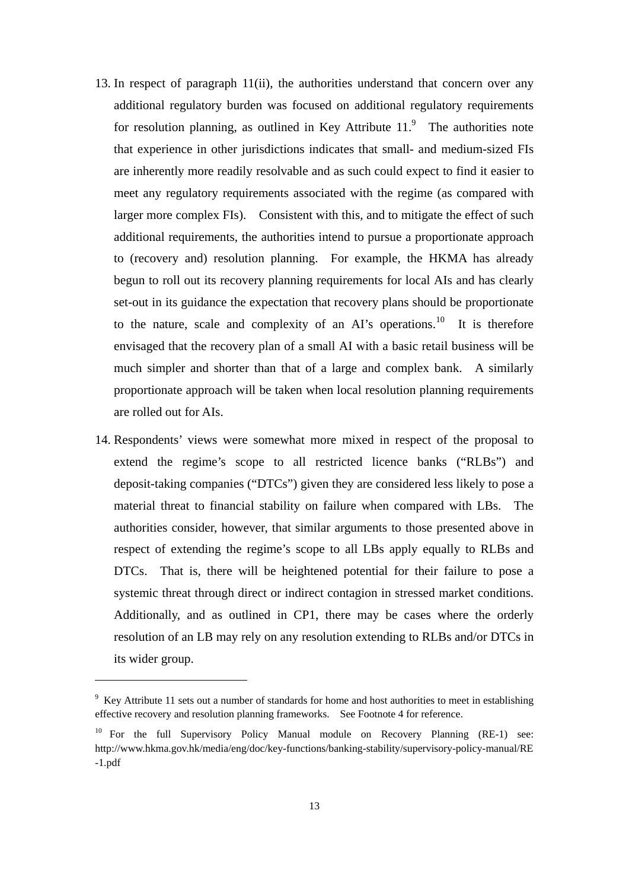13. In respect of paragraph 11(ii), the authorities understand that concern over any additional regulatory burden was focused on additional regulatory requirements for resolution planning, as outlined in Key Attribute 11.[9] The authorities note that experience in other jurisdictions indicates that small- and medium-sized FIs are inherently more readily resolvable and as such could expect to find it easier to meet any regulatory requirements associated with the regime (as compared with larger more complex FIs). Consistent with this, and to mitigate the effect of such additional requirements, the authorities intend to pursue a proportionate approach to (recovery and) resolution planning. For example, the HKMA has already begun to roll out its recovery planning requirements for local AIs and has clearly set-out in its guidance the expectation that recovery plans should be proportionate to the nature, scale and complexity of an AI's operations.[10] It is therefore envisaged that the recovery plan of a small AI with a basic retail business will be much simpler and shorter than that of a large and complex bank. A similarly proportionate approach will be taken when local resolution planning requirements are rolled out for AIs.

14. Respondents' views were somewhat more mixed in respect of the proposal to extend the regime's scope to all restricted licence banks ("RLBs") and deposit-taking companies ("DTCs") given they are considered less likely to pose a material threat to financial stability on failure when compared with LBs. The authorities consider, however, that similar arguments to those presented above in respect of extending the regime's scope to all LBs apply equally to RLBs and DTCs. That is, there will be heightened potential for their failure to pose a systemic threat through direct or indirect contagion in stressed market conditions. Additionally, and as outlined in CP1, there may be cases where the orderly resolution of an LB may rely on any resolution extending to RLBs and/or DTCs in its wider group.

---

[9] Key Attribute 11 sets out a number of standards for home and host authorities to meet in establishing effective recovery and resolution planning frameworks. See Footnote 4 for reference.

[10] For the full Supervisory Policy Manual module on Recovery Planning (RE-1) see: http://www.hkma.gov.hk/media/eng/doc/key-functions/banking-stability/supervisory-policy-manual/RE-1.pdf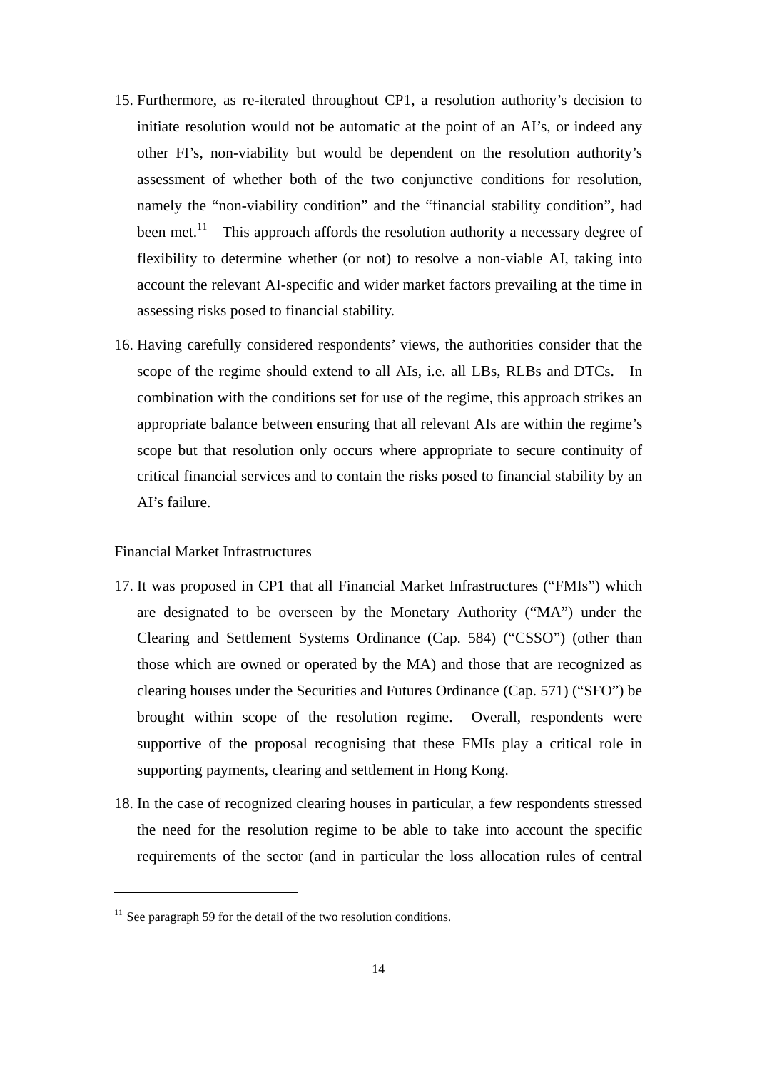15. Furthermore, as re-iterated throughout CP1, a resolution authority's decision to initiate resolution would not be automatic at the point of an AI's, or indeed any other FI's, non-viability but would be dependent on the resolution authority's assessment of whether both of the two conjunctive conditions for resolution, namely the "non-viability condition" and the "financial stability condition", had been met.[11] This approach affords the resolution authority a necessary degree of flexibility to determine whether (or not) to resolve a non-viable AI, taking into account the relevant AI-specific and wider market factors prevailing at the time in assessing risks posed to financial stability.

16. Having carefully considered respondents' views, the authorities consider that the scope of the regime should extend to all AIs, i.e. all LBs, RLBs and DTCs. In combination with the conditions set for use of the regime, this approach strikes an appropriate balance between ensuring that all relevant AIs are within the regime's scope but that resolution only occurs where appropriate to secure continuity of critical financial services and to contain the risks posed to financial stability by an AI's failure.

Financial Market Infrastructures

17. It was proposed in CP1 that all Financial Market Infrastructures ("FMIs") which are designated to be overseen by the Monetary Authority ("MA") under the Clearing and Settlement Systems Ordinance (Cap. 584) ("CSSO") (other than those which are owned or operated by the MA) and those that are recognized as clearing houses under the Securities and Futures Ordinance (Cap. 571) ("SFO") be brought within scope of the resolution regime. Overall, respondents were supportive of the proposal recognising that these FMIs play a critical role in supporting payments, clearing and settlement in Hong Kong.

18. In the case of recognized clearing houses in particular, a few respondents stressed the need for the resolution regime to be able to take into account the specific requirements of the sector (and in particular the loss allocation rules of central

[11] See paragraph 59 for the detail of the two resolution conditions.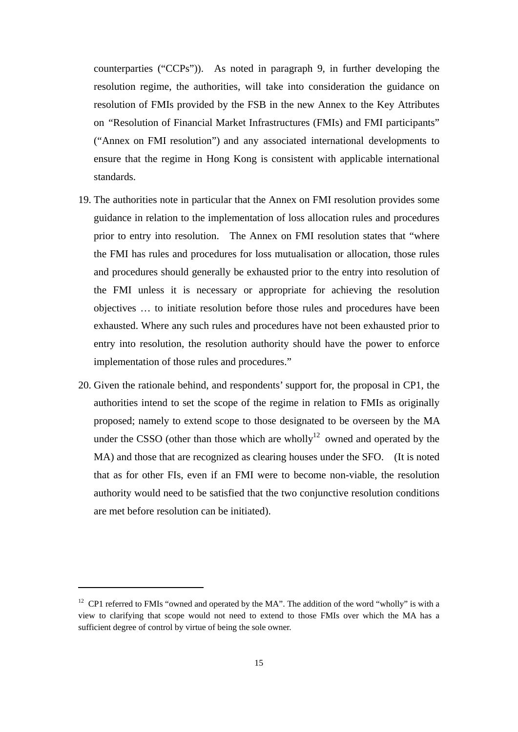counterparties ("CCPs")). As noted in paragraph 9, in further developing the resolution regime, the authorities, will take into consideration the guidance on resolution of FMIs provided by the FSB in the new Annex to the Key Attributes on "Resolution of Financial Market Infrastructures (FMIs) and FMI participants" ("Annex on FMI resolution") and any associated international developments to ensure that the regime in Hong Kong is consistent with applicable international standards.

19. The authorities note in particular that the Annex on FMI resolution provides some guidance in relation to the implementation of loss allocation rules and procedures prior to entry into resolution. The Annex on FMI resolution states that "where the FMI has rules and procedures for loss mutualisation or allocation, those rules and procedures should generally be exhausted prior to the entry into resolution of the FMI unless it is necessary or appropriate for achieving the resolution objectives … to initiate resolution before those rules and procedures have been exhausted. Where any such rules and procedures have not been exhausted prior to entry into resolution, the resolution authority should have the power to enforce implementation of those rules and procedures."

20. Given the rationale behind, and respondents' support for, the proposal in CP1, the authorities intend to set the scope of the regime in relation to FMIs as originally proposed; namely to extend scope to those designated to be overseen by the MA under the CSSO (other than those which are wholly[12] owned and operated by the MA) and those that are recognized as clearing houses under the SFO. (It is noted that as for other FIs, even if an FMI were to become non-viable, the resolution authority would need to be satisfied that the two conjunctive resolution conditions are met before resolution can be initiated).

---

[12] CP1 referred to FMIs "owned and operated by the MA". The addition of the word "wholly" is with a view to clarifying that scope would not need to extend to those FMIs over which the MA has a sufficient degree of control by virtue of being the sole owner.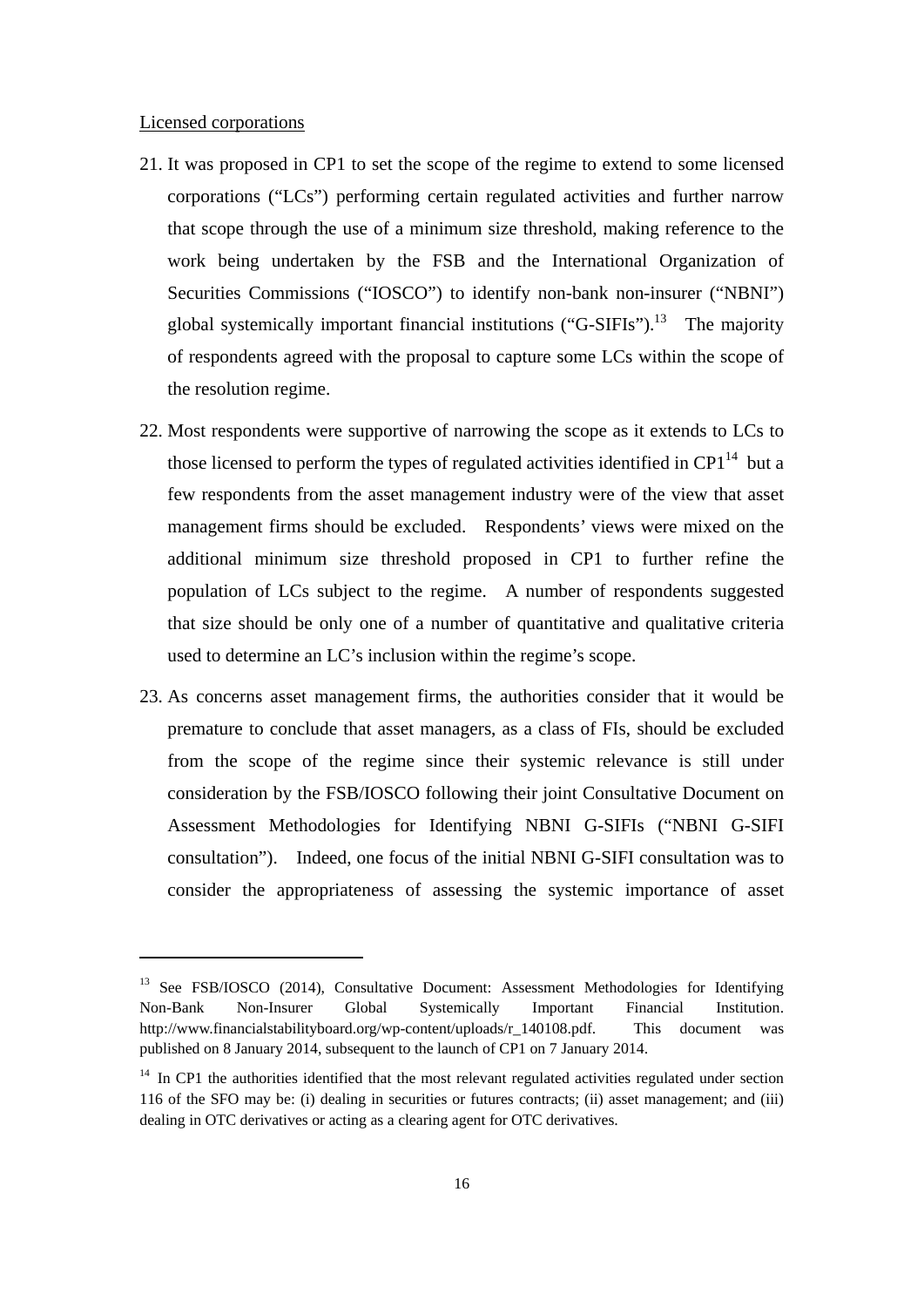Licensed corporations

21. It was proposed in CP1 to set the scope of the regime to extend to some licensed corporations ("LCs") performing certain regulated activities and further narrow that scope through the use of a minimum size threshold, making reference to the work being undertaken by the FSB and the International Organization of Securities Commissions ("IOSCO") to identify non-bank non-insurer ("NBNI") global systemically important financial institutions ("G-SIFIs").[13] The majority of respondents agreed with the proposal to capture some LCs within the scope of the resolution regime.

22. Most respondents were supportive of narrowing the scope as it extends to LCs to those licensed to perform the types of regulated activities identified in CP1[14] but a few respondents from the asset management industry were of the view that asset management firms should be excluded. Respondents' views were mixed on the additional minimum size threshold proposed in CP1 to further refine the population of LCs subject to the regime. A number of respondents suggested that size should be only one of a number of quantitative and qualitative criteria used to determine an LC's inclusion within the regime's scope.

23. As concerns asset management firms, the authorities consider that it would be premature to conclude that asset managers, as a class of FIs, should be excluded from the scope of the regime since their systemic relevance is still under consideration by the FSB/IOSCO following their joint Consultative Document on Assessment Methodologies for Identifying NBNI G-SIFIs ("NBNI G-SIFI consultation"). Indeed, one focus of the initial NBNI G-SIFI consultation was to consider the appropriateness of assessing the systemic importance of asset

---

[13] See FSB/IOSCO (2014), Consultative Document: Assessment Methodologies for Identifying Non-Bank Non-Insurer Global Systemically Important Financial Institution. http://www.financialstabilityboard.org/wp-content/uploads/r_140108.pdf. This document was published on 8 January 2014, subsequent to the launch of CP1 on 7 January 2014.

[14] In CP1 the authorities identified that the most relevant regulated activities regulated under section 116 of the SFO may be: (i) dealing in securities or futures contracts; (ii) asset management; and (iii) dealing in OTC derivatives or acting as a clearing agent for OTC derivatives.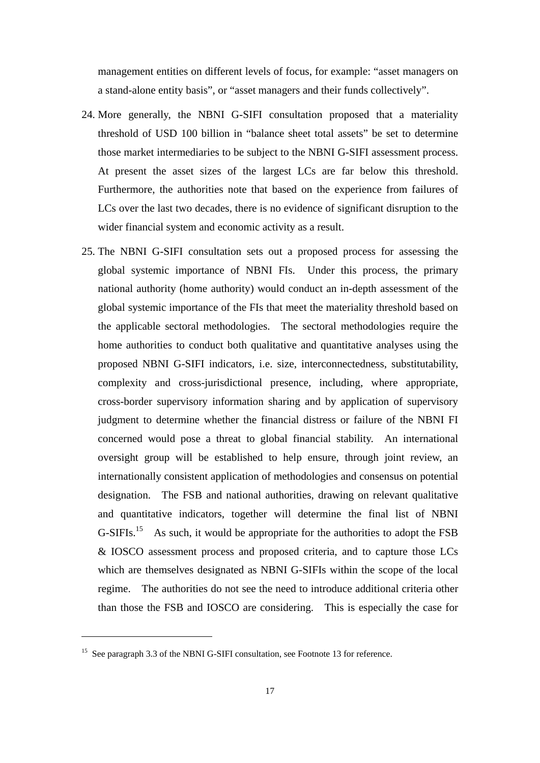management entities on different levels of focus, for example: “asset managers on a stand-alone entity basis”, or “asset managers and their funds collectively”.

24. More generally, the NBNI G-SIFI consultation proposed that a materiality threshold of USD 100 billion in “balance sheet total assets” be set to determine those market intermediaries to be subject to the NBNI G-SIFI assessment process. At present the asset sizes of the largest LCs are far below this threshold. Furthermore, the authorities note that based on the experience from failures of LCs over the last two decades, there is no evidence of significant disruption to the wider financial system and economic activity as a result.

25. The NBNI G-SIFI consultation sets out a proposed process for assessing the global systemic importance of NBNI FIs. Under this process, the primary national authority (home authority) would conduct an in-depth assessment of the global systemic importance of the FIs that meet the materiality threshold based on the applicable sectoral methodologies. The sectoral methodologies require the home authorities to conduct both qualitative and quantitative analyses using the proposed NBNI G-SIFI indicators, i.e. size, interconnectedness, substitutability, complexity and cross-jurisdictional presence, including, where appropriate, cross-border supervisory information sharing and by application of supervisory judgment to determine whether the financial distress or failure of the NBNI FI concerned would pose a threat to global financial stability. An international oversight group will be established to help ensure, through joint review, an internationally consistent application of methodologies and consensus on potential designation. The FSB and national authorities, drawing on relevant qualitative and quantitative indicators, together will determine the final list of NBNI G-SIFIs.[15] As such, it would be appropriate for the authorities to adopt the FSB & IOSCO assessment process and proposed criteria, and to capture those LCs which are themselves designated as NBNI G-SIFIs within the scope of the local regime. The authorities do not see the need to introduce additional criteria other than those the FSB and IOSCO are considering. This is especially the case for

[15] See paragraph 3.3 of the NBNI G-SIFI consultation, see Footnote 13 for reference.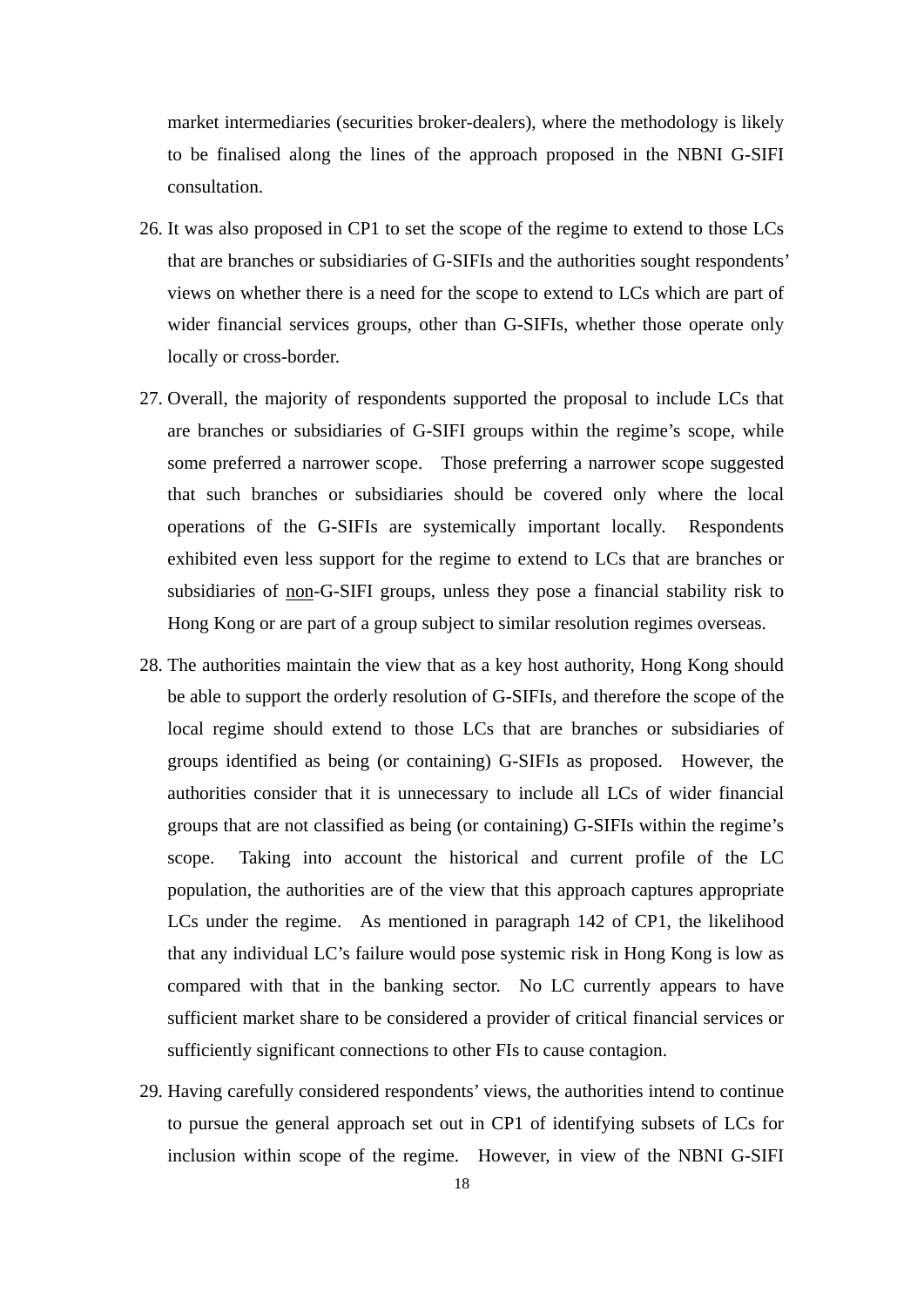market intermediaries (securities broker-dealers), where the methodology is likely to be finalised along the lines of the approach proposed in the NBNI G-SIFI consultation.

26. It was also proposed in CP1 to set the scope of the regime to extend to those LCs that are branches or subsidiaries of G-SIFIs and the authorities sought respondents' views on whether there is a need for the scope to extend to LCs which are part of wider financial services groups, other than G-SIFIs, whether those operate only locally or cross-border.

27. Overall, the majority of respondents supported the proposal to include LCs that are branches or subsidiaries of G-SIFI groups within the regime's scope, while some preferred a narrower scope. Those preferring a narrower scope suggested that such branches or subsidiaries should be covered only where the local operations of the G-SIFIs are systemically important locally. Respondents exhibited even less support for the regime to extend to LCs that are branches or subsidiaries of non-G-SIFI groups, unless they pose a financial stability risk to Hong Kong or are part of a group subject to similar resolution regimes overseas.

28. The authorities maintain the view that as a key host authority, Hong Kong should be able to support the orderly resolution of G-SIFIs, and therefore the scope of the local regime should extend to those LCs that are branches or subsidiaries of groups identified as being (or containing) G-SIFIs as proposed. However, the authorities consider that it is unnecessary to include all LCs of wider financial groups that are not classified as being (or containing) G-SIFIs within the regime's scope. Taking into account the historical and current profile of the LC population, the authorities are of the view that this approach captures appropriate LCs under the regime. As mentioned in paragraph 142 of CP1, the likelihood that any individual LC's failure would pose systemic risk in Hong Kong is low as compared with that in the banking sector. No LC currently appears to have sufficient market share to be considered a provider of critical financial services or sufficiently significant connections to other FIs to cause contagion.

29. Having carefully considered respondents' views, the authorities intend to continue to pursue the general approach set out in CP1 of identifying subsets of LCs for inclusion within scope of the regime. However, in view of the NBNI G-SIFI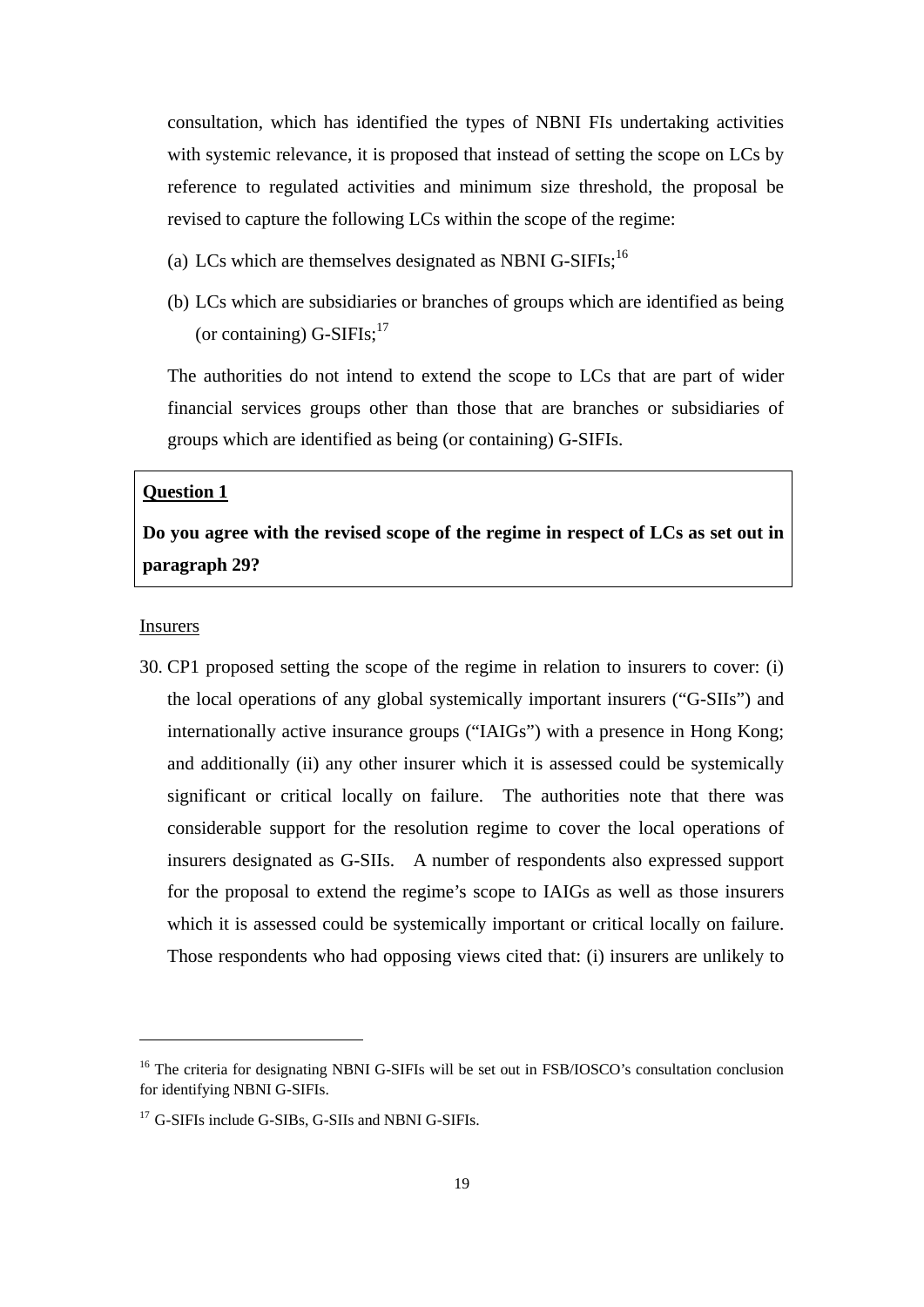consultation, which has identified the types of NBNI FIs undertaking activities with systemic relevance, it is proposed that instead of setting the scope on LCs by reference to regulated activities and minimum size threshold, the proposal be revised to capture the following LCs within the scope of the regime:

(a) LCs which are themselves designated as NBNI G-SIFIs;[16]

(b) LCs which are subsidiaries or branches of groups which are identified as being (or containing) G-SIFIs;[17]

The authorities do not intend to extend the scope to LCs that are part of wider financial services groups other than those that are branches or subsidiaries of groups which are identified as being (or containing) G-SIFIs.

> **Question 1**
>
> **Do you agree with the revised scope of the regime in respect of LCs as set out in paragraph 29?**

Insurers

30. CP1 proposed setting the scope of the regime in relation to insurers to cover: (i) the local operations of any global systemically important insurers ("G-SIIs") and internationally active insurance groups ("IAIGs") with a presence in Hong Kong; and additionally (ii) any other insurer which it is assessed could be systemically significant or critical locally on failure. The authorities note that there was considerable support for the resolution regime to cover the local operations of insurers designated as G-SIIs. A number of respondents also expressed support for the proposal to extend the regime's scope to IAIGs as well as those insurers which it is assessed could be systemically important or critical locally on failure. Those respondents who had opposing views cited that: (i) insurers are unlikely to

---

[16] The criteria for designating NBNI G-SIFIs will be set out in FSB/IOSCO's consultation conclusion for identifying NBNI G-SIFIs.

[17] G-SIFIs include G-SIBs, G-SIIs and NBNI G-SIFIs.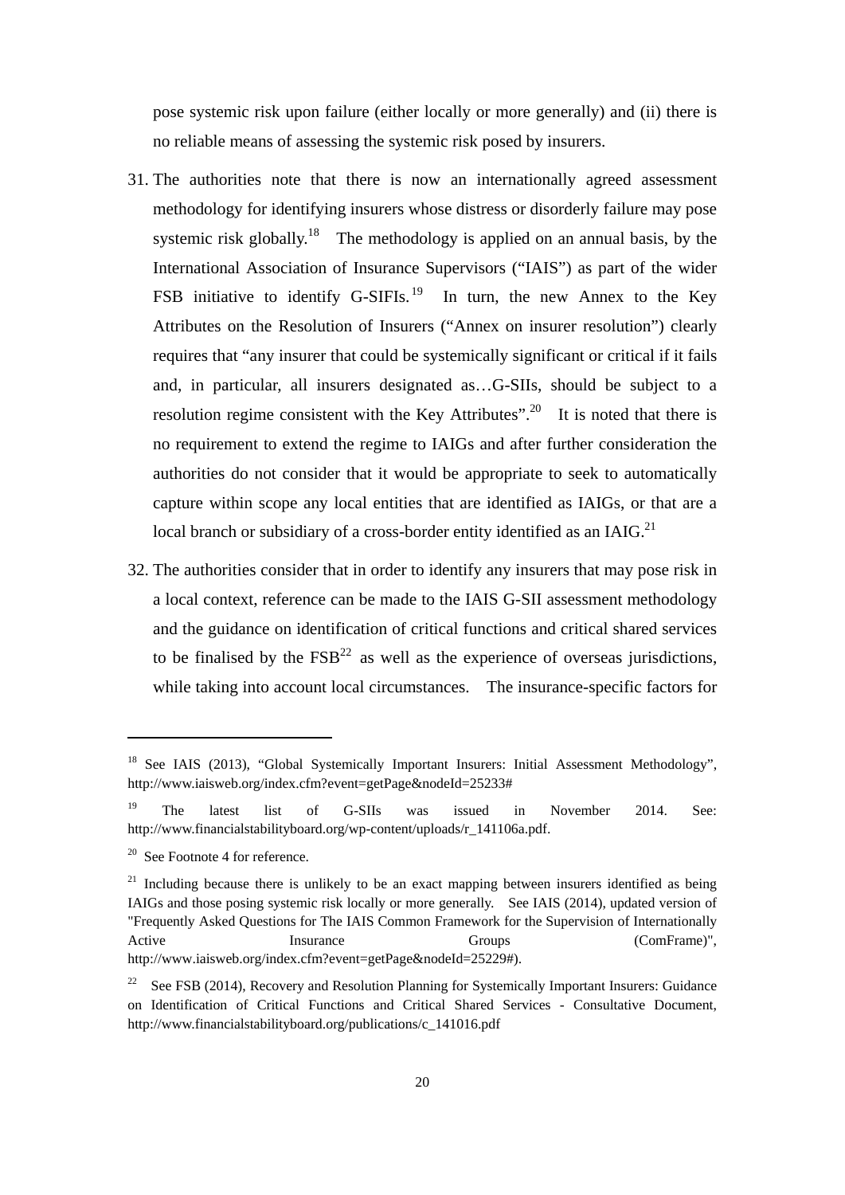pose systemic risk upon failure (either locally or more generally) and (ii) there is no reliable means of assessing the systemic risk posed by insurers.

31. The authorities note that there is now an internationally agreed assessment methodology for identifying insurers whose distress or disorderly failure may pose systemic risk globally.[18] The methodology is applied on an annual basis, by the International Association of Insurance Supervisors ("IAIS") as part of the wider FSB initiative to identify G-SIFIs.[19] In turn, the new Annex to the Key Attributes on the Resolution of Insurers ("Annex on insurer resolution") clearly requires that "any insurer that could be systemically significant or critical if it fails and, in particular, all insurers designated as…G-SIIs, should be subject to a resolution regime consistent with the Key Attributes".[20] It is noted that there is no requirement to extend the regime to IAIGs and after further consideration the authorities do not consider that it would be appropriate to seek to automatically capture within scope any local entities that are identified as IAIGs, or that are a local branch or subsidiary of a cross-border entity identified as an IAIG.[21]

32. The authorities consider that in order to identify any insurers that may pose risk in a local context, reference can be made to the IAIS G-SII assessment methodology and the guidance on identification of critical functions and critical shared services to be finalised by the FSB[22] as well as the experience of overseas jurisdictions, while taking into account local circumstances. The insurance-specific factors for

---

[18] See IAIS (2013), "Global Systemically Important Insurers: Initial Assessment Methodology", http://www.iaisweb.org/index.cfm?event=getPage&nodeId=25233#

[19] The latest list of G-SIIs was issued in November 2014. See: http://www.financialstabilityboard.org/wp-content/uploads/r_141106a.pdf.

[20] See Footnote 4 for reference.

[21] Including because there is unlikely to be an exact mapping between insurers identified as being IAIGs and those posing systemic risk locally or more generally. See IAIS (2014), updated version of "Frequently Asked Questions for The IAIS Common Framework for the Supervision of Internationally Active Insurance Groups (ComFrame)", http://www.iaisweb.org/index.cfm?event=getPage&nodeId=25229#).

[22] See FSB (2014), Recovery and Resolution Planning for Systemically Important Insurers: Guidance on Identification of Critical Functions and Critical Shared Services - Consultative Document, http://www.financialstabilityboard.org/publications/c_141016.pdf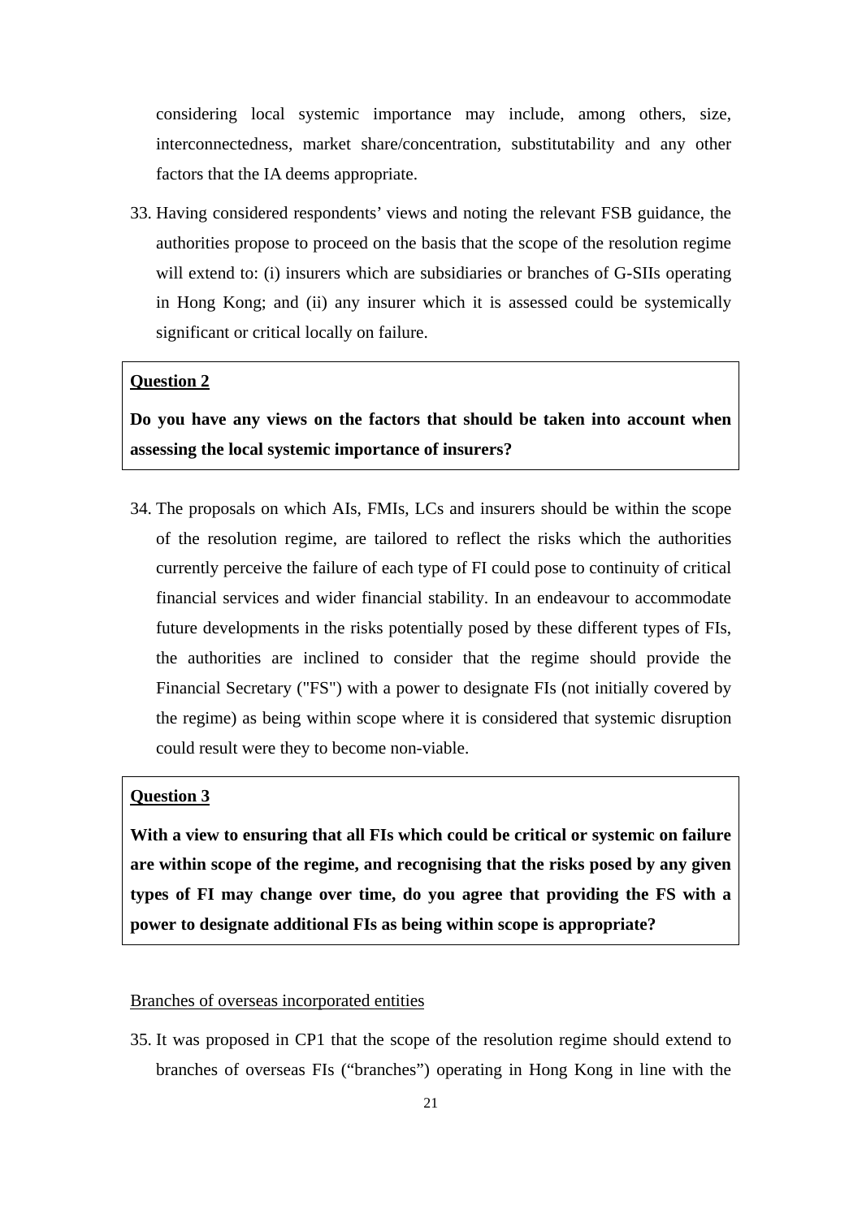considering local systemic importance may include, among others, size, interconnectedness, market share/concentration, substitutability and any other factors that the IA deems appropriate.

33. Having considered respondents' views and noting the relevant FSB guidance, the authorities propose to proceed on the basis that the scope of the resolution regime will extend to: (i) insurers which are subsidiaries or branches of G-SIIs operating in Hong Kong; and (ii) any insurer which it is assessed could be systemically significant or critical locally on failure.

> **Question 2**
>
> **Do you have any views on the factors that should be taken into account when assessing the local systemic importance of insurers?**

34. The proposals on which AIs, FMIs, LCs and insurers should be within the scope of the resolution regime, are tailored to reflect the risks which the authorities currently perceive the failure of each type of FI could pose to continuity of critical financial services and wider financial stability. In an endeavour to accommodate future developments in the risks potentially posed by these different types of FIs, the authorities are inclined to consider that the regime should provide the Financial Secretary ("FS") with a power to designate FIs (not initially covered by the regime) as being within scope where it is considered that systemic disruption could result were they to become non-viable.

> **Question 3**
>
> **With a view to ensuring that all FIs which could be critical or systemic on failure are within scope of the regime, and recognising that the risks posed by any given types of FI may change over time, do you agree that providing the FS with a power to designate additional FIs as being within scope is appropriate?**

Branches of overseas incorporated entities

35. It was proposed in CP1 that the scope of the resolution regime should extend to branches of overseas FIs ("branches") operating in Hong Kong in line with the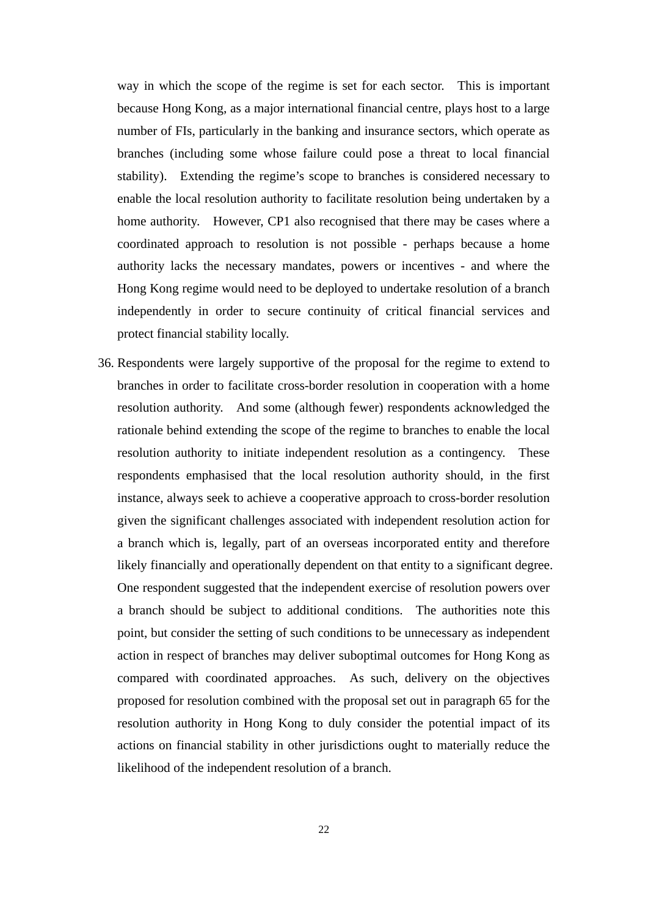way in which the scope of the regime is set for each sector. This is important because Hong Kong, as a major international financial centre, plays host to a large number of FIs, particularly in the banking and insurance sectors, which operate as branches (including some whose failure could pose a threat to local financial stability). Extending the regime's scope to branches is considered necessary to enable the local resolution authority to facilitate resolution being undertaken by a home authority. However, CP1 also recognised that there may be cases where a coordinated approach to resolution is not possible - perhaps because a home authority lacks the necessary mandates, powers or incentives - and where the Hong Kong regime would need to be deployed to undertake resolution of a branch independently in order to secure continuity of critical financial services and protect financial stability locally.

36. Respondents were largely supportive of the proposal for the regime to extend to branches in order to facilitate cross-border resolution in cooperation with a home resolution authority. And some (although fewer) respondents acknowledged the rationale behind extending the scope of the regime to branches to enable the local resolution authority to initiate independent resolution as a contingency. These respondents emphasised that the local resolution authority should, in the first instance, always seek to achieve a cooperative approach to cross-border resolution given the significant challenges associated with independent resolution action for a branch which is, legally, part of an overseas incorporated entity and therefore likely financially and operationally dependent on that entity to a significant degree. One respondent suggested that the independent exercise of resolution powers over a branch should be subject to additional conditions. The authorities note this point, but consider the setting of such conditions to be unnecessary as independent action in respect of branches may deliver suboptimal outcomes for Hong Kong as compared with coordinated approaches. As such, delivery on the objectives proposed for resolution combined with the proposal set out in paragraph 65 for the resolution authority in Hong Kong to duly consider the potential impact of its actions on financial stability in other jurisdictions ought to materially reduce the likelihood of the independent resolution of a branch.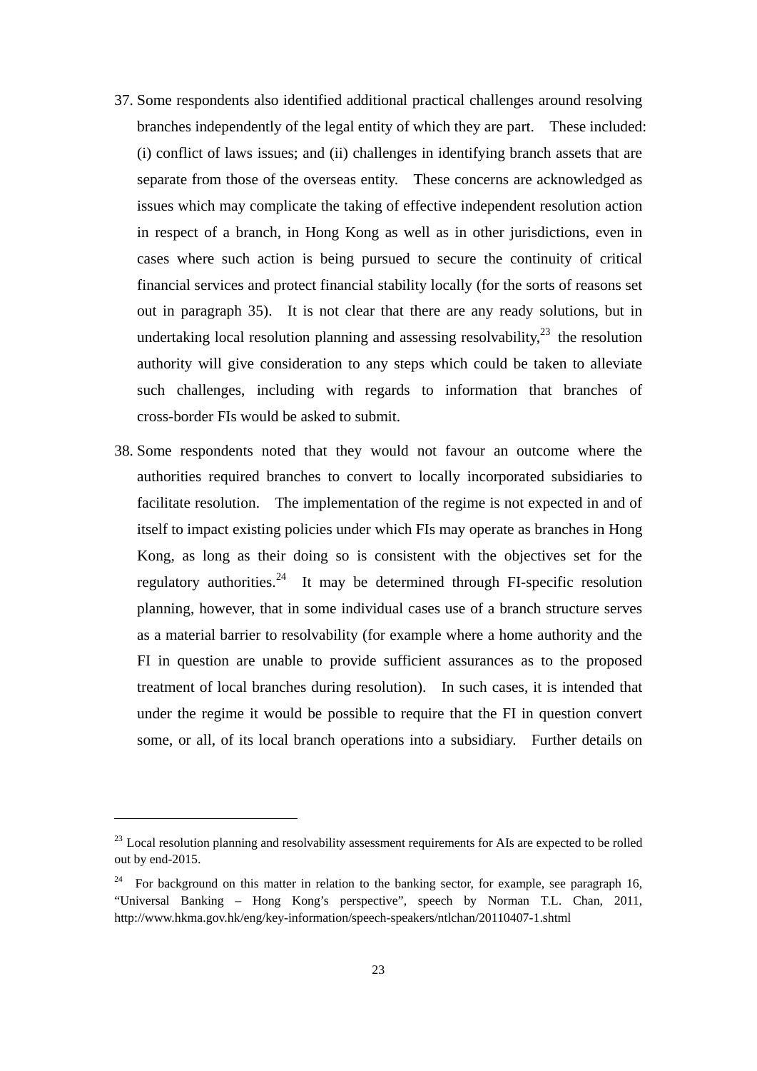37. Some respondents also identified additional practical challenges around resolving branches independently of the legal entity of which they are part. These included: (i) conflict of laws issues; and (ii) challenges in identifying branch assets that are separate from those of the overseas entity. These concerns are acknowledged as issues which may complicate the taking of effective independent resolution action in respect of a branch, in Hong Kong as well as in other jurisdictions, even in cases where such action is being pursued to secure the continuity of critical financial services and protect financial stability locally (for the sorts of reasons set out in paragraph 35). It is not clear that there are any ready solutions, but in undertaking local resolution planning and assessing resolvability,[23] the resolution authority will give consideration to any steps which could be taken to alleviate such challenges, including with regards to information that branches of cross-border FIs would be asked to submit.

38. Some respondents noted that they would not favour an outcome where the authorities required branches to convert to locally incorporated subsidiaries to facilitate resolution. The implementation of the regime is not expected in and of itself to impact existing policies under which FIs may operate as branches in Hong Kong, as long as their doing so is consistent with the objectives set for the regulatory authorities.[24] It may be determined through FI-specific resolution planning, however, that in some individual cases use of a branch structure serves as a material barrier to resolvability (for example where a home authority and the FI in question are unable to provide sufficient assurances as to the proposed treatment of local branches during resolution). In such cases, it is intended that under the regime it would be possible to require that the FI in question convert some, or all, of its local branch operations into a subsidiary. Further details on

---

[23] Local resolution planning and resolvability assessment requirements for AIs are expected to be rolled out by end-2015.

[24] For background on this matter in relation to the banking sector, for example, see paragraph 16, "Universal Banking – Hong Kong's perspective", speech by Norman T.L. Chan, 2011, http://www.hkma.gov.hk/eng/key-information/speech-speakers/ntlchan/20110407-1.shtml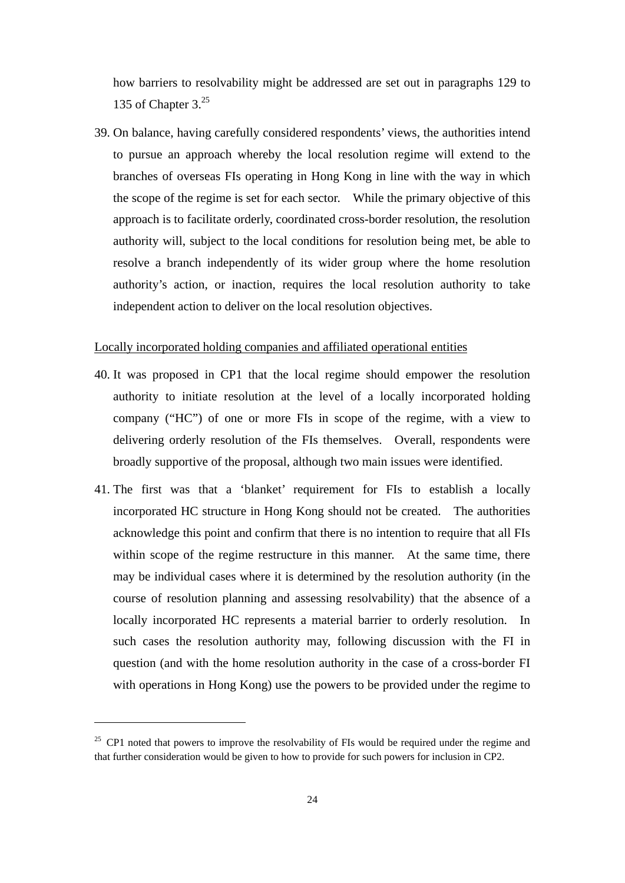how barriers to resolvability might be addressed are set out in paragraphs 129 to 135 of Chapter 3.[25]

39. On balance, having carefully considered respondents' views, the authorities intend to pursue an approach whereby the local resolution regime will extend to the branches of overseas FIs operating in Hong Kong in line with the way in which the scope of the regime is set for each sector. While the primary objective of this approach is to facilitate orderly, coordinated cross-border resolution, the resolution authority will, subject to the local conditions for resolution being met, be able to resolve a branch independently of its wider group where the home resolution authority's action, or inaction, requires the local resolution authority to take independent action to deliver on the local resolution objectives.

<u>Locally incorporated holding companies and affiliated operational entities</u>

40. It was proposed in CP1 that the local regime should empower the resolution authority to initiate resolution at the level of a locally incorporated holding company ("HC") of one or more FIs in scope of the regime, with a view to delivering orderly resolution of the FIs themselves. Overall, respondents were broadly supportive of the proposal, although two main issues were identified.

41. The first was that a 'blanket' requirement for FIs to establish a locally incorporated HC structure in Hong Kong should not be created. The authorities acknowledge this point and confirm that there is no intention to require that all FIs within scope of the regime restructure in this manner. At the same time, there may be individual cases where it is determined by the resolution authority (in the course of resolution planning and assessing resolvability) that the absence of a locally incorporated HC represents a material barrier to orderly resolution. In such cases the resolution authority may, following discussion with the FI in question (and with the home resolution authority in the case of a cross-border FI with operations in Hong Kong) use the powers to be provided under the regime to

---

[25] CP1 noted that powers to improve the resolvability of FIs would be required under the regime and that further consideration would be given to how to provide for such powers for inclusion in CP2.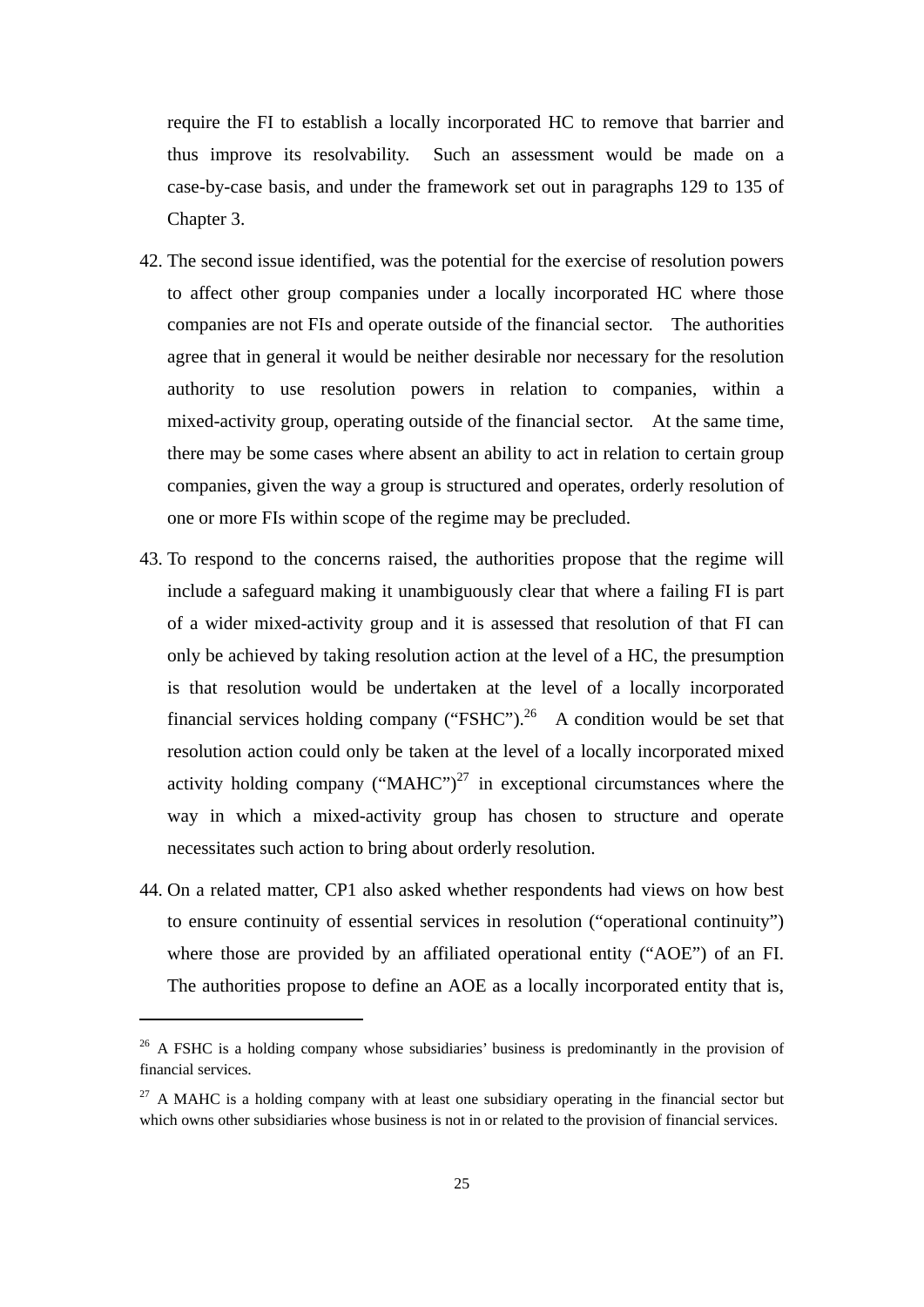require the FI to establish a locally incorporated HC to remove that barrier and thus improve its resolvability. Such an assessment would be made on a case-by-case basis, and under the framework set out in paragraphs 129 to 135 of Chapter 3.

42. The second issue identified, was the potential for the exercise of resolution powers to affect other group companies under a locally incorporated HC where those companies are not FIs and operate outside of the financial sector. The authorities agree that in general it would be neither desirable nor necessary for the resolution authority to use resolution powers in relation to companies, within a mixed-activity group, operating outside of the financial sector. At the same time, there may be some cases where absent an ability to act in relation to certain group companies, given the way a group is structured and operates, orderly resolution of one or more FIs within scope of the regime may be precluded.

43. To respond to the concerns raised, the authorities propose that the regime will include a safeguard making it unambiguously clear that where a failing FI is part of a wider mixed-activity group and it is assessed that resolution of that FI can only be achieved by taking resolution action at the level of a HC, the presumption is that resolution would be undertaken at the level of a locally incorporated financial services holding company ("FSHC").[26] A condition would be set that resolution action could only be taken at the level of a locally incorporated mixed activity holding company ("MAHC")[27] in exceptional circumstances where the way in which a mixed-activity group has chosen to structure and operate necessitates such action to bring about orderly resolution.

44. On a related matter, CP1 also asked whether respondents had views on how best to ensure continuity of essential services in resolution ("operational continuity") where those are provided by an affiliated operational entity ("AOE") of an FI. The authorities propose to define an AOE as a locally incorporated entity that is,

---

[26] A FSHC is a holding company whose subsidiaries' business is predominantly in the provision of financial services.

[27] A MAHC is a holding company with at least one subsidiary operating in the financial sector but which owns other subsidiaries whose business is not in or related to the provision of financial services.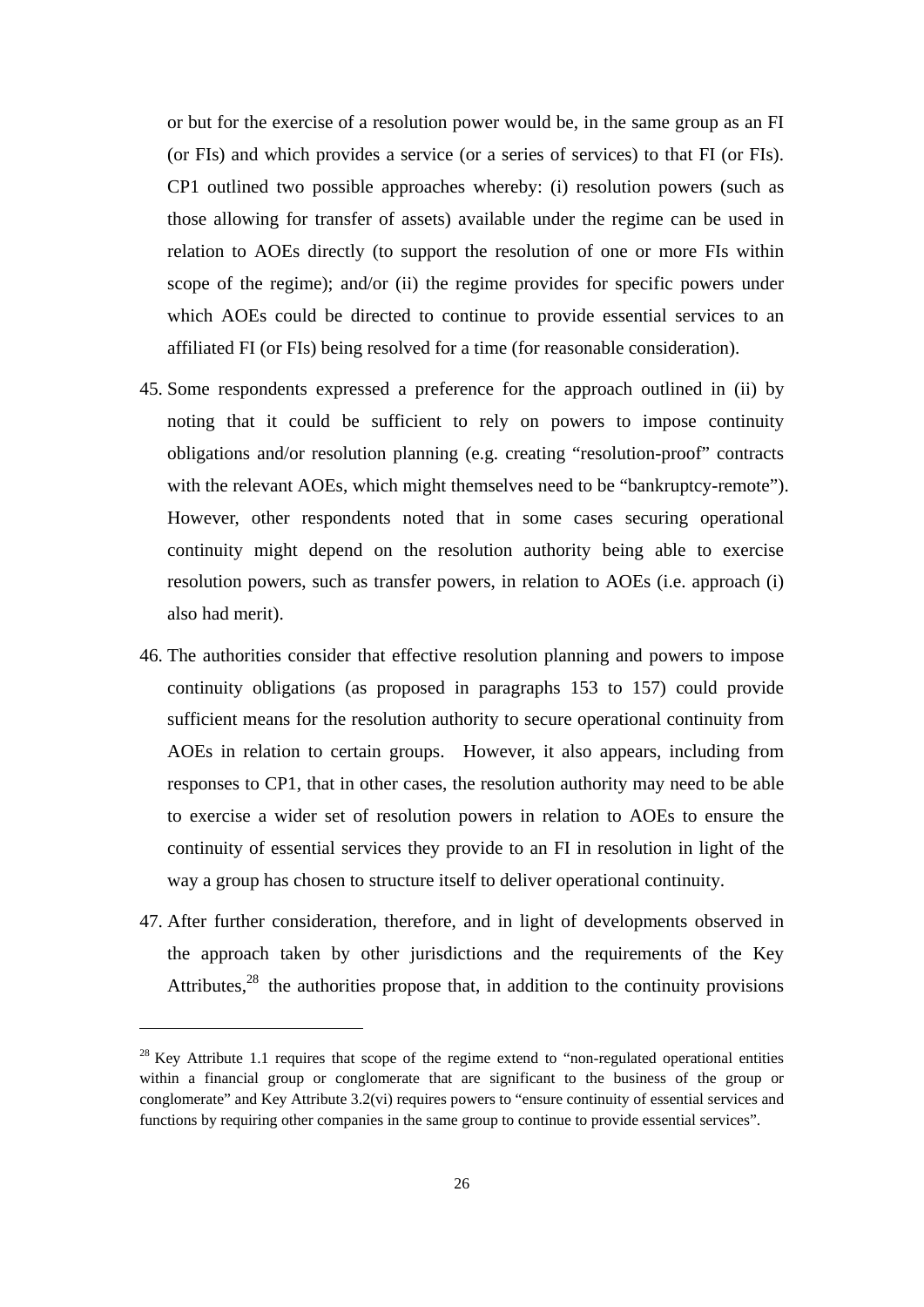or but for the exercise of a resolution power would be, in the same group as an FI (or FIs) and which provides a service (or a series of services) to that FI (or FIs). CP1 outlined two possible approaches whereby: (i) resolution powers (such as those allowing for transfer of assets) available under the regime can be used in relation to AOEs directly (to support the resolution of one or more FIs within scope of the regime); and/or (ii) the regime provides for specific powers under which AOEs could be directed to continue to provide essential services to an affiliated FI (or FIs) being resolved for a time (for reasonable consideration).

45. Some respondents expressed a preference for the approach outlined in (ii) by noting that it could be sufficient to rely on powers to impose continuity obligations and/or resolution planning (e.g. creating "resolution-proof" contracts with the relevant AOEs, which might themselves need to be "bankruptcy-remote"). However, other respondents noted that in some cases securing operational continuity might depend on the resolution authority being able to exercise resolution powers, such as transfer powers, in relation to AOEs (i.e. approach (i) also had merit).

46. The authorities consider that effective resolution planning and powers to impose continuity obligations (as proposed in paragraphs 153 to 157) could provide sufficient means for the resolution authority to secure operational continuity from AOEs in relation to certain groups. However, it also appears, including from responses to CP1, that in other cases, the resolution authority may need to be able to exercise a wider set of resolution powers in relation to AOEs to ensure the continuity of essential services they provide to an FI in resolution in light of the way a group has chosen to structure itself to deliver operational continuity.

47. After further consideration, therefore, and in light of developments observed in the approach taken by other jurisdictions and the requirements of the Key Attributes,[28] the authorities propose that, in addition to the continuity provisions

[28] Key Attribute 1.1 requires that scope of the regime extend to "non-regulated operational entities within a financial group or conglomerate that are significant to the business of the group or conglomerate" and Key Attribute 3.2(vi) requires powers to "ensure continuity of essential services and functions by requiring other companies in the same group to continue to provide essential services".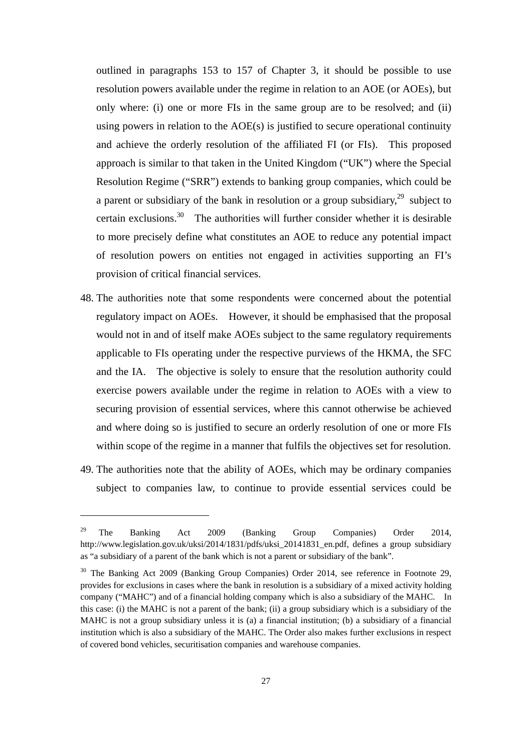outlined in paragraphs 153 to 157 of Chapter 3, it should be possible to use resolution powers available under the regime in relation to an AOE (or AOEs), but only where: (i) one or more FIs in the same group are to be resolved; and (ii) using powers in relation to the AOE(s) is justified to secure operational continuity and achieve the orderly resolution of the affiliated FI (or FIs). This proposed approach is similar to that taken in the United Kingdom ("UK") where the Special Resolution Regime ("SRR") extends to banking group companies, which could be a parent or subsidiary of the bank in resolution or a group subsidiary,[29] subject to certain exclusions.[30] The authorities will further consider whether it is desirable to more precisely define what constitutes an AOE to reduce any potential impact of resolution powers on entities not engaged in activities supporting an FI's provision of critical financial services.

48. The authorities note that some respondents were concerned about the potential regulatory impact on AOEs. However, it should be emphasised that the proposal would not in and of itself make AOEs subject to the same regulatory requirements applicable to FIs operating under the respective purviews of the HKMA, the SFC and the IA. The objective is solely to ensure that the resolution authority could exercise powers available under the regime in relation to AOEs with a view to securing provision of essential services, where this cannot otherwise be achieved and where doing so is justified to secure an orderly resolution of one or more FIs within scope of the regime in a manner that fulfils the objectives set for resolution.

49. The authorities note that the ability of AOEs, which may be ordinary companies subject to companies law, to continue to provide essential services could be

---

[29] The Banking Act 2009 (Banking Group Companies) Order 2014, http://www.legislation.gov.uk/uksi/2014/1831/pdfs/uksi_20141831_en.pdf, defines a group subsidiary as "a subsidiary of a parent of the bank which is not a parent or subsidiary of the bank".

[30] The Banking Act 2009 (Banking Group Companies) Order 2014, see reference in Footnote 29, provides for exclusions in cases where the bank in resolution is a subsidiary of a mixed activity holding company ("MAHC") and of a financial holding company which is also a subsidiary of the MAHC. In this case: (i) the MAHC is not a parent of the bank; (ii) a group subsidiary which is a subsidiary of the MAHC is not a group subsidiary unless it is (a) a financial institution; (b) a subsidiary of a financial institution which is also a subsidiary of the MAHC. The Order also makes further exclusions in respect of covered bond vehicles, securitisation companies and warehouse companies.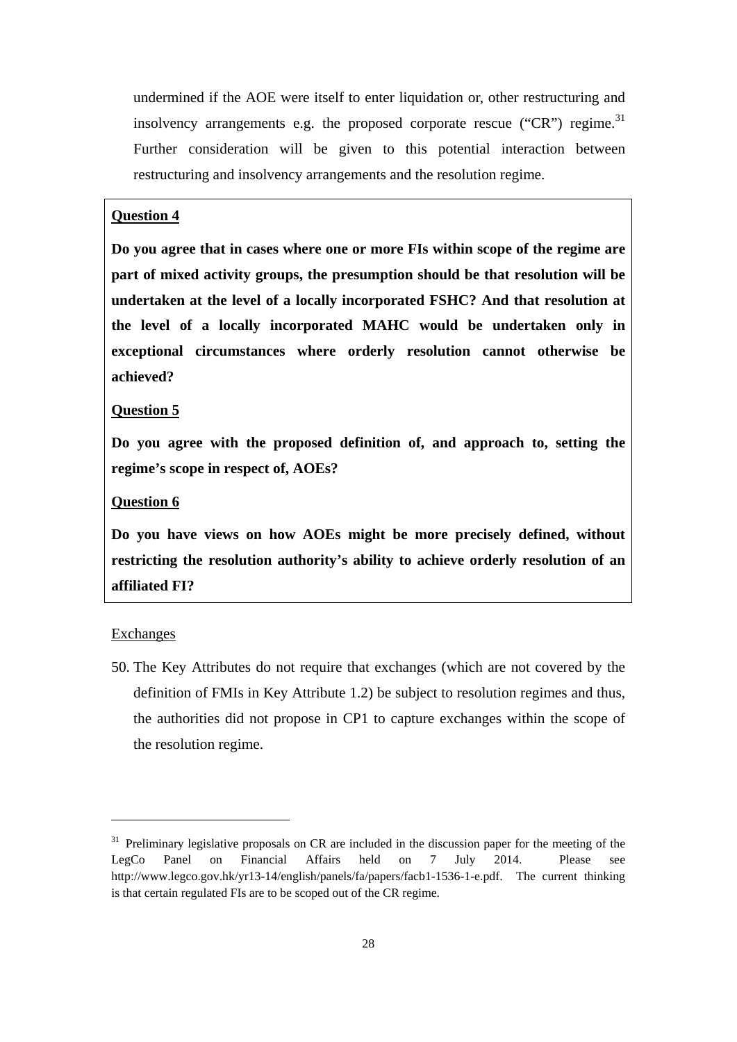undermined if the AOE were itself to enter liquidation or, other restructuring and insolvency arrangements e.g. the proposed corporate rescue ("CR") regime.[31] Further consideration will be given to this potential interaction between restructuring and insolvency arrangements and the resolution regime.

> **Question 4**
>
> **Do you agree that in cases where one or more FIs within scope of the regime are part of mixed activity groups, the presumption should be that resolution will be undertaken at the level of a locally incorporated FSHC? And that resolution at the level of a locally incorporated MAHC would be undertaken only in exceptional circumstances where orderly resolution cannot otherwise be achieved?**
>
> **Question 5**
>
> **Do you agree with the proposed definition of, and approach to, setting the regime's scope in respect of, AOEs?**
>
> **Question 6**
>
> **Do you have views on how AOEs might be more precisely defined, without restricting the resolution authority's ability to achieve orderly resolution of an affiliated FI?**

Exchanges

50. The Key Attributes do not require that exchanges (which are not covered by the definition of FMIs in Key Attribute 1.2) be subject to resolution regimes and thus, the authorities did not propose in CP1 to capture exchanges within the scope of the resolution regime.

---

[31] Preliminary legislative proposals on CR are included in the discussion paper for the meeting of the LegCo Panel on Financial Affairs held on 7 July 2014. Please see http://www.legco.gov.hk/yr13-14/english/panels/fa/papers/facb1-1536-1-e.pdf. The current thinking is that certain regulated FIs are to be scoped out of the CR regime.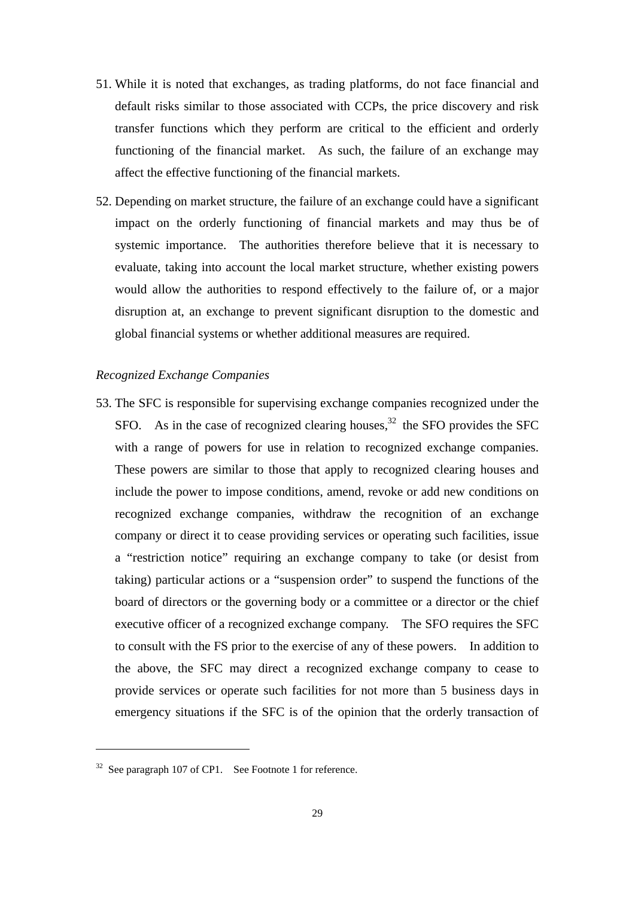51. While it is noted that exchanges, as trading platforms, do not face financial and default risks similar to those associated with CCPs, the price discovery and risk transfer functions which they perform are critical to the efficient and orderly functioning of the financial market. As such, the failure of an exchange may affect the effective functioning of the financial markets.

52. Depending on market structure, the failure of an exchange could have a significant impact on the orderly functioning of financial markets and may thus be of systemic importance. The authorities therefore believe that it is necessary to evaluate, taking into account the local market structure, whether existing powers would allow the authorities to respond effectively to the failure of, or a major disruption at, an exchange to prevent significant disruption to the domestic and global financial systems or whether additional measures are required.

*Recognized Exchange Companies*

53. The SFC is responsible for supervising exchange companies recognized under the SFO. As in the case of recognized clearing houses,[32] the SFO provides the SFC with a range of powers for use in relation to recognized exchange companies. These powers are similar to those that apply to recognized clearing houses and include the power to impose conditions, amend, revoke or add new conditions on recognized exchange companies, withdraw the recognition of an exchange company or direct it to cease providing services or operating such facilities, issue a "restriction notice" requiring an exchange company to take (or desist from taking) particular actions or a "suspension order" to suspend the functions of the board of directors or the governing body or a committee or a director or the chief executive officer of a recognized exchange company. The SFO requires the SFC to consult with the FS prior to the exercise of any of these powers. In addition to the above, the SFC may direct a recognized exchange company to cease to provide services or operate such facilities for not more than 5 business days in emergency situations if the SFC is of the opinion that the orderly transaction of

[32] See paragraph 107 of CP1. See Footnote 1 for reference.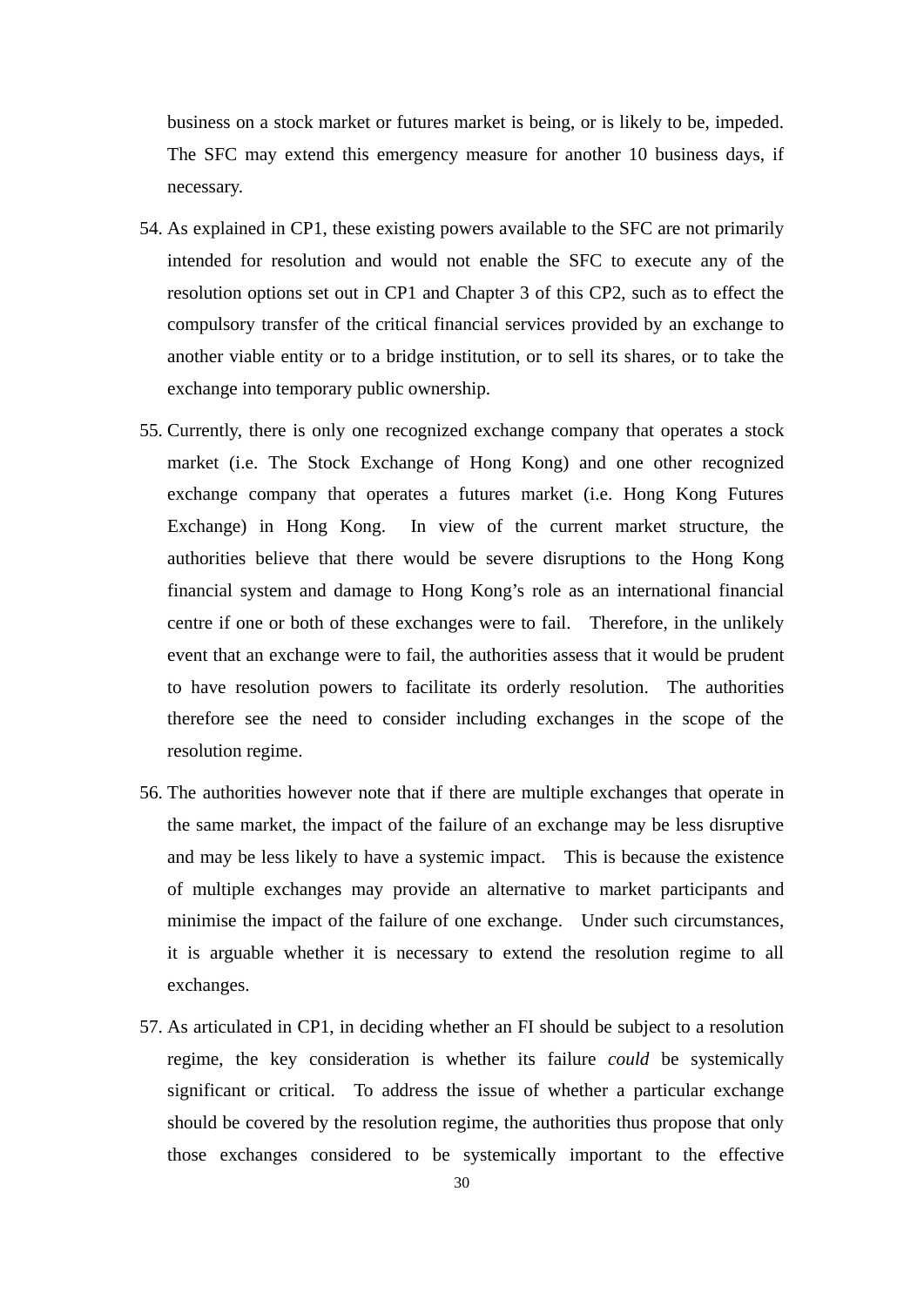business on a stock market or futures market is being, or is likely to be, impeded. The SFC may extend this emergency measure for another 10 business days, if necessary.

54. As explained in CP1, these existing powers available to the SFC are not primarily intended for resolution and would not enable the SFC to execute any of the resolution options set out in CP1 and Chapter 3 of this CP2, such as to effect the compulsory transfer of the critical financial services provided by an exchange to another viable entity or to a bridge institution, or to sell its shares, or to take the exchange into temporary public ownership.

55. Currently, there is only one recognized exchange company that operates a stock market (i.e. The Stock Exchange of Hong Kong) and one other recognized exchange company that operates a futures market (i.e. Hong Kong Futures Exchange) in Hong Kong. In view of the current market structure, the authorities believe that there would be severe disruptions to the Hong Kong financial system and damage to Hong Kong's role as an international financial centre if one or both of these exchanges were to fail. Therefore, in the unlikely event that an exchange were to fail, the authorities assess that it would be prudent to have resolution powers to facilitate its orderly resolution. The authorities therefore see the need to consider including exchanges in the scope of the resolution regime.

56. The authorities however note that if there are multiple exchanges that operate in the same market, the impact of the failure of an exchange may be less disruptive and may be less likely to have a systemic impact. This is because the existence of multiple exchanges may provide an alternative to market participants and minimise the impact of the failure of one exchange. Under such circumstances, it is arguable whether it is necessary to extend the resolution regime to all exchanges.

57. As articulated in CP1, in deciding whether an FI should be subject to a resolution regime, the key consideration is whether its failure *could* be systemically significant or critical. To address the issue of whether a particular exchange should be covered by the resolution regime, the authorities thus propose that only those exchanges considered to be systemically important to the effective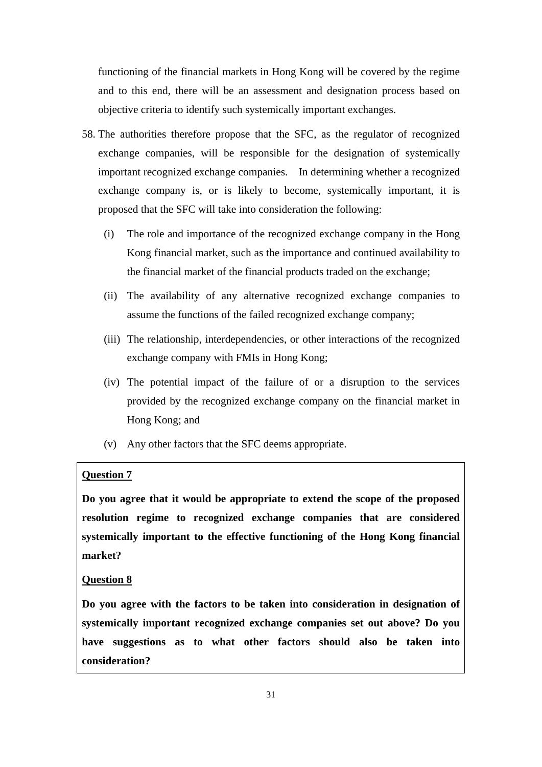functioning of the financial markets in Hong Kong will be covered by the regime and to this end, there will be an assessment and designation process based on objective criteria to identify such systemically important exchanges.

58. The authorities therefore propose that the SFC, as the regulator of recognized exchange companies, will be responsible for the designation of systemically important recognized exchange companies. In determining whether a recognized exchange company is, or is likely to become, systemically important, it is proposed that the SFC will take into consideration the following:

    (i) The role and importance of the recognized exchange company in the Hong Kong financial market, such as the importance and continued availability to the financial market of the financial products traded on the exchange;

    (ii) The availability of any alternative recognized exchange companies to assume the functions of the failed recognized exchange company;

    (iii) The relationship, interdependencies, or other interactions of the recognized exchange company with FMIs in Hong Kong;

    (iv) The potential impact of the failure of or a disruption to the services provided by the recognized exchange company on the financial market in Hong Kong; and

    (v) Any other factors that the SFC deems appropriate.

**Question 7**

**Do you agree that it would be appropriate to extend the scope of the proposed resolution regime to recognized exchange companies that are considered systemically important to the effective functioning of the Hong Kong financial market?**

**Question 8**

**Do you agree with the factors to be taken into consideration in designation of systemically important recognized exchange companies set out above? Do you have suggestions as to what other factors should also be taken into consideration?**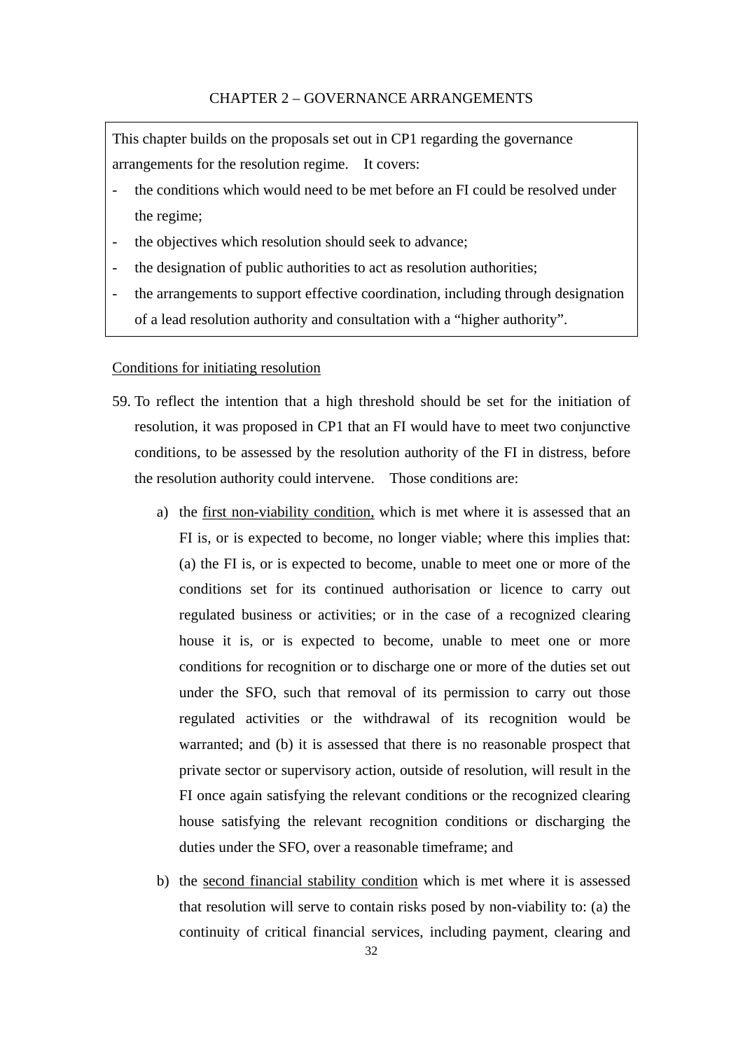## CHAPTER 2 – GOVERNANCE ARRANGEMENTS

> This chapter builds on the proposals set out in CP1 regarding the governance arrangements for the resolution regime. It covers:
>
> - the conditions which would need to be met before an FI could be resolved under the regime;
> - the objectives which resolution should seek to advance;
> - the designation of public authorities to act as resolution authorities;
> - the arrangements to support effective coordination, including through designation of a lead resolution authority and consultation with a "higher authority".

<u>Conditions for initiating resolution</u>

59. To reflect the intention that a high threshold should be set for the initiation of resolution, it was proposed in CP1 that an FI would have to meet two conjunctive conditions, to be assessed by the resolution authority of the FI in distress, before the resolution authority could intervene. Those conditions are:

    a) the <u>first non-viability condition,</u> which is met where it is assessed that an FI is, or is expected to become, no longer viable; where this implies that: (a) the FI is, or is expected to become, unable to meet one or more of the conditions set for its continued authorisation or licence to carry out regulated business or activities; or in the case of a recognized clearing house it is, or is expected to become, unable to meet one or more conditions for recognition or to discharge one or more of the duties set out under the SFO, such that removal of its permission to carry out those regulated activities or the withdrawal of its recognition would be warranted; and (b) it is assessed that there is no reasonable prospect that private sector or supervisory action, outside of resolution, will result in the FI once again satisfying the relevant conditions or the recognized clearing house satisfying the relevant recognition conditions or discharging the duties under the SFO, over a reasonable timeframe; and

    b) the <u>second financial stability condition</u> which is met where it is assessed that resolution will serve to contain risks posed by non-viability to: (a) the continuity of critical financial services, including payment, clearing and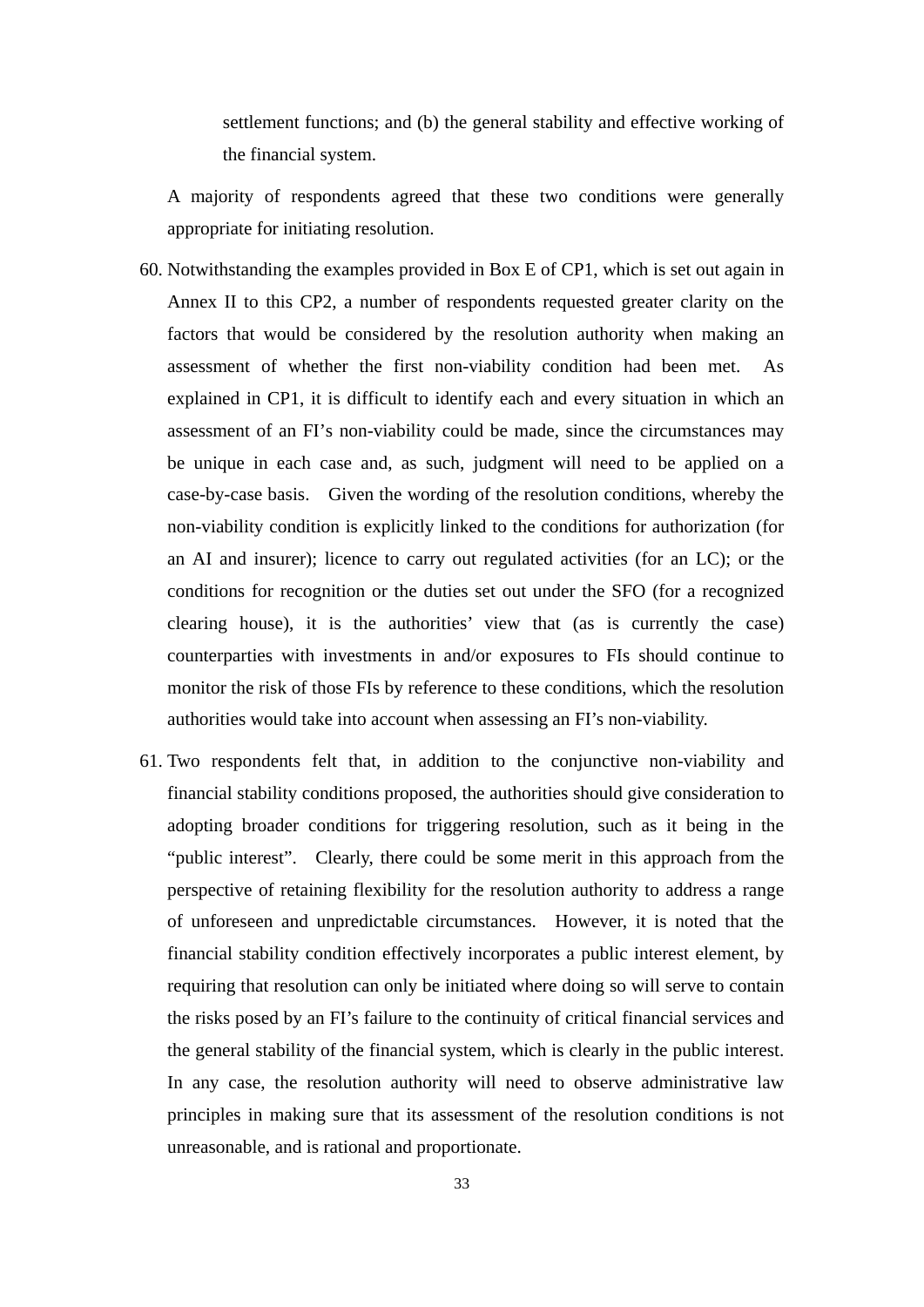settlement functions; and (b) the general stability and effective working of the financial system.

A majority of respondents agreed that these two conditions were generally appropriate for initiating resolution.

60. Notwithstanding the examples provided in Box E of CP1, which is set out again in Annex II to this CP2, a number of respondents requested greater clarity on the factors that would be considered by the resolution authority when making an assessment of whether the first non-viability condition had been met. As explained in CP1, it is difficult to identify each and every situation in which an assessment of an FI's non-viability could be made, since the circumstances may be unique in each case and, as such, judgment will need to be applied on a case-by-case basis. Given the wording of the resolution conditions, whereby the non-viability condition is explicitly linked to the conditions for authorization (for an AI and insurer); licence to carry out regulated activities (for an LC); or the conditions for recognition or the duties set out under the SFO (for a recognized clearing house), it is the authorities' view that (as is currently the case) counterparties with investments in and/or exposures to FIs should continue to monitor the risk of those FIs by reference to these conditions, which the resolution authorities would take into account when assessing an FI's non-viability.

61. Two respondents felt that, in addition to the conjunctive non-viability and financial stability conditions proposed, the authorities should give consideration to adopting broader conditions for triggering resolution, such as it being in the "public interest". Clearly, there could be some merit in this approach from the perspective of retaining flexibility for the resolution authority to address a range of unforeseen and unpredictable circumstances. However, it is noted that the financial stability condition effectively incorporates a public interest element, by requiring that resolution can only be initiated where doing so will serve to contain the risks posed by an FI's failure to the continuity of critical financial services and the general stability of the financial system, which is clearly in the public interest. In any case, the resolution authority will need to observe administrative law principles in making sure that its assessment of the resolution conditions is not unreasonable, and is rational and proportionate.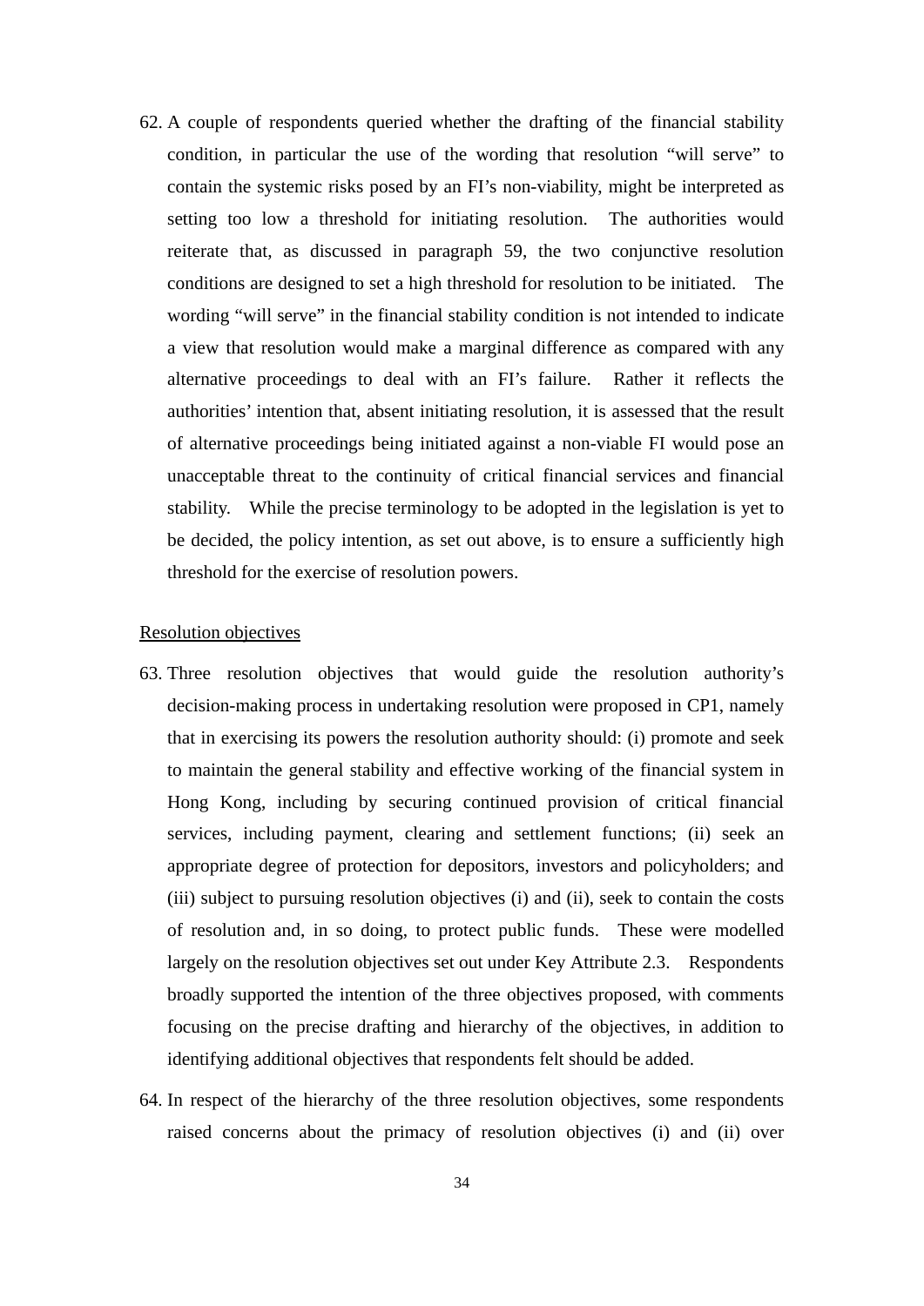62. A couple of respondents queried whether the drafting of the financial stability condition, in particular the use of the wording that resolution "will serve" to contain the systemic risks posed by an FI's non-viability, might be interpreted as setting too low a threshold for initiating resolution. The authorities would reiterate that, as discussed in paragraph 59, the two conjunctive resolution conditions are designed to set a high threshold for resolution to be initiated. The wording "will serve" in the financial stability condition is not intended to indicate a view that resolution would make a marginal difference as compared with any alternative proceedings to deal with an FI's failure. Rather it reflects the authorities' intention that, absent initiating resolution, it is assessed that the result of alternative proceedings being initiated against a non-viable FI would pose an unacceptable threat to the continuity of critical financial services and financial stability. While the precise terminology to be adopted in the legislation is yet to be decided, the policy intention, as set out above, is to ensure a sufficiently high threshold for the exercise of resolution powers.

<u>Resolution objectives</u>

63. Three resolution objectives that would guide the resolution authority's decision-making process in undertaking resolution were proposed in CP1, namely that in exercising its powers the resolution authority should: (i) promote and seek to maintain the general stability and effective working of the financial system in Hong Kong, including by securing continued provision of critical financial services, including payment, clearing and settlement functions; (ii) seek an appropriate degree of protection for depositors, investors and policyholders; and (iii) subject to pursuing resolution objectives (i) and (ii), seek to contain the costs of resolution and, in so doing, to protect public funds. These were modelled largely on the resolution objectives set out under Key Attribute 2.3. Respondents broadly supported the intention of the three objectives proposed, with comments focusing on the precise drafting and hierarchy of the objectives, in addition to identifying additional objectives that respondents felt should be added.

64. In respect of the hierarchy of the three resolution objectives, some respondents raised concerns about the primacy of resolution objectives (i) and (ii) over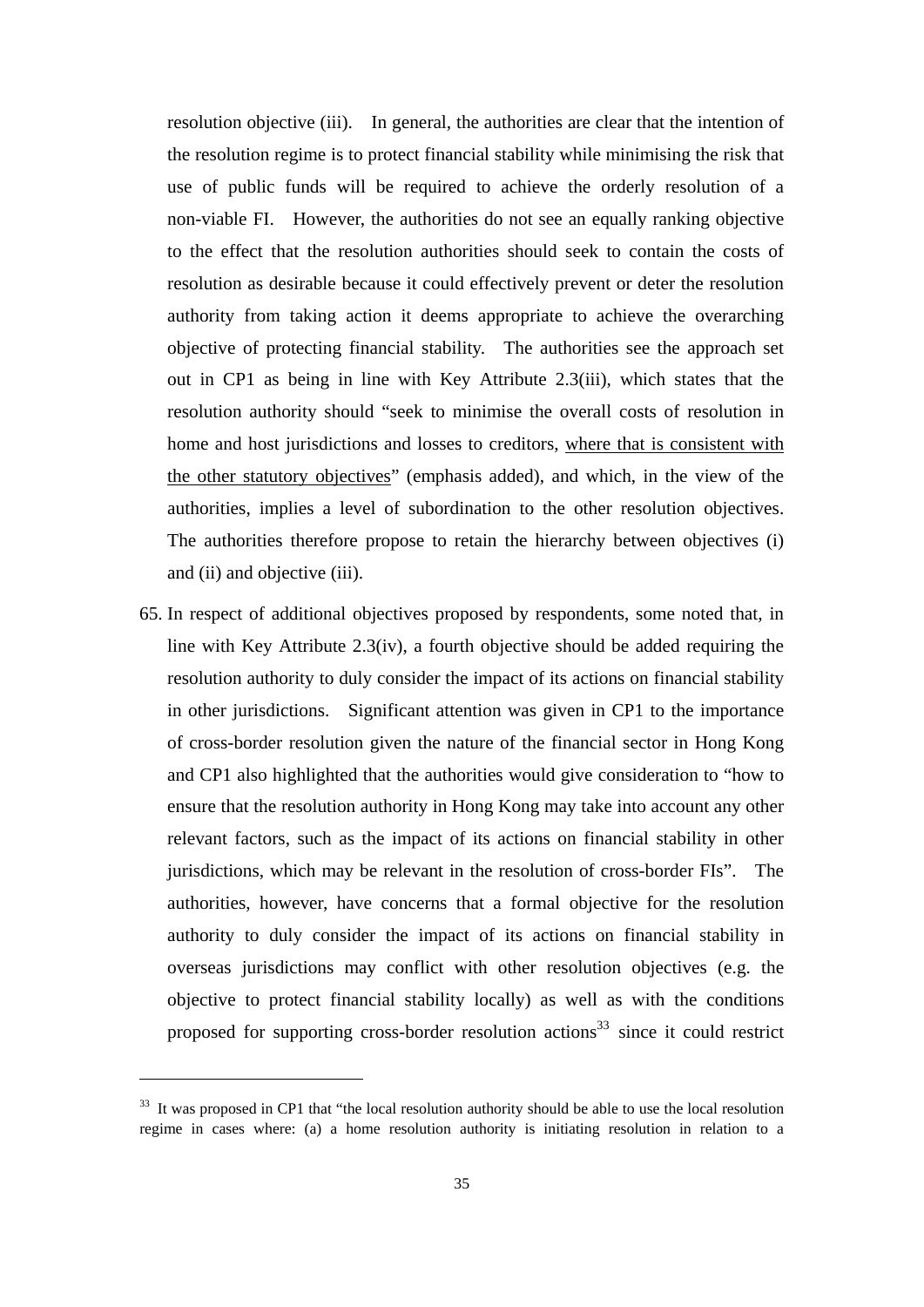resolution objective (iii). In general, the authorities are clear that the intention of the resolution regime is to protect financial stability while minimising the risk that use of public funds will be required to achieve the orderly resolution of a non-viable FI. However, the authorities do not see an equally ranking objective to the effect that the resolution authorities should seek to contain the costs of resolution as desirable because it could effectively prevent or deter the resolution authority from taking action it deems appropriate to achieve the overarching objective of protecting financial stability. The authorities see the approach set out in CP1 as being in line with Key Attribute 2.3(iii), which states that the resolution authority should "seek to minimise the overall costs of resolution in home and host jurisdictions and losses to creditors, <u>where that is consistent with the other statutory objectives</u>" (emphasis added), and which, in the view of the authorities, implies a level of subordination to the other resolution objectives. The authorities therefore propose to retain the hierarchy between objectives (i) and (ii) and objective (iii).

65. In respect of additional objectives proposed by respondents, some noted that, in line with Key Attribute 2.3(iv), a fourth objective should be added requiring the resolution authority to duly consider the impact of its actions on financial stability in other jurisdictions. Significant attention was given in CP1 to the importance of cross-border resolution given the nature of the financial sector in Hong Kong and CP1 also highlighted that the authorities would give consideration to "how to ensure that the resolution authority in Hong Kong may take into account any other relevant factors, such as the impact of its actions on financial stability in other jurisdictions, which may be relevant in the resolution of cross-border FIs". The authorities, however, have concerns that a formal objective for the resolution authority to duly consider the impact of its actions on financial stability in overseas jurisdictions may conflict with other resolution objectives (e.g. the objective to protect financial stability locally) as well as with the conditions proposed for supporting cross-border resolution actions[33] since it could restrict

---

[33] It was proposed in CP1 that "the local resolution authority should be able to use the local resolution regime in cases where: (a) a home resolution authority is initiating resolution in relation to a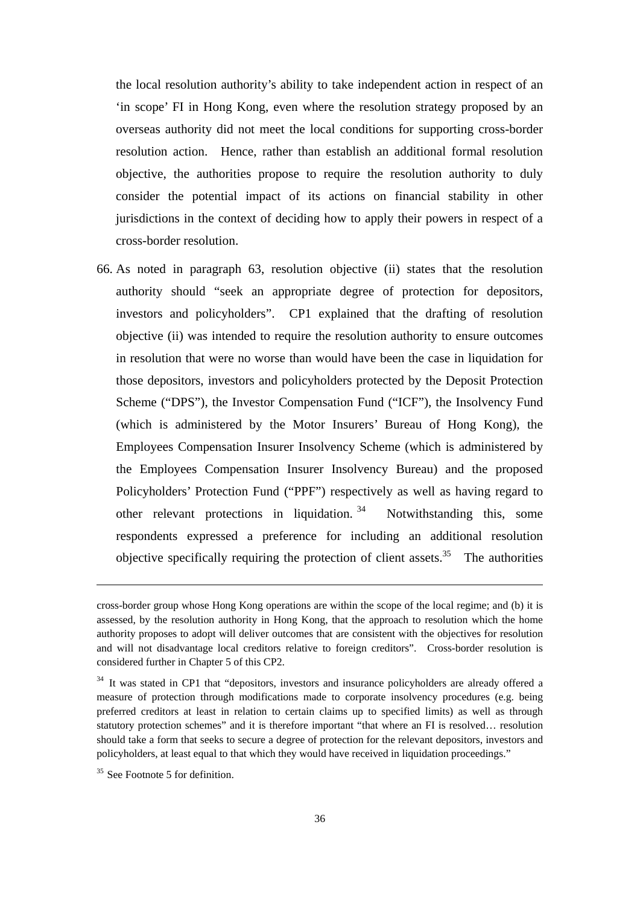the local resolution authority's ability to take independent action in respect of an 'in scope' FI in Hong Kong, even where the resolution strategy proposed by an overseas authority did not meet the local conditions for supporting cross-border resolution action. Hence, rather than establish an additional formal resolution objective, the authorities propose to require the resolution authority to duly consider the potential impact of its actions on financial stability in other jurisdictions in the context of deciding how to apply their powers in respect of a cross-border resolution.

66. As noted in paragraph 63, resolution objective (ii) states that the resolution authority should "seek an appropriate degree of protection for depositors, investors and policyholders". CP1 explained that the drafting of resolution objective (ii) was intended to require the resolution authority to ensure outcomes in resolution that were no worse than would have been the case in liquidation for those depositors, investors and policyholders protected by the Deposit Protection Scheme ("DPS"), the Investor Compensation Fund ("ICF"), the Insolvency Fund (which is administered by the Motor Insurers' Bureau of Hong Kong), the Employees Compensation Insurer Insolvency Scheme (which is administered by the Employees Compensation Insurer Insolvency Bureau) and the proposed Policyholders' Protection Fund ("PPF") respectively as well as having regard to other relevant protections in liquidation.[34] Notwithstanding this, some respondents expressed a preference for including an additional resolution objective specifically requiring the protection of client assets.[35] The authorities

---

cross-border group whose Hong Kong operations are within the scope of the local regime; and (b) it is assessed, by the resolution authority in Hong Kong, that the approach to resolution which the home authority proposes to adopt will deliver outcomes that are consistent with the objectives for resolution and will not disadvantage local creditors relative to foreign creditors". Cross-border resolution is considered further in Chapter 5 of this CP2.

[34] It was stated in CP1 that "depositors, investors and insurance policyholders are already offered a measure of protection through modifications made to corporate insolvency procedures (e.g. being preferred creditors at least in relation to certain claims up to specified limits) as well as through statutory protection schemes" and it is therefore important "that where an FI is resolved… resolution should take a form that seeks to secure a degree of protection for the relevant depositors, investors and policyholders, at least equal to that which they would have received in liquidation proceedings."

[35] See Footnote 5 for definition.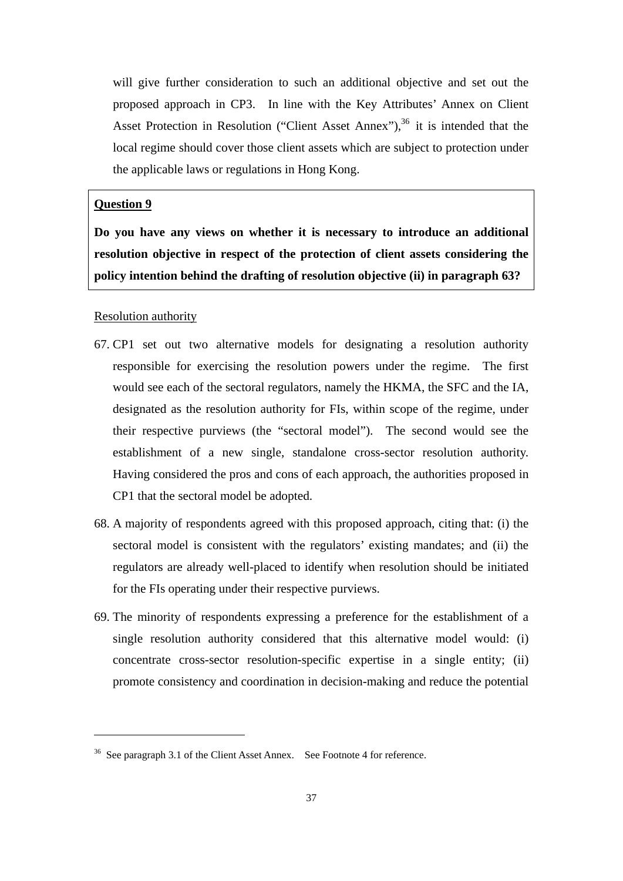will give further consideration to such an additional objective and set out the proposed approach in CP3. In line with the Key Attributes' Annex on Client Asset Protection in Resolution ("Client Asset Annex"),[36] it is intended that the local regime should cover those client assets which are subject to protection under the applicable laws or regulations in Hong Kong.

> **Question 9**
>
> **Do you have any views on whether it is necessary to introduce an additional resolution objective in respect of the protection of client assets considering the policy intention behind the drafting of resolution objective (ii) in paragraph 63?**

Resolution authority

67. CP1 set out two alternative models for designating a resolution authority responsible for exercising the resolution powers under the regime. The first would see each of the sectoral regulators, namely the HKMA, the SFC and the IA, designated as the resolution authority for FIs, within scope of the regime, under their respective purviews (the "sectoral model"). The second would see the establishment of a new single, standalone cross-sector resolution authority. Having considered the pros and cons of each approach, the authorities proposed in CP1 that the sectoral model be adopted.

68. A majority of respondents agreed with this proposed approach, citing that: (i) the sectoral model is consistent with the regulators' existing mandates; and (ii) the regulators are already well-placed to identify when resolution should be initiated for the FIs operating under their respective purviews.

69. The minority of respondents expressing a preference for the establishment of a single resolution authority considered that this alternative model would: (i) concentrate cross-sector resolution-specific expertise in a single entity; (ii) promote consistency and coordination in decision-making and reduce the potential

---

[36] See paragraph 3.1 of the Client Asset Annex. See Footnote 4 for reference.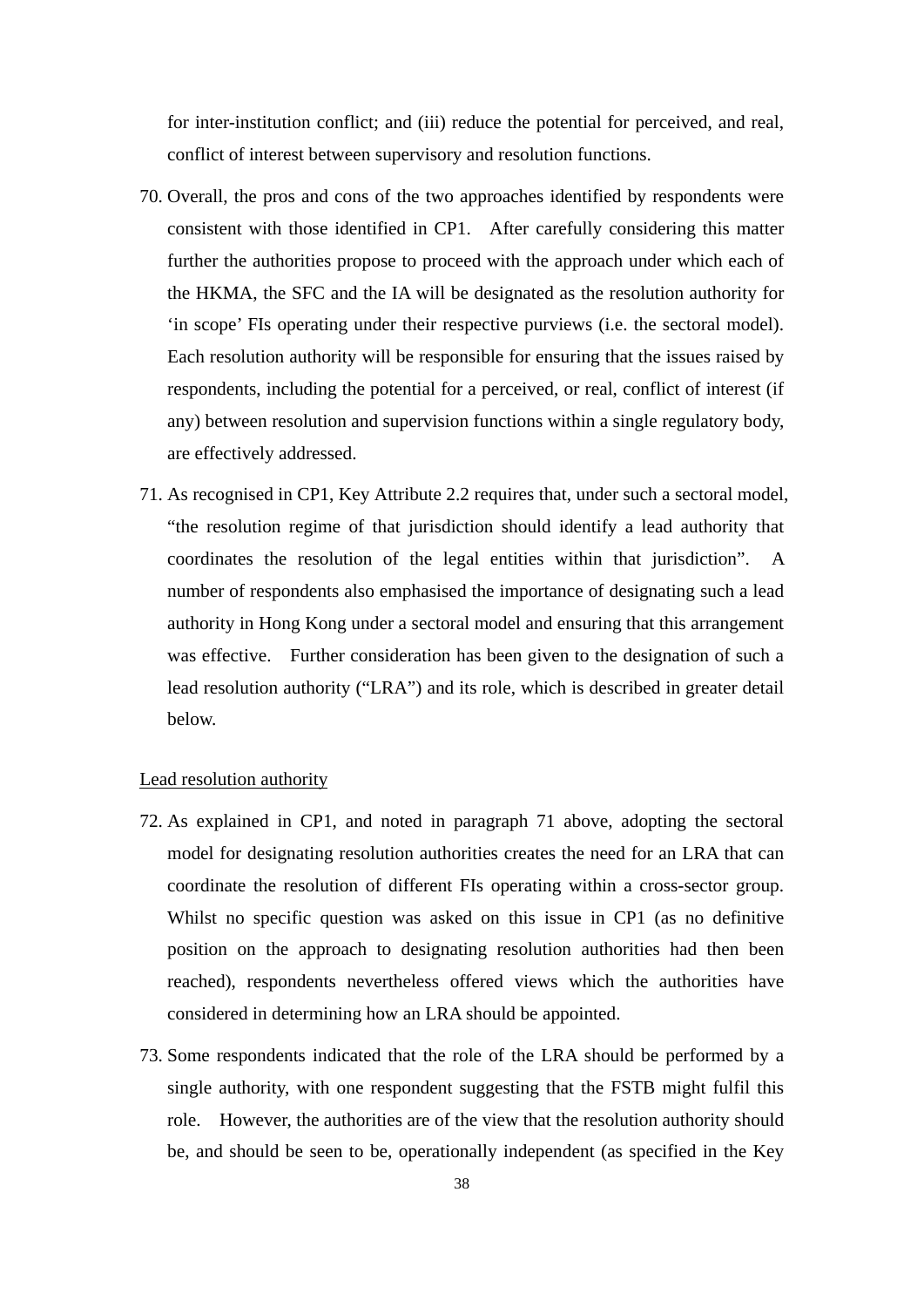for inter-institution conflict; and (iii) reduce the potential for perceived, and real, conflict of interest between supervisory and resolution functions.

70. Overall, the pros and cons of the two approaches identified by respondents were consistent with those identified in CP1. After carefully considering this matter further the authorities propose to proceed with the approach under which each of the HKMA, the SFC and the IA will be designated as the resolution authority for 'in scope' FIs operating under their respective purviews (i.e. the sectoral model). Each resolution authority will be responsible for ensuring that the issues raised by respondents, including the potential for a perceived, or real, conflict of interest (if any) between resolution and supervision functions within a single regulatory body, are effectively addressed.

71. As recognised in CP1, Key Attribute 2.2 requires that, under such a sectoral model, "the resolution regime of that jurisdiction should identify a lead authority that coordinates the resolution of the legal entities within that jurisdiction". A number of respondents also emphasised the importance of designating such a lead authority in Hong Kong under a sectoral model and ensuring that this arrangement was effective. Further consideration has been given to the designation of such a lead resolution authority ("LRA") and its role, which is described in greater detail below.

<u>Lead resolution authority</u>

72. As explained in CP1, and noted in paragraph 71 above, adopting the sectoral model for designating resolution authorities creates the need for an LRA that can coordinate the resolution of different FIs operating within a cross-sector group. Whilst no specific question was asked on this issue in CP1 (as no definitive position on the approach to designating resolution authorities had then been reached), respondents nevertheless offered views which the authorities have considered in determining how an LRA should be appointed.

73. Some respondents indicated that the role of the LRA should be performed by a single authority, with one respondent suggesting that the FSTB might fulfil this role. However, the authorities are of the view that the resolution authority should be, and should be seen to be, operationally independent (as specified in the Key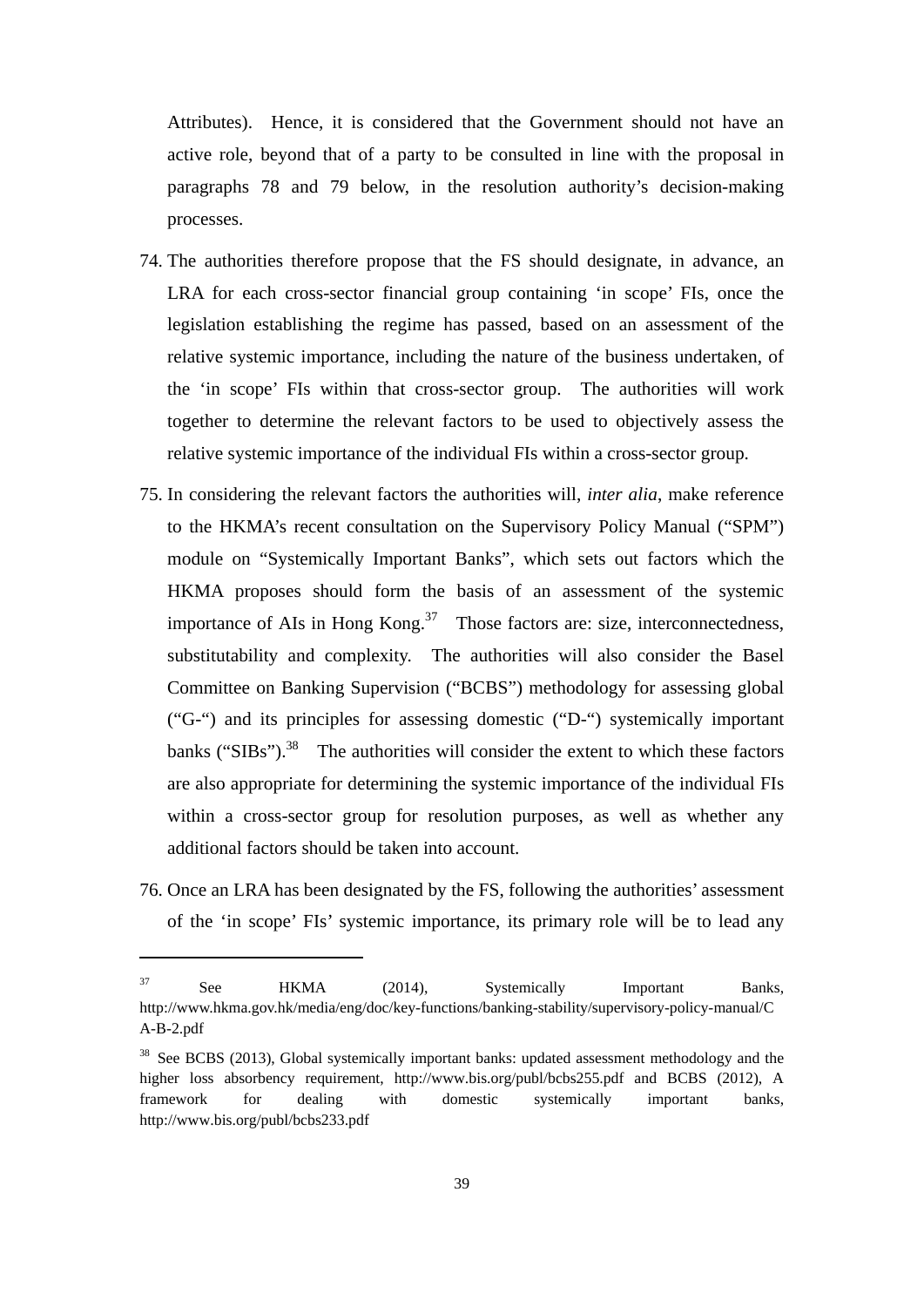Attributes). Hence, it is considered that the Government should not have an active role, beyond that of a party to be consulted in line with the proposal in paragraphs 78 and 79 below, in the resolution authority's decision-making processes.

74. The authorities therefore propose that the FS should designate, in advance, an LRA for each cross-sector financial group containing 'in scope' FIs, once the legislation establishing the regime has passed, based on an assessment of the relative systemic importance, including the nature of the business undertaken, of the 'in scope' FIs within that cross-sector group. The authorities will work together to determine the relevant factors to be used to objectively assess the relative systemic importance of the individual FIs within a cross-sector group.

75. In considering the relevant factors the authorities will, *inter alia*, make reference to the HKMA's recent consultation on the Supervisory Policy Manual ("SPM") module on "Systemically Important Banks", which sets out factors which the HKMA proposes should form the basis of an assessment of the systemic importance of AIs in Hong Kong.[37] Those factors are: size, interconnectedness, substitutability and complexity. The authorities will also consider the Basel Committee on Banking Supervision ("BCBS") methodology for assessing global ("G-") and its principles for assessing domestic ("D-") systemically important banks ("SIBs").[38] The authorities will consider the extent to which these factors are also appropriate for determining the systemic importance of the individual FIs within a cross-sector group for resolution purposes, as well as whether any additional factors should be taken into account.

76. Once an LRA has been designated by the FS, following the authorities' assessment of the 'in scope' FIs' systemic importance, its primary role will be to lead any

---

[37] See HKMA (2014), Systemically Important Banks, http://www.hkma.gov.hk/media/eng/doc/key-functions/banking-stability/supervisory-policy-manual/CA-B-2.pdf

[38] See BCBS (2013), Global systemically important banks: updated assessment methodology and the higher loss absorbency requirement, http://www.bis.org/publ/bcbs255.pdf and BCBS (2012), A framework for dealing with domestic systemically important banks, http://www.bis.org/publ/bcbs233.pdf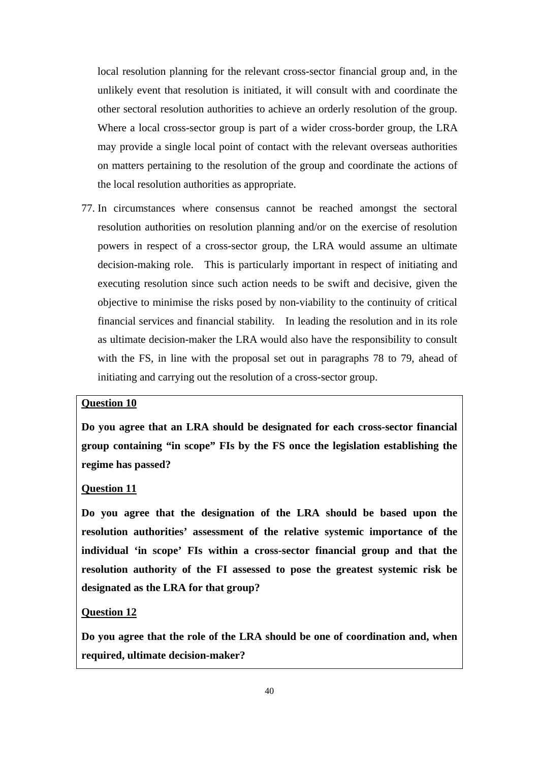local resolution planning for the relevant cross-sector financial group and, in the unlikely event that resolution is initiated, it will consult with and coordinate the other sectoral resolution authorities to achieve an orderly resolution of the group. Where a local cross-sector group is part of a wider cross-border group, the LRA may provide a single local point of contact with the relevant overseas authorities on matters pertaining to the resolution of the group and coordinate the actions of the local resolution authorities as appropriate.

77. In circumstances where consensus cannot be reached amongst the sectoral resolution authorities on resolution planning and/or on the exercise of resolution powers in respect of a cross-sector group, the LRA would assume an ultimate decision-making role. This is particularly important in respect of initiating and executing resolution since such action needs to be swift and decisive, given the objective to minimise the risks posed by non-viability to the continuity of critical financial services and financial stability. In leading the resolution and in its role as ultimate decision-maker the LRA would also have the responsibility to consult with the FS, in line with the proposal set out in paragraphs 78 to 79, ahead of initiating and carrying out the resolution of a cross-sector group.

**Question 10**

**Do you agree that an LRA should be designated for each cross-sector financial group containing "in scope" FIs by the FS once the legislation establishing the regime has passed?**

**Question 11**

**Do you agree that the designation of the LRA should be based upon the resolution authorities' assessment of the relative systemic importance of the individual 'in scope' FIs within a cross-sector financial group and that the resolution authority of the FI assessed to pose the greatest systemic risk be designated as the LRA for that group?**

**Question 12**

**Do you agree that the role of the LRA should be one of coordination and, when required, ultimate decision-maker?**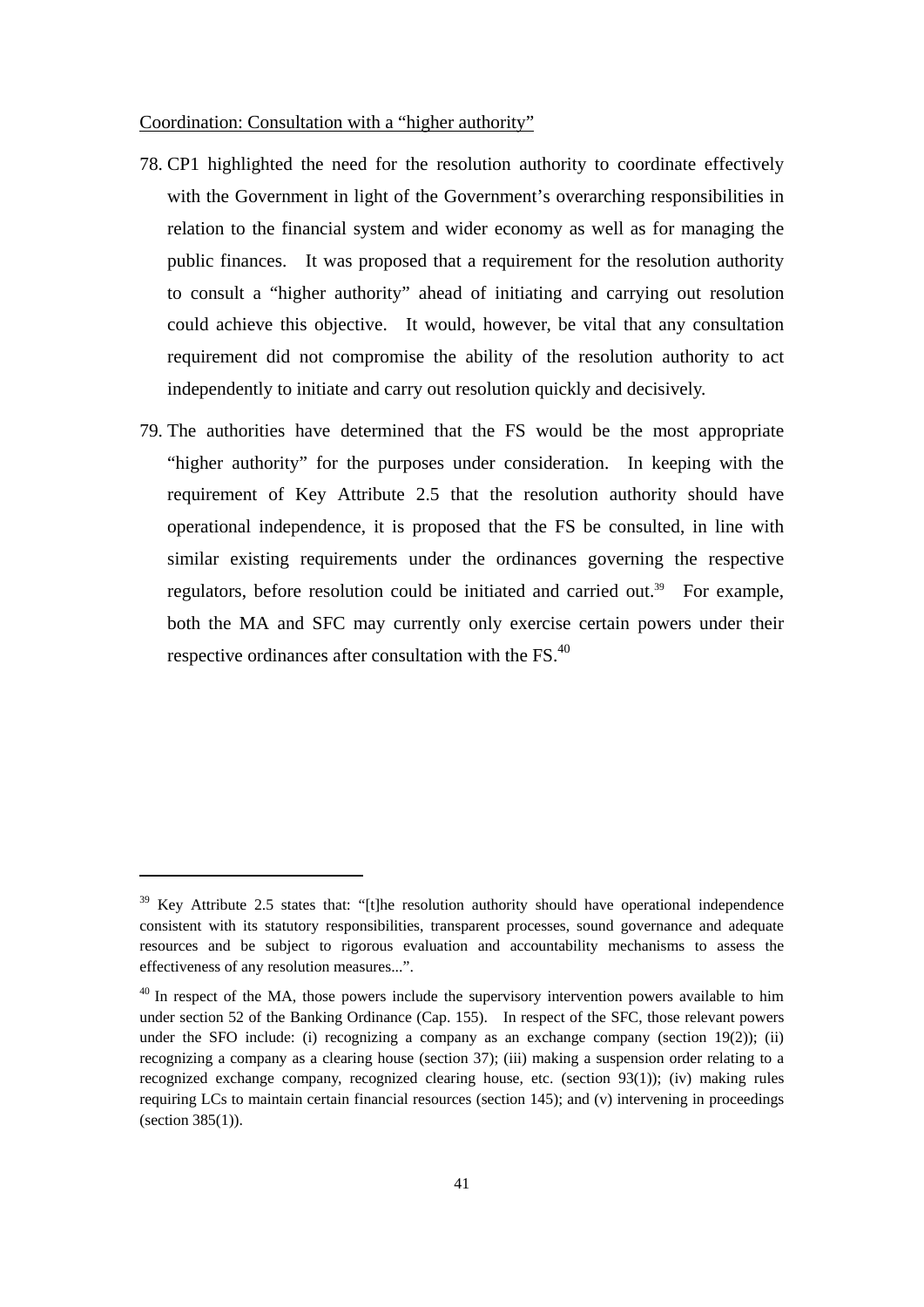Coordination: Consultation with a "higher authority"

78. CP1 highlighted the need for the resolution authority to coordinate effectively with the Government in light of the Government's overarching responsibilities in relation to the financial system and wider economy as well as for managing the public finances. It was proposed that a requirement for the resolution authority to consult a "higher authority" ahead of initiating and carrying out resolution could achieve this objective. It would, however, be vital that any consultation requirement did not compromise the ability of the resolution authority to act independently to initiate and carry out resolution quickly and decisively.

79. The authorities have determined that the FS would be the most appropriate "higher authority" for the purposes under consideration. In keeping with the requirement of Key Attribute 2.5 that the resolution authority should have operational independence, it is proposed that the FS be consulted, in line with similar existing requirements under the ordinances governing the respective regulators, before resolution could be initiated and carried out.[39] For example, both the MA and SFC may currently only exercise certain powers under their respective ordinances after consultation with the FS.[40]

---

[39] Key Attribute 2.5 states that: "[t]he resolution authority should have operational independence consistent with its statutory responsibilities, transparent processes, sound governance and adequate resources and be subject to rigorous evaluation and accountability mechanisms to assess the effectiveness of any resolution measures...".

[40] In respect of the MA, those powers include the supervisory intervention powers available to him under section 52 of the Banking Ordinance (Cap. 155). In respect of the SFC, those relevant powers under the SFO include: (i) recognizing a company as an exchange company (section 19(2)); (ii) recognizing a company as a clearing house (section 37); (iii) making a suspension order relating to a recognized exchange company, recognized clearing house, etc. (section 93(1)); (iv) making rules requiring LCs to maintain certain financial resources (section 145); and (v) intervening in proceedings (section 385(1)).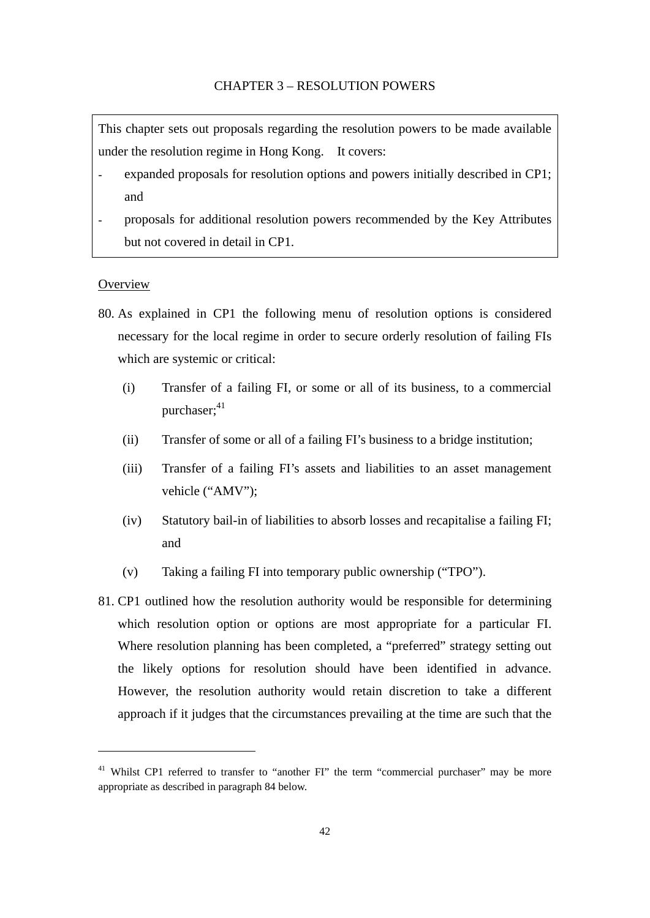# CHAPTER 3 – RESOLUTION POWERS

This chapter sets out proposals regarding the resolution powers to be made available under the resolution regime in Hong Kong. It covers:

- expanded proposals for resolution options and powers initially described in CP1; and
- proposals for additional resolution powers recommended by the Key Attributes but not covered in detail in CP1.

## Overview

80. As explained in CP1 the following menu of resolution options is considered necessary for the local regime in order to secure orderly resolution of failing FIs which are systemic or critical:

    (i) Transfer of a failing FI, or some or all of its business, to a commercial purchaser;[41]

    (ii) Transfer of some or all of a failing FI's business to a bridge institution;

    (iii) Transfer of a failing FI's assets and liabilities to an asset management vehicle ("AMV");

    (iv) Statutory bail-in of liabilities to absorb losses and recapitalise a failing FI; and

    (v) Taking a failing FI into temporary public ownership ("TPO").

81. CP1 outlined how the resolution authority would be responsible for determining which resolution option or options are most appropriate for a particular FI. Where resolution planning has been completed, a "preferred" strategy setting out the likely options for resolution should have been identified in advance. However, the resolution authority would retain discretion to take a different approach if it judges that the circumstances prevailing at the time are such that the

[41] Whilst CP1 referred to transfer to "another FI" the term "commercial purchaser" may be more appropriate as described in paragraph 84 below.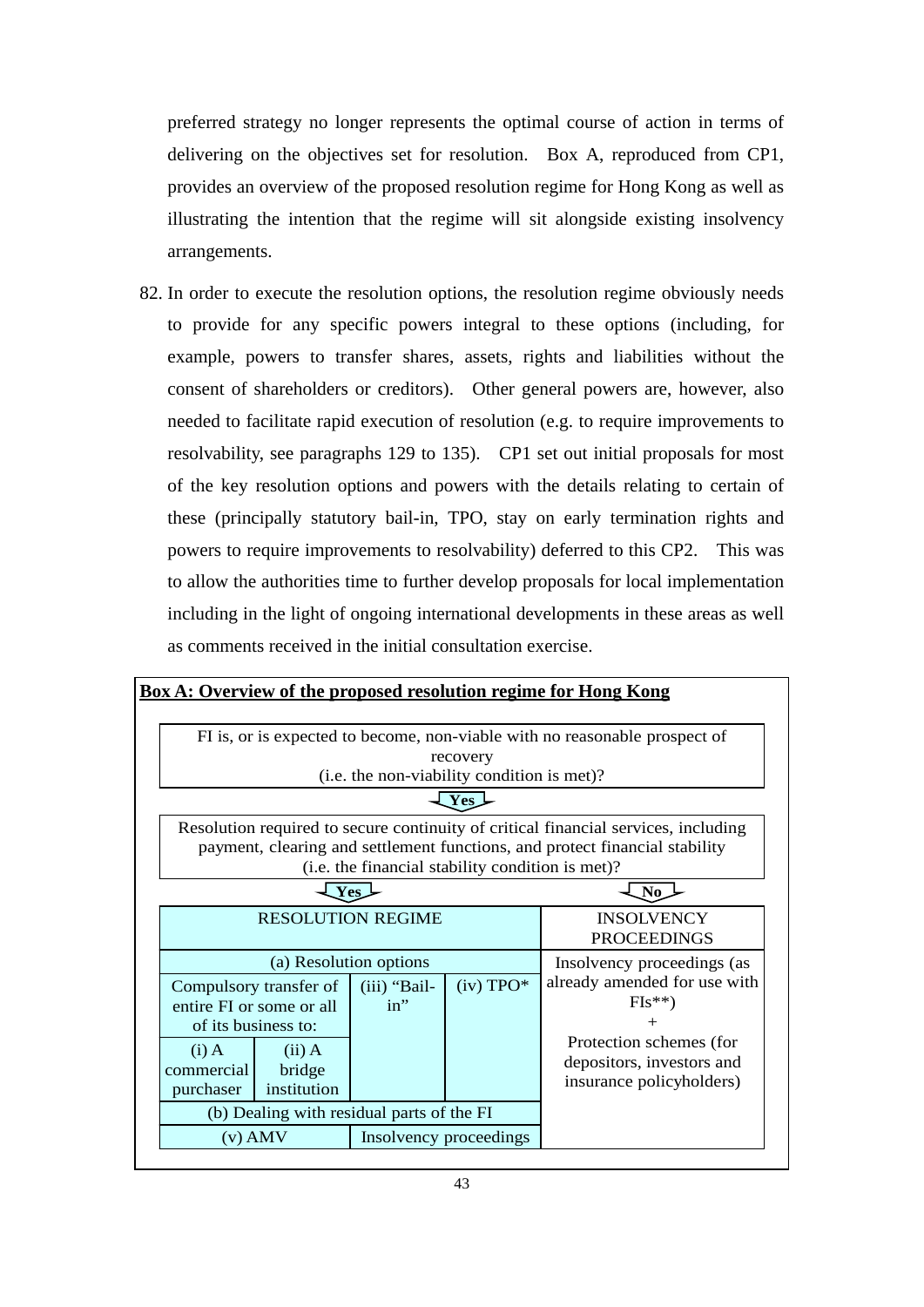preferred strategy no longer represents the optimal course of action in terms of delivering on the objectives set for resolution. Box A, reproduced from CP1, provides an overview of the proposed resolution regime for Hong Kong as well as illustrating the intention that the regime will sit alongside existing insolvency arrangements.

82. In order to execute the resolution options, the resolution regime obviously needs to provide for any specific powers integral to these options (including, for example, powers to transfer shares, assets, rights and liabilities without the consent of shareholders or creditors). Other general powers are, however, also needed to facilitate rapid execution of resolution (e.g. to require improvements to resolvability, see paragraphs 129 to 135). CP1 set out initial proposals for most of the key resolution options and powers with the details relating to certain of these (principally statutory bail-in, TPO, stay on early termination rights and powers to require improvements to resolvability) deferred to this CP2. This was to allow the authorities time to further develop proposals for local implementation including in the light of ongoing international developments in these areas as well as comments received in the initial consultation exercise.

**Box A: Overview of the proposed resolution regime for Hong Kong**

FI is, or is expected to become, non-viable with no reasonable prospect of recovery (i.e. the non-viability condition is met)?

↓ **Yes**

Resolution required to secure continuity of critical financial services, including payment, clearing and settlement functions, and protect financial stability (i.e. the financial stability condition is met)?

↓ **Yes** (to Resolution Regime) / ↓ **No** (to Insolvency Proceedings)

| RESOLUTION REGIME | | | | INSOLVENCY PROCEEDINGS |
|---|---|---|---|---|
| (a) Resolution options | | | | Insolvency proceedings (as already amended for use with FIs**) + Protection schemes (for depositors, investors and insurance policyholders) |
| Compulsory transfer of entire FI or some or all of its business to: | | (iii) "Bail-in" | (iv) TPO* | |
| (i) A commercial purchaser | (ii) A bridge institution | | | |
| (b) Dealing with residual parts of the FI | | | | |
| (v) AMV | | Insolvency proceedings | | |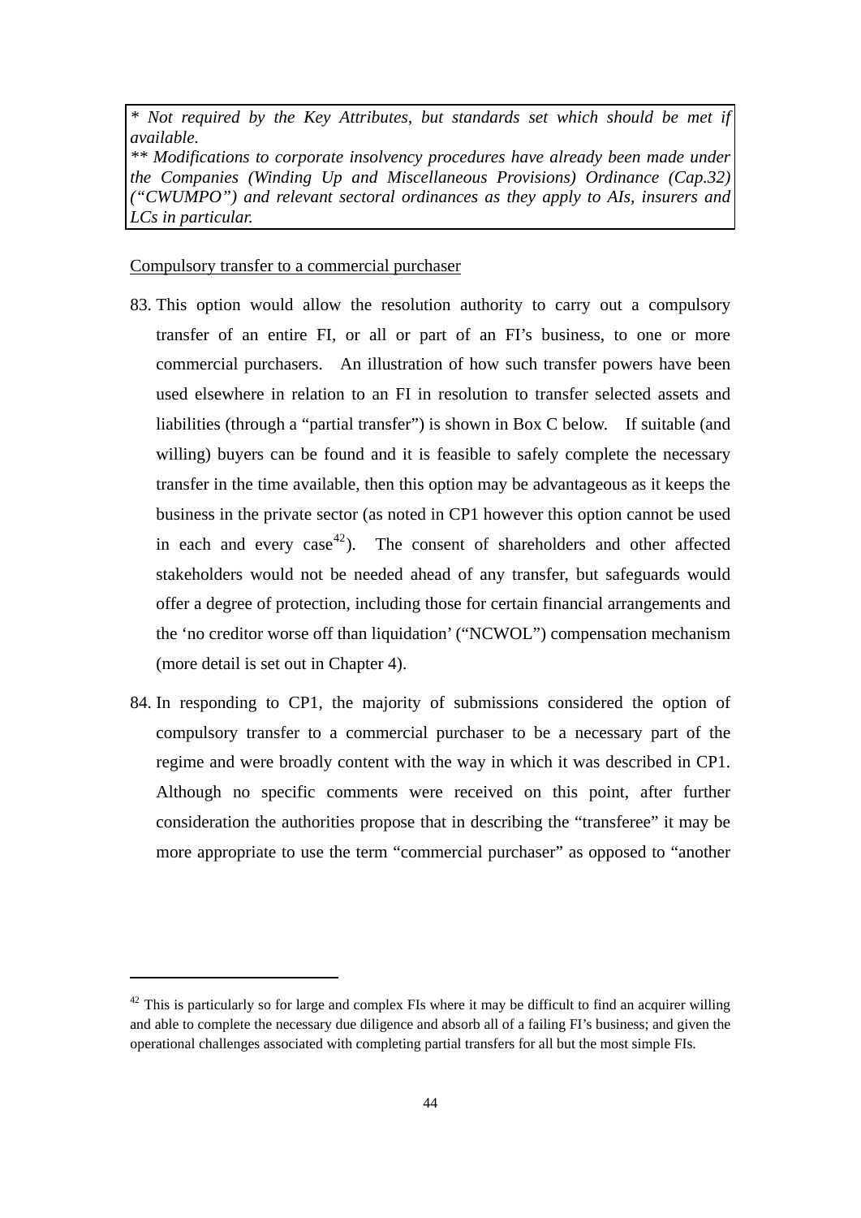*\* Not required by the Key Attributes, but standards set which should be met if available.*
*\*\* Modifications to corporate insolvency procedures have already been made under the Companies (Winding Up and Miscellaneous Provisions) Ordinance (Cap.32) ("CWUMPO") and relevant sectoral ordinances as they apply to AIs, insurers and LCs in particular.*

<u>Compulsory transfer to a commercial purchaser</u>

83. This option would allow the resolution authority to carry out a compulsory transfer of an entire FI, or all or part of an FI's business, to one or more commercial purchasers. An illustration of how such transfer powers have been used elsewhere in relation to an FI in resolution to transfer selected assets and liabilities (through a "partial transfer") is shown in Box C below. If suitable (and willing) buyers can be found and it is feasible to safely complete the necessary transfer in the time available, then this option may be advantageous as it keeps the business in the private sector (as noted in CP1 however this option cannot be used in each and every case[42]). The consent of shareholders and other affected stakeholders would not be needed ahead of any transfer, but safeguards would offer a degree of protection, including those for certain financial arrangements and the 'no creditor worse off than liquidation' ("NCWOL") compensation mechanism (more detail is set out in Chapter 4).

84. In responding to CP1, the majority of submissions considered the option of compulsory transfer to a commercial purchaser to be a necessary part of the regime and were broadly content with the way in which it was described in CP1. Although no specific comments were received on this point, after further consideration the authorities propose that in describing the "transferee" it may be more appropriate to use the term "commercial purchaser" as opposed to "another

---

[42] This is particularly so for large and complex FIs where it may be difficult to find an acquirer willing and able to complete the necessary due diligence and absorb all of a failing FI's business; and given the operational challenges associated with completing partial transfers for all but the most simple FIs.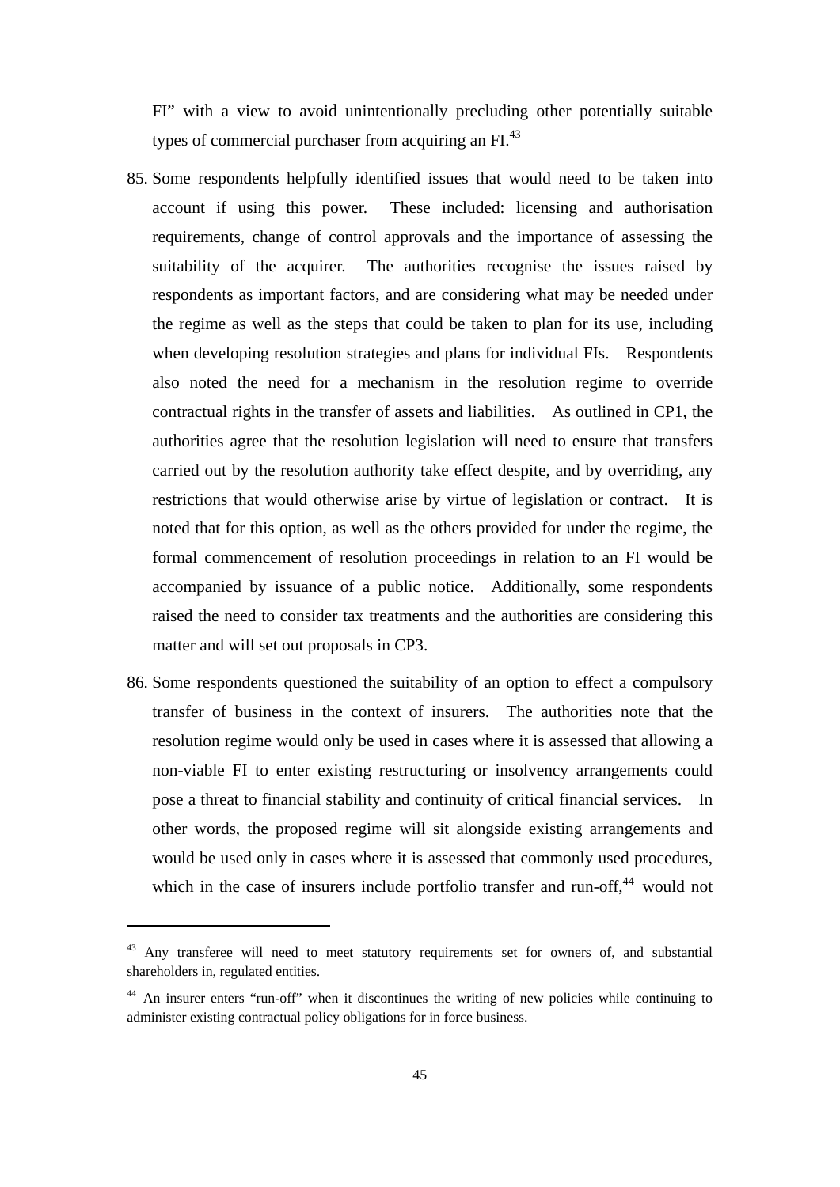FI" with a view to avoid unintentionally precluding other potentially suitable types of commercial purchaser from acquiring an FI.[43]

85. Some respondents helpfully identified issues that would need to be taken into account if using this power. These included: licensing and authorisation requirements, change of control approvals and the importance of assessing the suitability of the acquirer. The authorities recognise the issues raised by respondents as important factors, and are considering what may be needed under the regime as well as the steps that could be taken to plan for its use, including when developing resolution strategies and plans for individual FIs. Respondents also noted the need for a mechanism in the resolution regime to override contractual rights in the transfer of assets and liabilities. As outlined in CP1, the authorities agree that the resolution legislation will need to ensure that transfers carried out by the resolution authority take effect despite, and by overriding, any restrictions that would otherwise arise by virtue of legislation or contract. It is noted that for this option, as well as the others provided for under the regime, the formal commencement of resolution proceedings in relation to an FI would be accompanied by issuance of a public notice. Additionally, some respondents raised the need to consider tax treatments and the authorities are considering this matter and will set out proposals in CP3.

86. Some respondents questioned the suitability of an option to effect a compulsory transfer of business in the context of insurers. The authorities note that the resolution regime would only be used in cases where it is assessed that allowing a non-viable FI to enter existing restructuring or insolvency arrangements could pose a threat to financial stability and continuity of critical financial services. In other words, the proposed regime will sit alongside existing arrangements and would be used only in cases where it is assessed that commonly used procedures, which in the case of insurers include portfolio transfer and run-off,[44] would not

---

[43] Any transferee will need to meet statutory requirements set for owners of, and substantial shareholders in, regulated entities.

[44] An insurer enters "run-off" when it discontinues the writing of new policies while continuing to administer existing contractual policy obligations for in force business.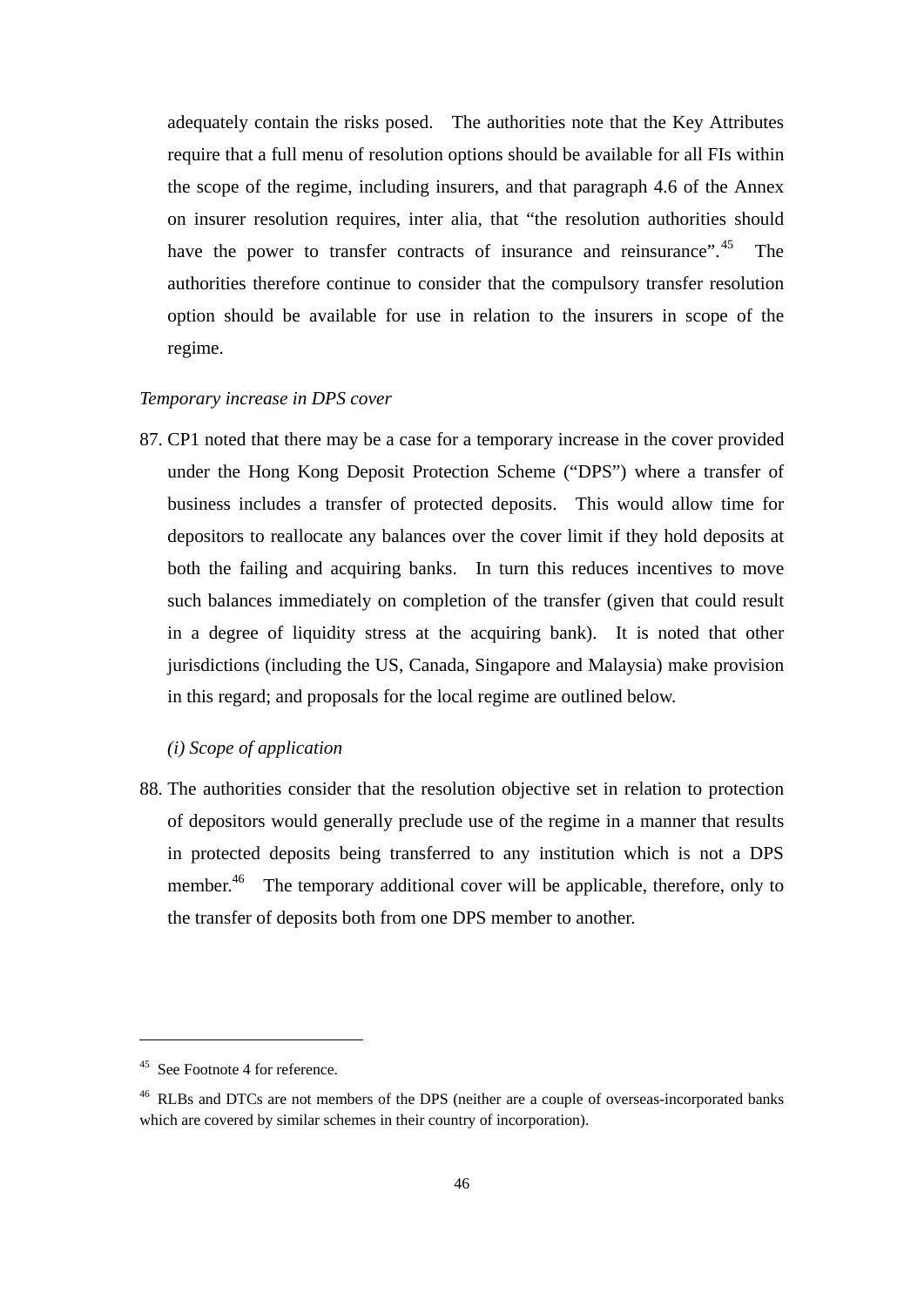adequately contain the risks posed. The authorities note that the Key Attributes require that a full menu of resolution options should be available for all FIs within the scope of the regime, including insurers, and that paragraph 4.6 of the Annex on insurer resolution requires, inter alia, that "the resolution authorities should have the power to transfer contracts of insurance and reinsurance".[45] The authorities therefore continue to consider that the compulsory transfer resolution option should be available for use in relation to the insurers in scope of the regime.

*Temporary increase in DPS cover*

87. CP1 noted that there may be a case for a temporary increase in the cover provided under the Hong Kong Deposit Protection Scheme ("DPS") where a transfer of business includes a transfer of protected deposits. This would allow time for depositors to reallocate any balances over the cover limit if they hold deposits at both the failing and acquiring banks. In turn this reduces incentives to move such balances immediately on completion of the transfer (given that could result in a degree of liquidity stress at the acquiring bank). It is noted that other jurisdictions (including the US, Canada, Singapore and Malaysia) make provision in this regard; and proposals for the local regime are outlined below.

*(i) Scope of application*

88. The authorities consider that the resolution objective set in relation to protection of depositors would generally preclude use of the regime in a manner that results in protected deposits being transferred to any institution which is not a DPS member.[46] The temporary additional cover will be applicable, therefore, only to the transfer of deposits both from one DPS member to another.

---

[45] See Footnote 4 for reference.

[46] RLBs and DTCs are not members of the DPS (neither are a couple of overseas-incorporated banks which are covered by similar schemes in their country of incorporation).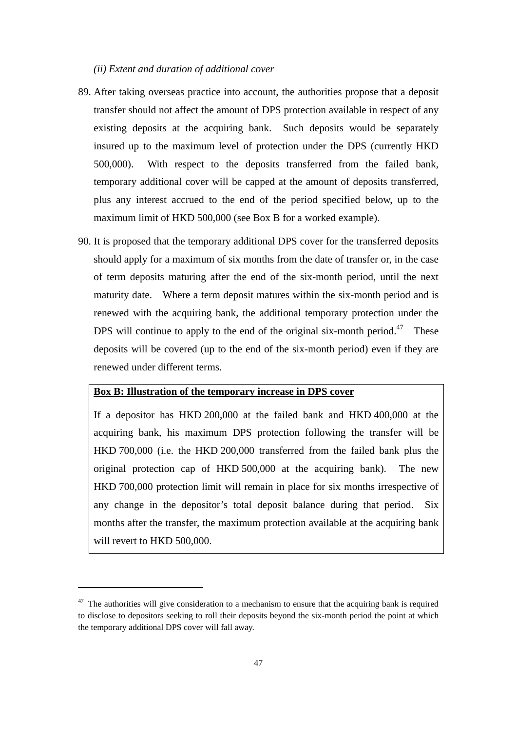*(ii) Extent and duration of additional cover*

89. After taking overseas practice into account, the authorities propose that a deposit transfer should not affect the amount of DPS protection available in respect of any existing deposits at the acquiring bank. Such deposits would be separately insured up to the maximum level of protection under the DPS (currently HKD 500,000). With respect to the deposits transferred from the failed bank, temporary additional cover will be capped at the amount of deposits transferred, plus any interest accrued to the end of the period specified below, up to the maximum limit of HKD 500,000 (see Box B for a worked example).

90. It is proposed that the temporary additional DPS cover for the transferred deposits should apply for a maximum of six months from the date of transfer or, in the case of term deposits maturing after the end of the six-month period, until the next maturity date. Where a term deposit matures within the six-month period and is renewed with the acquiring bank, the additional temporary protection under the DPS will continue to apply to the end of the original six-month period.[47] These deposits will be covered (up to the end of the six-month period) even if they are renewed under different terms.

> **Box B: Illustration of the temporary increase in DPS cover**
>
> If a depositor has HKD 200,000 at the failed bank and HKD 400,000 at the acquiring bank, his maximum DPS protection following the transfer will be HKD 700,000 (i.e. the HKD 200,000 transferred from the failed bank plus the original protection cap of HKD 500,000 at the acquiring bank). The new HKD 700,000 protection limit will remain in place for six months irrespective of any change in the depositor's total deposit balance during that period. Six months after the transfer, the maximum protection available at the acquiring bank will revert to HKD 500,000.

---

[47] The authorities will give consideration to a mechanism to ensure that the acquiring bank is required to disclose to depositors seeking to roll their deposits beyond the six-month period the point at which the temporary additional DPS cover will fall away.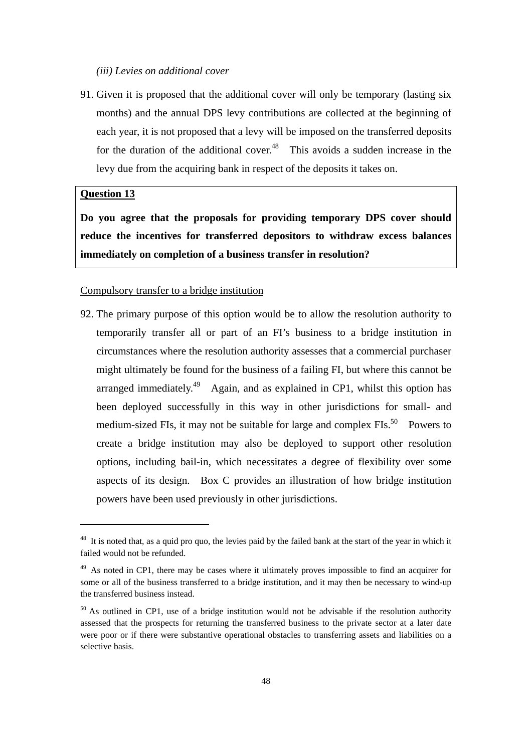*(iii) Levies on additional cover*

91. Given it is proposed that the additional cover will only be temporary (lasting six months) and the annual DPS levy contributions are collected at the beginning of each year, it is not proposed that a levy will be imposed on the transferred deposits for the duration of the additional cover.[48] This avoids a sudden increase in the levy due from the acquiring bank in respect of the deposits it takes on.

> **Question 13**
>
> **Do you agree that the proposals for providing temporary DPS cover should reduce the incentives for transferred depositors to withdraw excess balances immediately on completion of a business transfer in resolution?**

Compulsory transfer to a bridge institution

92. The primary purpose of this option would be to allow the resolution authority to temporarily transfer all or part of an FI's business to a bridge institution in circumstances where the resolution authority assesses that a commercial purchaser might ultimately be found for the business of a failing FI, but where this cannot be arranged immediately.[49] Again, and as explained in CP1, whilst this option has been deployed successfully in this way in other jurisdictions for small- and medium-sized FIs, it may not be suitable for large and complex FIs.[50] Powers to create a bridge institution may also be deployed to support other resolution options, including bail-in, which necessitates a degree of flexibility over some aspects of its design. Box C provides an illustration of how bridge institution powers have been used previously in other jurisdictions.

---

[48] It is noted that, as a quid pro quo, the levies paid by the failed bank at the start of the year in which it failed would not be refunded.

[49] As noted in CP1, there may be cases where it ultimately proves impossible to find an acquirer for some or all of the business transferred to a bridge institution, and it may then be necessary to wind-up the transferred business instead.

[50] As outlined in CP1, use of a bridge institution would not be advisable if the resolution authority assessed that the prospects for returning the transferred business to the private sector at a later date were poor or if there were substantive operational obstacles to transferring assets and liabilities on a selective basis.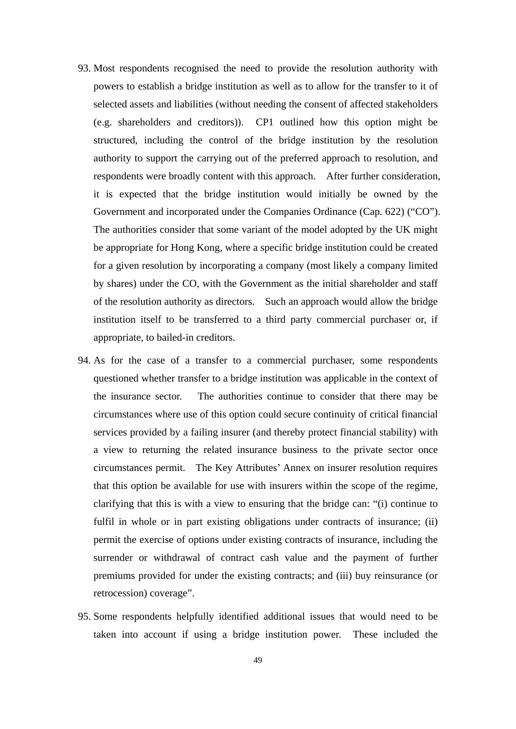93. Most respondents recognised the need to provide the resolution authority with powers to establish a bridge institution as well as to allow for the transfer to it of selected assets and liabilities (without needing the consent of affected stakeholders (e.g. shareholders and creditors)). CP1 outlined how this option might be structured, including the control of the bridge institution by the resolution authority to support the carrying out of the preferred approach to resolution, and respondents were broadly content with this approach. After further consideration, it is expected that the bridge institution would initially be owned by the Government and incorporated under the Companies Ordinance (Cap. 622) ("CO"). The authorities consider that some variant of the model adopted by the UK might be appropriate for Hong Kong, where a specific bridge institution could be created for a given resolution by incorporating a company (most likely a company limited by shares) under the CO, with the Government as the initial shareholder and staff of the resolution authority as directors. Such an approach would allow the bridge institution itself to be transferred to a third party commercial purchaser or, if appropriate, to bailed-in creditors.

94. As for the case of a transfer to a commercial purchaser, some respondents questioned whether transfer to a bridge institution was applicable in the context of the insurance sector. The authorities continue to consider that there may be circumstances where use of this option could secure continuity of critical financial services provided by a failing insurer (and thereby protect financial stability) with a view to returning the related insurance business to the private sector once circumstances permit. The Key Attributes' Annex on insurer resolution requires that this option be available for use with insurers within the scope of the regime, clarifying that this is with a view to ensuring that the bridge can: "(i) continue to fulfil in whole or in part existing obligations under contracts of insurance; (ii) permit the exercise of options under existing contracts of insurance, including the surrender or withdrawal of contract cash value and the payment of further premiums provided for under the existing contracts; and (iii) buy reinsurance (or retrocession) coverage".

95. Some respondents helpfully identified additional issues that would need to be taken into account if using a bridge institution power. These included the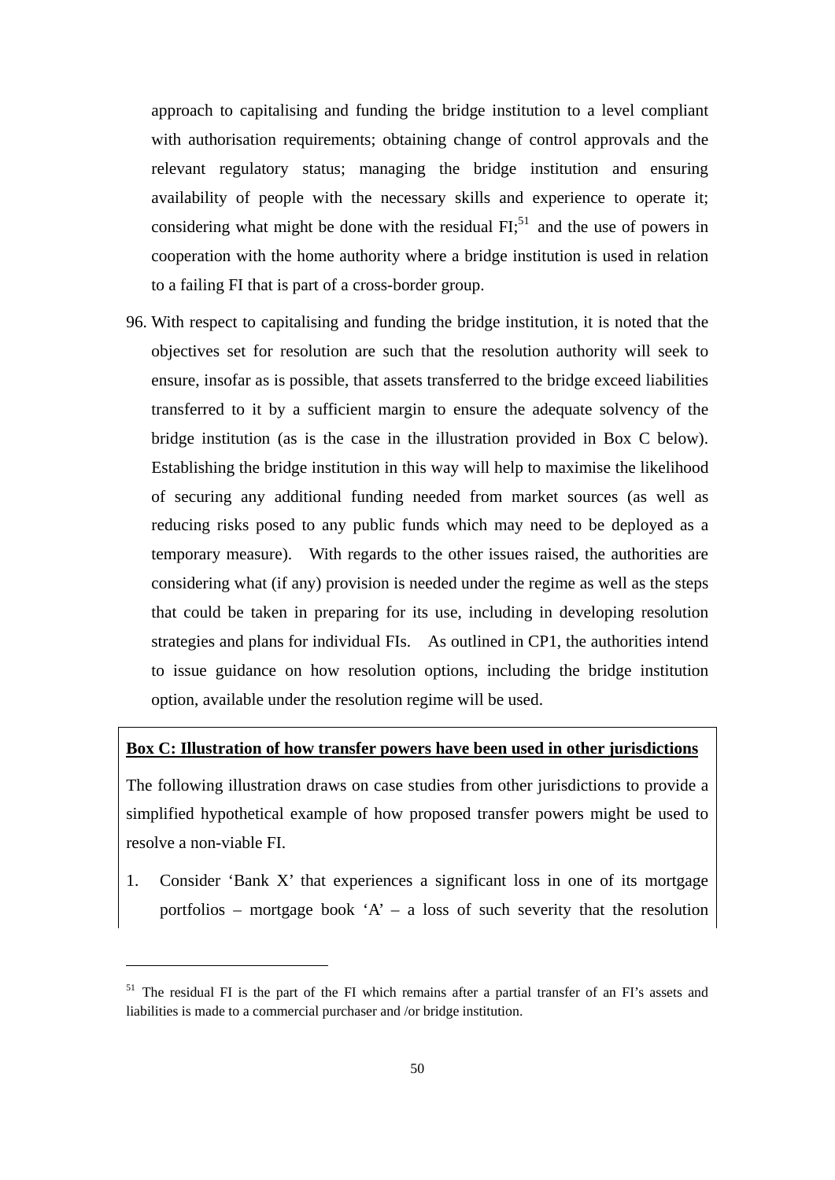approach to capitalising and funding the bridge institution to a level compliant with authorisation requirements; obtaining change of control approvals and the relevant regulatory status; managing the bridge institution and ensuring availability of people with the necessary skills and experience to operate it; considering what might be done with the residual FI;[51] and the use of powers in cooperation with the home authority where a bridge institution is used in relation to a failing FI that is part of a cross-border group.

96. With respect to capitalising and funding the bridge institution, it is noted that the objectives set for resolution are such that the resolution authority will seek to ensure, insofar as is possible, that assets transferred to the bridge exceed liabilities transferred to it by a sufficient margin to ensure the adequate solvency of the bridge institution (as is the case in the illustration provided in Box C below). Establishing the bridge institution in this way will help to maximise the likelihood of securing any additional funding needed from market sources (as well as reducing risks posed to any public funds which may need to be deployed as a temporary measure). With regards to the other issues raised, the authorities are considering what (if any) provision is needed under the regime as well as the steps that could be taken in preparing for its use, including in developing resolution strategies and plans for individual FIs. As outlined in CP1, the authorities intend to issue guidance on how resolution options, including the bridge institution option, available under the resolution regime will be used.

**Box C: Illustration of how transfer powers have been used in other jurisdictions**

The following illustration draws on case studies from other jurisdictions to provide a simplified hypothetical example of how proposed transfer powers might be used to resolve a non-viable FI.

1. Consider 'Bank X' that experiences a significant loss in one of its mortgage portfolios – mortgage book 'A' – a loss of such severity that the resolution

[51] The residual FI is the part of the FI which remains after a partial transfer of an FI's assets and liabilities is made to a commercial purchaser and /or bridge institution.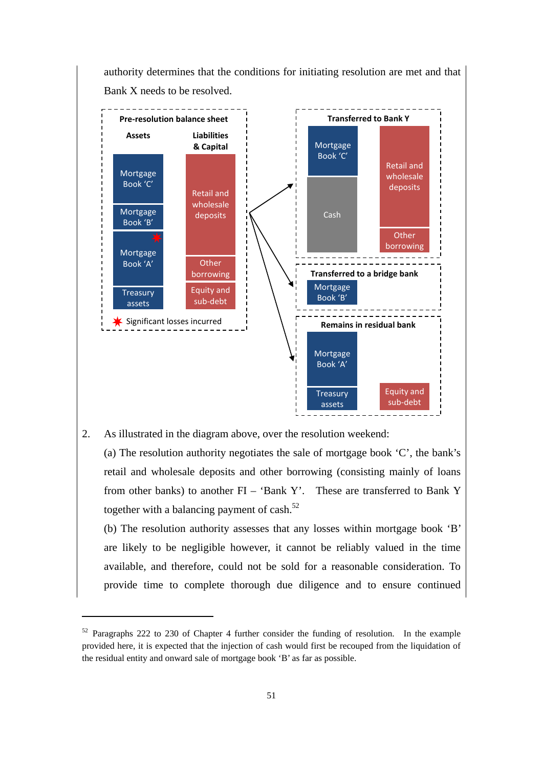authority determines that the conditions for initiating resolution are met and that Bank X needs to be resolved.

**Pre-resolution balance sheet**

| Assets | Liabilities & Capital |
|---|---|
| Mortgage Book 'C' | Retail and wholesale deposits |
| Mortgage Book 'B' | |
| Mortgage Book 'A' * | Other borrowing |
| Treasury assets | Equity and sub-debt |

* Significant losses incurred

**Transferred to Bank Y**

| Assets | Liabilities |
|---|---|
| Mortgage Book 'C' | Retail and wholesale deposits |
| Cash | Other borrowing |

**Transferred to a bridge bank**

| Assets |
|---|
| Mortgage Book 'B' |

**Remains in residual bank**

| Assets | Liabilities |
|---|---|
| Mortgage Book 'A' | |
| Treasury assets | Equity and sub-debt |

2. As illustrated in the diagram above, over the resolution weekend:

   (a) The resolution authority negotiates the sale of mortgage book 'C', the bank's retail and wholesale deposits and other borrowing (consisting mainly of loans from other banks) to another FI – 'Bank Y'. These are transferred to Bank Y together with a balancing payment of cash.[52]

   (b) The resolution authority assesses that any losses within mortgage book 'B' are likely to be negligible however, it cannot be reliably valued in the time available, and therefore, could not be sold for a reasonable consideration. To provide time to complete thorough due diligence and to ensure continued

---

[52] Paragraphs 222 to 230 of Chapter 4 further consider the funding of resolution. In the example provided here, it is expected that the injection of cash would first be recouped from the liquidation of the residual entity and onward sale of mortgage book 'B' as far as possible.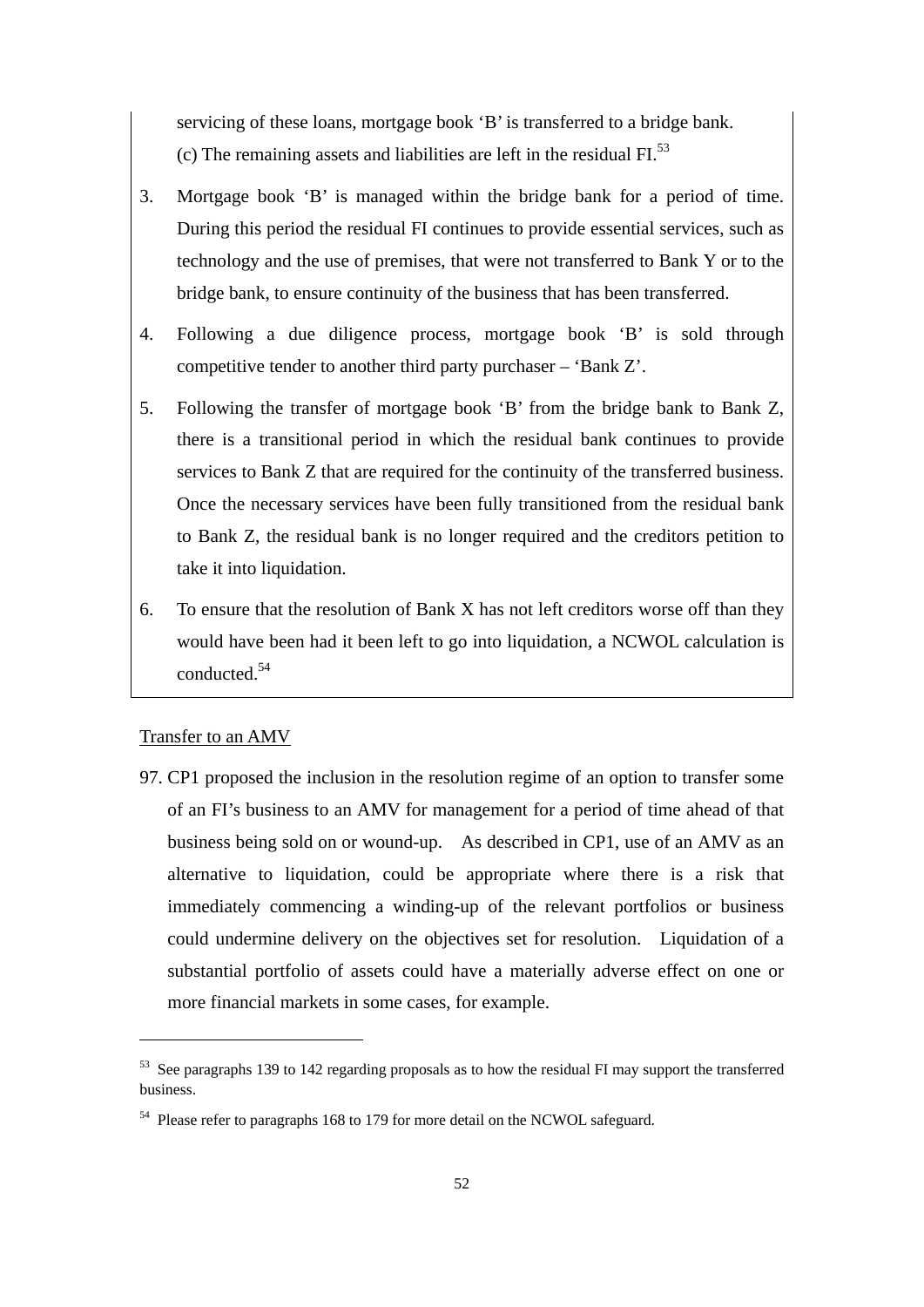servicing of these loans, mortgage book 'B' is transferred to a bridge bank.

(c) The remaining assets and liabilities are left in the residual FI.[53]

3. Mortgage book 'B' is managed within the bridge bank for a period of time. During this period the residual FI continues to provide essential services, such as technology and the use of premises, that were not transferred to Bank Y or to the bridge bank, to ensure continuity of the business that has been transferred.

4. Following a due diligence process, mortgage book 'B' is sold through competitive tender to another third party purchaser – 'Bank Z'.

5. Following the transfer of mortgage book 'B' from the bridge bank to Bank Z, there is a transitional period in which the residual bank continues to provide services to Bank Z that are required for the continuity of the transferred business. Once the necessary services have been fully transitioned from the residual bank to Bank Z, the residual bank is no longer required and the creditors petition to take it into liquidation.

6. To ensure that the resolution of Bank X has not left creditors worse off than they would have been had it been left to go into liquidation, a NCWOL calculation is conducted.[54]

Transfer to an AMV

97. CP1 proposed the inclusion in the resolution regime of an option to transfer some of an FI's business to an AMV for management for a period of time ahead of that business being sold on or wound-up. As described in CP1, use of an AMV as an alternative to liquidation, could be appropriate where there is a risk that immediately commencing a winding-up of the relevant portfolios or business could undermine delivery on the objectives set for resolution. Liquidation of a substantial portfolio of assets could have a materially adverse effect on one or more financial markets in some cases, for example.

---

[53] See paragraphs 139 to 142 regarding proposals as to how the residual FI may support the transferred business.

[54] Please refer to paragraphs 168 to 179 for more detail on the NCWOL safeguard.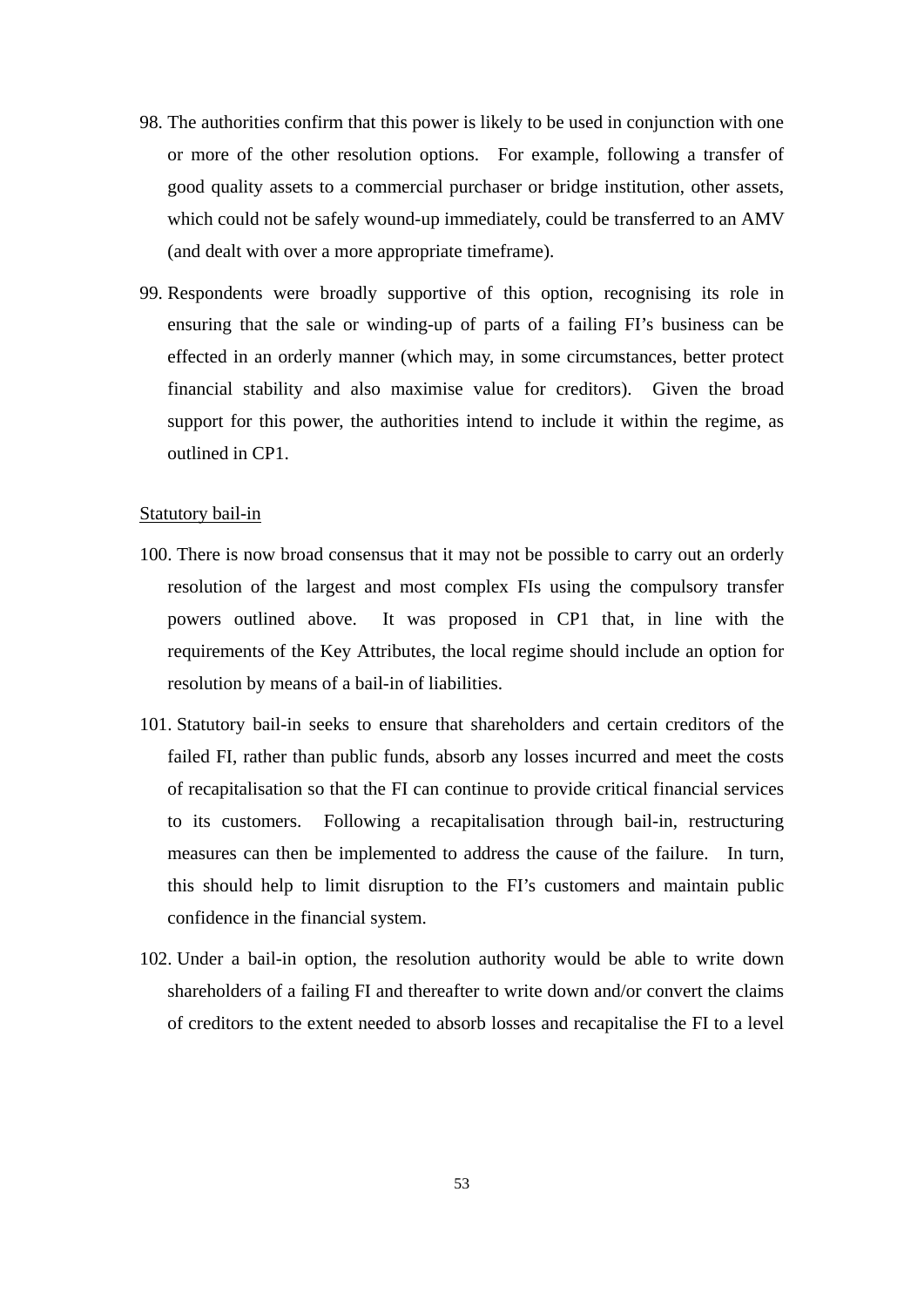98. The authorities confirm that this power is likely to be used in conjunction with one or more of the other resolution options. For example, following a transfer of good quality assets to a commercial purchaser or bridge institution, other assets, which could not be safely wound-up immediately, could be transferred to an AMV (and dealt with over a more appropriate timeframe).

99. Respondents were broadly supportive of this option, recognising its role in ensuring that the sale or winding-up of parts of a failing FI's business can be effected in an orderly manner (which may, in some circumstances, better protect financial stability and also maximise value for creditors). Given the broad support for this power, the authorities intend to include it within the regime, as outlined in CP1.

Statutory bail-in

100. There is now broad consensus that it may not be possible to carry out an orderly resolution of the largest and most complex FIs using the compulsory transfer powers outlined above. It was proposed in CP1 that, in line with the requirements of the Key Attributes, the local regime should include an option for resolution by means of a bail-in of liabilities.

101. Statutory bail-in seeks to ensure that shareholders and certain creditors of the failed FI, rather than public funds, absorb any losses incurred and meet the costs of recapitalisation so that the FI can continue to provide critical financial services to its customers. Following a recapitalisation through bail-in, restructuring measures can then be implemented to address the cause of the failure. In turn, this should help to limit disruption to the FI's customers and maintain public confidence in the financial system.

102. Under a bail-in option, the resolution authority would be able to write down shareholders of a failing FI and thereafter to write down and/or convert the claims of creditors to the extent needed to absorb losses and recapitalise the FI to a level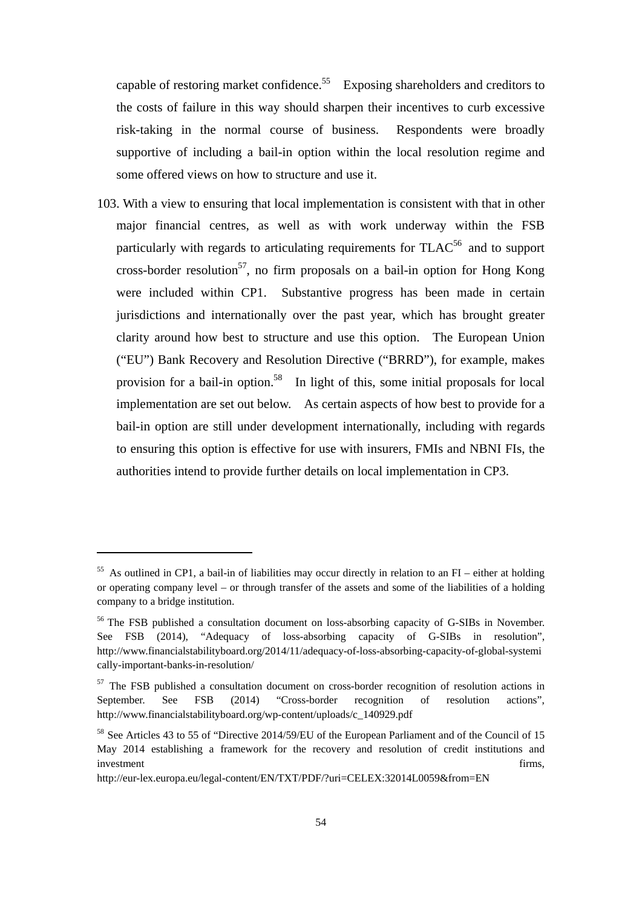capable of restoring market confidence.[55] Exposing shareholders and creditors to the costs of failure in this way should sharpen their incentives to curb excessive risk-taking in the normal course of business. Respondents were broadly supportive of including a bail-in option within the local resolution regime and some offered views on how to structure and use it.

103. With a view to ensuring that local implementation is consistent with that in other major financial centres, as well as with work underway within the FSB particularly with regards to articulating requirements for TLAC[56] and to support cross-border resolution[57], no firm proposals on a bail-in option for Hong Kong were included within CP1. Substantive progress has been made in certain jurisdictions and internationally over the past year, which has brought greater clarity around how best to structure and use this option. The European Union ("EU") Bank Recovery and Resolution Directive ("BRRD"), for example, makes provision for a bail-in option.[58] In light of this, some initial proposals for local implementation are set out below. As certain aspects of how best to provide for a bail-in option are still under development internationally, including with regards to ensuring this option is effective for use with insurers, FMIs and NBNI FIs, the authorities intend to provide further details on local implementation in CP3.

---

[55] As outlined in CP1, a bail-in of liabilities may occur directly in relation to an FI – either at holding or operating company level – or through transfer of the assets and some of the liabilities of a holding company to a bridge institution.

[56] The FSB published a consultation document on loss-absorbing capacity of G-SIBs in November. See FSB (2014), "Adequacy of loss-absorbing capacity of G-SIBs in resolution", http://www.financialstabilityboard.org/2014/11/adequacy-of-loss-absorbing-capacity-of-global-systemically-important-banks-in-resolution/

[57] The FSB published a consultation document on cross-border recognition of resolution actions in September. See FSB (2014) "Cross-border recognition of resolution actions", http://www.financialstabilityboard.org/wp-content/uploads/c_140929.pdf

[58] See Articles 43 to 55 of "Directive 2014/59/EU of the European Parliament and of the Council of 15 May 2014 establishing a framework for the recovery and resolution of credit institutions and investment firms, http://eur-lex.europa.eu/legal-content/EN/TXT/PDF/?uri=CELEX:32014L0059&from=EN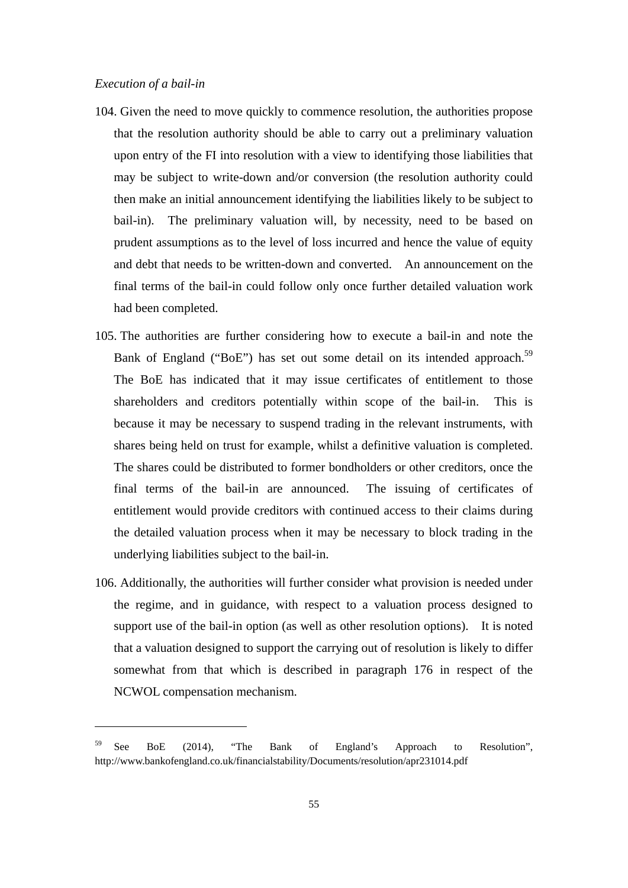*Execution of a bail-in*

104. Given the need to move quickly to commence resolution, the authorities propose that the resolution authority should be able to carry out a preliminary valuation upon entry of the FI into resolution with a view to identifying those liabilities that may be subject to write-down and/or conversion (the resolution authority could then make an initial announcement identifying the liabilities likely to be subject to bail-in). The preliminary valuation will, by necessity, need to be based on prudent assumptions as to the level of loss incurred and hence the value of equity and debt that needs to be written-down and converted. An announcement on the final terms of the bail-in could follow only once further detailed valuation work had been completed.

105. The authorities are further considering how to execute a bail-in and note the Bank of England ("BoE") has set out some detail on its intended approach.[59] The BoE has indicated that it may issue certificates of entitlement to those shareholders and creditors potentially within scope of the bail-in. This is because it may be necessary to suspend trading in the relevant instruments, with shares being held on trust for example, whilst a definitive valuation is completed. The shares could be distributed to former bondholders or other creditors, once the final terms of the bail-in are announced. The issuing of certificates of entitlement would provide creditors with continued access to their claims during the detailed valuation process when it may be necessary to block trading in the underlying liabilities subject to the bail-in.

106. Additionally, the authorities will further consider what provision is needed under the regime, and in guidance, with respect to a valuation process designed to support use of the bail-in option (as well as other resolution options). It is noted that a valuation designed to support the carrying out of resolution is likely to differ somewhat from that which is described in paragraph 176 in respect of the NCWOL compensation mechanism.

---

[59] See BoE (2014), "The Bank of England's Approach to Resolution", http://www.bankofengland.co.uk/financialstability/Documents/resolution/apr231014.pdf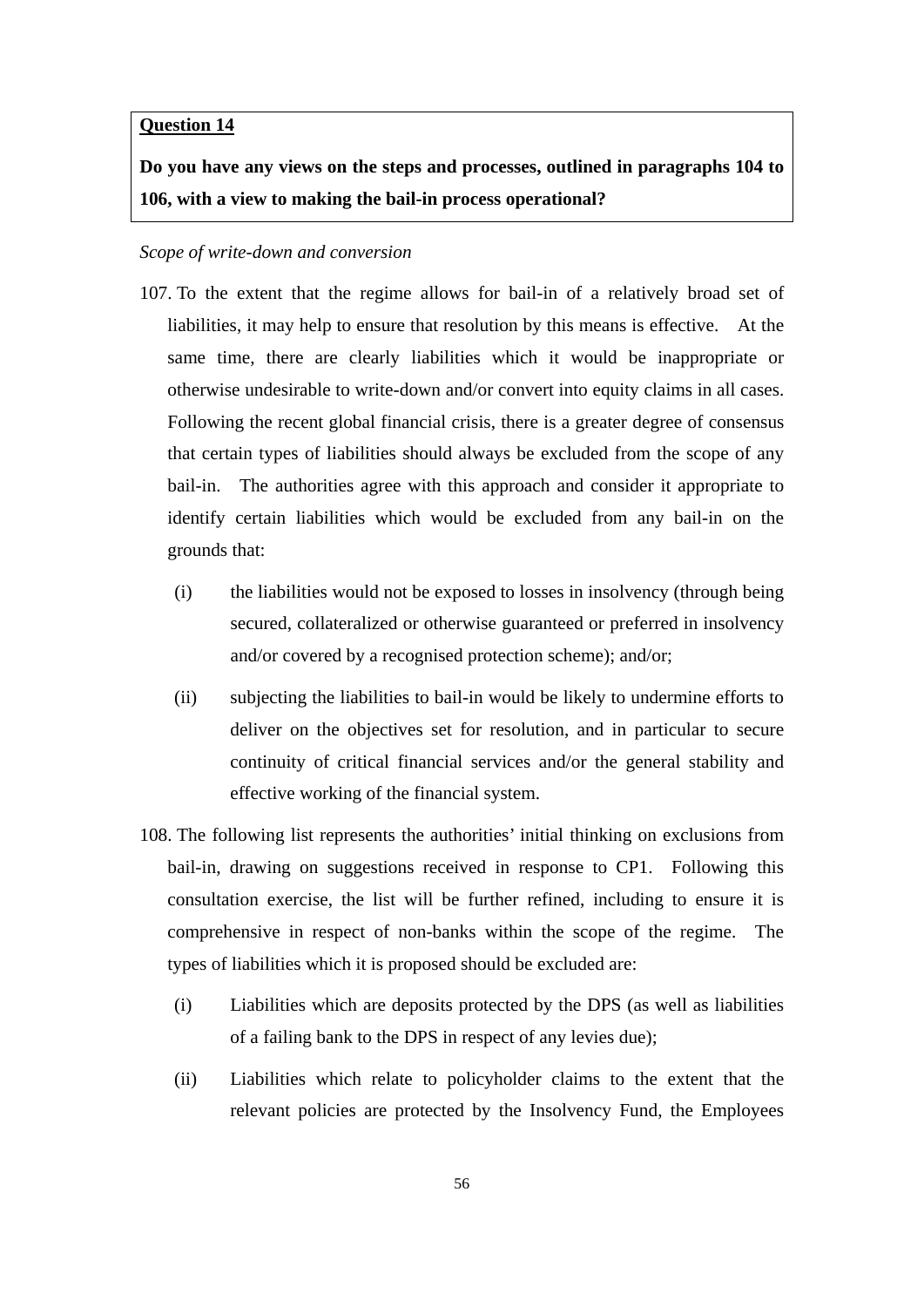> **Question 14**
>
> **Do you have any views on the steps and processes, outlined in paragraphs 104 to 106, with a view to making the bail-in process operational?**

*Scope of write-down and conversion*

107. To the extent that the regime allows for bail-in of a relatively broad set of liabilities, it may help to ensure that resolution by this means is effective. At the same time, there are clearly liabilities which it would be inappropriate or otherwise undesirable to write-down and/or convert into equity claims in all cases. Following the recent global financial crisis, there is a greater degree of consensus that certain types of liabilities should always be excluded from the scope of any bail-in. The authorities agree with this approach and consider it appropriate to identify certain liabilities which would be excluded from any bail-in on the grounds that:

    (i) the liabilities would not be exposed to losses in insolvency (through being secured, collateralized or otherwise guaranteed or preferred in insolvency and/or covered by a recognised protection scheme); and/or;

    (ii) subjecting the liabilities to bail-in would be likely to undermine efforts to deliver on the objectives set for resolution, and in particular to secure continuity of critical financial services and/or the general stability and effective working of the financial system.

108. The following list represents the authorities' initial thinking on exclusions from bail-in, drawing on suggestions received in response to CP1. Following this consultation exercise, the list will be further refined, including to ensure it is comprehensive in respect of non-banks within the scope of the regime. The types of liabilities which it is proposed should be excluded are:

    (i) Liabilities which are deposits protected by the DPS (as well as liabilities of a failing bank to the DPS in respect of any levies due);

    (ii) Liabilities which relate to policyholder claims to the extent that the relevant policies are protected by the Insolvency Fund, the Employees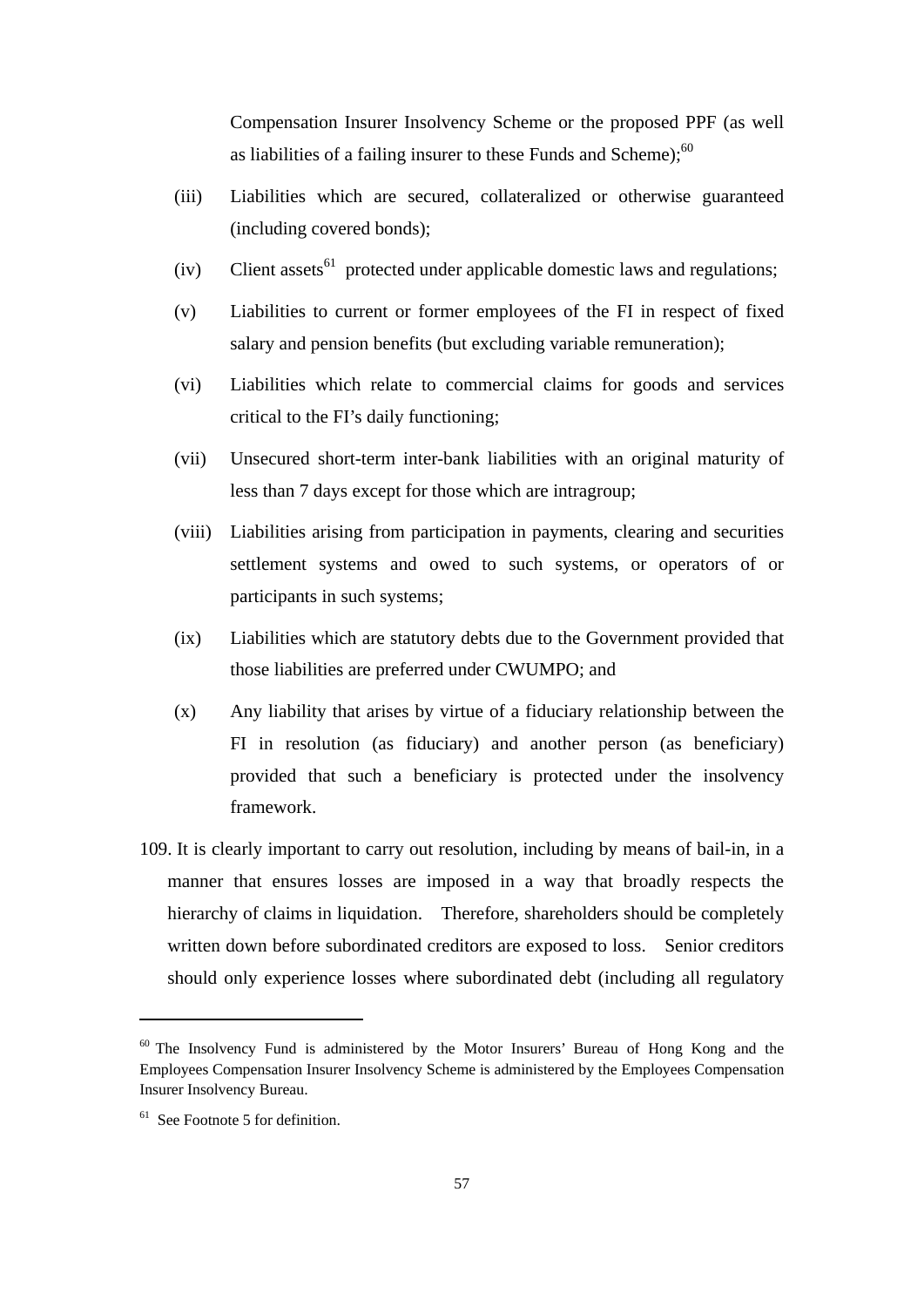Compensation Insurer Insolvency Scheme or the proposed PPF (as well as liabilities of a failing insurer to these Funds and Scheme);[60]

(iii) Liabilities which are secured, collateralized or otherwise guaranteed (including covered bonds);

(iv) Client assets[61] protected under applicable domestic laws and regulations;

(v) Liabilities to current or former employees of the FI in respect of fixed salary and pension benefits (but excluding variable remuneration);

(vi) Liabilities which relate to commercial claims for goods and services critical to the FI's daily functioning;

(vii) Unsecured short-term inter-bank liabilities with an original maturity of less than 7 days except for those which are intragroup;

(viii) Liabilities arising from participation in payments, clearing and securities settlement systems and owed to such systems, or operators of or participants in such systems;

(ix) Liabilities which are statutory debts due to the Government provided that those liabilities are preferred under CWUMPO; and

(x) Any liability that arises by virtue of a fiduciary relationship between the FI in resolution (as fiduciary) and another person (as beneficiary) provided that such a beneficiary is protected under the insolvency framework.

109. It is clearly important to carry out resolution, including by means of bail-in, in a manner that ensures losses are imposed in a way that broadly respects the hierarchy of claims in liquidation. Therefore, shareholders should be completely written down before subordinated creditors are exposed to loss. Senior creditors should only experience losses where subordinated debt (including all regulatory

---

[60] The Insolvency Fund is administered by the Motor Insurers' Bureau of Hong Kong and the Employees Compensation Insurer Insolvency Scheme is administered by the Employees Compensation Insurer Insolvency Bureau.

[61] See Footnote 5 for definition.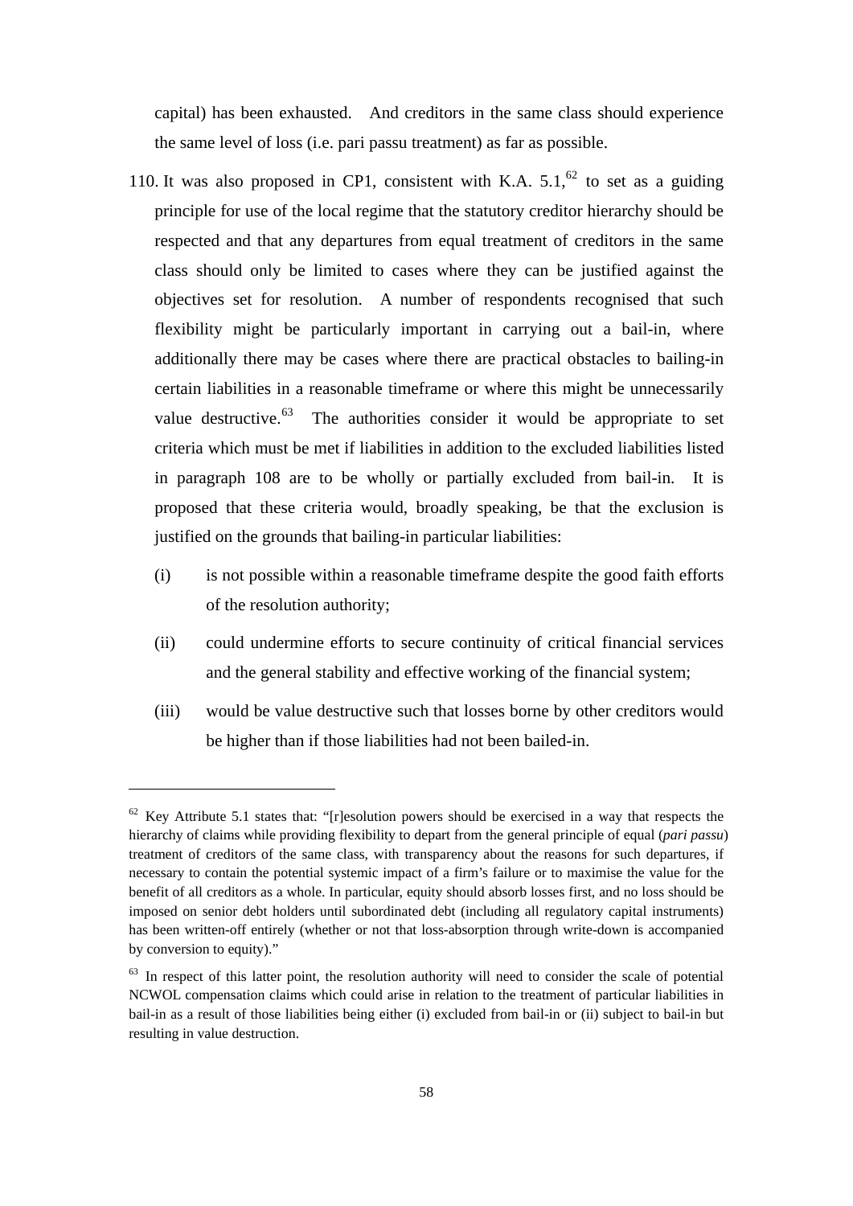capital) has been exhausted. And creditors in the same class should experience the same level of loss (i.e. pari passu treatment) as far as possible.

110. It was also proposed in CP1, consistent with K.A. 5.1,[62] to set as a guiding principle for use of the local regime that the statutory creditor hierarchy should be respected and that any departures from equal treatment of creditors in the same class should only be limited to cases where they can be justified against the objectives set for resolution. A number of respondents recognised that such flexibility might be particularly important in carrying out a bail-in, where additionally there may be cases where there are practical obstacles to bailing-in certain liabilities in a reasonable timeframe or where this might be unnecessarily value destructive.[63] The authorities consider it would be appropriate to set criteria which must be met if liabilities in addition to the excluded liabilities listed in paragraph 108 are to be wholly or partially excluded from bail-in. It is proposed that these criteria would, broadly speaking, be that the exclusion is justified on the grounds that bailing-in particular liabilities:

    (i) is not possible within a reasonable timeframe despite the good faith efforts of the resolution authority;

    (ii) could undermine efforts to secure continuity of critical financial services and the general stability and effective working of the financial system;

    (iii) would be value destructive such that losses borne by other creditors would be higher than if those liabilities had not been bailed-in.

---

[62] Key Attribute 5.1 states that: "[r]esolution powers should be exercised in a way that respects the hierarchy of claims while providing flexibility to depart from the general principle of equal (*pari passu*) treatment of creditors of the same class, with transparency about the reasons for such departures, if necessary to contain the potential systemic impact of a firm's failure or to maximise the value for the benefit of all creditors as a whole. In particular, equity should absorb losses first, and no loss should be imposed on senior debt holders until subordinated debt (including all regulatory capital instruments) has been written-off entirely (whether or not that loss-absorption through write-down is accompanied by conversion to equity)."

[63] In respect of this latter point, the resolution authority will need to consider the scale of potential NCWOL compensation claims which could arise in relation to the treatment of particular liabilities in bail-in as a result of those liabilities being either (i) excluded from bail-in or (ii) subject to bail-in but resulting in value destruction.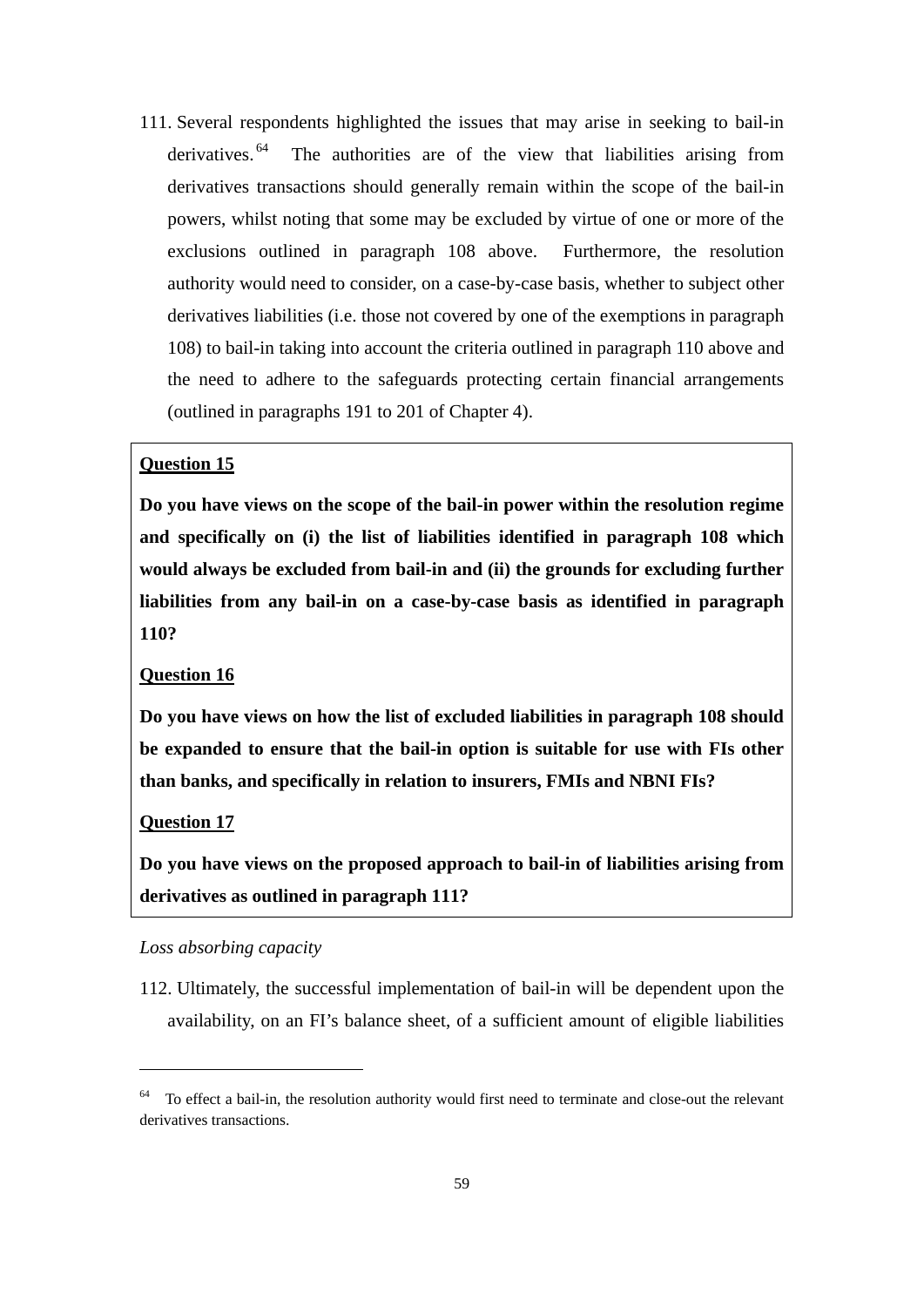111. Several respondents highlighted the issues that may arise in seeking to bail-in derivatives.[64] The authorities are of the view that liabilities arising from derivatives transactions should generally remain within the scope of the bail-in powers, whilst noting that some may be excluded by virtue of one or more of the exclusions outlined in paragraph 108 above. Furthermore, the resolution authority would need to consider, on a case-by-case basis, whether to subject other derivatives liabilities (i.e. those not covered by one of the exemptions in paragraph 108) to bail-in taking into account the criteria outlined in paragraph 110 above and the need to adhere to the safeguards protecting certain financial arrangements (outlined in paragraphs 191 to 201 of Chapter 4).

**Question 15**

**Do you have views on the scope of the bail-in power within the resolution regime and specifically on (i) the list of liabilities identified in paragraph 108 which would always be excluded from bail-in and (ii) the grounds for excluding further liabilities from any bail-in on a case-by-case basis as identified in paragraph 110?**

**Question 16**

**Do you have views on how the list of excluded liabilities in paragraph 108 should be expanded to ensure that the bail-in option is suitable for use with FIs other than banks, and specifically in relation to insurers, FMIs and NBNI FIs?**

**Question 17**

**Do you have views on the proposed approach to bail-in of liabilities arising from derivatives as outlined in paragraph 111?**

*Loss absorbing capacity*

112. Ultimately, the successful implementation of bail-in will be dependent upon the availability, on an FI's balance sheet, of a sufficient amount of eligible liabilities

---

[64] To effect a bail-in, the resolution authority would first need to terminate and close-out the relevant derivatives transactions.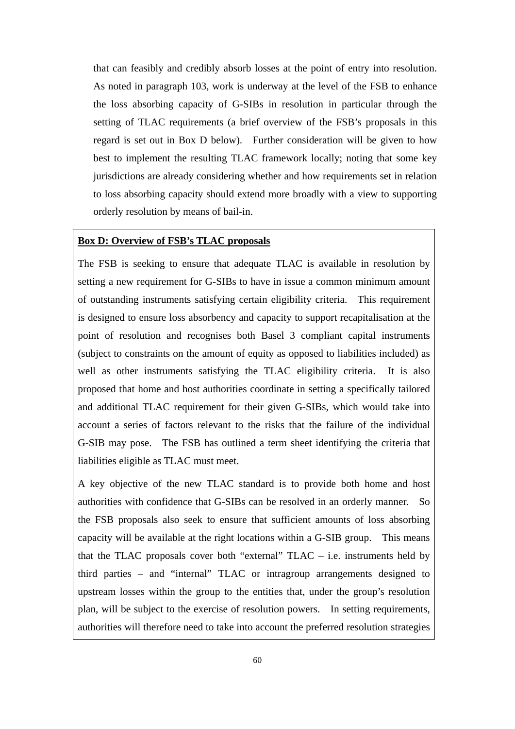that can feasibly and credibly absorb losses at the point of entry into resolution. As noted in paragraph 103, work is underway at the level of the FSB to enhance the loss absorbing capacity of G-SIBs in resolution in particular through the setting of TLAC requirements (a brief overview of the FSB's proposals in this regard is set out in Box D below). Further consideration will be given to how best to implement the resulting TLAC framework locally; noting that some key jurisdictions are already considering whether and how requirements set in relation to loss absorbing capacity should extend more broadly with a view to supporting orderly resolution by means of bail-in.

**Box D: Overview of FSB's TLAC proposals**

The FSB is seeking to ensure that adequate TLAC is available in resolution by setting a new requirement for G-SIBs to have in issue a common minimum amount of outstanding instruments satisfying certain eligibility criteria. This requirement is designed to ensure loss absorbency and capacity to support recapitalisation at the point of resolution and recognises both Basel 3 compliant capital instruments (subject to constraints on the amount of equity as opposed to liabilities included) as well as other instruments satisfying the TLAC eligibility criteria. It is also proposed that home and host authorities coordinate in setting a specifically tailored and additional TLAC requirement for their given G-SIBs, which would take into account a series of factors relevant to the risks that the failure of the individual G-SIB may pose. The FSB has outlined a term sheet identifying the criteria that liabilities eligible as TLAC must meet.

A key objective of the new TLAC standard is to provide both home and host authorities with confidence that G-SIBs can be resolved in an orderly manner. So the FSB proposals also seek to ensure that sufficient amounts of loss absorbing capacity will be available at the right locations within a G-SIB group. This means that the TLAC proposals cover both "external" TLAC – i.e. instruments held by third parties – and "internal" TLAC or intragroup arrangements designed to upstream losses within the group to the entities that, under the group's resolution plan, will be subject to the exercise of resolution powers. In setting requirements, authorities will therefore need to take into account the preferred resolution strategies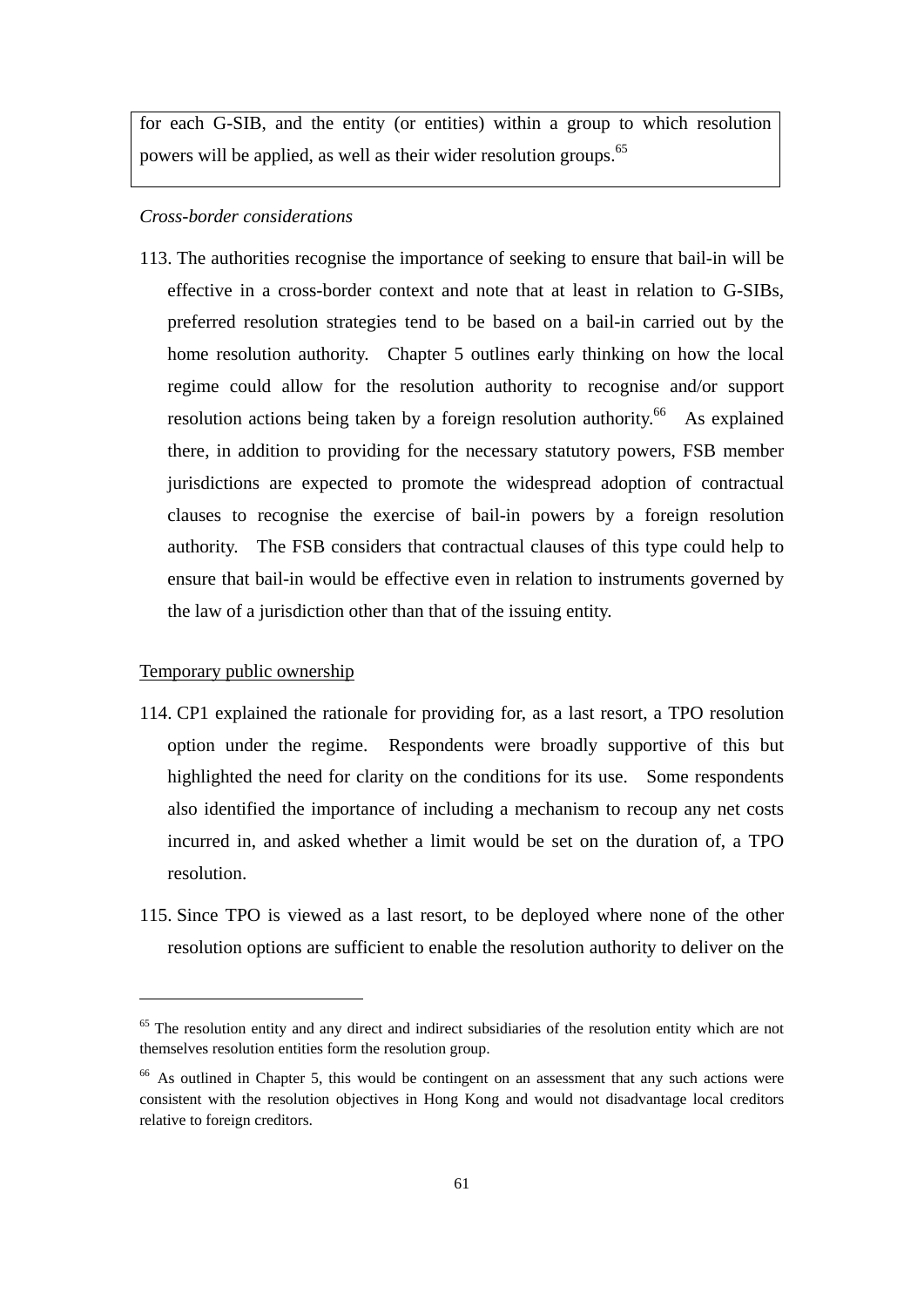for each G-SIB, and the entity (or entities) within a group to which resolution powers will be applied, as well as their wider resolution groups.[65]

*Cross-border considerations*

113. The authorities recognise the importance of seeking to ensure that bail-in will be effective in a cross-border context and note that at least in relation to G-SIBs, preferred resolution strategies tend to be based on a bail-in carried out by the home resolution authority. Chapter 5 outlines early thinking on how the local regime could allow for the resolution authority to recognise and/or support resolution actions being taken by a foreign resolution authority.[66] As explained there, in addition to providing for the necessary statutory powers, FSB member jurisdictions are expected to promote the widespread adoption of contractual clauses to recognise the exercise of bail-in powers by a foreign resolution authority. The FSB considers that contractual clauses of this type could help to ensure that bail-in would be effective even in relation to instruments governed by the law of a jurisdiction other than that of the issuing entity.

## Temporary public ownership

114. CP1 explained the rationale for providing for, as a last resort, a TPO resolution option under the regime. Respondents were broadly supportive of this but highlighted the need for clarity on the conditions for its use. Some respondents also identified the importance of including a mechanism to recoup any net costs incurred in, and asked whether a limit would be set on the duration of, a TPO resolution.

115. Since TPO is viewed as a last resort, to be deployed where none of the other resolution options are sufficient to enable the resolution authority to deliver on the

---

[65] The resolution entity and any direct and indirect subsidiaries of the resolution entity which are not themselves resolution entities form the resolution group.

[66] As outlined in Chapter 5, this would be contingent on an assessment that any such actions were consistent with the resolution objectives in Hong Kong and would not disadvantage local creditors relative to foreign creditors.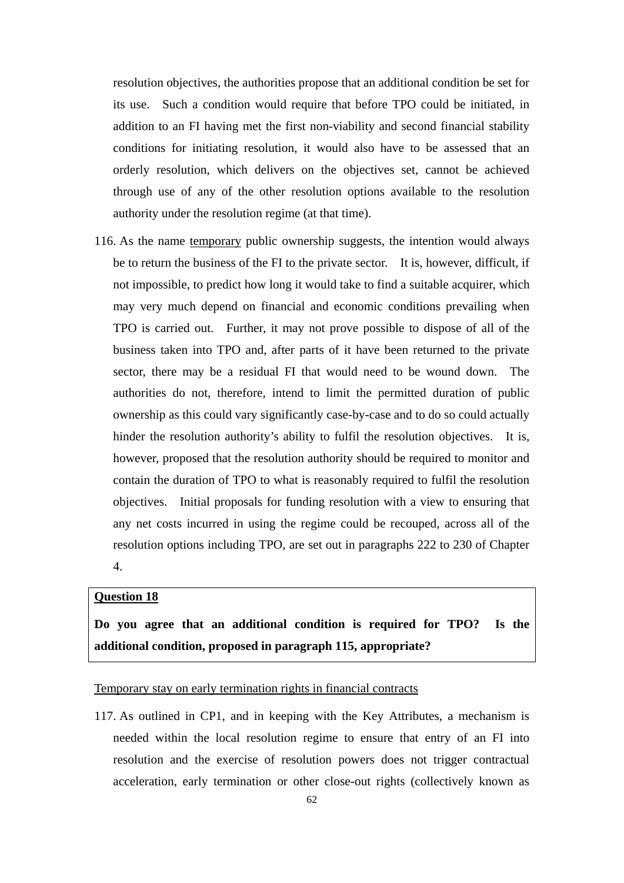resolution objectives, the authorities propose that an additional condition be set for its use. Such a condition would require that before TPO could be initiated, in addition to an FI having met the first non-viability and second financial stability conditions for initiating resolution, it would also have to be assessed that an orderly resolution, which delivers on the objectives set, cannot be achieved through use of any of the other resolution options available to the resolution authority under the resolution regime (at that time).

116. As the name <u>temporary</u> public ownership suggests, the intention would always be to return the business of the FI to the private sector. It is, however, difficult, if not impossible, to predict how long it would take to find a suitable acquirer, which may very much depend on financial and economic conditions prevailing when TPO is carried out. Further, it may not prove possible to dispose of all of the business taken into TPO and, after parts of it have been returned to the private sector, there may be a residual FI that would need to be wound down. The authorities do not, therefore, intend to limit the permitted duration of public ownership as this could vary significantly case-by-case and to do so could actually hinder the resolution authority's ability to fulfil the resolution objectives. It is, however, proposed that the resolution authority should be required to monitor and contain the duration of TPO to what is reasonably required to fulfil the resolution objectives. Initial proposals for funding resolution with a view to ensuring that any net costs incurred in using the regime could be recouped, across all of the resolution options including TPO, are set out in paragraphs 222 to 230 of Chapter 4.

> **<u>Question 18</u>**
>
> **Do you agree that an additional condition is required for TPO? Is the additional condition, proposed in paragraph 115, appropriate?**

<u>Temporary stay on early termination rights in financial contracts</u>

117. As outlined in CP1, and in keeping with the Key Attributes, a mechanism is needed within the local resolution regime to ensure that entry of an FI into resolution and the exercise of resolution powers does not trigger contractual acceleration, early termination or other close-out rights (collectively known as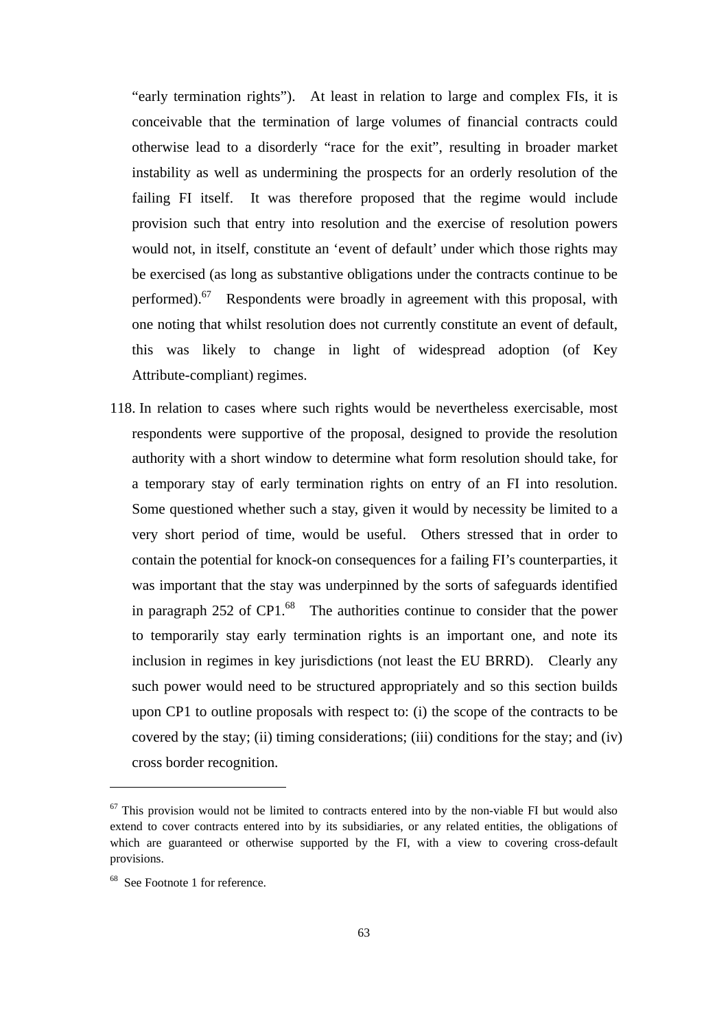"early termination rights"). At least in relation to large and complex FIs, it is conceivable that the termination of large volumes of financial contracts could otherwise lead to a disorderly "race for the exit", resulting in broader market instability as well as undermining the prospects for an orderly resolution of the failing FI itself. It was therefore proposed that the regime would include provision such that entry into resolution and the exercise of resolution powers would not, in itself, constitute an 'event of default' under which those rights may be exercised (as long as substantive obligations under the contracts continue to be performed).[67] Respondents were broadly in agreement with this proposal, with one noting that whilst resolution does not currently constitute an event of default, this was likely to change in light of widespread adoption (of Key Attribute-compliant) regimes.

118. In relation to cases where such rights would be nevertheless exercisable, most respondents were supportive of the proposal, designed to provide the resolution authority with a short window to determine what form resolution should take, for a temporary stay of early termination rights on entry of an FI into resolution. Some questioned whether such a stay, given it would by necessity be limited to a very short period of time, would be useful. Others stressed that in order to contain the potential for knock-on consequences for a failing FI's counterparties, it was important that the stay was underpinned by the sorts of safeguards identified in paragraph 252 of CP1.[68] The authorities continue to consider that the power to temporarily stay early termination rights is an important one, and note its inclusion in regimes in key jurisdictions (not least the EU BRRD). Clearly any such power would need to be structured appropriately and so this section builds upon CP1 to outline proposals with respect to: (i) the scope of the contracts to be covered by the stay; (ii) timing considerations; (iii) conditions for the stay; and (iv) cross border recognition.

---

[67] This provision would not be limited to contracts entered into by the non-viable FI but would also extend to cover contracts entered into by its subsidiaries, or any related entities, the obligations of which are guaranteed or otherwise supported by the FI, with a view to covering cross-default provisions.

[68] See Footnote 1 for reference.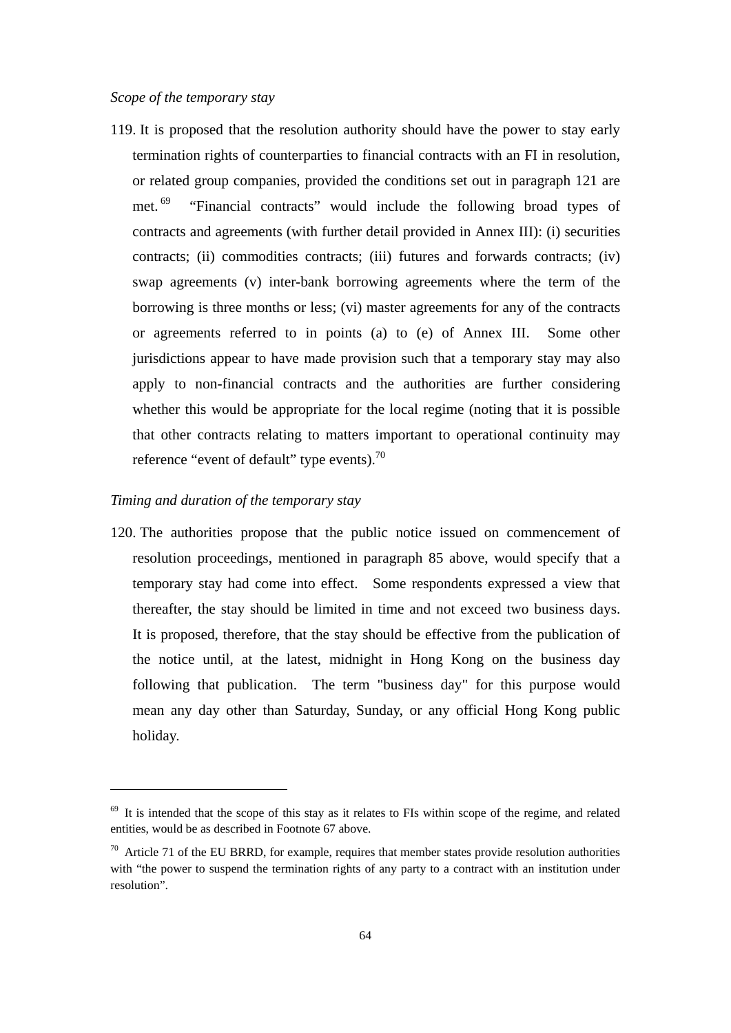*Scope of the temporary stay*

119. It is proposed that the resolution authority should have the power to stay early termination rights of counterparties to financial contracts with an FI in resolution, or related group companies, provided the conditions set out in paragraph 121 are met.[69] "Financial contracts" would include the following broad types of contracts and agreements (with further detail provided in Annex III): (i) securities contracts; (ii) commodities contracts; (iii) futures and forwards contracts; (iv) swap agreements (v) inter-bank borrowing agreements where the term of the borrowing is three months or less; (vi) master agreements for any of the contracts or agreements referred to in points (a) to (e) of Annex III. Some other jurisdictions appear to have made provision such that a temporary stay may also apply to non-financial contracts and the authorities are further considering whether this would be appropriate for the local regime (noting that it is possible that other contracts relating to matters important to operational continuity may reference "event of default" type events).[70]

*Timing and duration of the temporary stay*

120. The authorities propose that the public notice issued on commencement of resolution proceedings, mentioned in paragraph 85 above, would specify that a temporary stay had come into effect. Some respondents expressed a view that thereafter, the stay should be limited in time and not exceed two business days. It is proposed, therefore, that the stay should be effective from the publication of the notice until, at the latest, midnight in Hong Kong on the business day following that publication. The term "business day" for this purpose would mean any day other than Saturday, Sunday, or any official Hong Kong public holiday.

---

[69] It is intended that the scope of this stay as it relates to FIs within scope of the regime, and related entities, would be as described in Footnote 67 above.

[70] Article 71 of the EU BRRD, for example, requires that member states provide resolution authorities with "the power to suspend the termination rights of any party to a contract with an institution under resolution".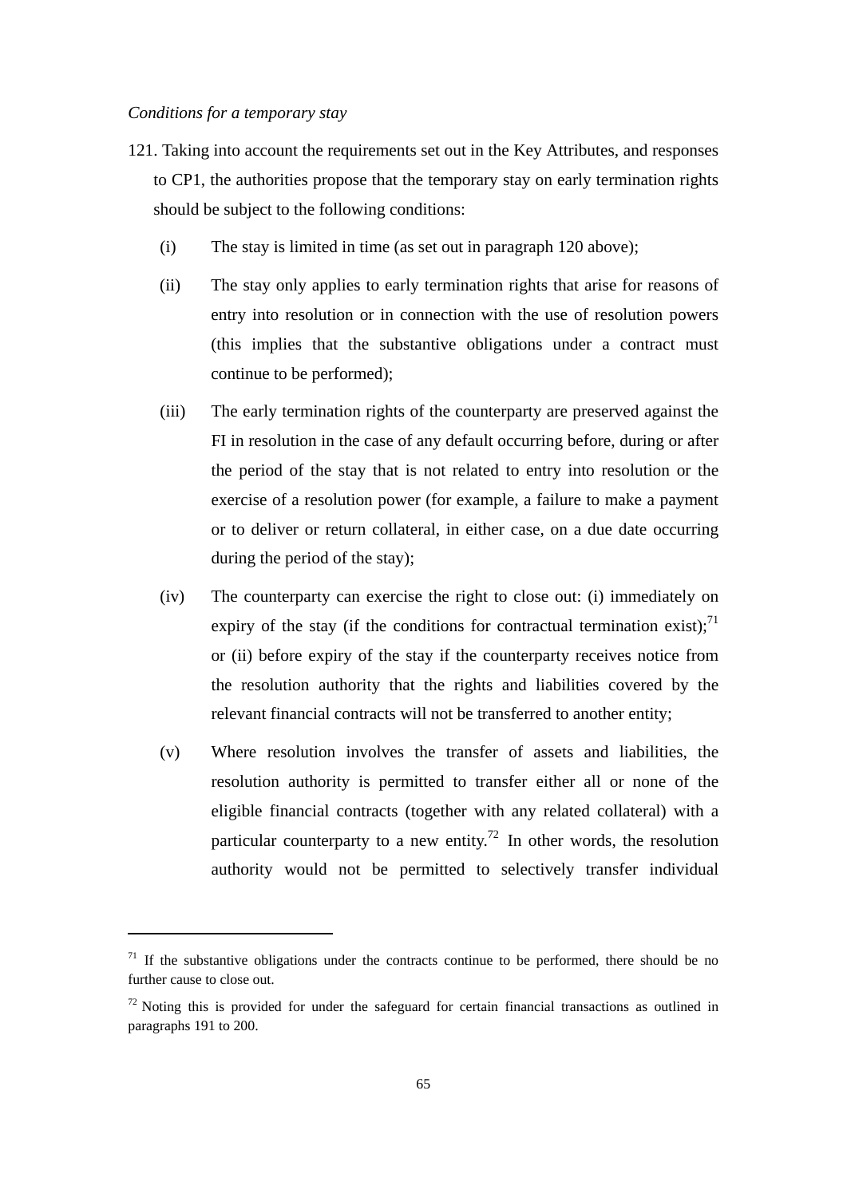*Conditions for a temporary stay*

121. Taking into account the requirements set out in the Key Attributes, and responses to CP1, the authorities propose that the temporary stay on early termination rights should be subject to the following conditions:

  (i) The stay is limited in time (as set out in paragraph 120 above);

  (ii) The stay only applies to early termination rights that arise for reasons of entry into resolution or in connection with the use of resolution powers (this implies that the substantive obligations under a contract must continue to be performed);

  (iii) The early termination rights of the counterparty are preserved against the FI in resolution in the case of any default occurring before, during or after the period of the stay that is not related to entry into resolution or the exercise of a resolution power (for example, a failure to make a payment or to deliver or return collateral, in either case, on a due date occurring during the period of the stay);

  (iv) The counterparty can exercise the right to close out: (i) immediately on expiry of the stay (if the conditions for contractual termination exist);[71] or (ii) before expiry of the stay if the counterparty receives notice from the resolution authority that the rights and liabilities covered by the relevant financial contracts will not be transferred to another entity;

  (v) Where resolution involves the transfer of assets and liabilities, the resolution authority is permitted to transfer either all or none of the eligible financial contracts (together with any related collateral) with a particular counterparty to a new entity.[72] In other words, the resolution authority would not be permitted to selectively transfer individual

---

[71] If the substantive obligations under the contracts continue to be performed, there should be no further cause to close out.

[72] Noting this is provided for under the safeguard for certain financial transactions as outlined in paragraphs 191 to 200.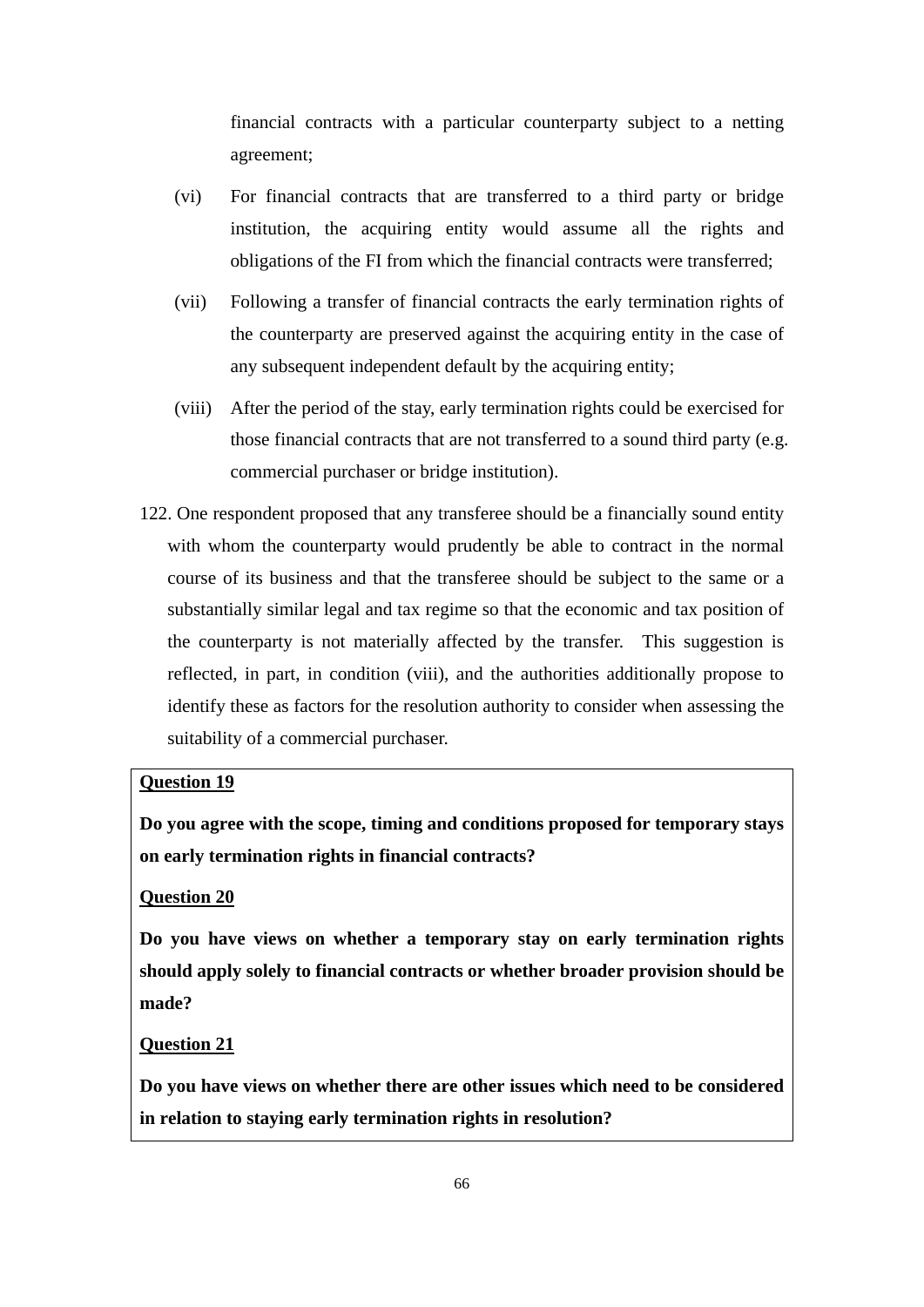financial contracts with a particular counterparty subject to a netting agreement;

(vi) For financial contracts that are transferred to a third party or bridge institution, the acquiring entity would assume all the rights and obligations of the FI from which the financial contracts were transferred;

(vii) Following a transfer of financial contracts the early termination rights of the counterparty are preserved against the acquiring entity in the case of any subsequent independent default by the acquiring entity;

(viii) After the period of the stay, early termination rights could be exercised for those financial contracts that are not transferred to a sound third party (e.g. commercial purchaser or bridge institution).

122. One respondent proposed that any transferee should be a financially sound entity with whom the counterparty would prudently be able to contract in the normal course of its business and that the transferee should be subject to the same or a substantially similar legal and tax regime so that the economic and tax position of the counterparty is not materially affected by the transfer. This suggestion is reflected, in part, in condition (viii), and the authorities additionally propose to identify these as factors for the resolution authority to consider when assessing the suitability of a commercial purchaser.

> **<u>Question 19</u>**
>
> **Do you agree with the scope, timing and conditions proposed for temporary stays on early termination rights in financial contracts?**
>
> **<u>Question 20</u>**
>
> **Do you have views on whether a temporary stay on early termination rights should apply solely to financial contracts or whether broader provision should be made?**
>
> **<u>Question 21</u>**
>
> **Do you have views on whether there are other issues which need to be considered in relation to staying early termination rights in resolution?**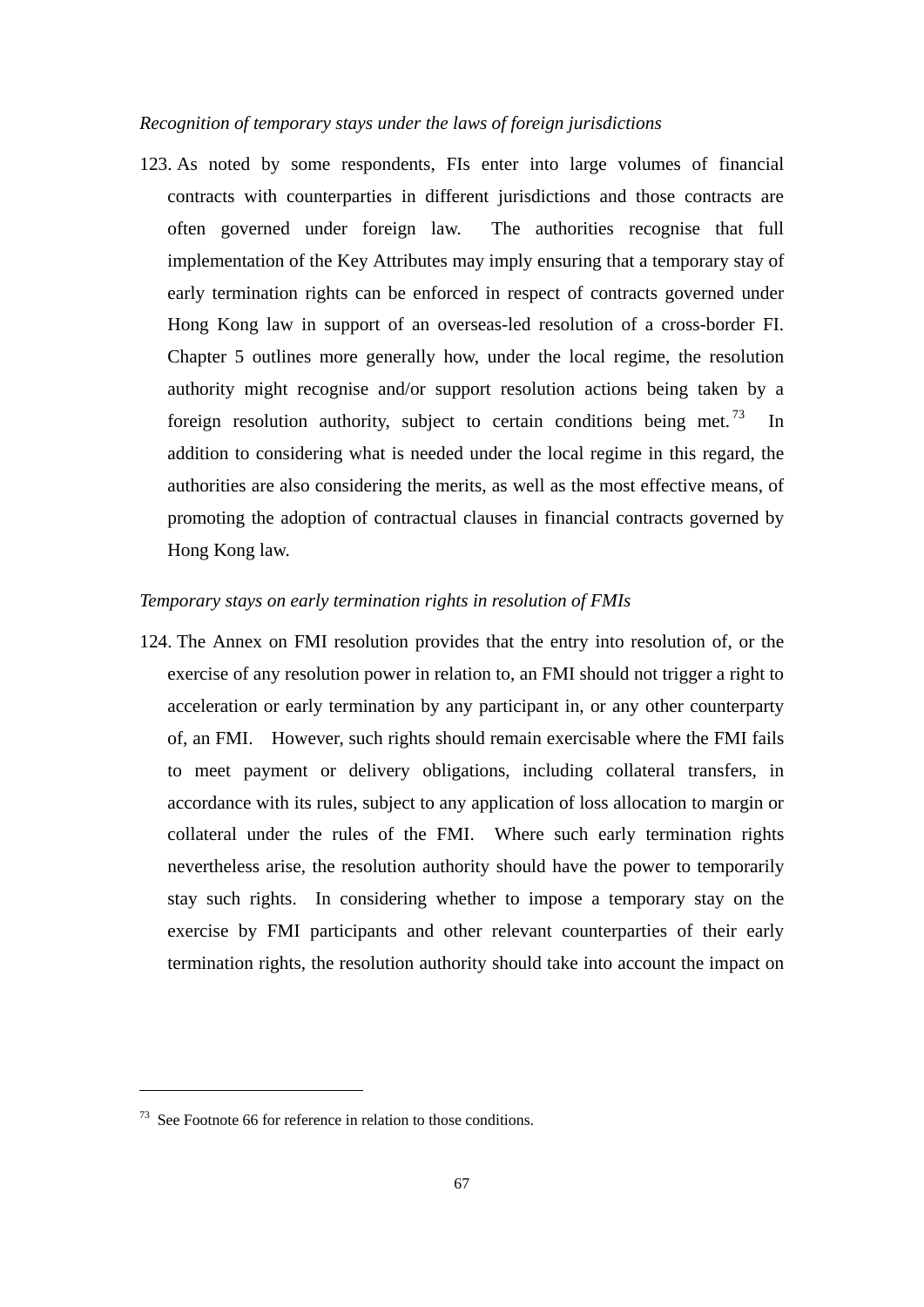*Recognition of temporary stays under the laws of foreign jurisdictions*

123. As noted by some respondents, FIs enter into large volumes of financial contracts with counterparties in different jurisdictions and those contracts are often governed under foreign law. The authorities recognise that full implementation of the Key Attributes may imply ensuring that a temporary stay of early termination rights can be enforced in respect of contracts governed under Hong Kong law in support of an overseas-led resolution of a cross-border FI. Chapter 5 outlines more generally how, under the local regime, the resolution authority might recognise and/or support resolution actions being taken by a foreign resolution authority, subject to certain conditions being met.[73] In addition to considering what is needed under the local regime in this regard, the authorities are also considering the merits, as well as the most effective means, of promoting the adoption of contractual clauses in financial contracts governed by Hong Kong law.

*Temporary stays on early termination rights in resolution of FMIs*

124. The Annex on FMI resolution provides that the entry into resolution of, or the exercise of any resolution power in relation to, an FMI should not trigger a right to acceleration or early termination by any participant in, or any other counterparty of, an FMI. However, such rights should remain exercisable where the FMI fails to meet payment or delivery obligations, including collateral transfers, in accordance with its rules, subject to any application of loss allocation to margin or collateral under the rules of the FMI. Where such early termination rights nevertheless arise, the resolution authority should have the power to temporarily stay such rights. In considering whether to impose a temporary stay on the exercise by FMI participants and other relevant counterparties of their early termination rights, the resolution authority should take into account the impact on

---

[73] See Footnote 66 for reference in relation to those conditions.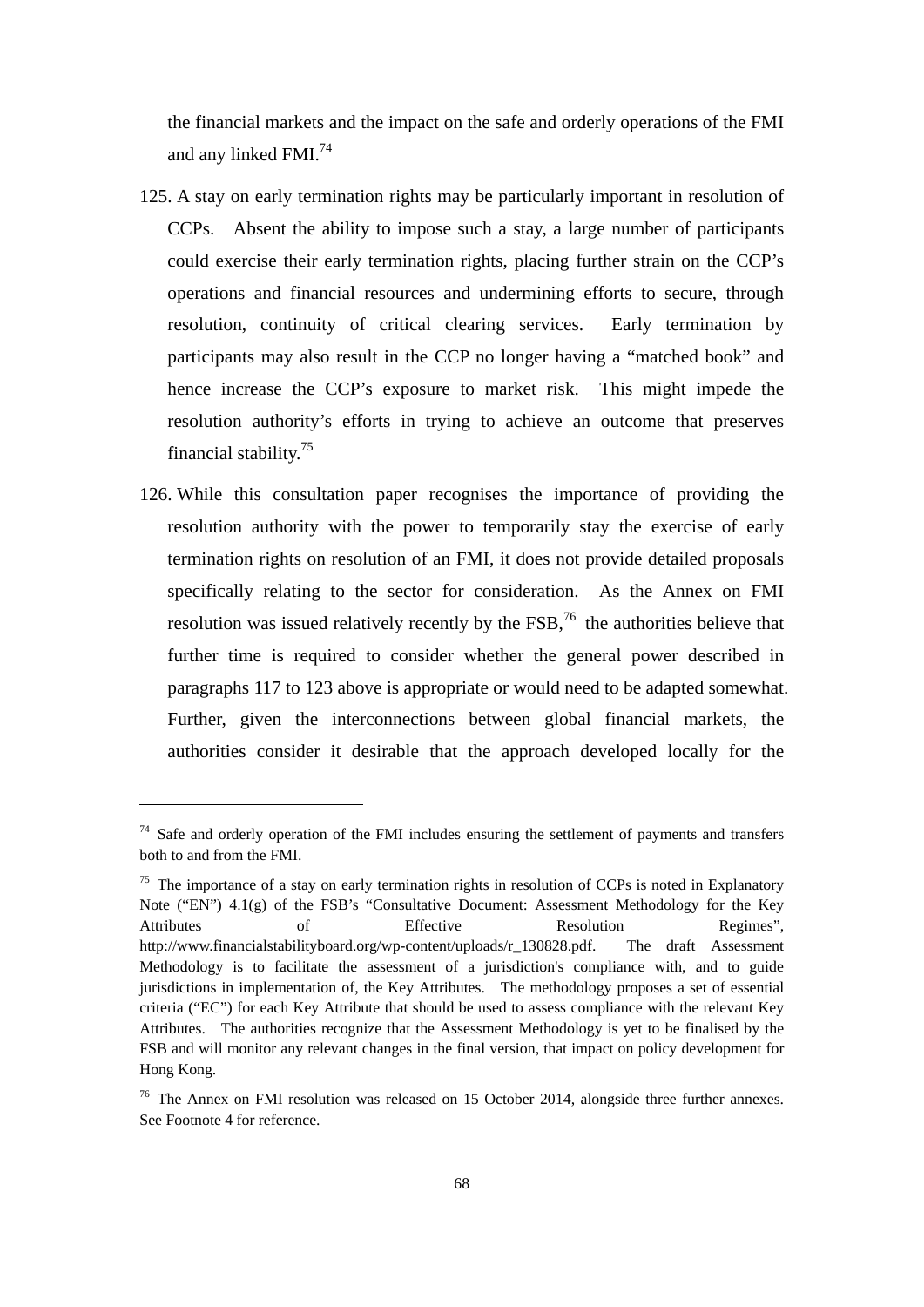the financial markets and the impact on the safe and orderly operations of the FMI and any linked FMI.[74]

125. A stay on early termination rights may be particularly important in resolution of CCPs. Absent the ability to impose such a stay, a large number of participants could exercise their early termination rights, placing further strain on the CCP's operations and financial resources and undermining efforts to secure, through resolution, continuity of critical clearing services. Early termination by participants may also result in the CCP no longer having a "matched book" and hence increase the CCP's exposure to market risk. This might impede the resolution authority's efforts in trying to achieve an outcome that preserves financial stability.[75]

126. While this consultation paper recognises the importance of providing the resolution authority with the power to temporarily stay the exercise of early termination rights on resolution of an FMI, it does not provide detailed proposals specifically relating to the sector for consideration. As the Annex on FMI resolution was issued relatively recently by the FSB,[76] the authorities believe that further time is required to consider whether the general power described in paragraphs 117 to 123 above is appropriate or would need to be adapted somewhat. Further, given the interconnections between global financial markets, the authorities consider it desirable that the approach developed locally for the

---

[74] Safe and orderly operation of the FMI includes ensuring the settlement of payments and transfers both to and from the FMI.

[75] The importance of a stay on early termination rights in resolution of CCPs is noted in Explanatory Note ("EN") 4.1(g) of the FSB's "Consultative Document: Assessment Methodology for the Key Attributes of Effective Resolution Regimes", http://www.financialstabilityboard.org/wp-content/uploads/r_130828.pdf. The draft Assessment Methodology is to facilitate the assessment of a jurisdiction's compliance with, and to guide jurisdictions in implementation of, the Key Attributes. The methodology proposes a set of essential criteria ("EC") for each Key Attribute that should be used to assess compliance with the relevant Key Attributes. The authorities recognize that the Assessment Methodology is yet to be finalised by the FSB and will monitor any relevant changes in the final version, that impact on policy development for Hong Kong.

[76] The Annex on FMI resolution was released on 15 October 2014, alongside three further annexes. See Footnote 4 for reference.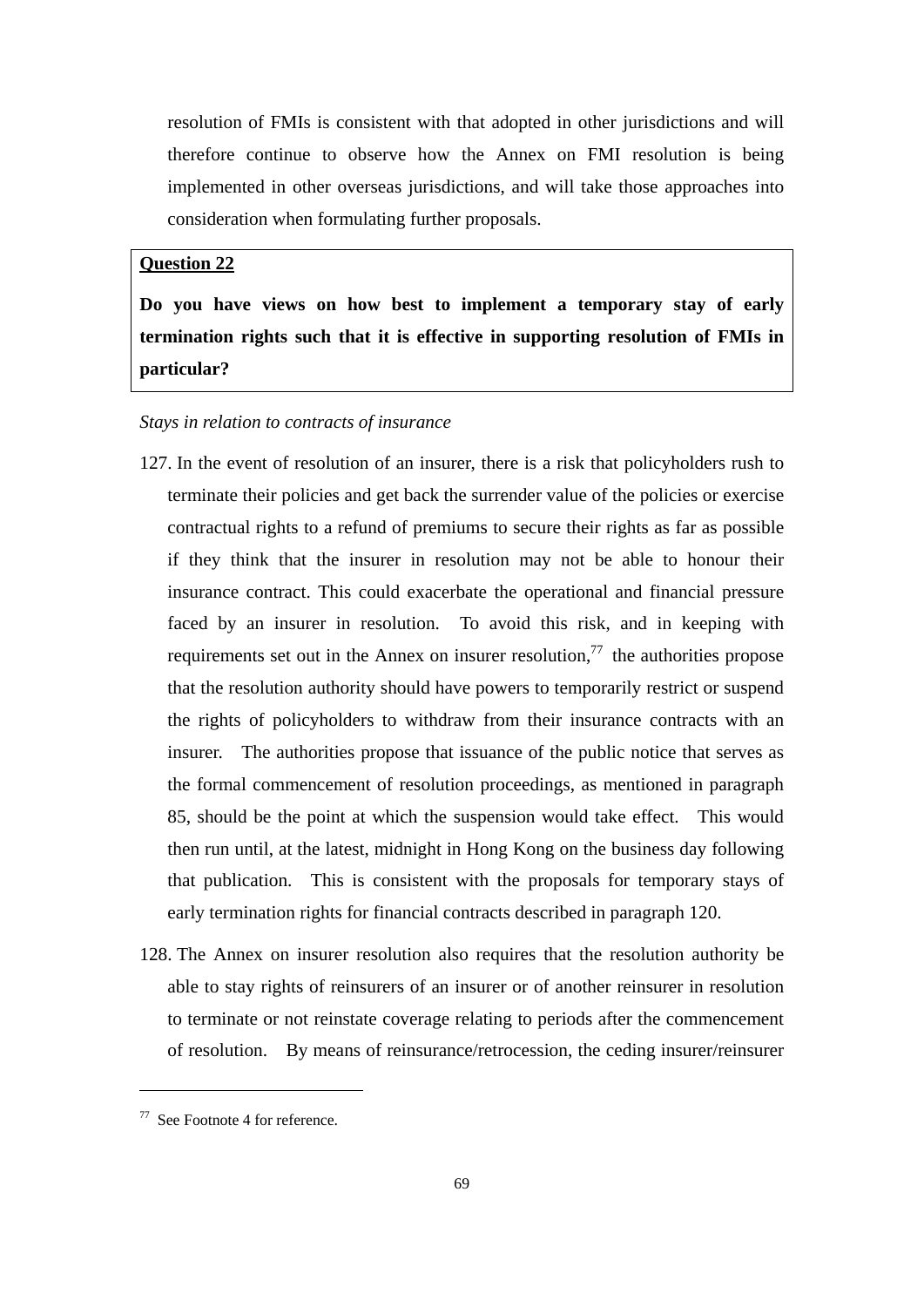resolution of FMIs is consistent with that adopted in other jurisdictions and will therefore continue to observe how the Annex on FMI resolution is being implemented in other overseas jurisdictions, and will take those approaches into consideration when formulating further proposals.

> **Question 22**
>
> **Do you have views on how best to implement a temporary stay of early termination rights such that it is effective in supporting resolution of FMIs in particular?**

*Stays in relation to contracts of insurance*

127. In the event of resolution of an insurer, there is a risk that policyholders rush to terminate their policies and get back the surrender value of the policies or exercise contractual rights to a refund of premiums to secure their rights as far as possible if they think that the insurer in resolution may not be able to honour their insurance contract. This could exacerbate the operational and financial pressure faced by an insurer in resolution. To avoid this risk, and in keeping with requirements set out in the Annex on insurer resolution,[77] the authorities propose that the resolution authority should have powers to temporarily restrict or suspend the rights of policyholders to withdraw from their insurance contracts with an insurer. The authorities propose that issuance of the public notice that serves as the formal commencement of resolution proceedings, as mentioned in paragraph 85, should be the point at which the suspension would take effect. This would then run until, at the latest, midnight in Hong Kong on the business day following that publication. This is consistent with the proposals for temporary stays of early termination rights for financial contracts described in paragraph 120.

128. The Annex on insurer resolution also requires that the resolution authority be able to stay rights of reinsurers of an insurer or of another reinsurer in resolution to terminate or not reinstate coverage relating to periods after the commencement of resolution. By means of reinsurance/retrocession, the ceding insurer/reinsurer

---

[77] See Footnote 4 for reference.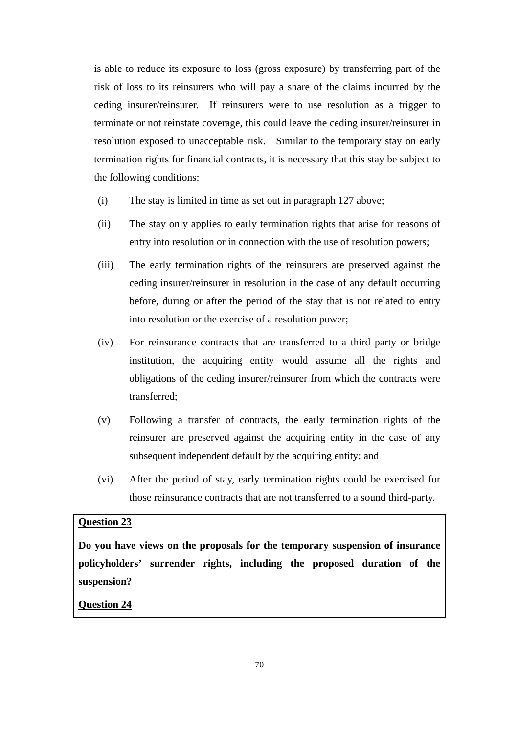is able to reduce its exposure to loss (gross exposure) by transferring part of the risk of loss to its reinsurers who will pay a share of the claims incurred by the ceding insurer/reinsurer. If reinsurers were to use resolution as a trigger to terminate or not reinstate coverage, this could leave the ceding insurer/reinsurer in resolution exposed to unacceptable risk. Similar to the temporary stay on early termination rights for financial contracts, it is necessary that this stay be subject to the following conditions:

(i) The stay is limited in time as set out in paragraph 127 above;

(ii) The stay only applies to early termination rights that arise for reasons of entry into resolution or in connection with the use of resolution powers;

(iii) The early termination rights of the reinsurers are preserved against the ceding insurer/reinsurer in resolution in the case of any default occurring before, during or after the period of the stay that is not related to entry into resolution or the exercise of a resolution power;

(iv) For reinsurance contracts that are transferred to a third party or bridge institution, the acquiring entity would assume all the rights and obligations of the ceding insurer/reinsurer from which the contracts were transferred;

(v) Following a transfer of contracts, the early termination rights of the reinsurer are preserved against the acquiring entity in the case of any subsequent independent default by the acquiring entity; and

(vi) After the period of stay, early termination rights could be exercised for those reinsurance contracts that are not transferred to a sound third-party.

**<u>Question 23</u>**

**Do you have views on the proposals for the temporary suspension of insurance policyholders' surrender rights, including the proposed duration of the suspension?**

**<u>Question 24</u>**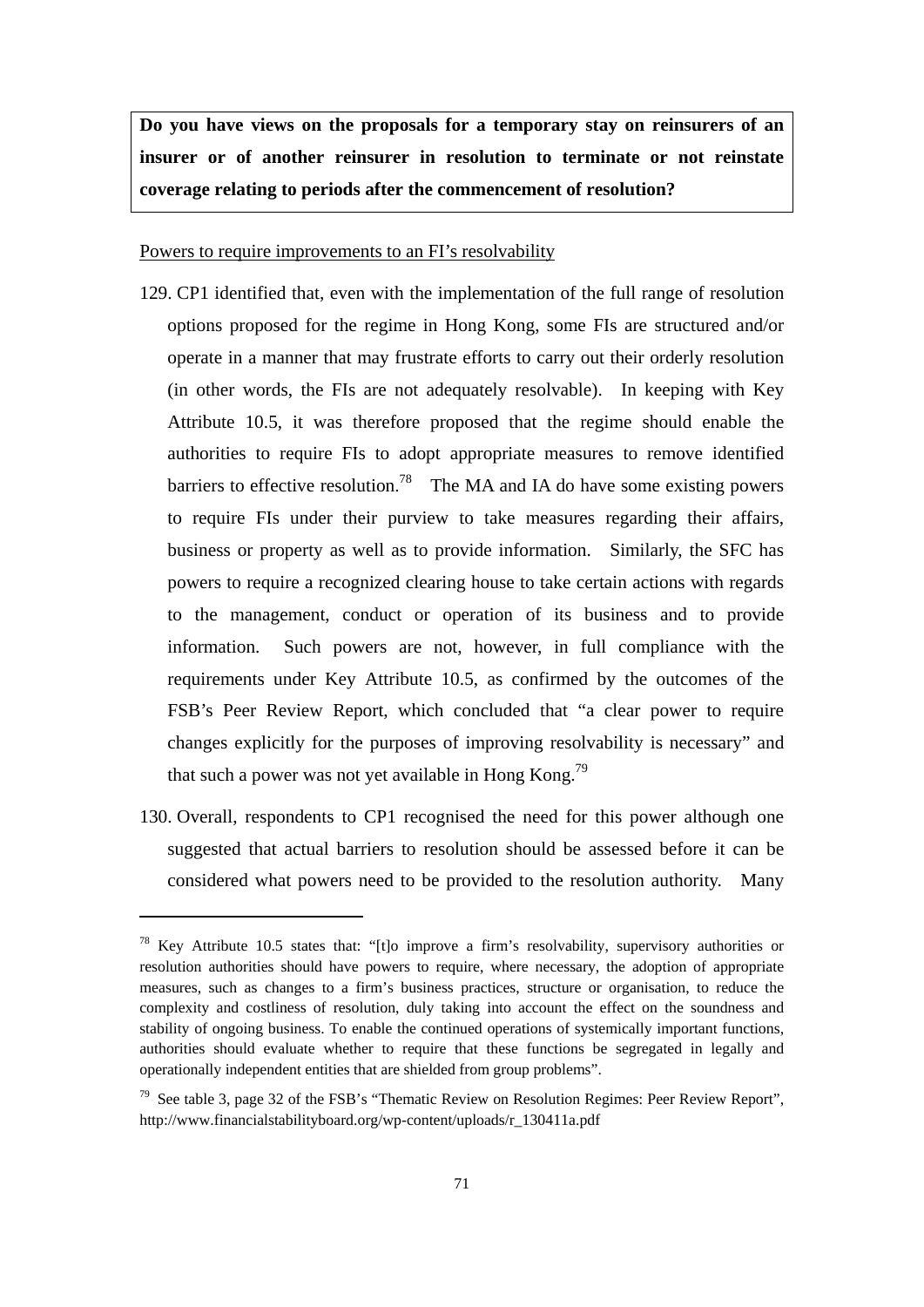**Do you have views on the proposals for a temporary stay on reinsurers of an insurer or of another reinsurer in resolution to terminate or not reinstate coverage relating to periods after the commencement of resolution?**

Powers to require improvements to an FI's resolvability

129. CP1 identified that, even with the implementation of the full range of resolution options proposed for the regime in Hong Kong, some FIs are structured and/or operate in a manner that may frustrate efforts to carry out their orderly resolution (in other words, the FIs are not adequately resolvable). In keeping with Key Attribute 10.5, it was therefore proposed that the regime should enable the authorities to require FIs to adopt appropriate measures to remove identified barriers to effective resolution.[78] The MA and IA do have some existing powers to require FIs under their purview to take measures regarding their affairs, business or property as well as to provide information. Similarly, the SFC has powers to require a recognized clearing house to take certain actions with regards to the management, conduct or operation of its business and to provide information. Such powers are not, however, in full compliance with the requirements under Key Attribute 10.5, as confirmed by the outcomes of the FSB's Peer Review Report, which concluded that "a clear power to require changes explicitly for the purposes of improving resolvability is necessary" and that such a power was not yet available in Hong Kong.[79]

130. Overall, respondents to CP1 recognised the need for this power although one suggested that actual barriers to resolution should be assessed before it can be considered what powers need to be provided to the resolution authority. Many

---

[78] Key Attribute 10.5 states that: "[t]o improve a firm's resolvability, supervisory authorities or resolution authorities should have powers to require, where necessary, the adoption of appropriate measures, such as changes to a firm's business practices, structure or organisation, to reduce the complexity and costliness of resolution, duly taking into account the effect on the soundness and stability of ongoing business. To enable the continued operations of systemically important functions, authorities should evaluate whether to require that these functions be segregated in legally and operationally independent entities that are shielded from group problems".

[79] See table 3, page 32 of the FSB's "Thematic Review on Resolution Regimes: Peer Review Report", http://www.financialstabilityboard.org/wp-content/uploads/r_130411a.pdf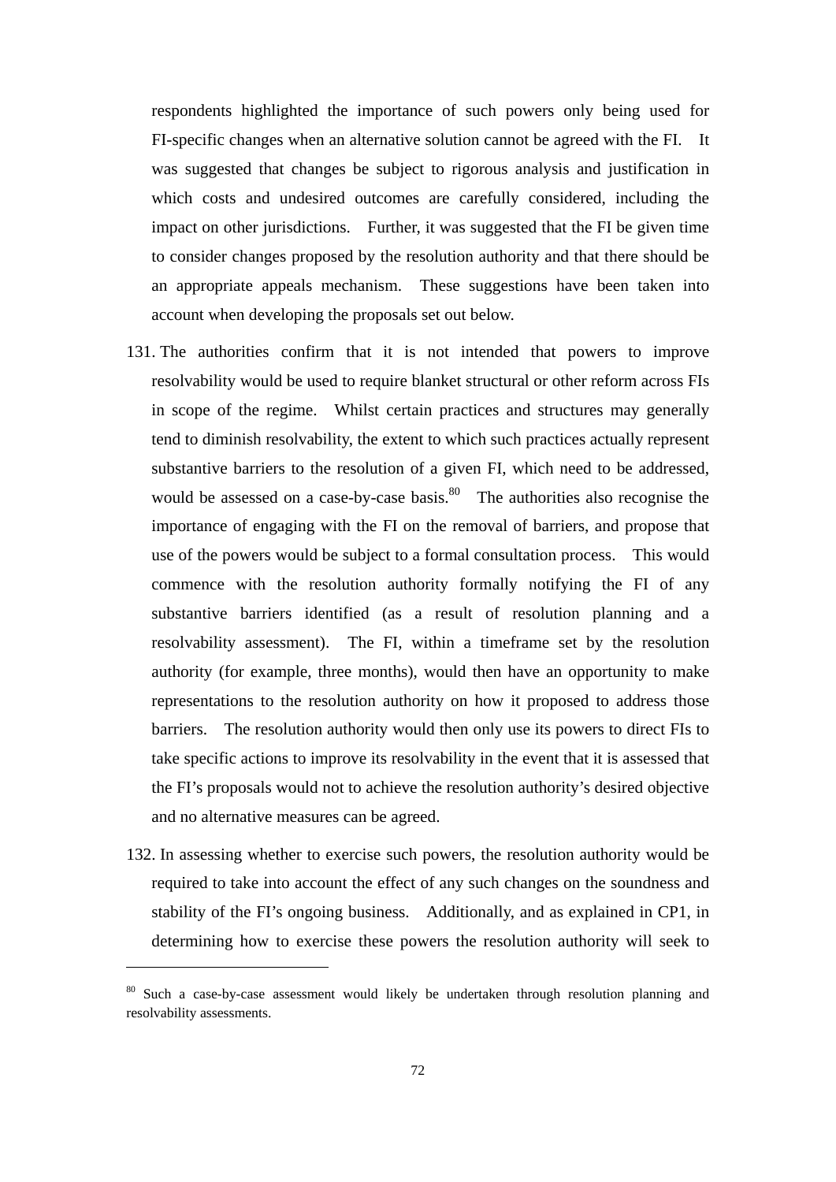respondents highlighted the importance of such powers only being used for FI-specific changes when an alternative solution cannot be agreed with the FI. It was suggested that changes be subject to rigorous analysis and justification in which costs and undesired outcomes are carefully considered, including the impact on other jurisdictions. Further, it was suggested that the FI be given time to consider changes proposed by the resolution authority and that there should be an appropriate appeals mechanism. These suggestions have been taken into account when developing the proposals set out below.

131. The authorities confirm that it is not intended that powers to improve resolvability would be used to require blanket structural or other reform across FIs in scope of the regime. Whilst certain practices and structures may generally tend to diminish resolvability, the extent to which such practices actually represent substantive barriers to the resolution of a given FI, which need to be addressed, would be assessed on a case-by-case basis.[80] The authorities also recognise the importance of engaging with the FI on the removal of barriers, and propose that use of the powers would be subject to a formal consultation process. This would commence with the resolution authority formally notifying the FI of any substantive barriers identified (as a result of resolution planning and a resolvability assessment). The FI, within a timeframe set by the resolution authority (for example, three months), would then have an opportunity to make representations to the resolution authority on how it proposed to address those barriers. The resolution authority would then only use its powers to direct FIs to take specific actions to improve its resolvability in the event that it is assessed that the FI's proposals would not to achieve the resolution authority's desired objective and no alternative measures can be agreed.

132. In assessing whether to exercise such powers, the resolution authority would be required to take into account the effect of any such changes on the soundness and stability of the FI's ongoing business. Additionally, and as explained in CP1, in determining how to exercise these powers the resolution authority will seek to

[80] Such a case-by-case assessment would likely be undertaken through resolution planning and resolvability assessments.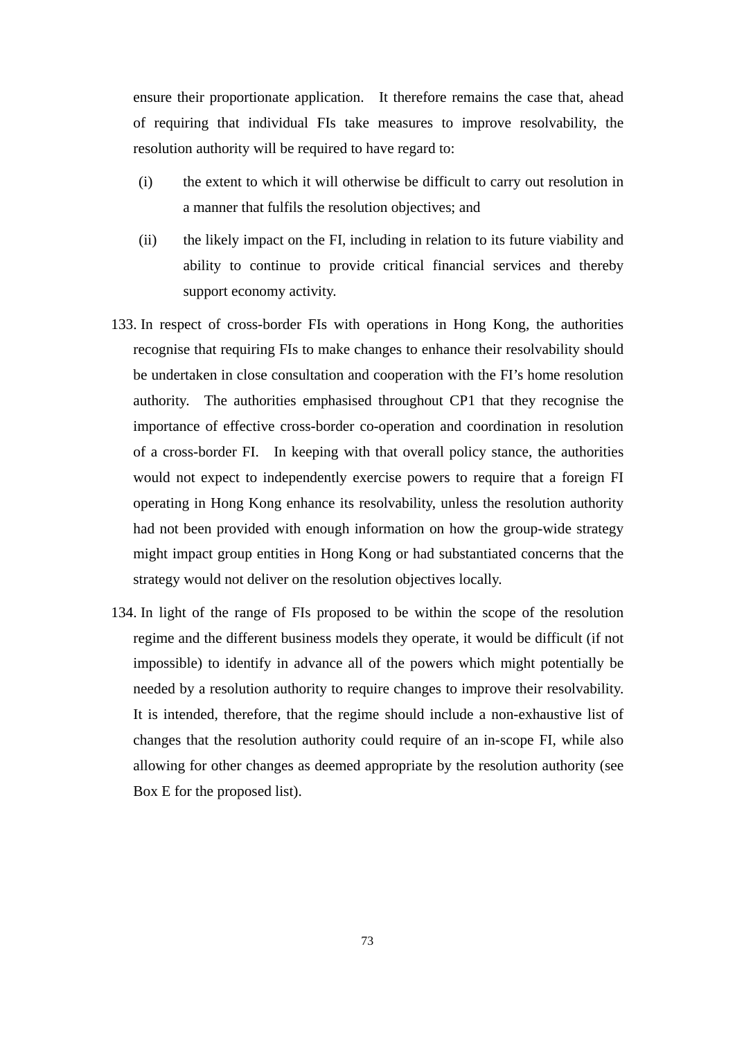ensure their proportionate application. It therefore remains the case that, ahead of requiring that individual FIs take measures to improve resolvability, the resolution authority will be required to have regard to:

(i) the extent to which it will otherwise be difficult to carry out resolution in a manner that fulfils the resolution objectives; and

(ii) the likely impact on the FI, including in relation to its future viability and ability to continue to provide critical financial services and thereby support economy activity.

133. In respect of cross-border FIs with operations in Hong Kong, the authorities recognise that requiring FIs to make changes to enhance their resolvability should be undertaken in close consultation and cooperation with the FI's home resolution authority. The authorities emphasised throughout CP1 that they recognise the importance of effective cross-border co-operation and coordination in resolution of a cross-border FI. In keeping with that overall policy stance, the authorities would not expect to independently exercise powers to require that a foreign FI operating in Hong Kong enhance its resolvability, unless the resolution authority had not been provided with enough information on how the group-wide strategy might impact group entities in Hong Kong or had substantiated concerns that the strategy would not deliver on the resolution objectives locally.

134. In light of the range of FIs proposed to be within the scope of the resolution regime and the different business models they operate, it would be difficult (if not impossible) to identify in advance all of the powers which might potentially be needed by a resolution authority to require changes to improve their resolvability. It is intended, therefore, that the regime should include a non-exhaustive list of changes that the resolution authority could require of an in-scope FI, while also allowing for other changes as deemed appropriate by the resolution authority (see Box E for the proposed list).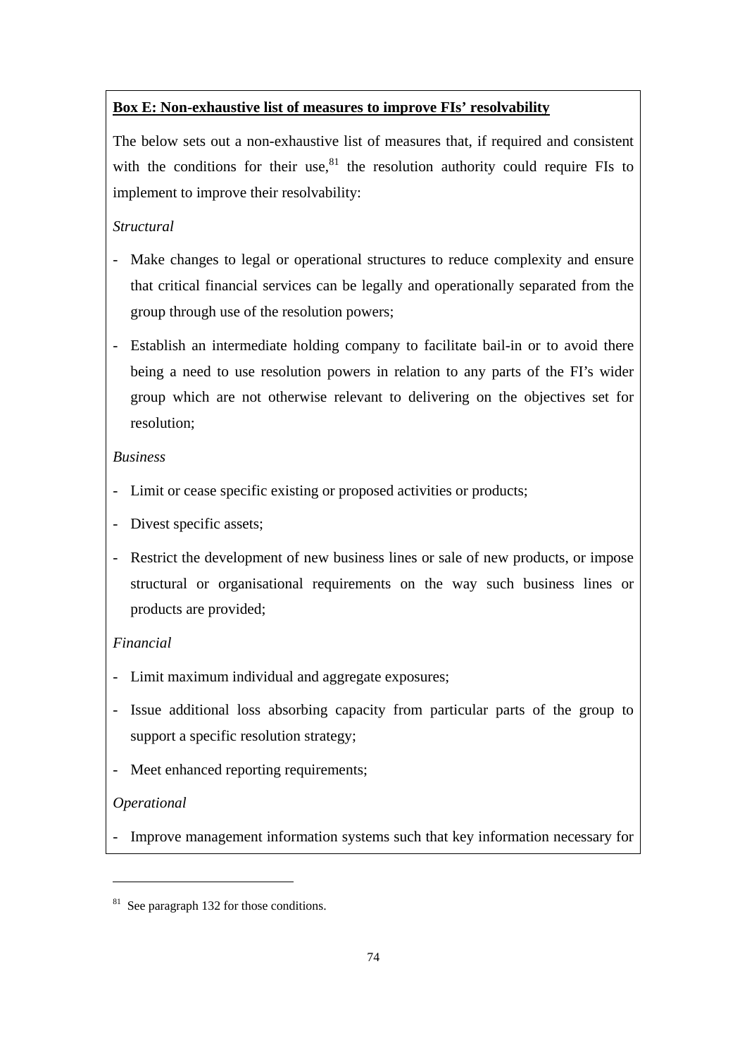**Box E: Non-exhaustive list of measures to improve FIs' resolvability**

The below sets out a non-exhaustive list of measures that, if required and consistent with the conditions for their use,[81] the resolution authority could require FIs to implement to improve their resolvability:

*Structural*

- Make changes to legal or operational structures to reduce complexity and ensure that critical financial services can be legally and operationally separated from the group through use of the resolution powers;
- Establish an intermediate holding company to facilitate bail-in or to avoid there being a need to use resolution powers in relation to any parts of the FI's wider group which are not otherwise relevant to delivering on the objectives set for resolution;

*Business*

- Limit or cease specific existing or proposed activities or products;
- Divest specific assets;
- Restrict the development of new business lines or sale of new products, or impose structural or organisational requirements on the way such business lines or products are provided;

*Financial*

- Limit maximum individual and aggregate exposures;
- Issue additional loss absorbing capacity from particular parts of the group to support a specific resolution strategy;
- Meet enhanced reporting requirements;

*Operational*

- Improve management information systems such that key information necessary for

[81] See paragraph 132 for those conditions.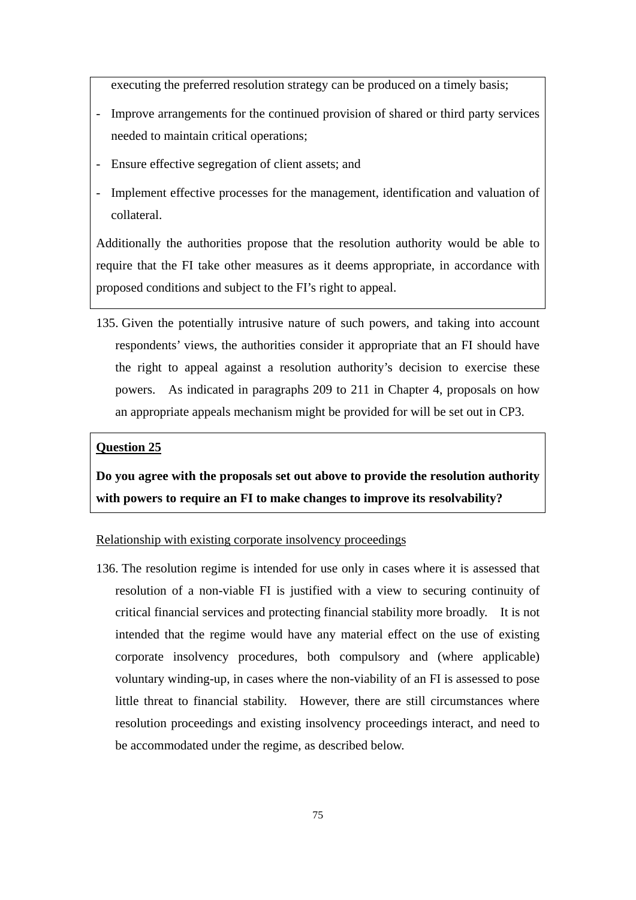executing the preferred resolution strategy can be produced on a timely basis;

- Improve arrangements for the continued provision of shared or third party services needed to maintain critical operations;
- Ensure effective segregation of client assets; and
- Implement effective processes for the management, identification and valuation of collateral.

Additionally the authorities propose that the resolution authority would be able to require that the FI take other measures as it deems appropriate, in accordance with proposed conditions and subject to the FI's right to appeal.

135. Given the potentially intrusive nature of such powers, and taking into account respondents' views, the authorities consider it appropriate that an FI should have the right to appeal against a resolution authority's decision to exercise these powers. As indicated in paragraphs 209 to 211 in Chapter 4, proposals on how an appropriate appeals mechanism might be provided for will be set out in CP3.

**Question 25**

**Do you agree with the proposals set out above to provide the resolution authority with powers to require an FI to make changes to improve its resolvability?**

Relationship with existing corporate insolvency proceedings

136. The resolution regime is intended for use only in cases where it is assessed that resolution of a non-viable FI is justified with a view to securing continuity of critical financial services and protecting financial stability more broadly. It is not intended that the regime would have any material effect on the use of existing corporate insolvency procedures, both compulsory and (where applicable) voluntary winding-up, in cases where the non-viability of an FI is assessed to pose little threat to financial stability. However, there are still circumstances where resolution proceedings and existing insolvency proceedings interact, and need to be accommodated under the regime, as described below.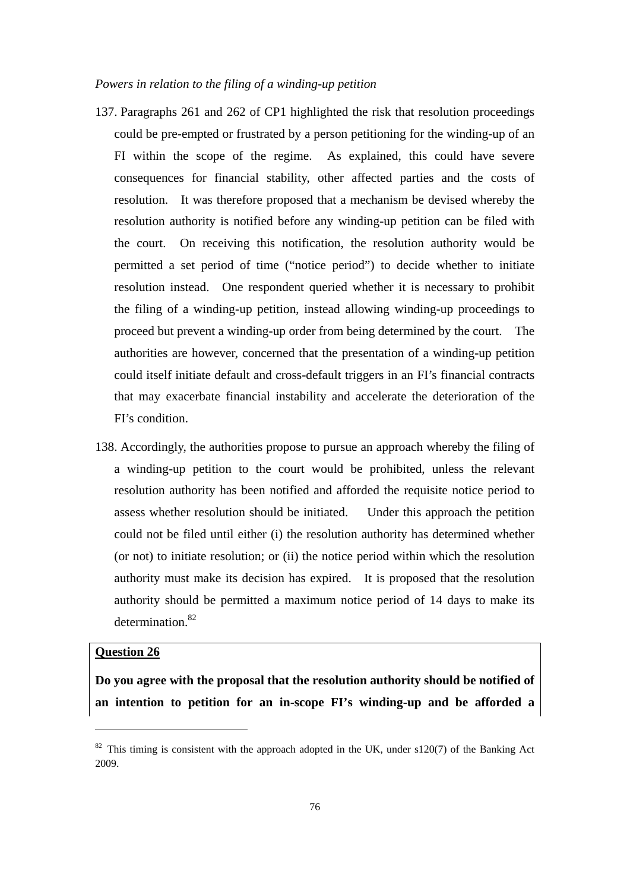*Powers in relation to the filing of a winding-up petition*

137. Paragraphs 261 and 262 of CP1 highlighted the risk that resolution proceedings could be pre-empted or frustrated by a person petitioning for the winding-up of an FI within the scope of the regime. As explained, this could have severe consequences for financial stability, other affected parties and the costs of resolution. It was therefore proposed that a mechanism be devised whereby the resolution authority is notified before any winding-up petition can be filed with the court. On receiving this notification, the resolution authority would be permitted a set period of time ("notice period") to decide whether to initiate resolution instead. One respondent queried whether it is necessary to prohibit the filing of a winding-up petition, instead allowing winding-up proceedings to proceed but prevent a winding-up order from being determined by the court. The authorities are however, concerned that the presentation of a winding-up petition could itself initiate default and cross-default triggers in an FI's financial contracts that may exacerbate financial instability and accelerate the deterioration of the FI's condition.

138. Accordingly, the authorities propose to pursue an approach whereby the filing of a winding-up petition to the court would be prohibited, unless the relevant resolution authority has been notified and afforded the requisite notice period to assess whether resolution should be initiated. Under this approach the petition could not be filed until either (i) the resolution authority has determined whether (or not) to initiate resolution; or (ii) the notice period within which the resolution authority must make its decision has expired. It is proposed that the resolution authority should be permitted a maximum notice period of 14 days to make its determination.[82]

**Question 26**

**Do you agree with the proposal that the resolution authority should be notified of an intention to petition for an in-scope FI's winding-up and be afforded a**

[82] This timing is consistent with the approach adopted in the UK, under s120(7) of the Banking Act 2009.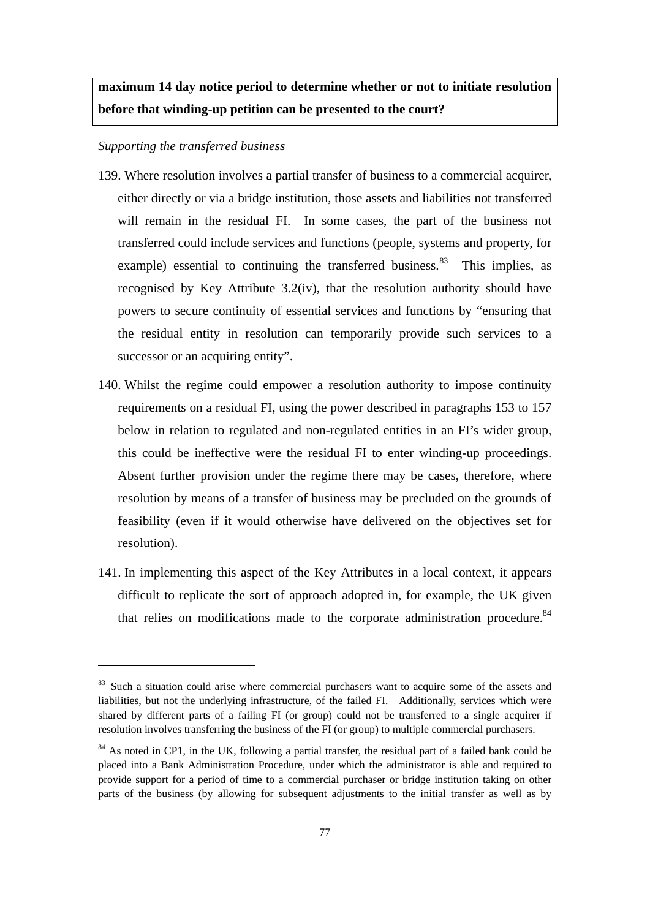**maximum 14 day notice period to determine whether or not to initiate resolution before that winding-up petition can be presented to the court?**

*Supporting the transferred business*

139. Where resolution involves a partial transfer of business to a commercial acquirer, either directly or via a bridge institution, those assets and liabilities not transferred will remain in the residual FI. In some cases, the part of the business not transferred could include services and functions (people, systems and property, for example) essential to continuing the transferred business.[83] This implies, as recognised by Key Attribute 3.2(iv), that the resolution authority should have powers to secure continuity of essential services and functions by "ensuring that the residual entity in resolution can temporarily provide such services to a successor or an acquiring entity".

140. Whilst the regime could empower a resolution authority to impose continuity requirements on a residual FI, using the power described in paragraphs 153 to 157 below in relation to regulated and non-regulated entities in an FI's wider group, this could be ineffective were the residual FI to enter winding-up proceedings. Absent further provision under the regime there may be cases, therefore, where resolution by means of a transfer of business may be precluded on the grounds of feasibility (even if it would otherwise have delivered on the objectives set for resolution).

141. In implementing this aspect of the Key Attributes in a local context, it appears difficult to replicate the sort of approach adopted in, for example, the UK given that relies on modifications made to the corporate administration procedure.[84]

---

[83] Such a situation could arise where commercial purchasers want to acquire some of the assets and liabilities, but not the underlying infrastructure, of the failed FI. Additionally, services which were shared by different parts of a failing FI (or group) could not be transferred to a single acquirer if resolution involves transferring the business of the FI (or group) to multiple commercial purchasers.

[84] As noted in CP1, in the UK, following a partial transfer, the residual part of a failed bank could be placed into a Bank Administration Procedure, under which the administrator is able and required to provide support for a period of time to a commercial purchaser or bridge institution taking on other parts of the business (by allowing for subsequent adjustments to the initial transfer as well as by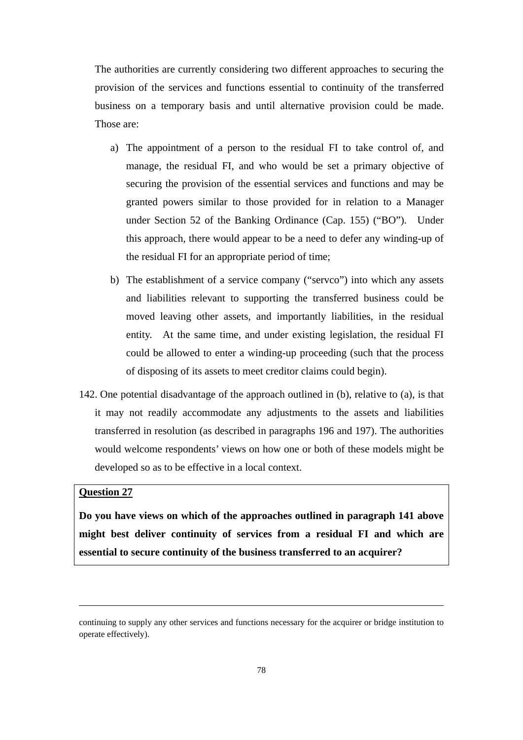The authorities are currently considering two different approaches to securing the provision of the services and functions essential to continuity of the transferred business on a temporary basis and until alternative provision could be made. Those are:

a) The appointment of a person to the residual FI to take control of, and manage, the residual FI, and who would be set a primary objective of securing the provision of the essential services and functions and may be granted powers similar to those provided for in relation to a Manager under Section 52 of the Banking Ordinance (Cap. 155) ("BO"). Under this approach, there would appear to be a need to defer any winding-up of the residual FI for an appropriate period of time;

b) The establishment of a service company ("servco") into which any assets and liabilities relevant to supporting the transferred business could be moved leaving other assets, and importantly liabilities, in the residual entity. At the same time, and under existing legislation, the residual FI could be allowed to enter a winding-up proceeding (such that the process of disposing of its assets to meet creditor claims could begin).

142. One potential disadvantage of the approach outlined in (b), relative to (a), is that it may not readily accommodate any adjustments to the assets and liabilities transferred in resolution (as described in paragraphs 196 and 197). The authorities would welcome respondents' views on how one or both of these models might be developed so as to be effective in a local context.

**Question 27**

**Do you have views on which of the approaches outlined in paragraph 141 above might best deliver continuity of services from a residual FI and which are essential to secure continuity of the business transferred to an acquirer?**

---

continuing to supply any other services and functions necessary for the acquirer or bridge institution to operate effectively).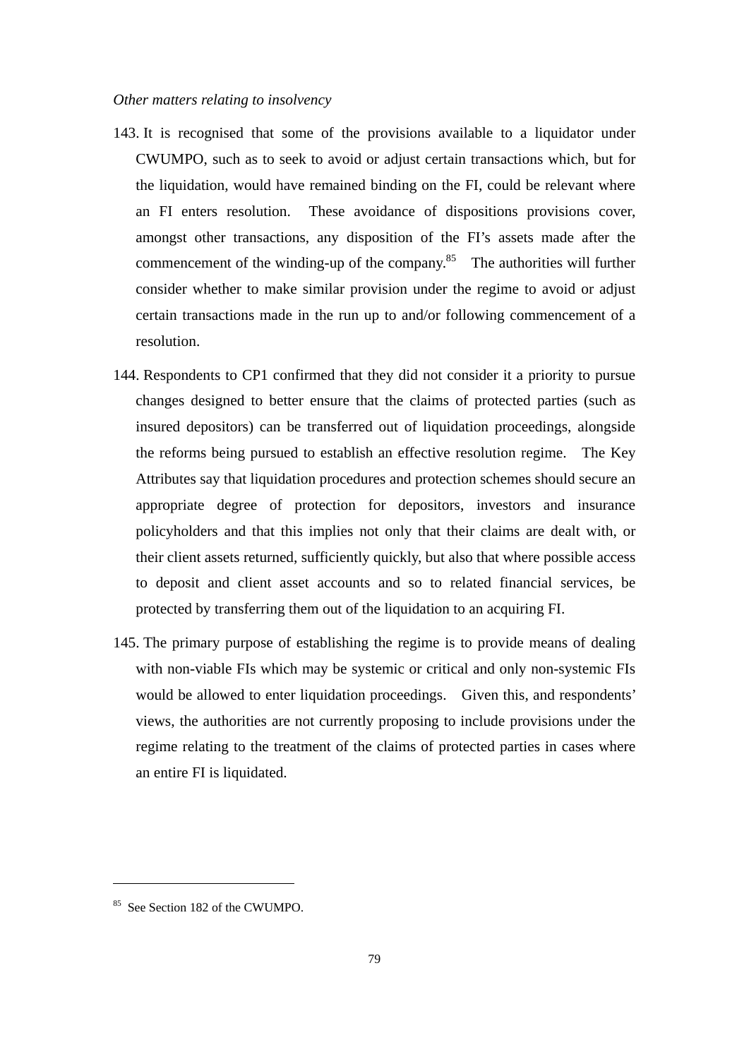*Other matters relating to insolvency*

143. It is recognised that some of the provisions available to a liquidator under CWUMPO, such as to seek to avoid or adjust certain transactions which, but for the liquidation, would have remained binding on the FI, could be relevant where an FI enters resolution. These avoidance of dispositions provisions cover, amongst other transactions, any disposition of the FI's assets made after the commencement of the winding-up of the company.[85] The authorities will further consider whether to make similar provision under the regime to avoid or adjust certain transactions made in the run up to and/or following commencement of a resolution.

144. Respondents to CP1 confirmed that they did not consider it a priority to pursue changes designed to better ensure that the claims of protected parties (such as insured depositors) can be transferred out of liquidation proceedings, alongside the reforms being pursued to establish an effective resolution regime. The Key Attributes say that liquidation procedures and protection schemes should secure an appropriate degree of protection for depositors, investors and insurance policyholders and that this implies not only that their claims are dealt with, or their client assets returned, sufficiently quickly, but also that where possible access to deposit and client asset accounts and so to related financial services, be protected by transferring them out of the liquidation to an acquiring FI.

145. The primary purpose of establishing the regime is to provide means of dealing with non-viable FIs which may be systemic or critical and only non-systemic FIs would be allowed to enter liquidation proceedings. Given this, and respondents' views, the authorities are not currently proposing to include provisions under the regime relating to the treatment of the claims of protected parties in cases where an entire FI is liquidated.

---

[85] See Section 182 of the CWUMPO.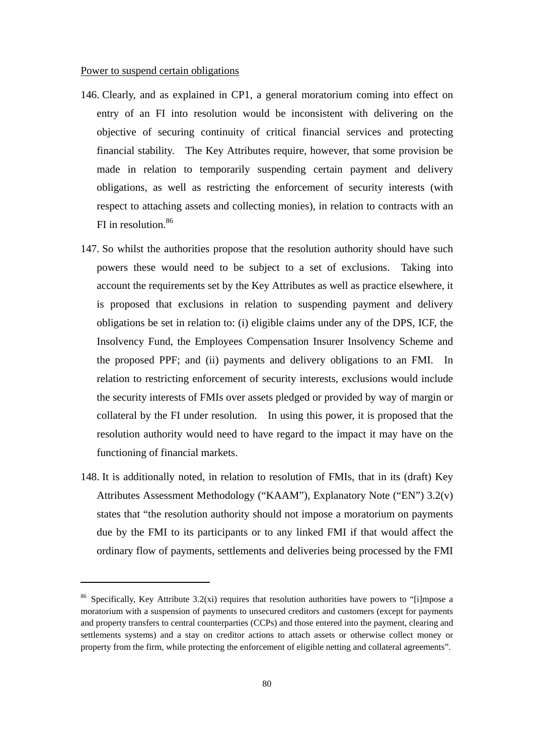<u>Power to suspend certain obligations</u>

146. Clearly, and as explained in CP1, a general moratorium coming into effect on entry of an FI into resolution would be inconsistent with delivering on the objective of securing continuity of critical financial services and protecting financial stability. The Key Attributes require, however, that some provision be made in relation to temporarily suspending certain payment and delivery obligations, as well as restricting the enforcement of security interests (with respect to attaching assets and collecting monies), in relation to contracts with an FI in resolution.[86]

147. So whilst the authorities propose that the resolution authority should have such powers these would need to be subject to a set of exclusions. Taking into account the requirements set by the Key Attributes as well as practice elsewhere, it is proposed that exclusions in relation to suspending payment and delivery obligations be set in relation to: (i) eligible claims under any of the DPS, ICF, the Insolvency Fund, the Employees Compensation Insurer Insolvency Scheme and the proposed PPF; and (ii) payments and delivery obligations to an FMI. In relation to restricting enforcement of security interests, exclusions would include the security interests of FMIs over assets pledged or provided by way of margin or collateral by the FI under resolution. In using this power, it is proposed that the resolution authority would need to have regard to the impact it may have on the functioning of financial markets.

148. It is additionally noted, in relation to resolution of FMIs, that in its (draft) Key Attributes Assessment Methodology ("KAAM"), Explanatory Note ("EN") 3.2(v) states that "the resolution authority should not impose a moratorium on payments due by the FMI to its participants or to any linked FMI if that would affect the ordinary flow of payments, settlements and deliveries being processed by the FMI

---

[86] Specifically, Key Attribute 3.2(xi) requires that resolution authorities have powers to "[i]mpose a moratorium with a suspension of payments to unsecured creditors and customers (except for payments and property transfers to central counterparties (CCPs) and those entered into the payment, clearing and settlements systems) and a stay on creditor actions to attach assets or otherwise collect money or property from the firm, while protecting the enforcement of eligible netting and collateral agreements".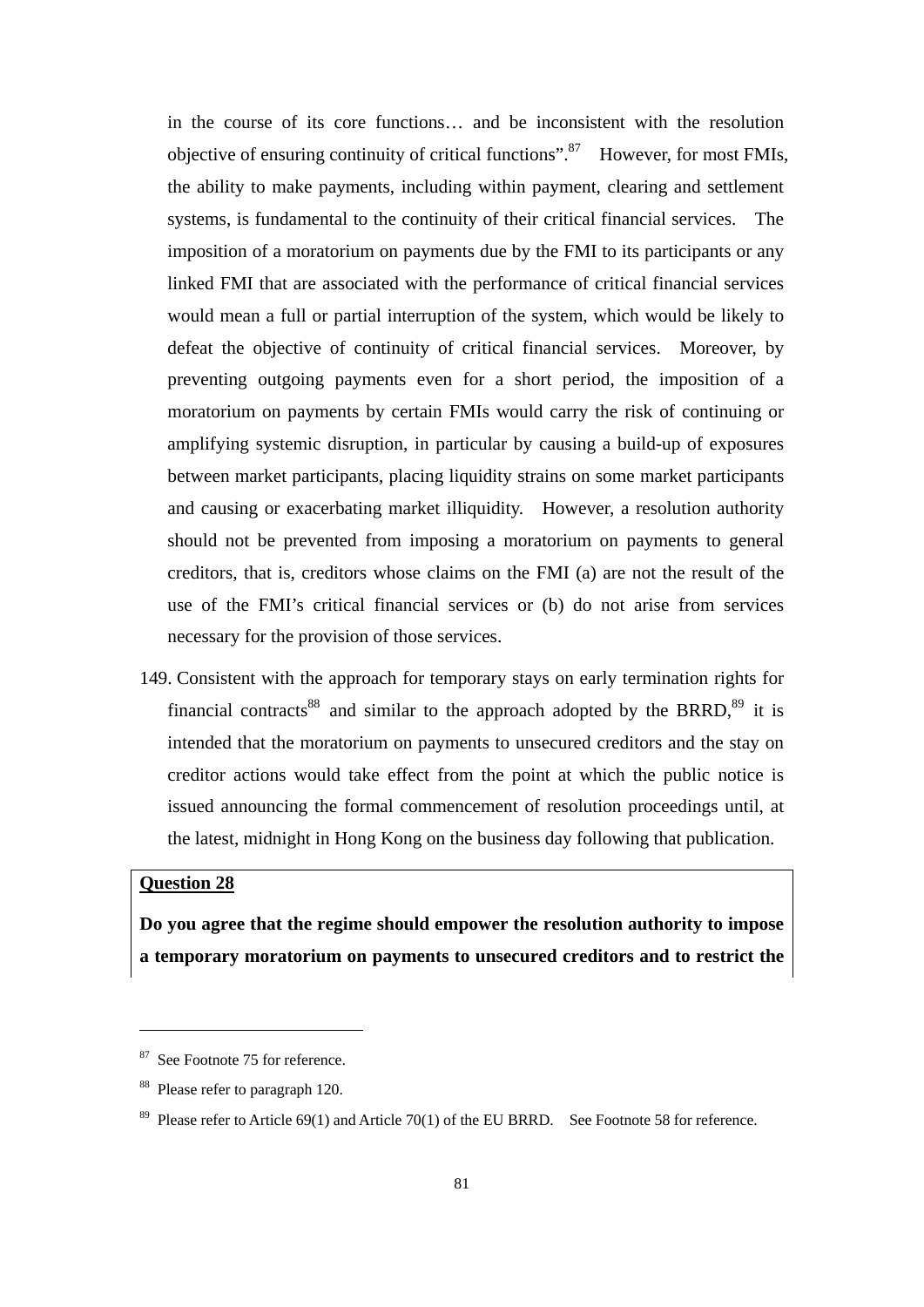in the course of its core functions… and be inconsistent with the resolution objective of ensuring continuity of critical functions".[87] However, for most FMIs, the ability to make payments, including within payment, clearing and settlement systems, is fundamental to the continuity of their critical financial services. The imposition of a moratorium on payments due by the FMI to its participants or any linked FMI that are associated with the performance of critical financial services would mean a full or partial interruption of the system, which would be likely to defeat the objective of continuity of critical financial services. Moreover, by preventing outgoing payments even for a short period, the imposition of a moratorium on payments by certain FMIs would carry the risk of continuing or amplifying systemic disruption, in particular by causing a build-up of exposures between market participants, placing liquidity strains on some market participants and causing or exacerbating market illiquidity. However, a resolution authority should not be prevented from imposing a moratorium on payments to general creditors, that is, creditors whose claims on the FMI (a) are not the result of the use of the FMI's critical financial services or (b) do not arise from services necessary for the provision of those services.

149. Consistent with the approach for temporary stays on early termination rights for financial contracts[88] and similar to the approach adopted by the BRRD,[89] it is intended that the moratorium on payments to unsecured creditors and the stay on creditor actions would take effect from the point at which the public notice is issued announcing the formal commencement of resolution proceedings until, at the latest, midnight in Hong Kong on the business day following that publication.

**Question 28**

**Do you agree that the regime should empower the resolution authority to impose a temporary moratorium on payments to unsecured creditors and to restrict the**

---

[87] See Footnote 75 for reference.

[88] Please refer to paragraph 120.

[89] Please refer to Article 69(1) and Article 70(1) of the EU BRRD. See Footnote 58 for reference.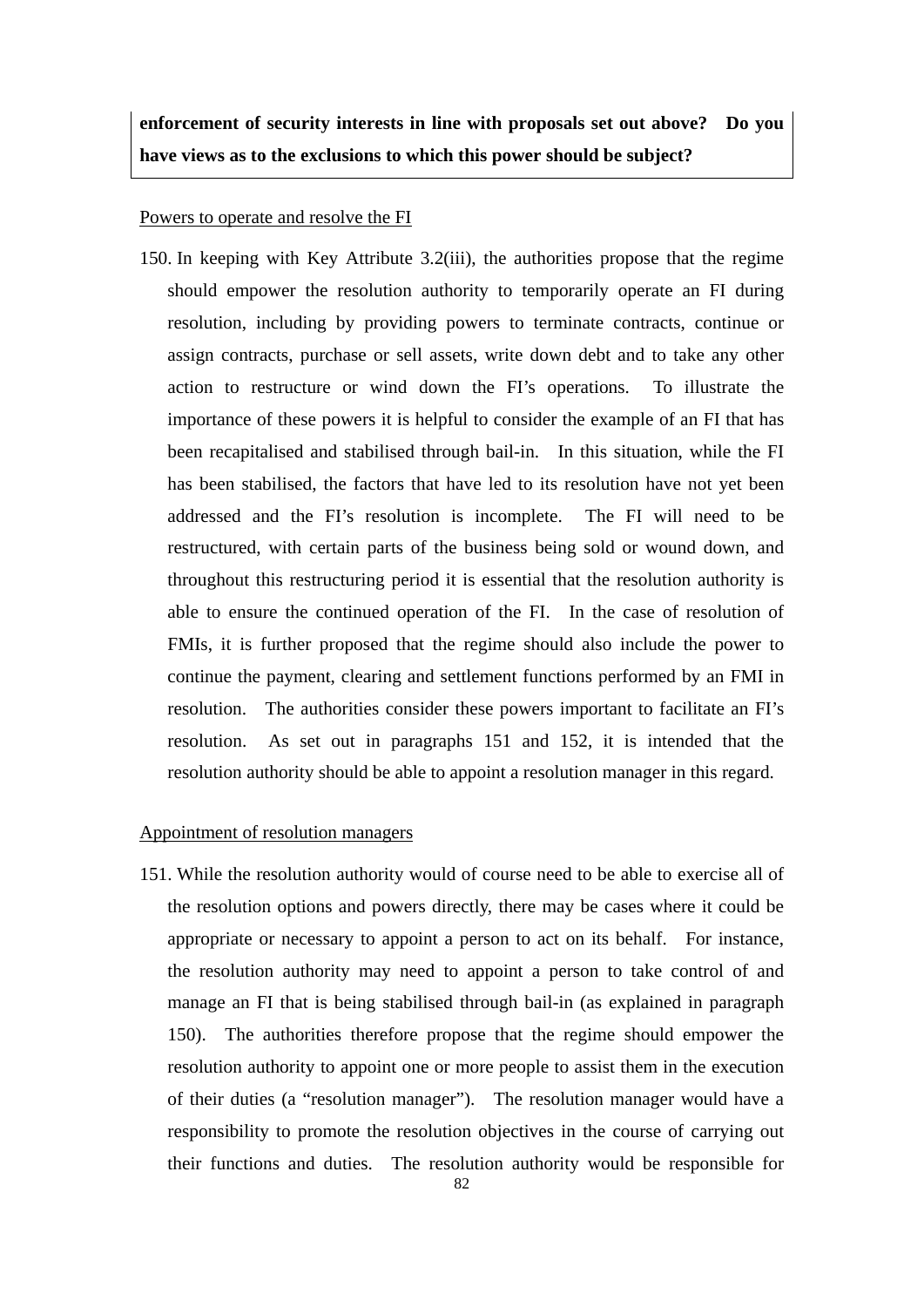**enforcement of security interests in line with proposals set out above? Do you have views as to the exclusions to which this power should be subject?**

Powers to operate and resolve the FI

150. In keeping with Key Attribute 3.2(iii), the authorities propose that the regime should empower the resolution authority to temporarily operate an FI during resolution, including by providing powers to terminate contracts, continue or assign contracts, purchase or sell assets, write down debt and to take any other action to restructure or wind down the FI's operations. To illustrate the importance of these powers it is helpful to consider the example of an FI that has been recapitalised and stabilised through bail-in. In this situation, while the FI has been stabilised, the factors that have led to its resolution have not yet been addressed and the FI's resolution is incomplete. The FI will need to be restructured, with certain parts of the business being sold or wound down, and throughout this restructuring period it is essential that the resolution authority is able to ensure the continued operation of the FI. In the case of resolution of FMIs, it is further proposed that the regime should also include the power to continue the payment, clearing and settlement functions performed by an FMI in resolution. The authorities consider these powers important to facilitate an FI's resolution. As set out in paragraphs 151 and 152, it is intended that the resolution authority should be able to appoint a resolution manager in this regard.

Appointment of resolution managers

151. While the resolution authority would of course need to be able to exercise all of the resolution options and powers directly, there may be cases where it could be appropriate or necessary to appoint a person to act on its behalf. For instance, the resolution authority may need to appoint a person to take control of and manage an FI that is being stabilised through bail-in (as explained in paragraph 150). The authorities therefore propose that the regime should empower the resolution authority to appoint one or more people to assist them in the execution of their duties (a "resolution manager"). The resolution manager would have a responsibility to promote the resolution objectives in the course of carrying out their functions and duties. The resolution authority would be responsible for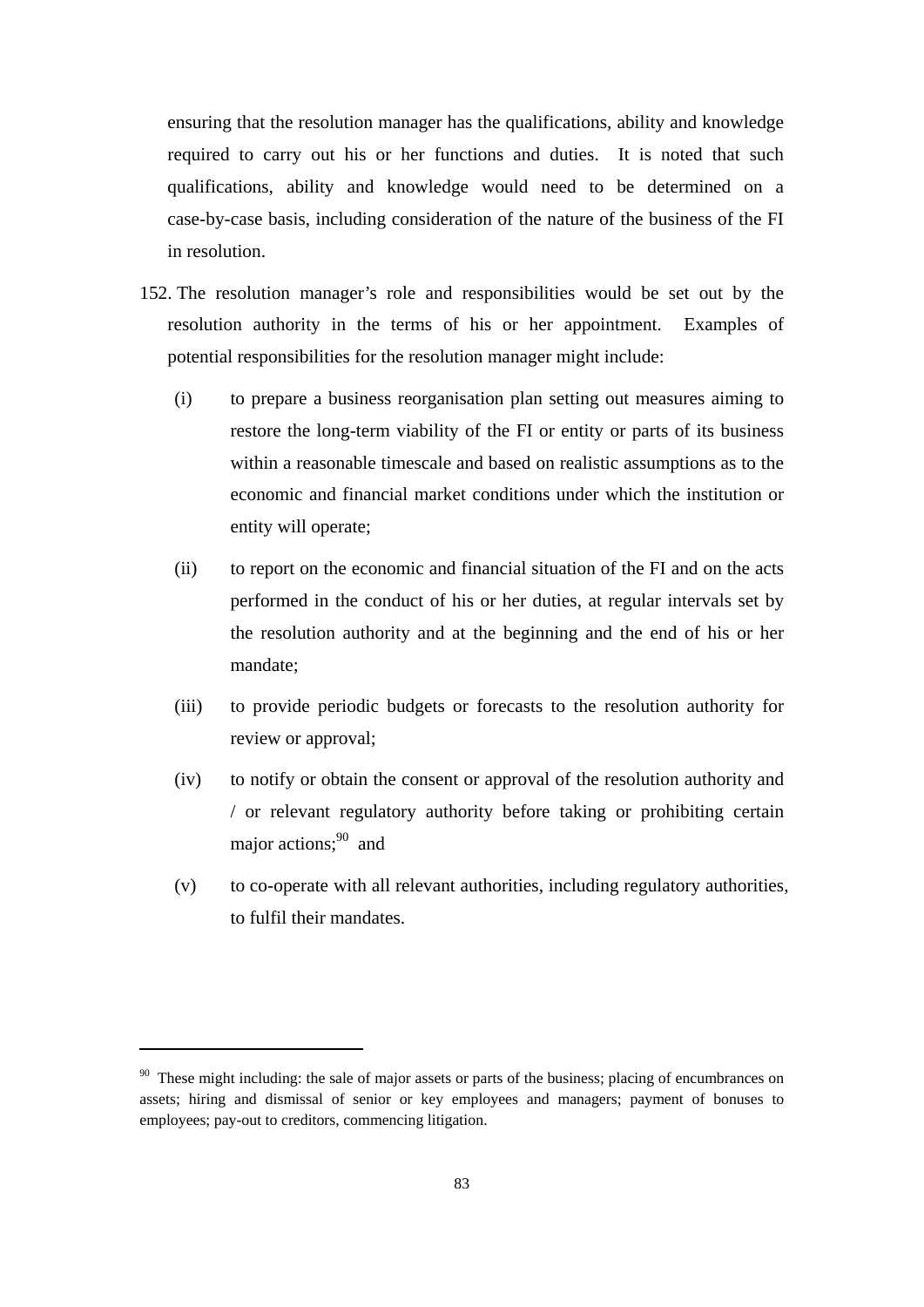ensuring that the resolution manager has the qualifications, ability and knowledge required to carry out his or her functions and duties. It is noted that such qualifications, ability and knowledge would need to be determined on a case-by-case basis, including consideration of the nature of the business of the FI in resolution.

152. The resolution manager's role and responsibilities would be set out by the resolution authority in the terms of his or her appointment. Examples of potential responsibilities for the resolution manager might include:

   (i) to prepare a business reorganisation plan setting out measures aiming to restore the long-term viability of the FI or entity or parts of its business within a reasonable timescale and based on realistic assumptions as to the economic and financial market conditions under which the institution or entity will operate;

   (ii) to report on the economic and financial situation of the FI and on the acts performed in the conduct of his or her duties, at regular intervals set by the resolution authority and at the beginning and the end of his or her mandate;

   (iii) to provide periodic budgets or forecasts to the resolution authority for review or approval;

   (iv) to notify or obtain the consent or approval of the resolution authority and / or relevant regulatory authority before taking or prohibiting certain major actions;[90] and

   (v) to co-operate with all relevant authorities, including regulatory authorities, to fulfil their mandates.

[90] These might including: the sale of major assets or parts of the business; placing of encumbrances on assets; hiring and dismissal of senior or key employees and managers; payment of bonuses to employees; pay-out to creditors, commencing litigation.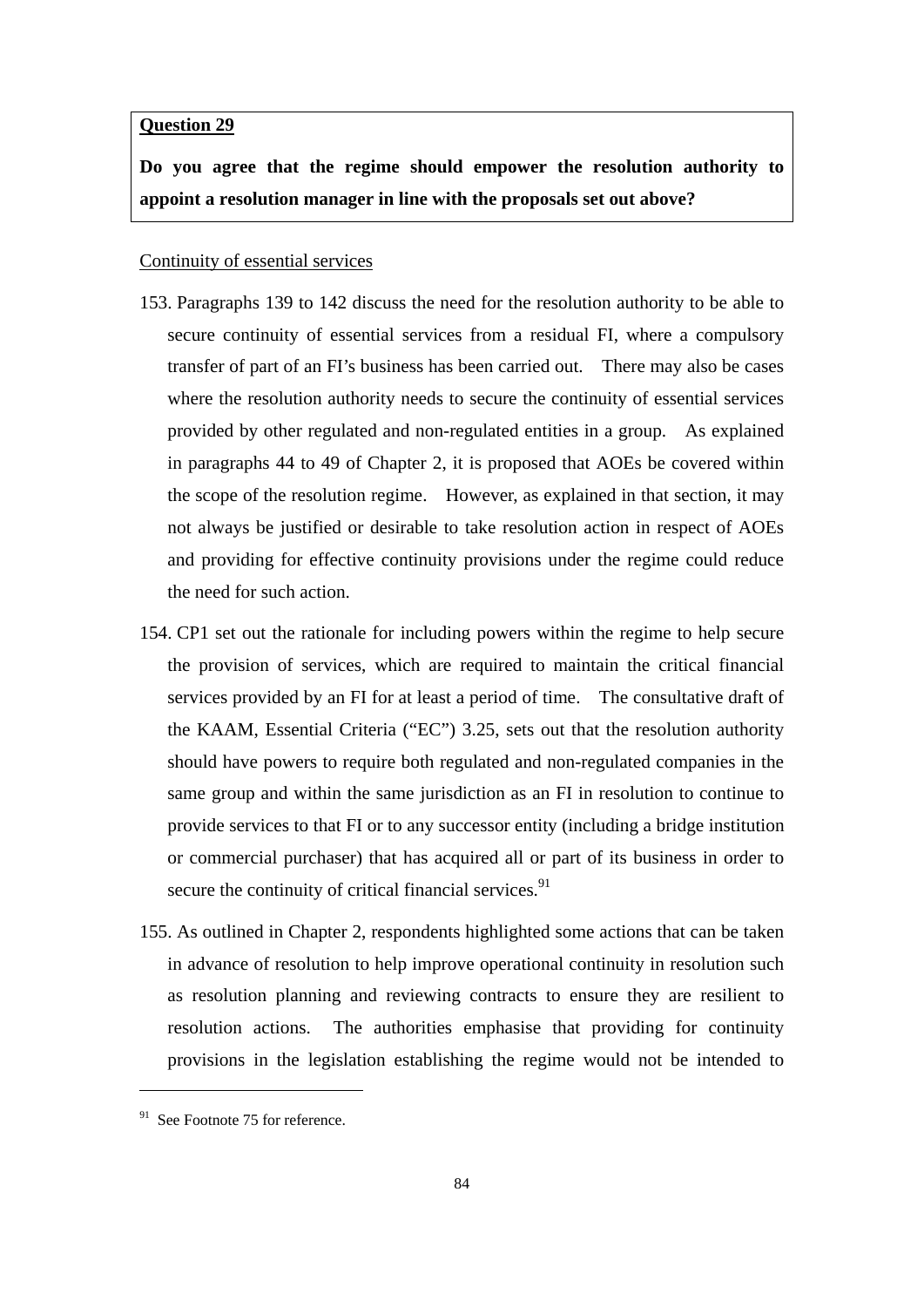**Question 29**

**Do you agree that the regime should empower the resolution authority to appoint a resolution manager in line with the proposals set out above?**

Continuity of essential services

153. Paragraphs 139 to 142 discuss the need for the resolution authority to be able to secure continuity of essential services from a residual FI, where a compulsory transfer of part of an FI's business has been carried out. There may also be cases where the resolution authority needs to secure the continuity of essential services provided by other regulated and non-regulated entities in a group. As explained in paragraphs 44 to 49 of Chapter 2, it is proposed that AOEs be covered within the scope of the resolution regime. However, as explained in that section, it may not always be justified or desirable to take resolution action in respect of AOEs and providing for effective continuity provisions under the regime could reduce the need for such action.

154. CP1 set out the rationale for including powers within the regime to help secure the provision of services, which are required to maintain the critical financial services provided by an FI for at least a period of time. The consultative draft of the KAAM, Essential Criteria ("EC") 3.25, sets out that the resolution authority should have powers to require both regulated and non-regulated companies in the same group and within the same jurisdiction as an FI in resolution to continue to provide services to that FI or to any successor entity (including a bridge institution or commercial purchaser) that has acquired all or part of its business in order to secure the continuity of critical financial services.[91]

155. As outlined in Chapter 2, respondents highlighted some actions that can be taken in advance of resolution to help improve operational continuity in resolution such as resolution planning and reviewing contracts to ensure they are resilient to resolution actions. The authorities emphasise that providing for continuity provisions in the legislation establishing the regime would not be intended to

[91] See Footnote 75 for reference.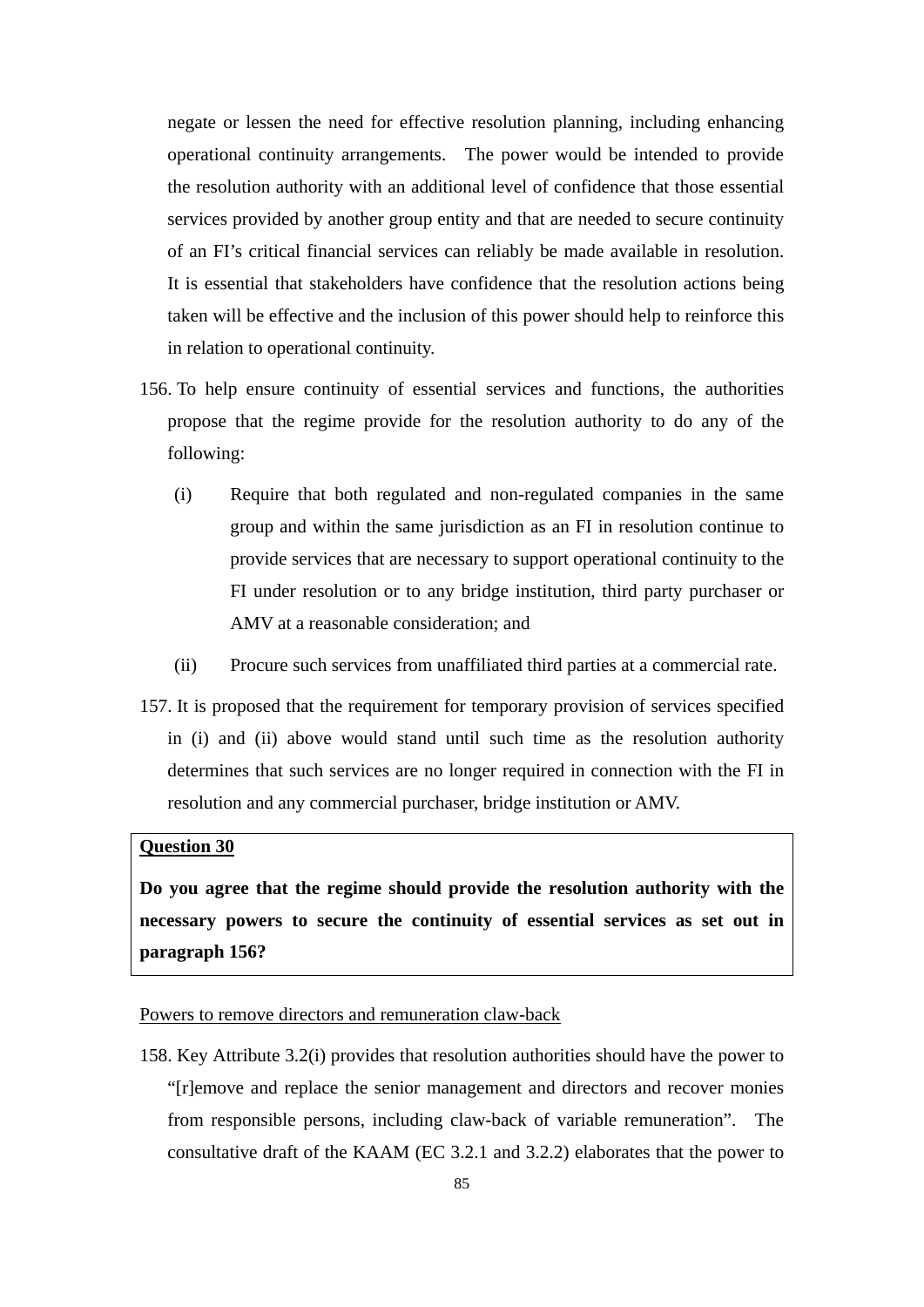negate or lessen the need for effective resolution planning, including enhancing operational continuity arrangements. The power would be intended to provide the resolution authority with an additional level of confidence that those essential services provided by another group entity and that are needed to secure continuity of an FI's critical financial services can reliably be made available in resolution. It is essential that stakeholders have confidence that the resolution actions being taken will be effective and the inclusion of this power should help to reinforce this in relation to operational continuity.

156. To help ensure continuity of essential services and functions, the authorities propose that the regime provide for the resolution authority to do any of the following:

    (i) Require that both regulated and non-regulated companies in the same group and within the same jurisdiction as an FI in resolution continue to provide services that are necessary to support operational continuity to the FI under resolution or to any bridge institution, third party purchaser or AMV at a reasonable consideration; and

    (ii) Procure such services from unaffiliated third parties at a commercial rate.

157. It is proposed that the requirement for temporary provision of services specified in (i) and (ii) above would stand until such time as the resolution authority determines that such services are no longer required in connection with the FI in resolution and any commercial purchaser, bridge institution or AMV.

> **<u>Question 30</u>**
>
> **Do you agree that the regime should provide the resolution authority with the necessary powers to secure the continuity of essential services as set out in paragraph 156?**

<u>Powers to remove directors and remuneration claw-back</u>

158. Key Attribute 3.2(i) provides that resolution authorities should have the power to "[r]emove and replace the senior management and directors and recover monies from responsible persons, including claw-back of variable remuneration". The consultative draft of the KAAM (EC 3.2.1 and 3.2.2) elaborates that the power to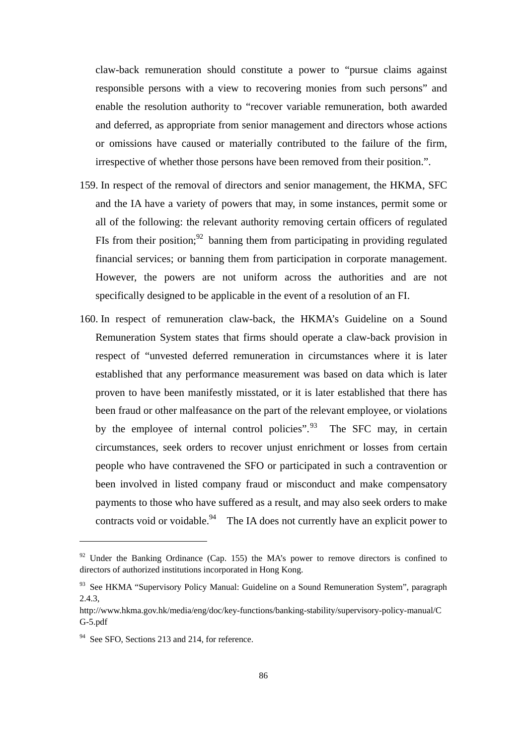claw-back remuneration should constitute a power to "pursue claims against responsible persons with a view to recovering monies from such persons" and enable the resolution authority to "recover variable remuneration, both awarded and deferred, as appropriate from senior management and directors whose actions or omissions have caused or materially contributed to the failure of the firm, irrespective of whether those persons have been removed from their position.".

159. In respect of the removal of directors and senior management, the HKMA, SFC and the IA have a variety of powers that may, in some instances, permit some or all of the following: the relevant authority removing certain officers of regulated FIs from their position;[92] banning them from participating in providing regulated financial services; or banning them from participation in corporate management. However, the powers are not uniform across the authorities and are not specifically designed to be applicable in the event of a resolution of an FI.

160. In respect of remuneration claw-back, the HKMA's Guideline on a Sound Remuneration System states that firms should operate a claw-back provision in respect of "unvested deferred remuneration in circumstances where it is later established that any performance measurement was based on data which is later proven to have been manifestly misstated, or it is later established that there has been fraud or other malfeasance on the part of the relevant employee, or violations by the employee of internal control policies".[93] The SFC may, in certain circumstances, seek orders to recover unjust enrichment or losses from certain people who have contravened the SFO or participated in such a contravention or been involved in listed company fraud or misconduct and make compensatory payments to those who have suffered as a result, and may also seek orders to make contracts void or voidable.[94] The IA does not currently have an explicit power to

---

[92] Under the Banking Ordinance (Cap. 155) the MA's power to remove directors is confined to directors of authorized institutions incorporated in Hong Kong.

[93] See HKMA "Supervisory Policy Manual: Guideline on a Sound Remuneration System", paragraph 2.4.3, http://www.hkma.gov.hk/media/eng/doc/key-functions/banking-stability/supervisory-policy-manual/CG-5.pdf

[94] See SFO, Sections 213 and 214, for reference.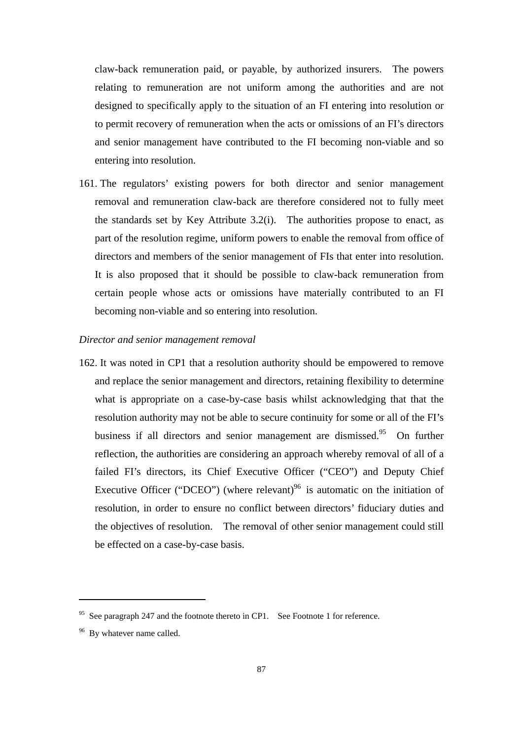claw-back remuneration paid, or payable, by authorized insurers. The powers relating to remuneration are not uniform among the authorities and are not designed to specifically apply to the situation of an FI entering into resolution or to permit recovery of remuneration when the acts or omissions of an FI's directors and senior management have contributed to the FI becoming non-viable and so entering into resolution.

161. The regulators' existing powers for both director and senior management removal and remuneration claw-back are therefore considered not to fully meet the standards set by Key Attribute 3.2(i). The authorities propose to enact, as part of the resolution regime, uniform powers to enable the removal from office of directors and members of the senior management of FIs that enter into resolution. It is also proposed that it should be possible to claw-back remuneration from certain people whose acts or omissions have materially contributed to an FI becoming non-viable and so entering into resolution.

*Director and senior management removal*

162. It was noted in CP1 that a resolution authority should be empowered to remove and replace the senior management and directors, retaining flexibility to determine what is appropriate on a case-by-case basis whilst acknowledging that that the resolution authority may not be able to secure continuity for some or all of the FI's business if all directors and senior management are dismissed.[95] On further reflection, the authorities are considering an approach whereby removal of all of a failed FI's directors, its Chief Executive Officer ("CEO") and Deputy Chief Executive Officer ("DCEO") (where relevant)[96] is automatic on the initiation of resolution, in order to ensure no conflict between directors' fiduciary duties and the objectives of resolution. The removal of other senior management could still be effected on a case-by-case basis.

---

[95] See paragraph 247 and the footnote thereto in CP1. See Footnote 1 for reference.

[96] By whatever name called.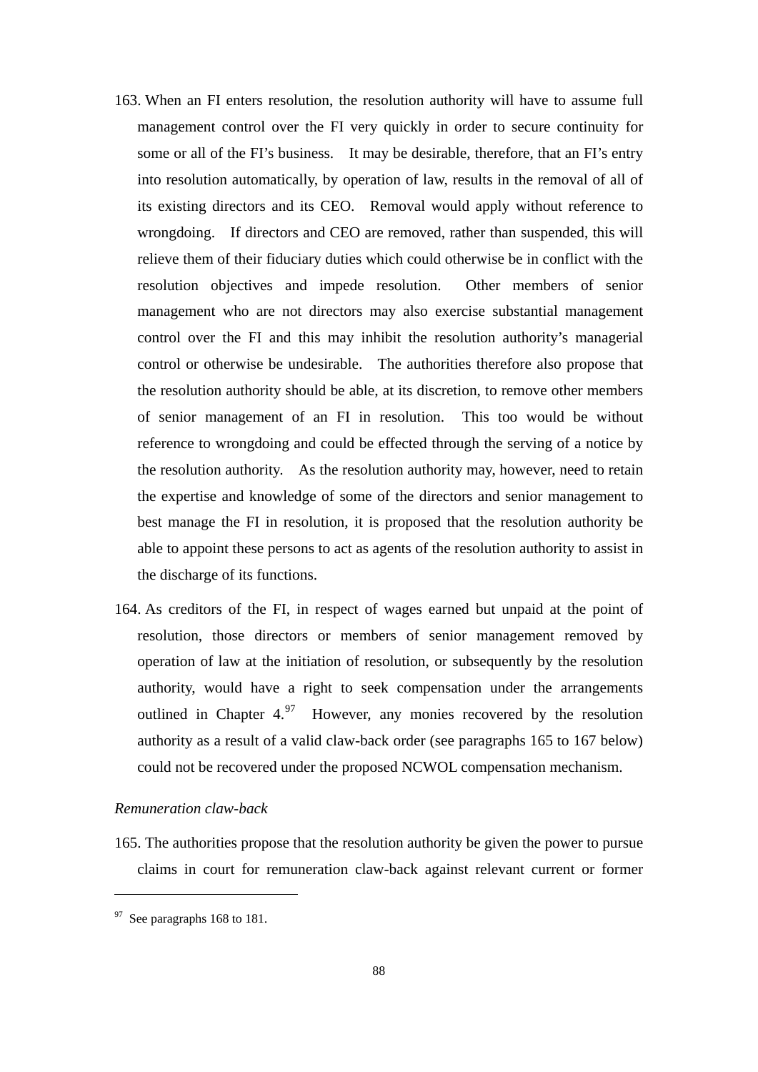163. When an FI enters resolution, the resolution authority will have to assume full management control over the FI very quickly in order to secure continuity for some or all of the FI's business. It may be desirable, therefore, that an FI's entry into resolution automatically, by operation of law, results in the removal of all of its existing directors and its CEO. Removal would apply without reference to wrongdoing. If directors and CEO are removed, rather than suspended, this will relieve them of their fiduciary duties which could otherwise be in conflict with the resolution objectives and impede resolution. Other members of senior management who are not directors may also exercise substantial management control over the FI and this may inhibit the resolution authority's managerial control or otherwise be undesirable. The authorities therefore also propose that the resolution authority should be able, at its discretion, to remove other members of senior management of an FI in resolution. This too would be without reference to wrongdoing and could be effected through the serving of a notice by the resolution authority. As the resolution authority may, however, need to retain the expertise and knowledge of some of the directors and senior management to best manage the FI in resolution, it is proposed that the resolution authority be able to appoint these persons to act as agents of the resolution authority to assist in the discharge of its functions.

164. As creditors of the FI, in respect of wages earned but unpaid at the point of resolution, those directors or members of senior management removed by operation of law at the initiation of resolution, or subsequently by the resolution authority, would have a right to seek compensation under the arrangements outlined in Chapter 4.[97] However, any monies recovered by the resolution authority as a result of a valid claw-back order (see paragraphs 165 to 167 below) could not be recovered under the proposed NCWOL compensation mechanism.

*Remuneration claw-back*

165. The authorities propose that the resolution authority be given the power to pursue claims in court for remuneration claw-back against relevant current or former

[97] See paragraphs 168 to 181.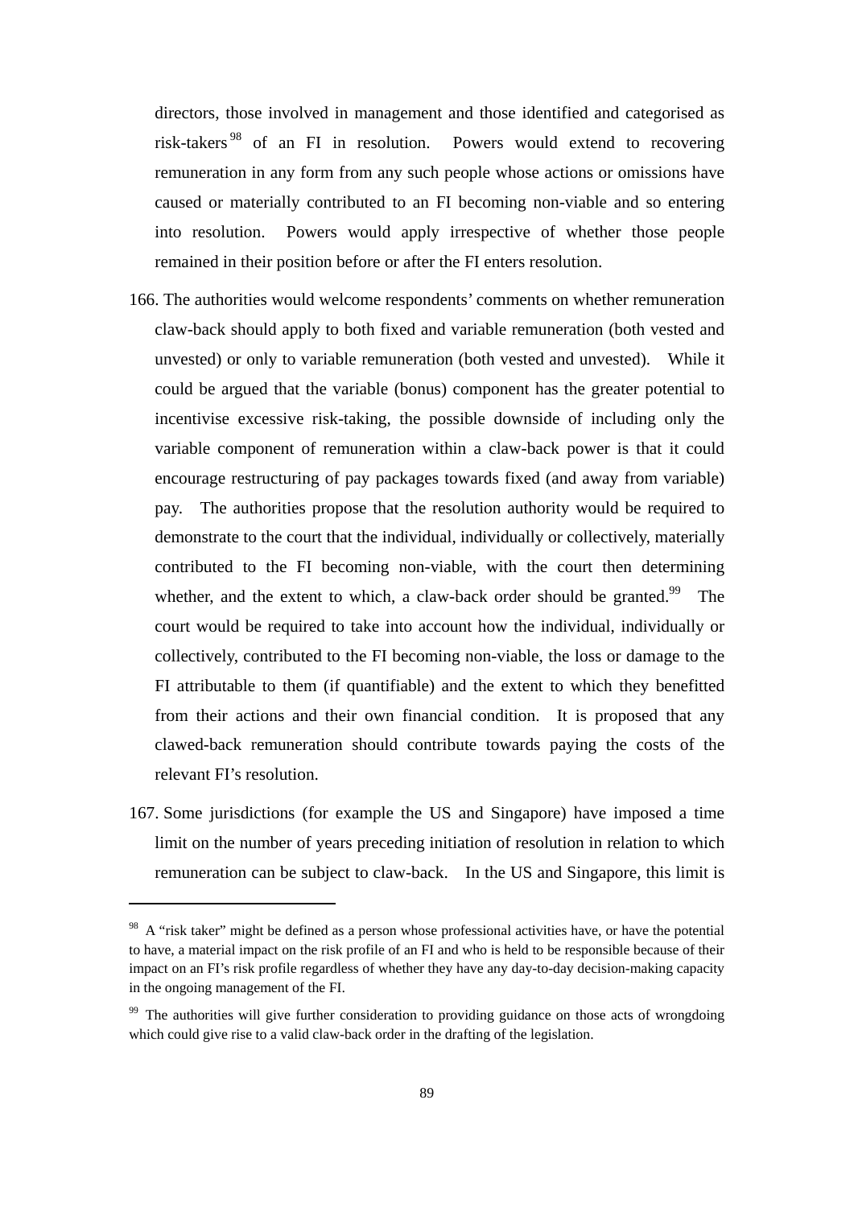directors, those involved in management and those identified and categorised as risk-takers[98] of an FI in resolution. Powers would extend to recovering remuneration in any form from any such people whose actions or omissions have caused or materially contributed to an FI becoming non-viable and so entering into resolution. Powers would apply irrespective of whether those people remained in their position before or after the FI enters resolution.

166. The authorities would welcome respondents' comments on whether remuneration claw-back should apply to both fixed and variable remuneration (both vested and unvested) or only to variable remuneration (both vested and unvested). While it could be argued that the variable (bonus) component has the greater potential to incentivise excessive risk-taking, the possible downside of including only the variable component of remuneration within a claw-back power is that it could encourage restructuring of pay packages towards fixed (and away from variable) pay. The authorities propose that the resolution authority would be required to demonstrate to the court that the individual, individually or collectively, materially contributed to the FI becoming non-viable, with the court then determining whether, and the extent to which, a claw-back order should be granted.[99] The court would be required to take into account how the individual, individually or collectively, contributed to the FI becoming non-viable, the loss or damage to the FI attributable to them (if quantifiable) and the extent to which they benefitted from their actions and their own financial condition. It is proposed that any clawed-back remuneration should contribute towards paying the costs of the relevant FI's resolution.

167. Some jurisdictions (for example the US and Singapore) have imposed a time limit on the number of years preceding initiation of resolution in relation to which remuneration can be subject to claw-back. In the US and Singapore, this limit is

---

[98] A "risk taker" might be defined as a person whose professional activities have, or have the potential to have, a material impact on the risk profile of an FI and who is held to be responsible because of their impact on an FI's risk profile regardless of whether they have any day-to-day decision-making capacity in the ongoing management of the FI.

[99] The authorities will give further consideration to providing guidance on those acts of wrongdoing which could give rise to a valid claw-back order in the drafting of the legislation.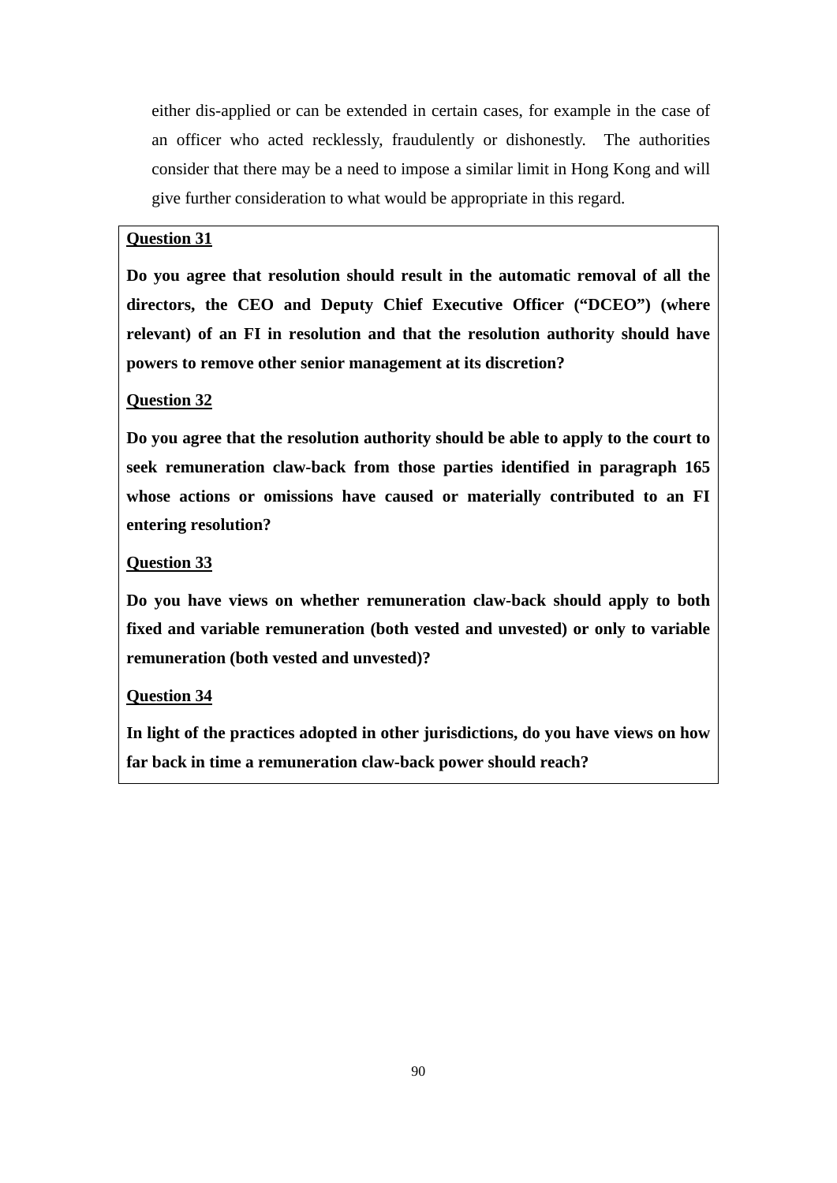either dis-applied or can be extended in certain cases, for example in the case of an officer who acted recklessly, fraudulently or dishonestly. The authorities consider that there may be a need to impose a similar limit in Hong Kong and will give further consideration to what would be appropriate in this regard.

**Question 31**

**Do you agree that resolution should result in the automatic removal of all the directors, the CEO and Deputy Chief Executive Officer ("DCEO") (where relevant) of an FI in resolution and that the resolution authority should have powers to remove other senior management at its discretion?**

**Question 32**

**Do you agree that the resolution authority should be able to apply to the court to seek remuneration claw-back from those parties identified in paragraph 165 whose actions or omissions have caused or materially contributed to an FI entering resolution?**

**Question 33**

**Do you have views on whether remuneration claw-back should apply to both fixed and variable remuneration (both vested and unvested) or only to variable remuneration (both vested and unvested)?**

**Question 34**

**In light of the practices adopted in other jurisdictions, do you have views on how far back in time a remuneration claw-back power should reach?**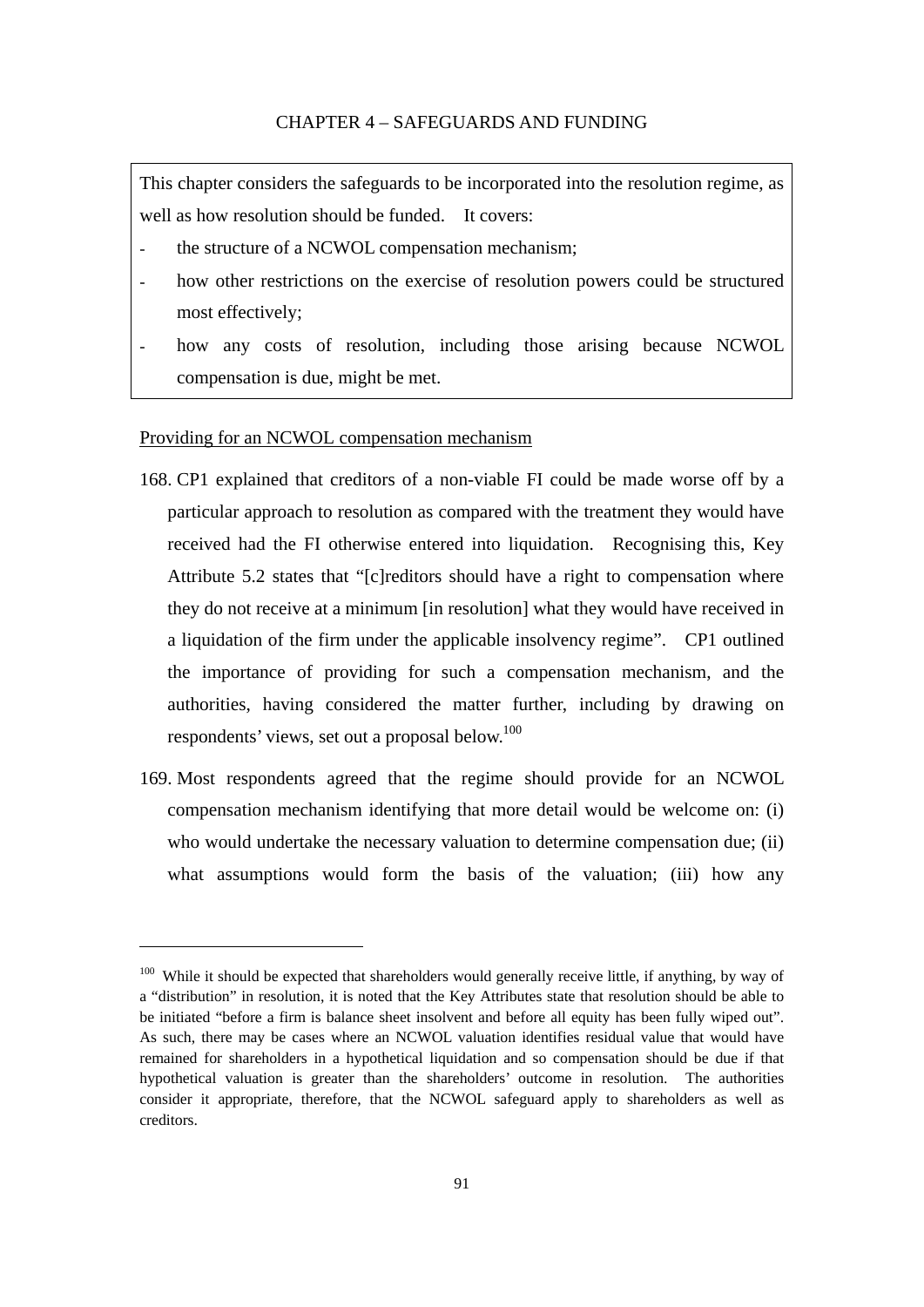# CHAPTER 4 – SAFEGUARDS AND FUNDING

This chapter considers the safeguards to be incorporated into the resolution regime, as well as how resolution should be funded. It covers:

- the structure of a NCWOL compensation mechanism;
- how other restrictions on the exercise of resolution powers could be structured most effectively;
- how any costs of resolution, including those arising because NCWOL compensation is due, might be met.

Providing for an NCWOL compensation mechanism

168. CP1 explained that creditors of a non-viable FI could be made worse off by a particular approach to resolution as compared with the treatment they would have received had the FI otherwise entered into liquidation. Recognising this, Key Attribute 5.2 states that "[c]reditors should have a right to compensation where they do not receive at a minimum [in resolution] what they would have received in a liquidation of the firm under the applicable insolvency regime". CP1 outlined the importance of providing for such a compensation mechanism, and the authorities, having considered the matter further, including by drawing on respondents' views, set out a proposal below.[100]

169. Most respondents agreed that the regime should provide for an NCWOL compensation mechanism identifying that more detail would be welcome on: (i) who would undertake the necessary valuation to determine compensation due; (ii) what assumptions would form the basis of the valuation; (iii) how any

---

[100] While it should be expected that shareholders would generally receive little, if anything, by way of a "distribution" in resolution, it is noted that the Key Attributes state that resolution should be able to be initiated "before a firm is balance sheet insolvent and before all equity has been fully wiped out". As such, there may be cases where an NCWOL valuation identifies residual value that would have remained for shareholders in a hypothetical liquidation and so compensation should be due if that hypothetical valuation is greater than the shareholders' outcome in resolution. The authorities consider it appropriate, therefore, that the NCWOL safeguard apply to shareholders as well as creditors.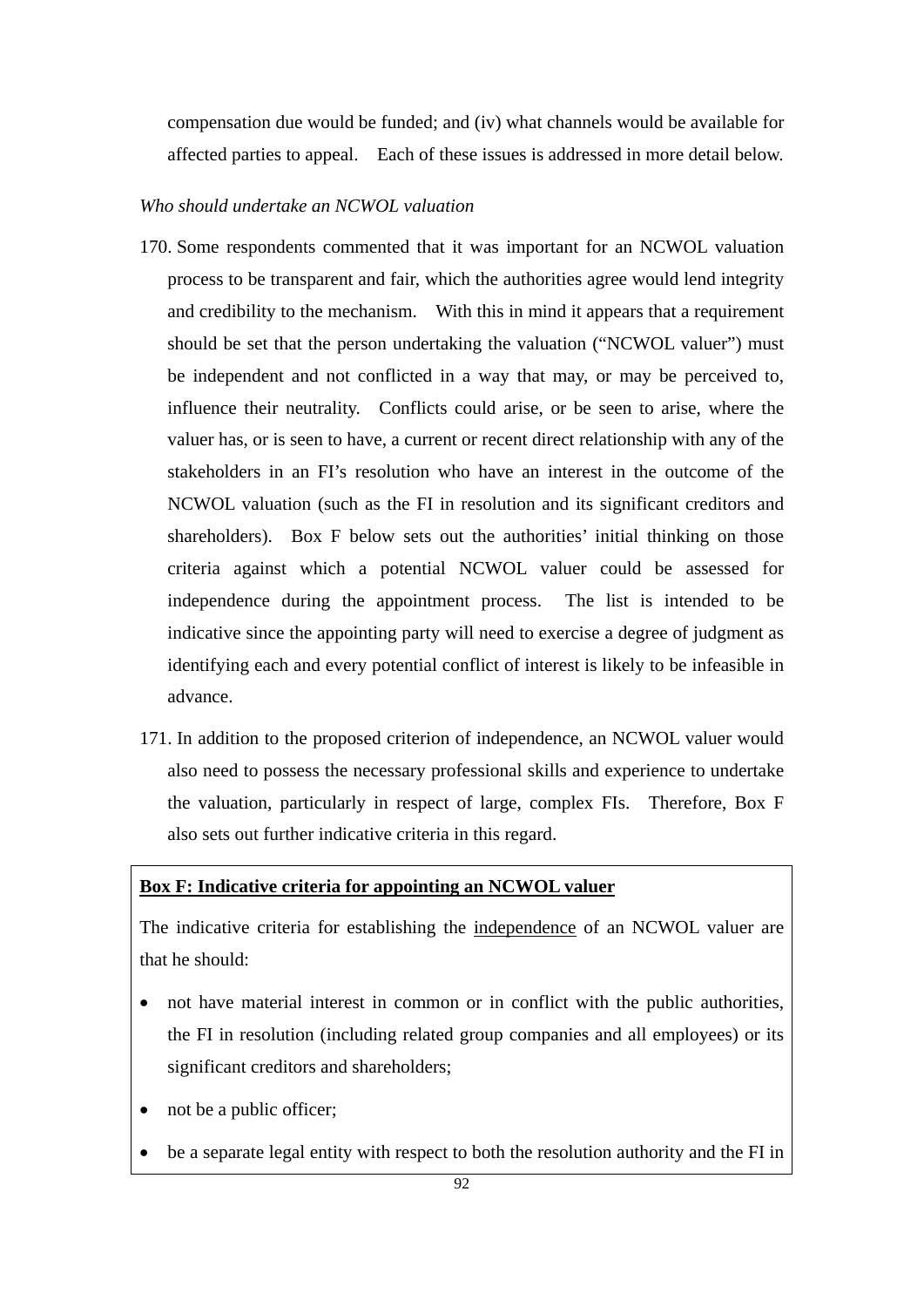compensation due would be funded; and (iv) what channels would be available for affected parties to appeal. Each of these issues is addressed in more detail below.

*Who should undertake an NCWOL valuation*

170. Some respondents commented that it was important for an NCWOL valuation process to be transparent and fair, which the authorities agree would lend integrity and credibility to the mechanism. With this in mind it appears that a requirement should be set that the person undertaking the valuation ("NCWOL valuer") must be independent and not conflicted in a way that may, or may be perceived to, influence their neutrality. Conflicts could arise, or be seen to arise, where the valuer has, or is seen to have, a current or recent direct relationship with any of the stakeholders in an FI's resolution who have an interest in the outcome of the NCWOL valuation (such as the FI in resolution and its significant creditors and shareholders). Box F below sets out the authorities' initial thinking on those criteria against which a potential NCWOL valuer could be assessed for independence during the appointment process. The list is intended to be indicative since the appointing party will need to exercise a degree of judgment as identifying each and every potential conflict of interest is likely to be infeasible in advance.

171. In addition to the proposed criterion of independence, an NCWOL valuer would also need to possess the necessary professional skills and experience to undertake the valuation, particularly in respect of large, complex FIs. Therefore, Box F also sets out further indicative criteria in this regard.

**<u>Box F: Indicative criteria for appointing an NCWOL valuer</u>**

The indicative criteria for establishing the <u>independence</u> of an NCWOL valuer are that he should:

- not have material interest in common or in conflict with the public authorities, the FI in resolution (including related group companies and all employees) or its significant creditors and shareholders;
- not be a public officer;
- be a separate legal entity with respect to both the resolution authority and the FI in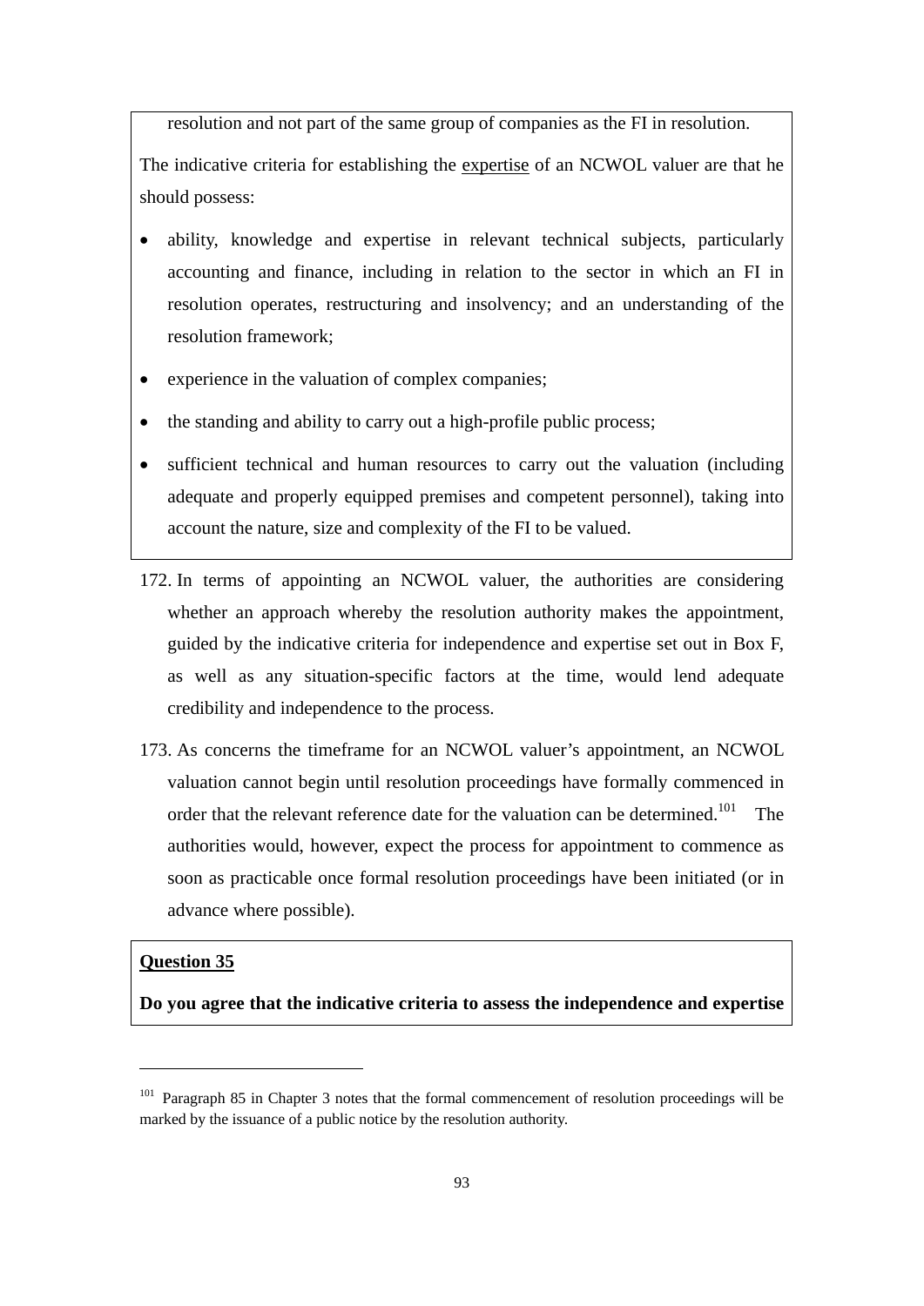resolution and not part of the same group of companies as the FI in resolution.

The indicative criteria for establishing the expertise of an NCWOL valuer are that he should possess:

- ability, knowledge and expertise in relevant technical subjects, particularly accounting and finance, including in relation to the sector in which an FI in resolution operates, restructuring and insolvency; and an understanding of the resolution framework;
- experience in the valuation of complex companies;
- the standing and ability to carry out a high-profile public process;
- sufficient technical and human resources to carry out the valuation (including adequate and properly equipped premises and competent personnel), taking into account the nature, size and complexity of the FI to be valued.

172. In terms of appointing an NCWOL valuer, the authorities are considering whether an approach whereby the resolution authority makes the appointment, guided by the indicative criteria for independence and expertise set out in Box F, as well as any situation-specific factors at the time, would lend adequate credibility and independence to the process.

173. As concerns the timeframe for an NCWOL valuer's appointment, an NCWOL valuation cannot begin until resolution proceedings have formally commenced in order that the relevant reference date for the valuation can be determined.[101] The authorities would, however, expect the process for appointment to commence as soon as practicable once formal resolution proceedings have been initiated (or in advance where possible).

**Question 35**

**Do you agree that the indicative criteria to assess the independence and expertise**

[101] Paragraph 85 in Chapter 3 notes that the formal commencement of resolution proceedings will be marked by the issuance of a public notice by the resolution authority.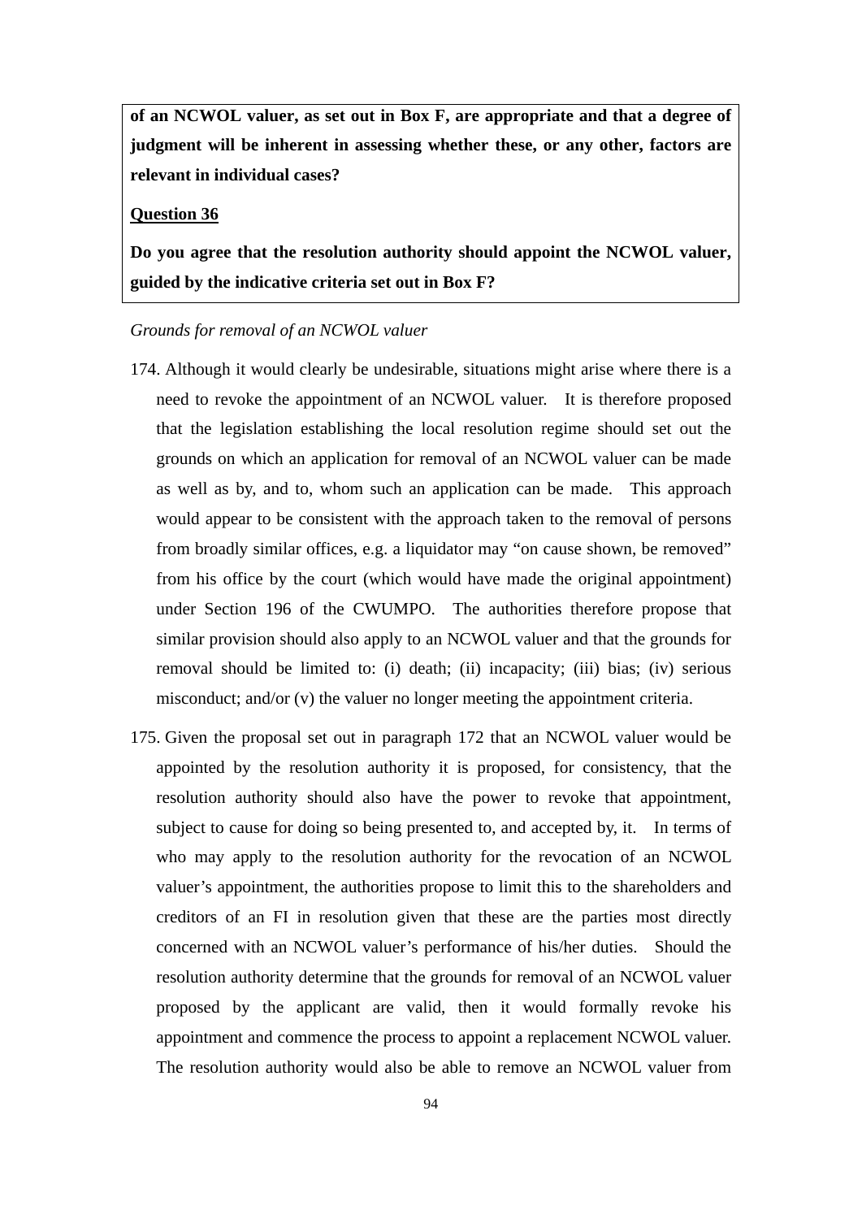**of an NCWOL valuer, as set out in Box F, are appropriate and that a degree of judgment will be inherent in assessing whether these, or any other, factors are relevant in individual cases?**

**<u>Question 36</u>**

**Do you agree that the resolution authority should appoint the NCWOL valuer, guided by the indicative criteria set out in Box F?**

*Grounds for removal of an NCWOL valuer*

174. Although it would clearly be undesirable, situations might arise where there is a need to revoke the appointment of an NCWOL valuer. It is therefore proposed that the legislation establishing the local resolution regime should set out the grounds on which an application for removal of an NCWOL valuer can be made as well as by, and to, whom such an application can be made. This approach would appear to be consistent with the approach taken to the removal of persons from broadly similar offices, e.g. a liquidator may "on cause shown, be removed" from his office by the court (which would have made the original appointment) under Section 196 of the CWUMPO. The authorities therefore propose that similar provision should also apply to an NCWOL valuer and that the grounds for removal should be limited to: (i) death; (ii) incapacity; (iii) bias; (iv) serious misconduct; and/or (v) the valuer no longer meeting the appointment criteria.

175. Given the proposal set out in paragraph 172 that an NCWOL valuer would be appointed by the resolution authority it is proposed, for consistency, that the resolution authority should also have the power to revoke that appointment, subject to cause for doing so being presented to, and accepted by, it. In terms of who may apply to the resolution authority for the revocation of an NCWOL valuer's appointment, the authorities propose to limit this to the shareholders and creditors of an FI in resolution given that these are the parties most directly concerned with an NCWOL valuer's performance of his/her duties. Should the resolution authority determine that the grounds for removal of an NCWOL valuer proposed by the applicant are valid, then it would formally revoke his appointment and commence the process to appoint a replacement NCWOL valuer. The resolution authority would also be able to remove an NCWOL valuer from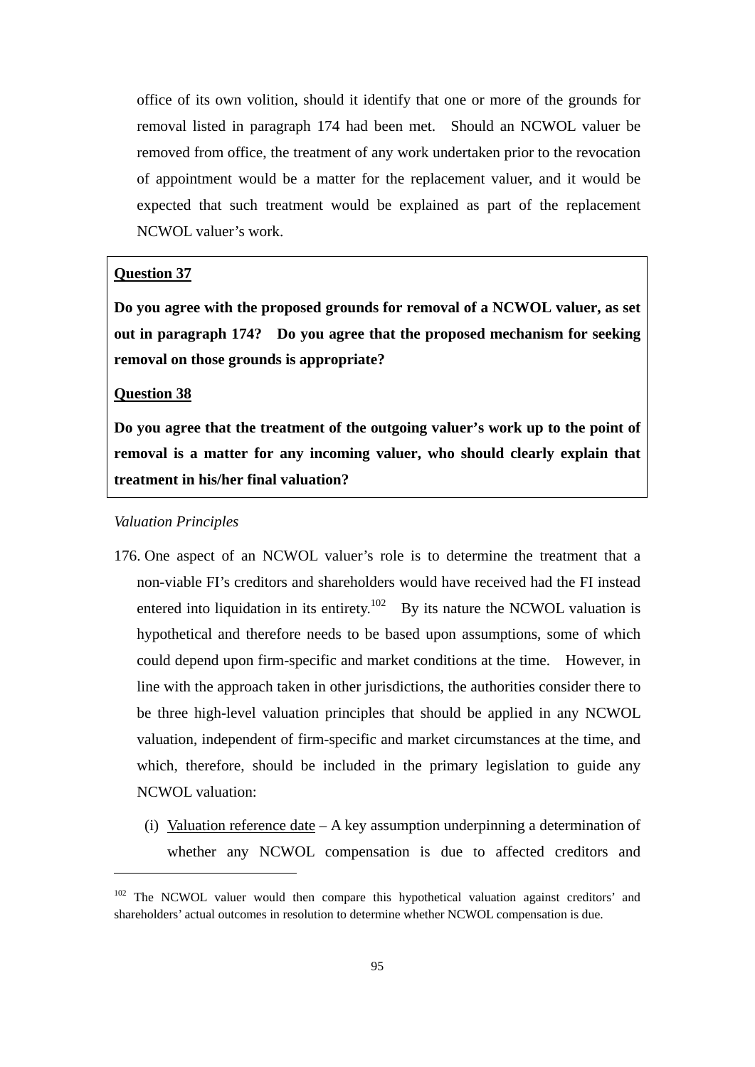office of its own volition, should it identify that one or more of the grounds for removal listed in paragraph 174 had been met. Should an NCWOL valuer be removed from office, the treatment of any work undertaken prior to the revocation of appointment would be a matter for the replacement valuer, and it would be expected that such treatment would be explained as part of the replacement NCWOL valuer's work.

**Question 37**

**Do you agree with the proposed grounds for removal of a NCWOL valuer, as set out in paragraph 174? Do you agree that the proposed mechanism for seeking removal on those grounds is appropriate?**

**Question 38**

**Do you agree that the treatment of the outgoing valuer's work up to the point of removal is a matter for any incoming valuer, who should clearly explain that treatment in his/her final valuation?**

*Valuation Principles*

176. One aspect of an NCWOL valuer's role is to determine the treatment that a non-viable FI's creditors and shareholders would have received had the FI instead entered into liquidation in its entirety.[102] By its nature the NCWOL valuation is hypothetical and therefore needs to be based upon assumptions, some of which could depend upon firm-specific and market conditions at the time. However, in line with the approach taken in other jurisdictions, the authorities consider there to be three high-level valuation principles that should be applied in any NCWOL valuation, independent of firm-specific and market circumstances at the time, and which, therefore, should be included in the primary legislation to guide any NCWOL valuation:

   (i) Valuation reference date – A key assumption underpinning a determination of whether any NCWOL compensation is due to affected creditors and

[102] The NCWOL valuer would then compare this hypothetical valuation against creditors' and shareholders' actual outcomes in resolution to determine whether NCWOL compensation is due.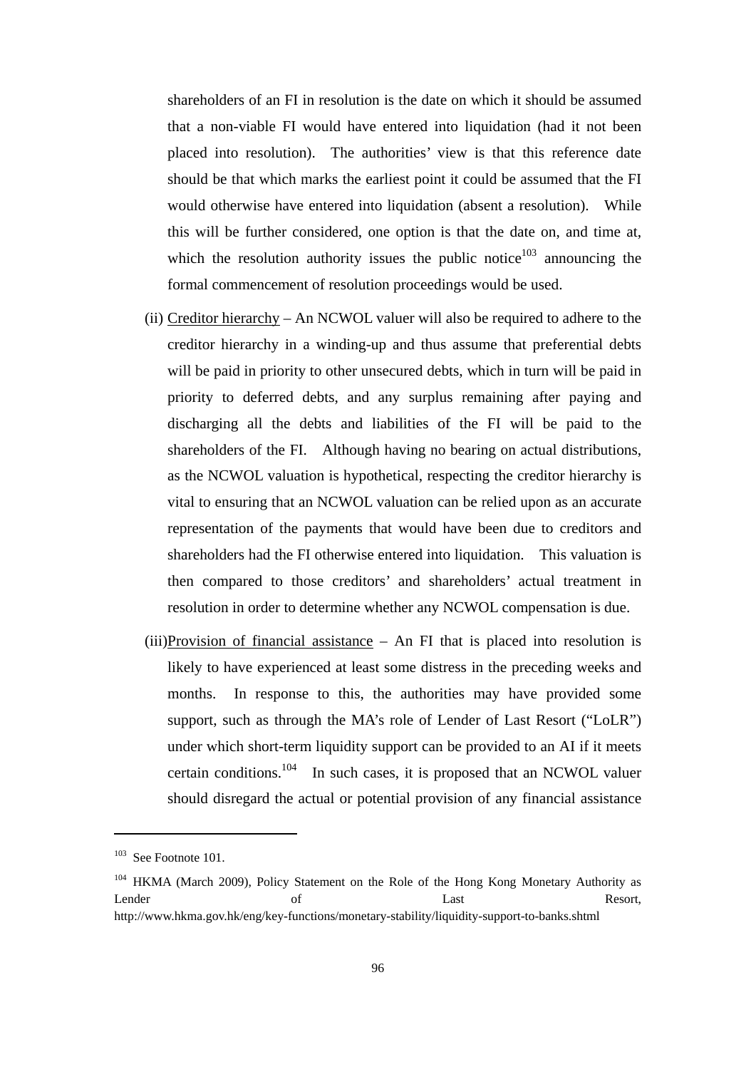shareholders of an FI in resolution is the date on which it should be assumed that a non-viable FI would have entered into liquidation (had it not been placed into resolution). The authorities' view is that this reference date should be that which marks the earliest point it could be assumed that the FI would otherwise have entered into liquidation (absent a resolution). While this will be further considered, one option is that the date on, and time at, which the resolution authority issues the public notice[103] announcing the formal commencement of resolution proceedings would be used.

(ii) <u>Creditor hierarchy</u> – An NCWOL valuer will also be required to adhere to the creditor hierarchy in a winding-up and thus assume that preferential debts will be paid in priority to other unsecured debts, which in turn will be paid in priority to deferred debts, and any surplus remaining after paying and discharging all the debts and liabilities of the FI will be paid to the shareholders of the FI. Although having no bearing on actual distributions, as the NCWOL valuation is hypothetical, respecting the creditor hierarchy is vital to ensuring that an NCWOL valuation can be relied upon as an accurate representation of the payments that would have been due to creditors and shareholders had the FI otherwise entered into liquidation. This valuation is then compared to those creditors' and shareholders' actual treatment in resolution in order to determine whether any NCWOL compensation is due.

(iii) <u>Provision of financial assistance</u> – An FI that is placed into resolution is likely to have experienced at least some distress in the preceding weeks and months. In response to this, the authorities may have provided some support, such as through the MA's role of Lender of Last Resort ("LoLR") under which short-term liquidity support can be provided to an AI if it meets certain conditions.[104] In such cases, it is proposed that an NCWOL valuer should disregard the actual or potential provision of any financial assistance

---

[103] See Footnote 101.

[104] HKMA (March 2009), Policy Statement on the Role of the Hong Kong Monetary Authority as Lender of Last Resort, http://www.hkma.gov.hk/eng/key-functions/monetary-stability/liquidity-support-to-banks.shtml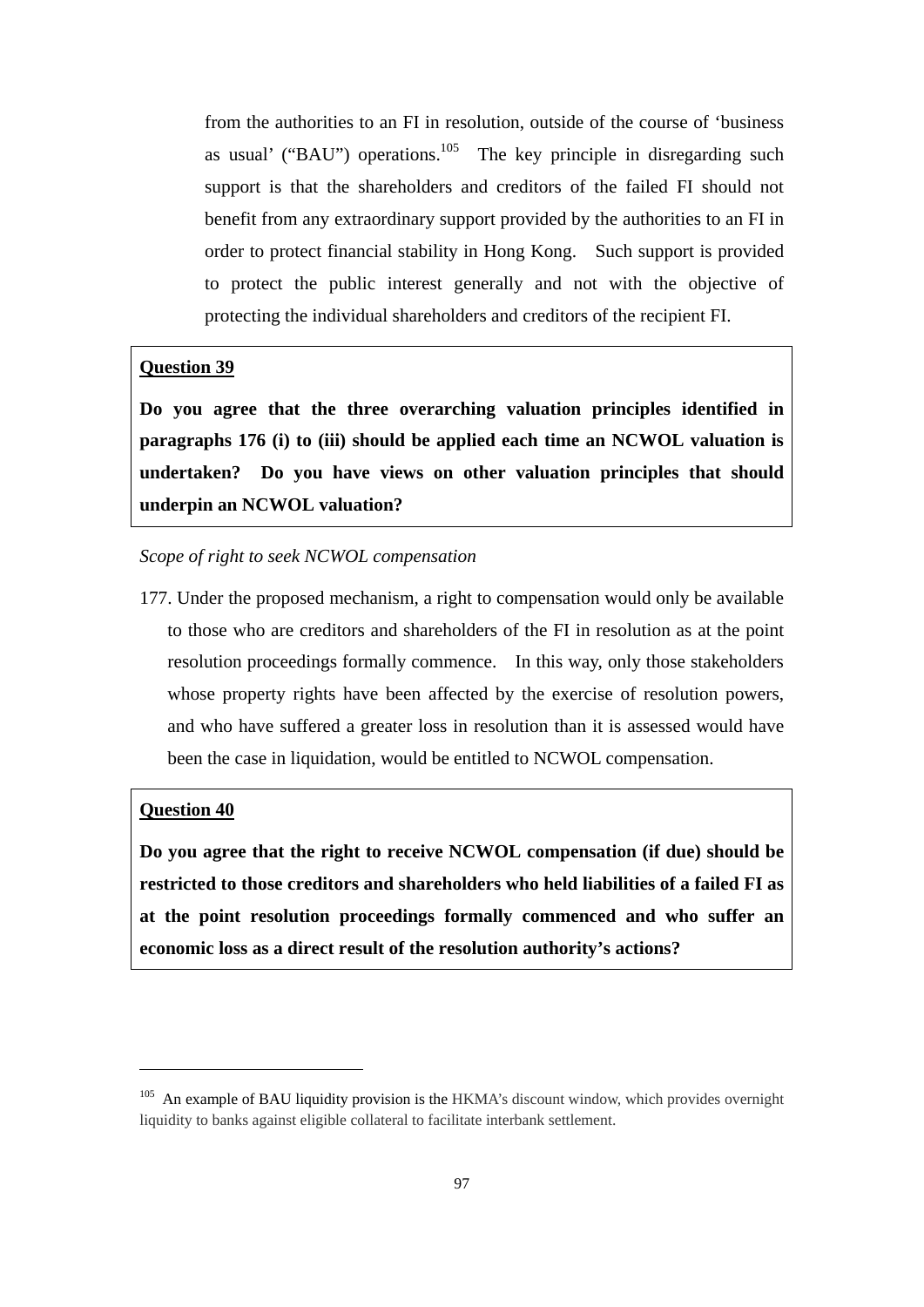from the authorities to an FI in resolution, outside of the course of 'business as usual' ("BAU") operations.[105] The key principle in disregarding such support is that the shareholders and creditors of the failed FI should not benefit from any extraordinary support provided by the authorities to an FI in order to protect financial stability in Hong Kong. Such support is provided to protect the public interest generally and not with the objective of protecting the individual shareholders and creditors of the recipient FI.

> **Question 39**
>
> **Do you agree that the three overarching valuation principles identified in paragraphs 176 (i) to (iii) should be applied each time an NCWOL valuation is undertaken? Do you have views on other valuation principles that should underpin an NCWOL valuation?**

*Scope of right to seek NCWOL compensation*

177. Under the proposed mechanism, a right to compensation would only be available to those who are creditors and shareholders of the FI in resolution as at the point resolution proceedings formally commence. In this way, only those stakeholders whose property rights have been affected by the exercise of resolution powers, and who have suffered a greater loss in resolution than it is assessed would have been the case in liquidation, would be entitled to NCWOL compensation.

> **Question 40**
>
> **Do you agree that the right to receive NCWOL compensation (if due) should be restricted to those creditors and shareholders who held liabilities of a failed FI as at the point resolution proceedings formally commenced and who suffer an economic loss as a direct result of the resolution authority's actions?**

---

[105] An example of BAU liquidity provision is the HKMA's discount window, which provides overnight liquidity to banks against eligible collateral to facilitate interbank settlement.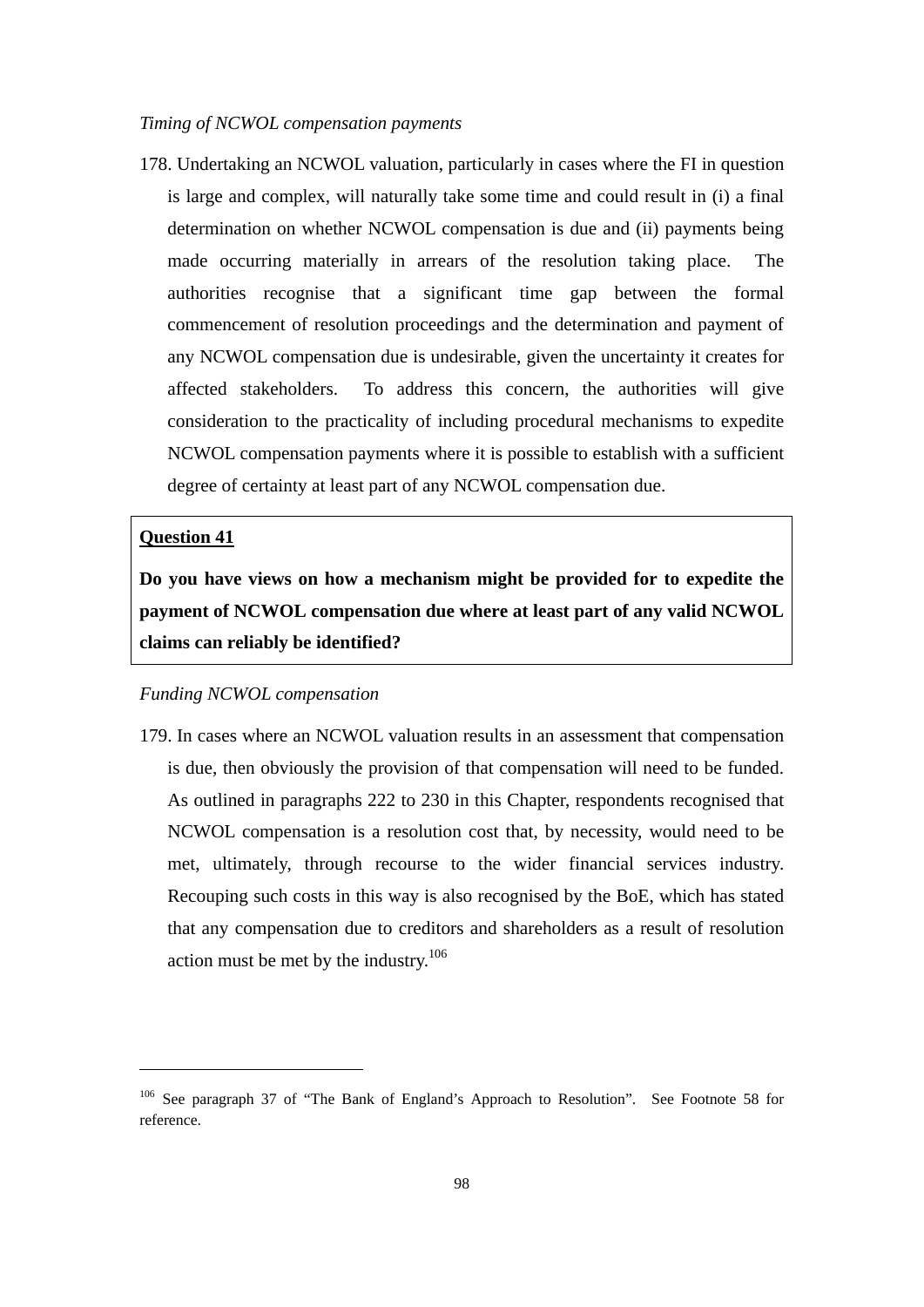*Timing of NCWOL compensation payments*

178. Undertaking an NCWOL valuation, particularly in cases where the FI in question is large and complex, will naturally take some time and could result in (i) a final determination on whether NCWOL compensation is due and (ii) payments being made occurring materially in arrears of the resolution taking place. The authorities recognise that a significant time gap between the formal commencement of resolution proceedings and the determination and payment of any NCWOL compensation due is undesirable, given the uncertainty it creates for affected stakeholders. To address this concern, the authorities will give consideration to the practicality of including procedural mechanisms to expedite NCWOL compensation payments where it is possible to establish with a sufficient degree of certainty at least part of any NCWOL compensation due.

> **Question 41**
>
> **Do you have views on how a mechanism might be provided for to expedite the payment of NCWOL compensation due where at least part of any valid NCWOL claims can reliably be identified?**

*Funding NCWOL compensation*

179. In cases where an NCWOL valuation results in an assessment that compensation is due, then obviously the provision of that compensation will need to be funded. As outlined in paragraphs 222 to 230 in this Chapter, respondents recognised that NCWOL compensation is a resolution cost that, by necessity, would need to be met, ultimately, through recourse to the wider financial services industry. Recouping such costs in this way is also recognised by the BoE, which has stated that any compensation due to creditors and shareholders as a result of resolution action must be met by the industry.[106]

---

[106] See paragraph 37 of "The Bank of England's Approach to Resolution". See Footnote 58 for reference.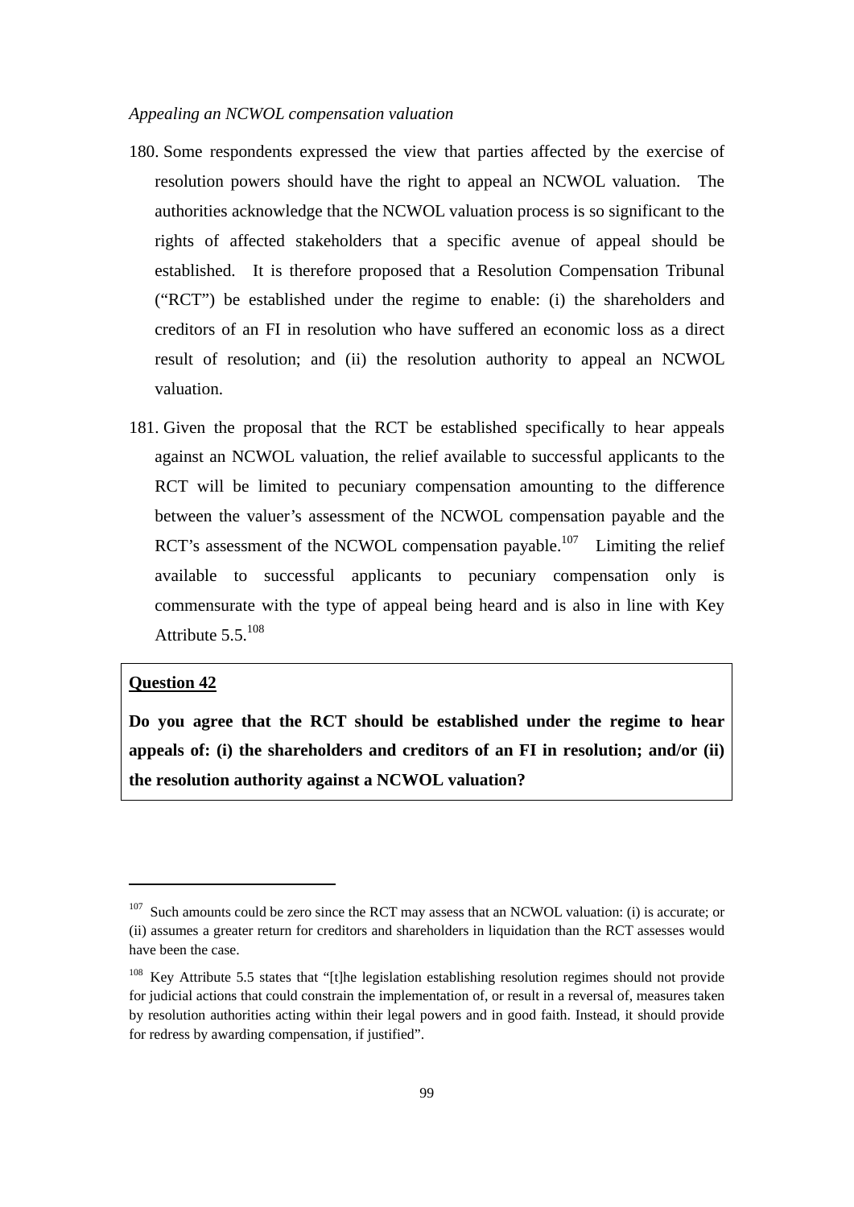*Appealing an NCWOL compensation valuation*

180. Some respondents expressed the view that parties affected by the exercise of resolution powers should have the right to appeal an NCWOL valuation. The authorities acknowledge that the NCWOL valuation process is so significant to the rights of affected stakeholders that a specific avenue of appeal should be established. It is therefore proposed that a Resolution Compensation Tribunal ("RCT") be established under the regime to enable: (i) the shareholders and creditors of an FI in resolution who have suffered an economic loss as a direct result of resolution; and (ii) the resolution authority to appeal an NCWOL valuation.

181. Given the proposal that the RCT be established specifically to hear appeals against an NCWOL valuation, the relief available to successful applicants to the RCT will be limited to pecuniary compensation amounting to the difference between the valuer's assessment of the NCWOL compensation payable and the RCT's assessment of the NCWOL compensation payable.[107] Limiting the relief available to successful applicants to pecuniary compensation only is commensurate with the type of appeal being heard and is also in line with Key Attribute 5.5.[108]

**Question 42**

**Do you agree that the RCT should be established under the regime to hear appeals of: (i) the shareholders and creditors of an FI in resolution; and/or (ii) the resolution authority against a NCWOL valuation?**

---

[107] Such amounts could be zero since the RCT may assess that an NCWOL valuation: (i) is accurate; or (ii) assumes a greater return for creditors and shareholders in liquidation than the RCT assesses would have been the case.

[108] Key Attribute 5.5 states that "[t]he legislation establishing resolution regimes should not provide for judicial actions that could constrain the implementation of, or result in a reversal of, measures taken by resolution authorities acting within their legal powers and in good faith. Instead, it should provide for redress by awarding compensation, if justified".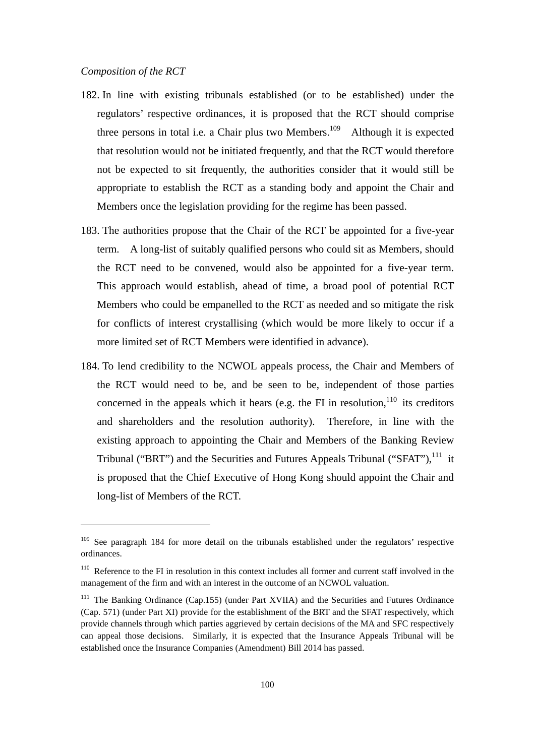*Composition of the RCT*

182. In line with existing tribunals established (or to be established) under the regulators' respective ordinances, it is proposed that the RCT should comprise three persons in total i.e. a Chair plus two Members.[109] Although it is expected that resolution would not be initiated frequently, and that the RCT would therefore not be expected to sit frequently, the authorities consider that it would still be appropriate to establish the RCT as a standing body and appoint the Chair and Members once the legislation providing for the regime has been passed.

183. The authorities propose that the Chair of the RCT be appointed for a five-year term. A long-list of suitably qualified persons who could sit as Members, should the RCT need to be convened, would also be appointed for a five-year term. This approach would establish, ahead of time, a broad pool of potential RCT Members who could be empanelled to the RCT as needed and so mitigate the risk for conflicts of interest crystallising (which would be more likely to occur if a more limited set of RCT Members were identified in advance).

184. To lend credibility to the NCWOL appeals process, the Chair and Members of the RCT would need to be, and be seen to be, independent of those parties concerned in the appeals which it hears (e.g. the FI in resolution,[110] its creditors and shareholders and the resolution authority). Therefore, in line with the existing approach to appointing the Chair and Members of the Banking Review Tribunal ("BRT") and the Securities and Futures Appeals Tribunal ("SFAT"),[111] it is proposed that the Chief Executive of Hong Kong should appoint the Chair and long-list of Members of the RCT.

---

[109] See paragraph 184 for more detail on the tribunals established under the regulators' respective ordinances.

[110] Reference to the FI in resolution in this context includes all former and current staff involved in the management of the firm and with an interest in the outcome of an NCWOL valuation.

[111] The Banking Ordinance (Cap.155) (under Part XVIIA) and the Securities and Futures Ordinance (Cap. 571) (under Part XI) provide for the establishment of the BRT and the SFAT respectively, which provide channels through which parties aggrieved by certain decisions of the MA and SFC respectively can appeal those decisions. Similarly, it is expected that the Insurance Appeals Tribunal will be established once the Insurance Companies (Amendment) Bill 2014 has passed.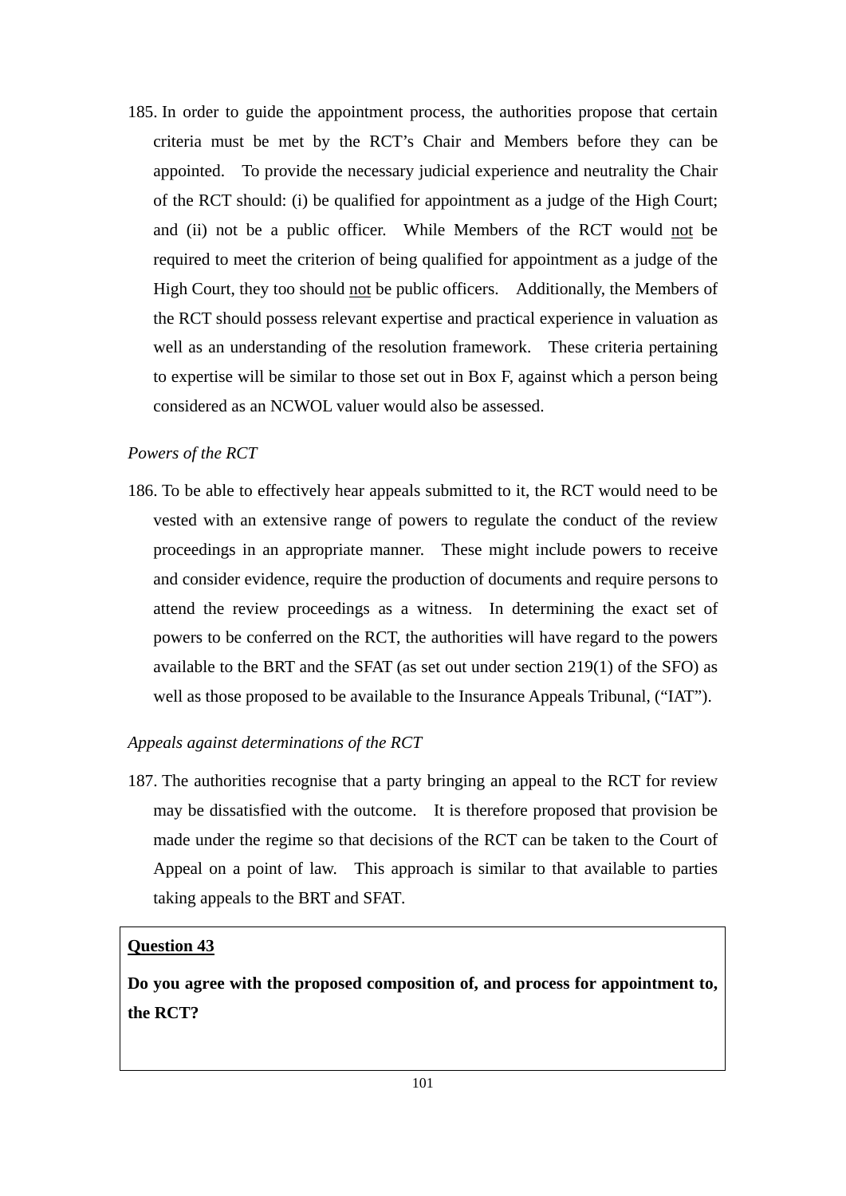185. In order to guide the appointment process, the authorities propose that certain criteria must be met by the RCT's Chair and Members before they can be appointed. To provide the necessary judicial experience and neutrality the Chair of the RCT should: (i) be qualified for appointment as a judge of the High Court; and (ii) not be a public officer. While Members of the RCT would <u>not</u> be required to meet the criterion of being qualified for appointment as a judge of the High Court, they too should <u>not</u> be public officers. Additionally, the Members of the RCT should possess relevant expertise and practical experience in valuation as well as an understanding of the resolution framework. These criteria pertaining to expertise will be similar to those set out in Box F, against which a person being considered as an NCWOL valuer would also be assessed.

*Powers of the RCT*

186. To be able to effectively hear appeals submitted to it, the RCT would need to be vested with an extensive range of powers to regulate the conduct of the review proceedings in an appropriate manner. These might include powers to receive and consider evidence, require the production of documents and require persons to attend the review proceedings as a witness. In determining the exact set of powers to be conferred on the RCT, the authorities will have regard to the powers available to the BRT and the SFAT (as set out under section 219(1) of the SFO) as well as those proposed to be available to the Insurance Appeals Tribunal, ("IAT").

*Appeals against determinations of the RCT*

187. The authorities recognise that a party bringing an appeal to the RCT for review may be dissatisfied with the outcome. It is therefore proposed that provision be made under the regime so that decisions of the RCT can be taken to the Court of Appeal on a point of law. This approach is similar to that available to parties taking appeals to the BRT and SFAT.

**<u>Question 43</u>**

**Do you agree with the proposed composition of, and process for appointment to, the RCT?**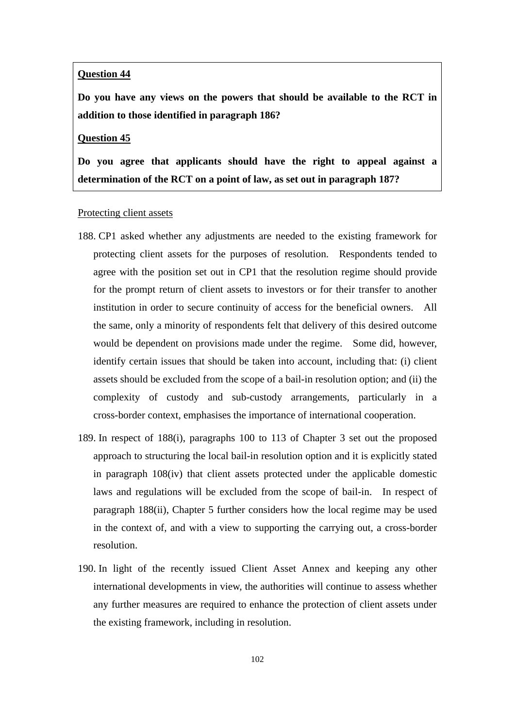**Question 44**

**Do you have any views on the powers that should be available to the RCT in addition to those identified in paragraph 186?**

**Question 45**

**Do you agree that applicants should have the right to appeal against a determination of the RCT on a point of law, as set out in paragraph 187?**

Protecting client assets

188. CP1 asked whether any adjustments are needed to the existing framework for protecting client assets for the purposes of resolution. Respondents tended to agree with the position set out in CP1 that the resolution regime should provide for the prompt return of client assets to investors or for their transfer to another institution in order to secure continuity of access for the beneficial owners. All the same, only a minority of respondents felt that delivery of this desired outcome would be dependent on provisions made under the regime. Some did, however, identify certain issues that should be taken into account, including that: (i) client assets should be excluded from the scope of a bail-in resolution option; and (ii) the complexity of custody and sub-custody arrangements, particularly in a cross-border context, emphasises the importance of international cooperation.

189. In respect of 188(i), paragraphs 100 to 113 of Chapter 3 set out the proposed approach to structuring the local bail-in resolution option and it is explicitly stated in paragraph 108(iv) that client assets protected under the applicable domestic laws and regulations will be excluded from the scope of bail-in. In respect of paragraph 188(ii), Chapter 5 further considers how the local regime may be used in the context of, and with a view to supporting the carrying out, a cross-border resolution.

190. In light of the recently issued Client Asset Annex and keeping any other international developments in view, the authorities will continue to assess whether any further measures are required to enhance the protection of client assets under the existing framework, including in resolution.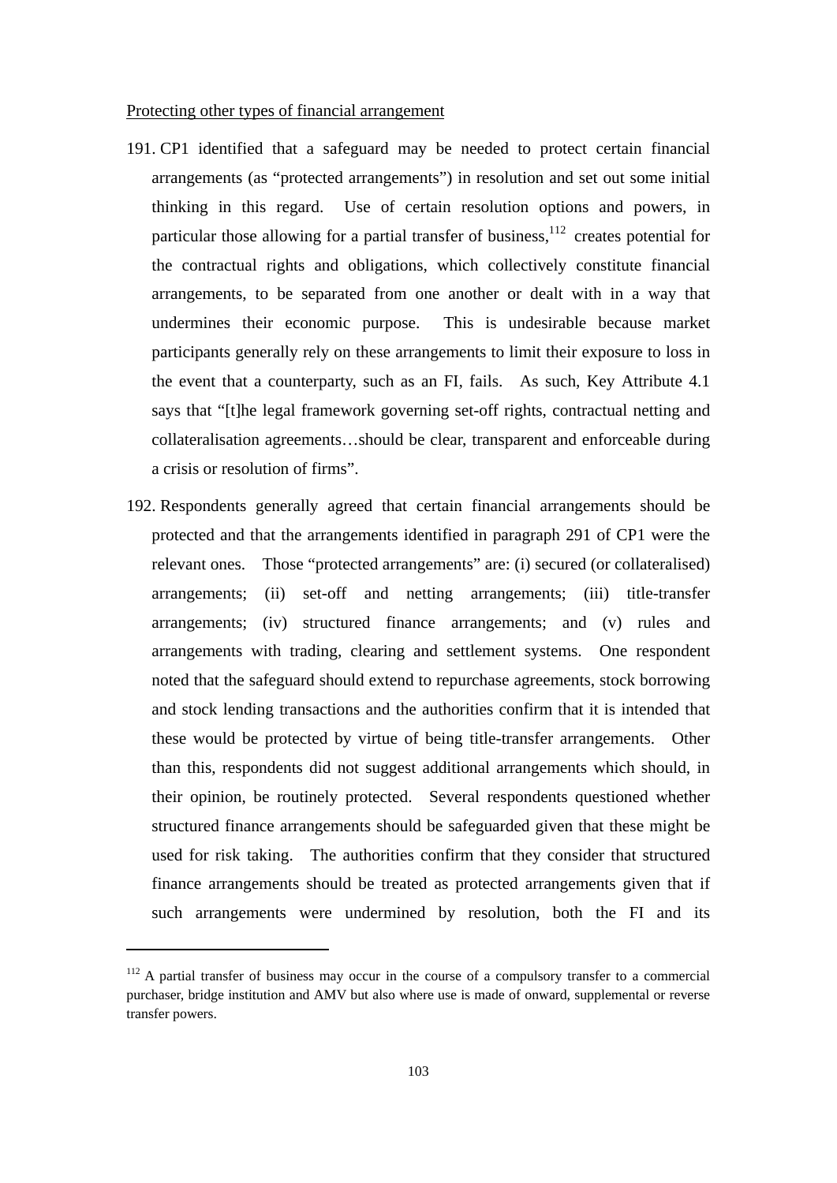Protecting other types of financial arrangement

191. CP1 identified that a safeguard may be needed to protect certain financial arrangements (as "protected arrangements") in resolution and set out some initial thinking in this regard. Use of certain resolution options and powers, in particular those allowing for a partial transfer of business,[112] creates potential for the contractual rights and obligations, which collectively constitute financial arrangements, to be separated from one another or dealt with in a way that undermines their economic purpose. This is undesirable because market participants generally rely on these arrangements to limit their exposure to loss in the event that a counterparty, such as an FI, fails. As such, Key Attribute 4.1 says that "[t]he legal framework governing set-off rights, contractual netting and collateralisation agreements…should be clear, transparent and enforceable during a crisis or resolution of firms".

192. Respondents generally agreed that certain financial arrangements should be protected and that the arrangements identified in paragraph 291 of CP1 were the relevant ones. Those "protected arrangements" are: (i) secured (or collateralised) arrangements; (ii) set-off and netting arrangements; (iii) title-transfer arrangements; (iv) structured finance arrangements; and (v) rules and arrangements with trading, clearing and settlement systems. One respondent noted that the safeguard should extend to repurchase agreements, stock borrowing and stock lending transactions and the authorities confirm that it is intended that these would be protected by virtue of being title-transfer arrangements. Other than this, respondents did not suggest additional arrangements which should, in their opinion, be routinely protected. Several respondents questioned whether structured finance arrangements should be safeguarded given that these might be used for risk taking. The authorities confirm that they consider that structured finance arrangements should be treated as protected arrangements given that if such arrangements were undermined by resolution, both the FI and its

---

[112] A partial transfer of business may occur in the course of a compulsory transfer to a commercial purchaser, bridge institution and AMV but also where use is made of onward, supplemental or reverse transfer powers.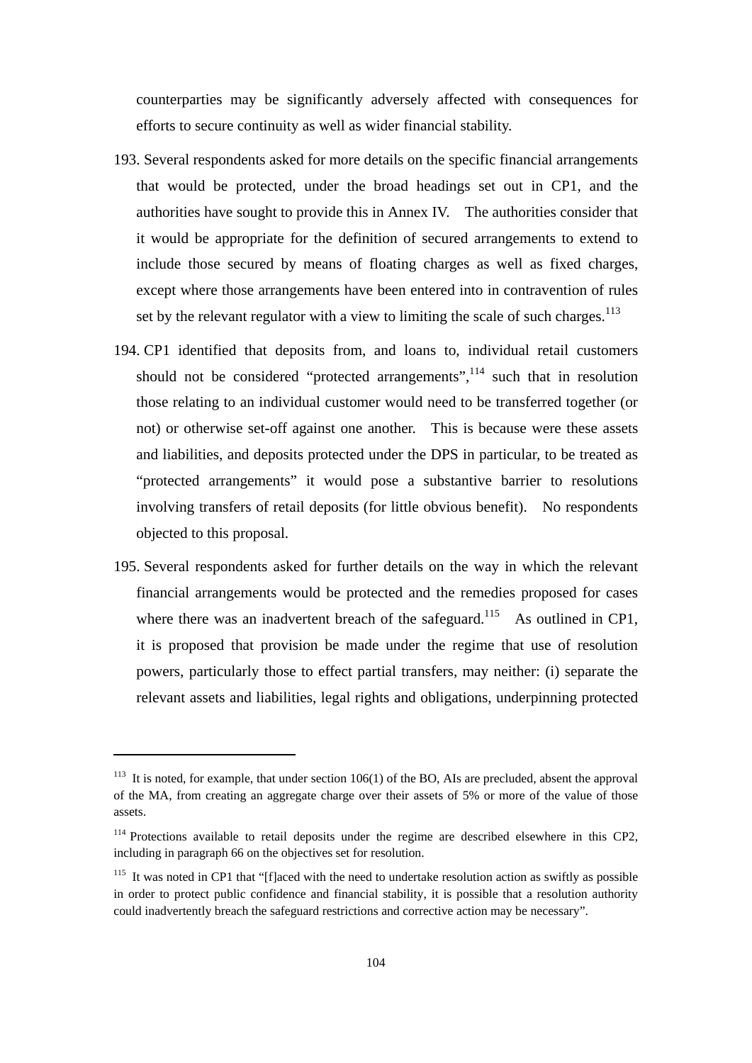counterparties may be significantly adversely affected with consequences for efforts to secure continuity as well as wider financial stability.

193. Several respondents asked for more details on the specific financial arrangements that would be protected, under the broad headings set out in CP1, and the authorities have sought to provide this in Annex IV. The authorities consider that it would be appropriate for the definition of secured arrangements to extend to include those secured by means of floating charges as well as fixed charges, except where those arrangements have been entered into in contravention of rules set by the relevant regulator with a view to limiting the scale of such charges.[113]

194. CP1 identified that deposits from, and loans to, individual retail customers should not be considered "protected arrangements",[114] such that in resolution those relating to an individual customer would need to be transferred together (or not) or otherwise set-off against one another. This is because were these assets and liabilities, and deposits protected under the DPS in particular, to be treated as "protected arrangements" it would pose a substantive barrier to resolutions involving transfers of retail deposits (for little obvious benefit). No respondents objected to this proposal.

195. Several respondents asked for further details on the way in which the relevant financial arrangements would be protected and the remedies proposed for cases where there was an inadvertent breach of the safeguard.[115] As outlined in CP1, it is proposed that provision be made under the regime that use of resolution powers, particularly those to effect partial transfers, may neither: (i) separate the relevant assets and liabilities, legal rights and obligations, underpinning protected

---

[113] It is noted, for example, that under section 106(1) of the BO, AIs are precluded, absent the approval of the MA, from creating an aggregate charge over their assets of 5% or more of the value of those assets.

[114] Protections available to retail deposits under the regime are described elsewhere in this CP2, including in paragraph 66 on the objectives set for resolution.

[115] It was noted in CP1 that "[f]aced with the need to undertake resolution action as swiftly as possible in order to protect public confidence and financial stability, it is possible that a resolution authority could inadvertently breach the safeguard restrictions and corrective action may be necessary".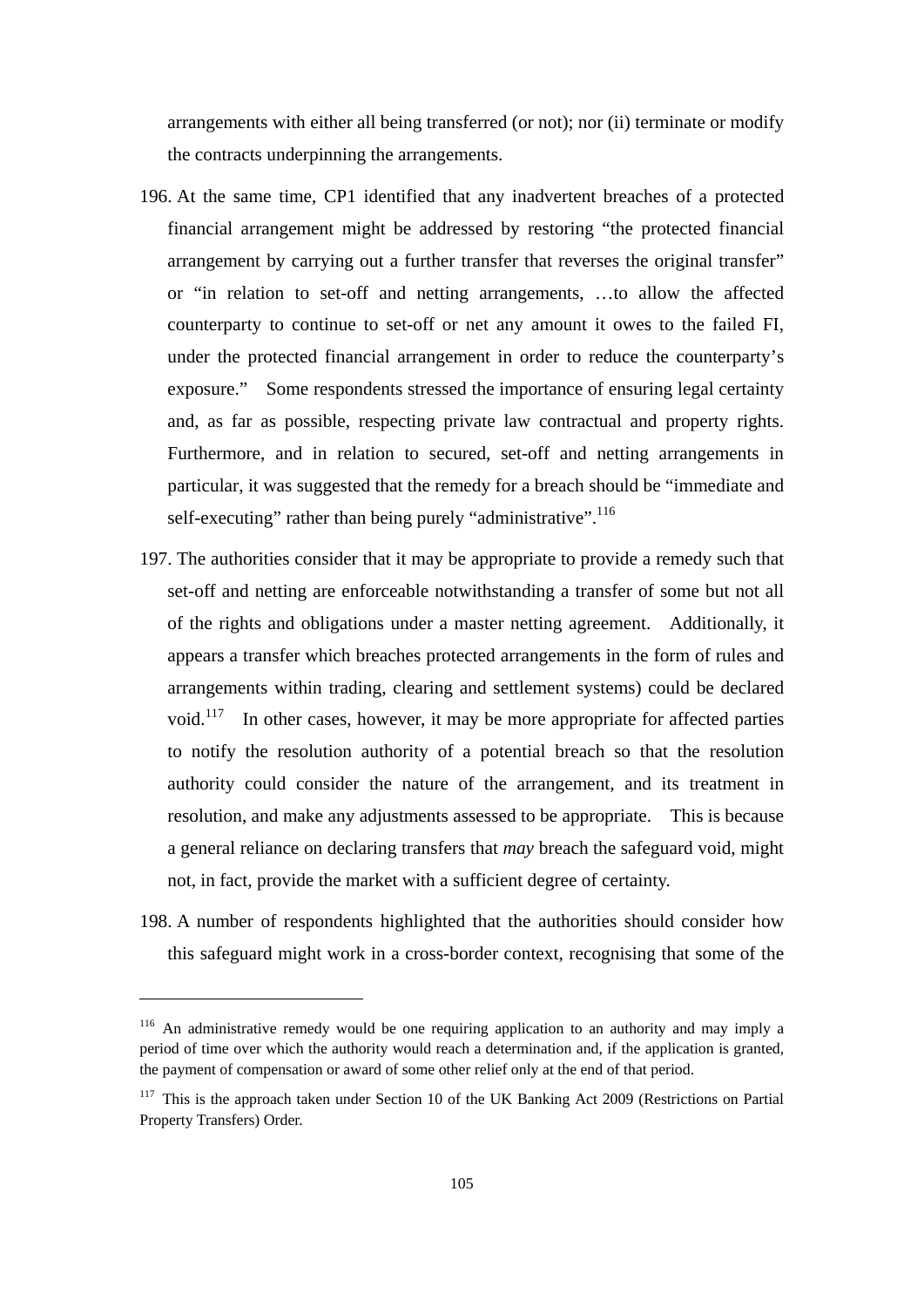arrangements with either all being transferred (or not); nor (ii) terminate or modify the contracts underpinning the arrangements.

196. At the same time, CP1 identified that any inadvertent breaches of a protected financial arrangement might be addressed by restoring "the protected financial arrangement by carrying out a further transfer that reverses the original transfer" or "in relation to set-off and netting arrangements, …to allow the affected counterparty to continue to set-off or net any amount it owes to the failed FI, under the protected financial arrangement in order to reduce the counterparty's exposure." Some respondents stressed the importance of ensuring legal certainty and, as far as possible, respecting private law contractual and property rights. Furthermore, and in relation to secured, set-off and netting arrangements in particular, it was suggested that the remedy for a breach should be "immediate and self-executing" rather than being purely "administrative".[116]

197. The authorities consider that it may be appropriate to provide a remedy such that set-off and netting are enforceable notwithstanding a transfer of some but not all of the rights and obligations under a master netting agreement. Additionally, it appears a transfer which breaches protected arrangements in the form of rules and arrangements within trading, clearing and settlement systems) could be declared void.[117] In other cases, however, it may be more appropriate for affected parties to notify the resolution authority of a potential breach so that the resolution authority could consider the nature of the arrangement, and its treatment in resolution, and make any adjustments assessed to be appropriate. This is because a general reliance on declaring transfers that *may* breach the safeguard void, might not, in fact, provide the market with a sufficient degree of certainty.

198. A number of respondents highlighted that the authorities should consider how this safeguard might work in a cross-border context, recognising that some of the

---

[116] An administrative remedy would be one requiring application to an authority and may imply a period of time over which the authority would reach a determination and, if the application is granted, the payment of compensation or award of some other relief only at the end of that period.

[117] This is the approach taken under Section 10 of the UK Banking Act 2009 (Restrictions on Partial Property Transfers) Order.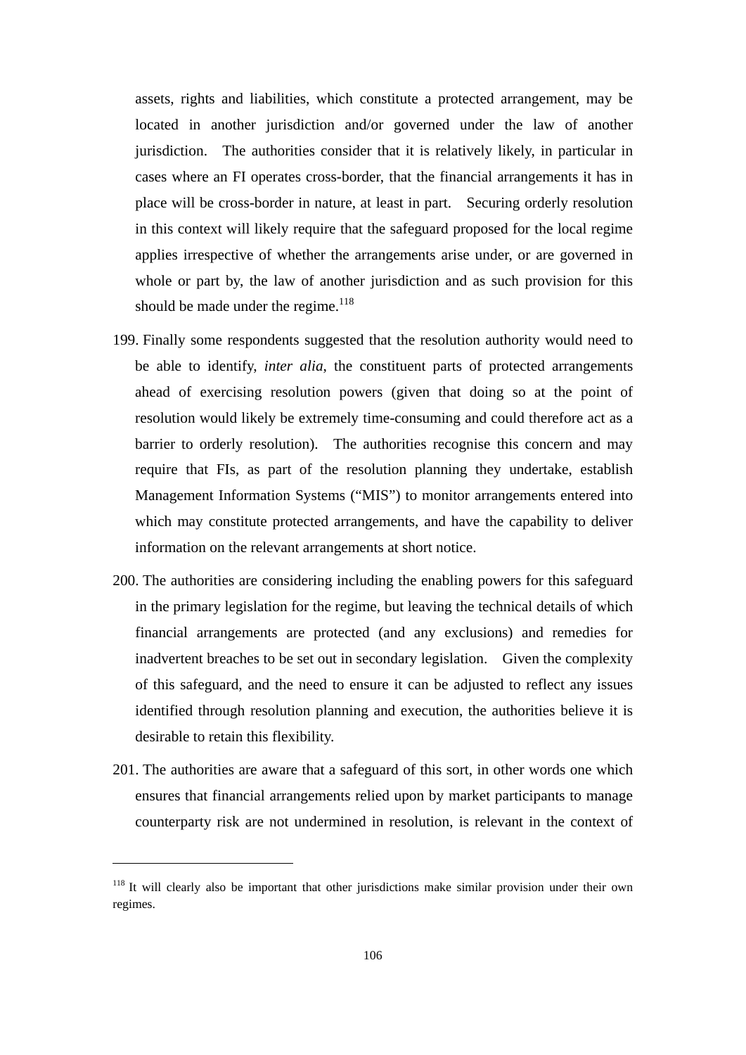assets, rights and liabilities, which constitute a protected arrangement, may be located in another jurisdiction and/or governed under the law of another jurisdiction. The authorities consider that it is relatively likely, in particular in cases where an FI operates cross-border, that the financial arrangements it has in place will be cross-border in nature, at least in part. Securing orderly resolution in this context will likely require that the safeguard proposed for the local regime applies irrespective of whether the arrangements arise under, or are governed in whole or part by, the law of another jurisdiction and as such provision for this should be made under the regime.[118]

199. Finally some respondents suggested that the resolution authority would need to be able to identify, *inter alia*, the constituent parts of protected arrangements ahead of exercising resolution powers (given that doing so at the point of resolution would likely be extremely time-consuming and could therefore act as a barrier to orderly resolution). The authorities recognise this concern and may require that FIs, as part of the resolution planning they undertake, establish Management Information Systems ("MIS") to monitor arrangements entered into which may constitute protected arrangements, and have the capability to deliver information on the relevant arrangements at short notice.

200. The authorities are considering including the enabling powers for this safeguard in the primary legislation for the regime, but leaving the technical details of which financial arrangements are protected (and any exclusions) and remedies for inadvertent breaches to be set out in secondary legislation. Given the complexity of this safeguard, and the need to ensure it can be adjusted to reflect any issues identified through resolution planning and execution, the authorities believe it is desirable to retain this flexibility.

201. The authorities are aware that a safeguard of this sort, in other words one which ensures that financial arrangements relied upon by market participants to manage counterparty risk are not undermined in resolution, is relevant in the context of

---

[118] It will clearly also be important that other jurisdictions make similar provision under their own regimes.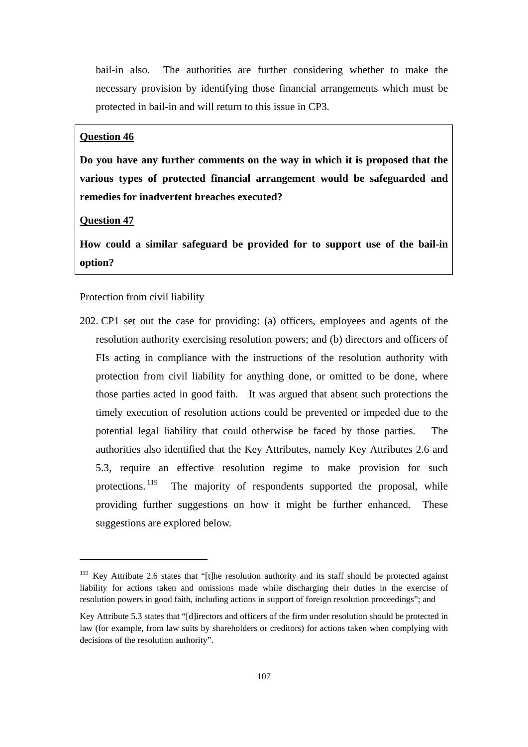bail-in also. The authorities are further considering whether to make the necessary provision by identifying those financial arrangements which must be protected in bail-in and will return to this issue in CP3.

> **Question 46**
>
> **Do you have any further comments on the way in which it is proposed that the various types of protected financial arrangement would be safeguarded and remedies for inadvertent breaches executed?**
>
> **Question 47**
>
> **How could a similar safeguard be provided for to support use of the bail-in option?**

Protection from civil liability

202. CP1 set out the case for providing: (a) officers, employees and agents of the resolution authority exercising resolution powers; and (b) directors and officers of FIs acting in compliance with the instructions of the resolution authority with protection from civil liability for anything done, or omitted to be done, where those parties acted in good faith. It was argued that absent such protections the timely execution of resolution actions could be prevented or impeded due to the potential legal liability that could otherwise be faced by those parties. The authorities also identified that the Key Attributes, namely Key Attributes 2.6 and 5.3, require an effective resolution regime to make provision for such protections.[119] The majority of respondents supported the proposal, while providing further suggestions on how it might be further enhanced. These suggestions are explored below.

---

[119] Key Attribute 2.6 states that "[t]he resolution authority and its staff should be protected against liability for actions taken and omissions made while discharging their duties in the exercise of resolution powers in good faith, including actions in support of foreign resolution proceedings"; and

Key Attribute 5.3 states that "[d]irectors and officers of the firm under resolution should be protected in law (for example, from law suits by shareholders or creditors) for actions taken when complying with decisions of the resolution authority".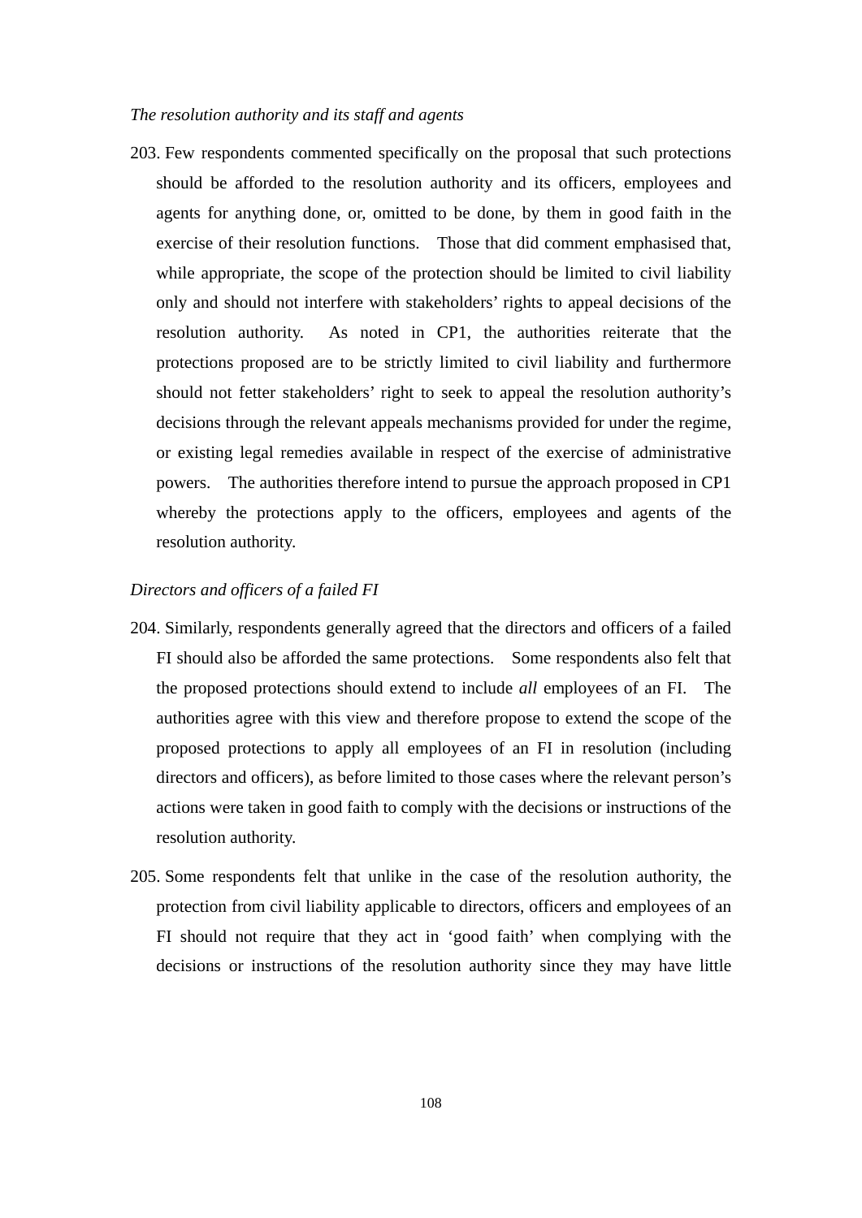*The resolution authority and its staff and agents*

203. Few respondents commented specifically on the proposal that such protections should be afforded to the resolution authority and its officers, employees and agents for anything done, or, omitted to be done, by them in good faith in the exercise of their resolution functions. Those that did comment emphasised that, while appropriate, the scope of the protection should be limited to civil liability only and should not interfere with stakeholders' rights to appeal decisions of the resolution authority. As noted in CP1, the authorities reiterate that the protections proposed are to be strictly limited to civil liability and furthermore should not fetter stakeholders' right to seek to appeal the resolution authority's decisions through the relevant appeals mechanisms provided for under the regime, or existing legal remedies available in respect of the exercise of administrative powers. The authorities therefore intend to pursue the approach proposed in CP1 whereby the protections apply to the officers, employees and agents of the resolution authority.

*Directors and officers of a failed FI*

204. Similarly, respondents generally agreed that the directors and officers of a failed FI should also be afforded the same protections. Some respondents also felt that the proposed protections should extend to include *all* employees of an FI. The authorities agree with this view and therefore propose to extend the scope of the proposed protections to apply all employees of an FI in resolution (including directors and officers), as before limited to those cases where the relevant person's actions were taken in good faith to comply with the decisions or instructions of the resolution authority.

205. Some respondents felt that unlike in the case of the resolution authority, the protection from civil liability applicable to directors, officers and employees of an FI should not require that they act in 'good faith' when complying with the decisions or instructions of the resolution authority since they may have little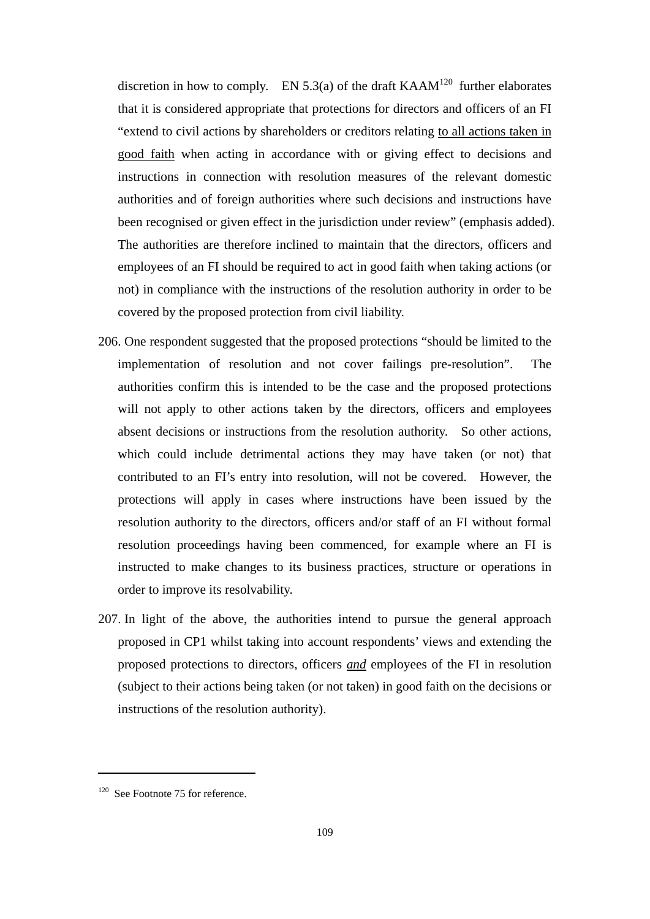discretion in how to comply. EN 5.3(a) of the draft KAAM[120] further elaborates that it is considered appropriate that protections for directors and officers of an FI "extend to civil actions by shareholders or creditors relating <u>to all actions taken in good faith</u> when acting in accordance with or giving effect to decisions and instructions in connection with resolution measures of the relevant domestic authorities and of foreign authorities where such decisions and instructions have been recognised or given effect in the jurisdiction under review" (emphasis added). The authorities are therefore inclined to maintain that the directors, officers and employees of an FI should be required to act in good faith when taking actions (or not) in compliance with the instructions of the resolution authority in order to be covered by the proposed protection from civil liability.

206. One respondent suggested that the proposed protections "should be limited to the implementation of resolution and not cover failings pre-resolution". The authorities confirm this is intended to be the case and the proposed protections will not apply to other actions taken by the directors, officers and employees absent decisions or instructions from the resolution authority. So other actions, which could include detrimental actions they may have taken (or not) that contributed to an FI's entry into resolution, will not be covered. However, the protections will apply in cases where instructions have been issued by the resolution authority to the directors, officers and/or staff of an FI without formal resolution proceedings having been commenced, for example where an FI is instructed to make changes to its business practices, structure or operations in order to improve its resolvability.

207. In light of the above, the authorities intend to pursue the general approach proposed in CP1 whilst taking into account respondents' views and extending the proposed protections to directors, officers <u>*and*</u> employees of the FI in resolution (subject to their actions being taken (or not taken) in good faith on the decisions or instructions of the resolution authority).

---

[120] See Footnote 75 for reference.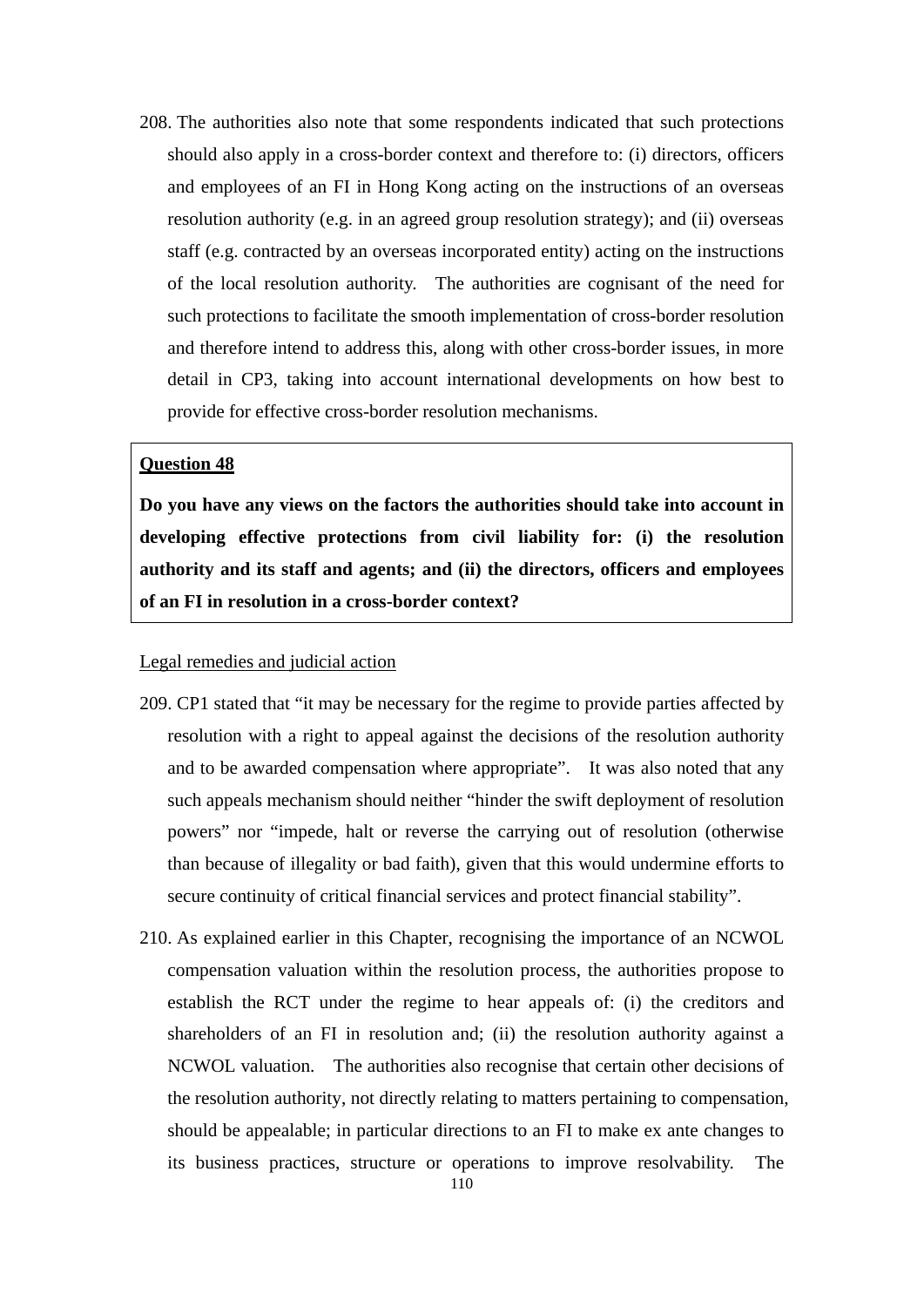208. The authorities also note that some respondents indicated that such protections should also apply in a cross-border context and therefore to: (i) directors, officers and employees of an FI in Hong Kong acting on the instructions of an overseas resolution authority (e.g. in an agreed group resolution strategy); and (ii) overseas staff (e.g. contracted by an overseas incorporated entity) acting on the instructions of the local resolution authority. The authorities are cognisant of the need for such protections to facilitate the smooth implementation of cross-border resolution and therefore intend to address this, along with other cross-border issues, in more detail in CP3, taking into account international developments on how best to provide for effective cross-border resolution mechanisms.

> **Question 48**
>
> **Do you have any views on the factors the authorities should take into account in developing effective protections from civil liability for: (i) the resolution authority and its staff and agents; and (ii) the directors, officers and employees of an FI in resolution in a cross-border context?**

Legal remedies and judicial action

209. CP1 stated that "it may be necessary for the regime to provide parties affected by resolution with a right to appeal against the decisions of the resolution authority and to be awarded compensation where appropriate". It was also noted that any such appeals mechanism should neither "hinder the swift deployment of resolution powers" nor "impede, halt or reverse the carrying out of resolution (otherwise than because of illegality or bad faith), given that this would undermine efforts to secure continuity of critical financial services and protect financial stability".

210. As explained earlier in this Chapter, recognising the importance of an NCWOL compensation valuation within the resolution process, the authorities propose to establish the RCT under the regime to hear appeals of: (i) the creditors and shareholders of an FI in resolution and; (ii) the resolution authority against a NCWOL valuation. The authorities also recognise that certain other decisions of the resolution authority, not directly relating to matters pertaining to compensation, should be appealable; in particular directions to an FI to make ex ante changes to its business practices, structure or operations to improve resolvability. The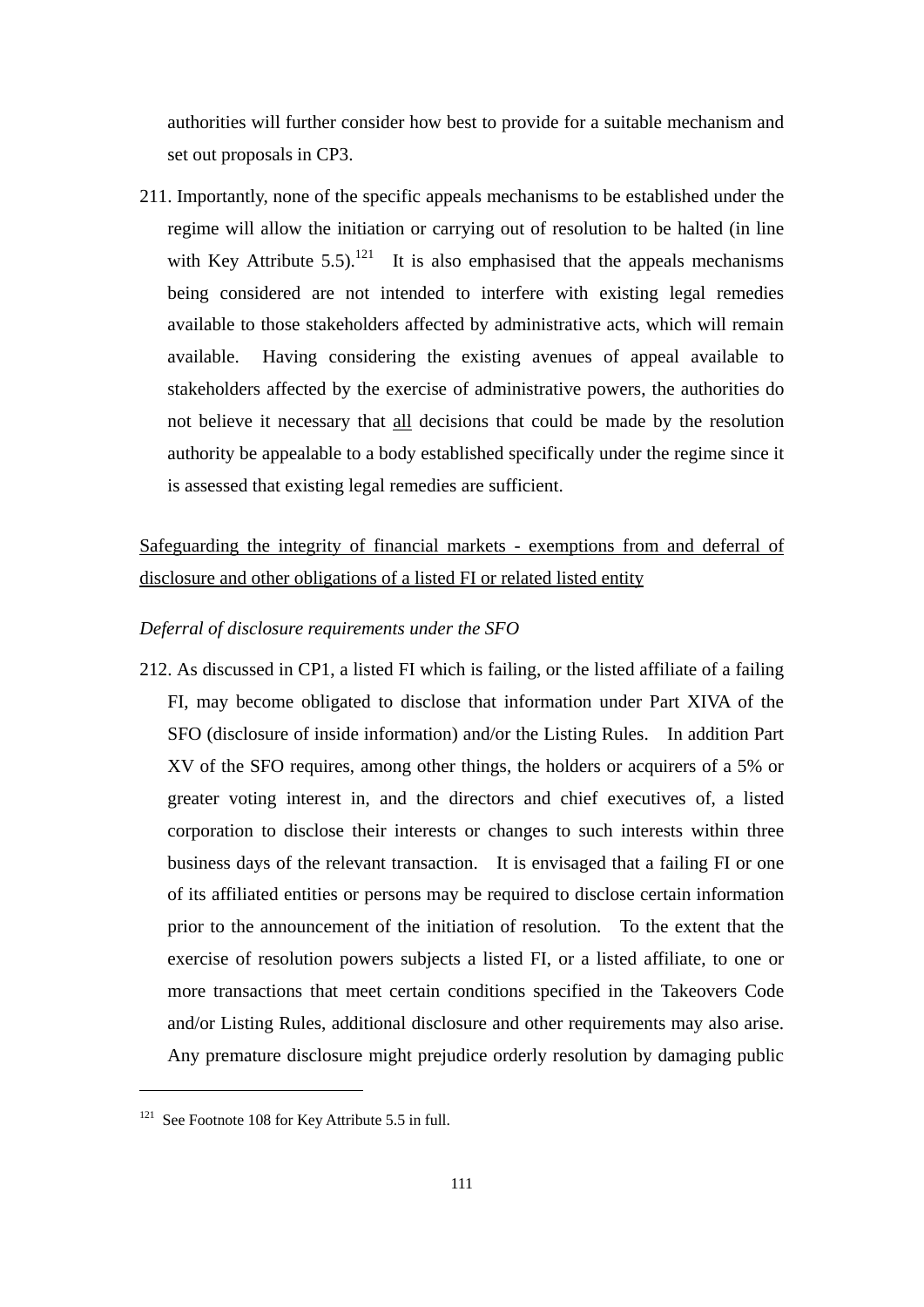authorities will further consider how best to provide for a suitable mechanism and set out proposals in CP3.

211. Importantly, none of the specific appeals mechanisms to be established under the regime will allow the initiation or carrying out of resolution to be halted (in line with Key Attribute 5.5).[121] It is also emphasised that the appeals mechanisms being considered are not intended to interfere with existing legal remedies available to those stakeholders affected by administrative acts, which will remain available. Having considering the existing avenues of appeal available to stakeholders affected by the exercise of administrative powers, the authorities do not believe it necessary that <u>all</u> decisions that could be made by the resolution authority be appealable to a body established specifically under the regime since it is assessed that existing legal remedies are sufficient.

<u>Safeguarding the integrity of financial markets - exemptions from and deferral of disclosure and other obligations of a listed FI or related listed entity</u>

*Deferral of disclosure requirements under the SFO*

212. As discussed in CP1, a listed FI which is failing, or the listed affiliate of a failing FI, may become obligated to disclose that information under Part XIVA of the SFO (disclosure of inside information) and/or the Listing Rules. In addition Part XV of the SFO requires, among other things, the holders or acquirers of a 5% or greater voting interest in, and the directors and chief executives of, a listed corporation to disclose their interests or changes to such interests within three business days of the relevant transaction. It is envisaged that a failing FI or one of its affiliated entities or persons may be required to disclose certain information prior to the announcement of the initiation of resolution. To the extent that the exercise of resolution powers subjects a listed FI, or a listed affiliate, to one or more transactions that meet certain conditions specified in the Takeovers Code and/or Listing Rules, additional disclosure and other requirements may also arise. Any premature disclosure might prejudice orderly resolution by damaging public

[121] See Footnote 108 for Key Attribute 5.5 in full.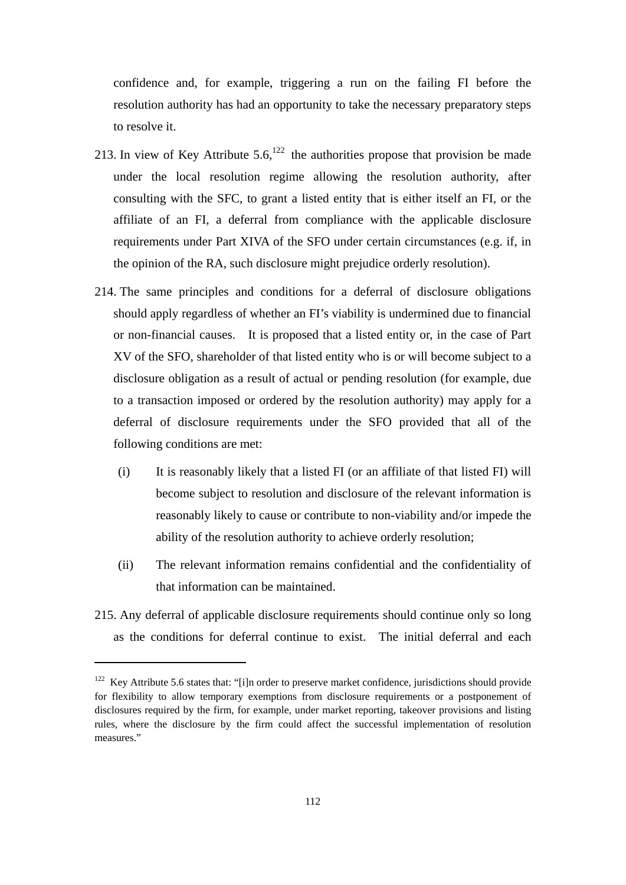confidence and, for example, triggering a run on the failing FI before the resolution authority has had an opportunity to take the necessary preparatory steps to resolve it.

213. In view of Key Attribute 5.6,[122] the authorities propose that provision be made under the local resolution regime allowing the resolution authority, after consulting with the SFC, to grant a listed entity that is either itself an FI, or the affiliate of an FI, a deferral from compliance with the applicable disclosure requirements under Part XIVA of the SFO under certain circumstances (e.g. if, in the opinion of the RA, such disclosure might prejudice orderly resolution).

214. The same principles and conditions for a deferral of disclosure obligations should apply regardless of whether an FI's viability is undermined due to financial or non-financial causes. It is proposed that a listed entity or, in the case of Part XV of the SFO, shareholder of that listed entity who is or will become subject to a disclosure obligation as a result of actual or pending resolution (for example, due to a transaction imposed or ordered by the resolution authority) may apply for a deferral of disclosure requirements under the SFO provided that all of the following conditions are met:

   (i) It is reasonably likely that a listed FI (or an affiliate of that listed FI) will become subject to resolution and disclosure of the relevant information is reasonably likely to cause or contribute to non-viability and/or impede the ability of the resolution authority to achieve orderly resolution;

   (ii) The relevant information remains confidential and the confidentiality of that information can be maintained.

215. Any deferral of applicable disclosure requirements should continue only so long as the conditions for deferral continue to exist. The initial deferral and each

[122] Key Attribute 5.6 states that: "[i]n order to preserve market confidence, jurisdictions should provide for flexibility to allow temporary exemptions from disclosure requirements or a postponement of disclosures required by the firm, for example, under market reporting, takeover provisions and listing rules, where the disclosure by the firm could affect the successful implementation of resolution measures."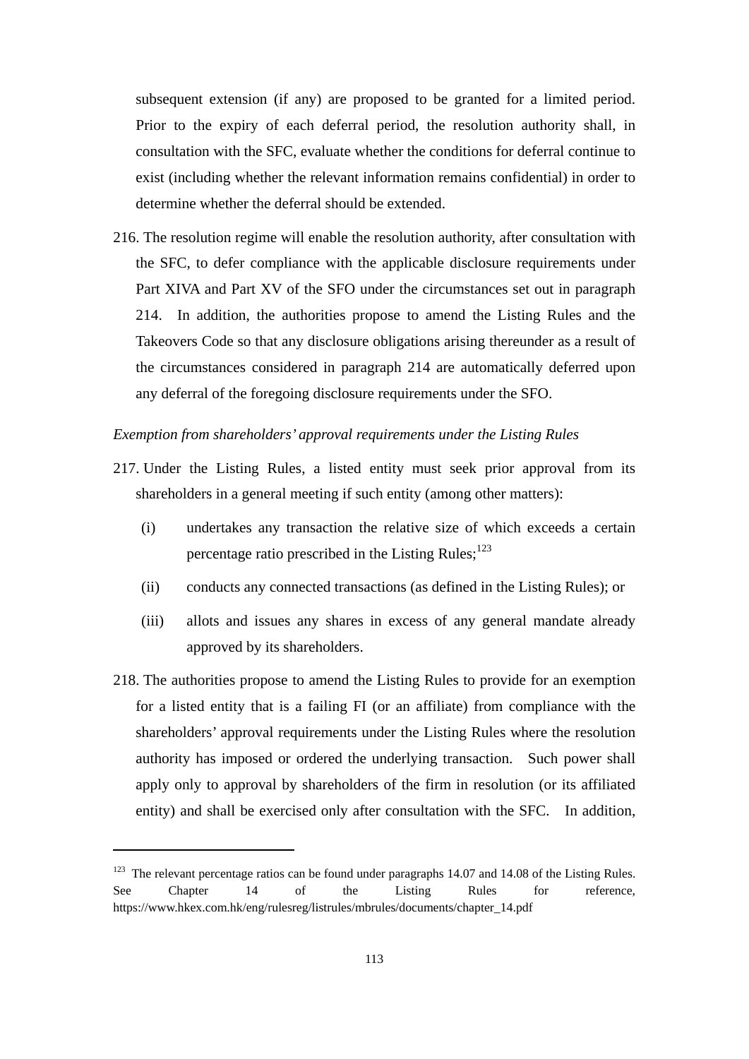subsequent extension (if any) are proposed to be granted for a limited period. Prior to the expiry of each deferral period, the resolution authority shall, in consultation with the SFC, evaluate whether the conditions for deferral continue to exist (including whether the relevant information remains confidential) in order to determine whether the deferral should be extended.

216. The resolution regime will enable the resolution authority, after consultation with the SFC, to defer compliance with the applicable disclosure requirements under Part XIVA and Part XV of the SFO under the circumstances set out in paragraph 214. In addition, the authorities propose to amend the Listing Rules and the Takeovers Code so that any disclosure obligations arising thereunder as a result of the circumstances considered in paragraph 214 are automatically deferred upon any deferral of the foregoing disclosure requirements under the SFO.

*Exemption from shareholders' approval requirements under the Listing Rules*

217. Under the Listing Rules, a listed entity must seek prior approval from its shareholders in a general meeting if such entity (among other matters):

   (i) undertakes any transaction the relative size of which exceeds a certain percentage ratio prescribed in the Listing Rules;[123]

   (ii) conducts any connected transactions (as defined in the Listing Rules); or

   (iii) allots and issues any shares in excess of any general mandate already approved by its shareholders.

218. The authorities propose to amend the Listing Rules to provide for an exemption for a listed entity that is a failing FI (or an affiliate) from compliance with the shareholders' approval requirements under the Listing Rules where the resolution authority has imposed or ordered the underlying transaction. Such power shall apply only to approval by shareholders of the firm in resolution (or its affiliated entity) and shall be exercised only after consultation with the SFC. In addition,

---

[123] The relevant percentage ratios can be found under paragraphs 14.07 and 14.08 of the Listing Rules. See Chapter 14 of the Listing Rules for reference, https://www.hkex.com.hk/eng/rulesreg/listrules/mbrules/documents/chapter_14.pdf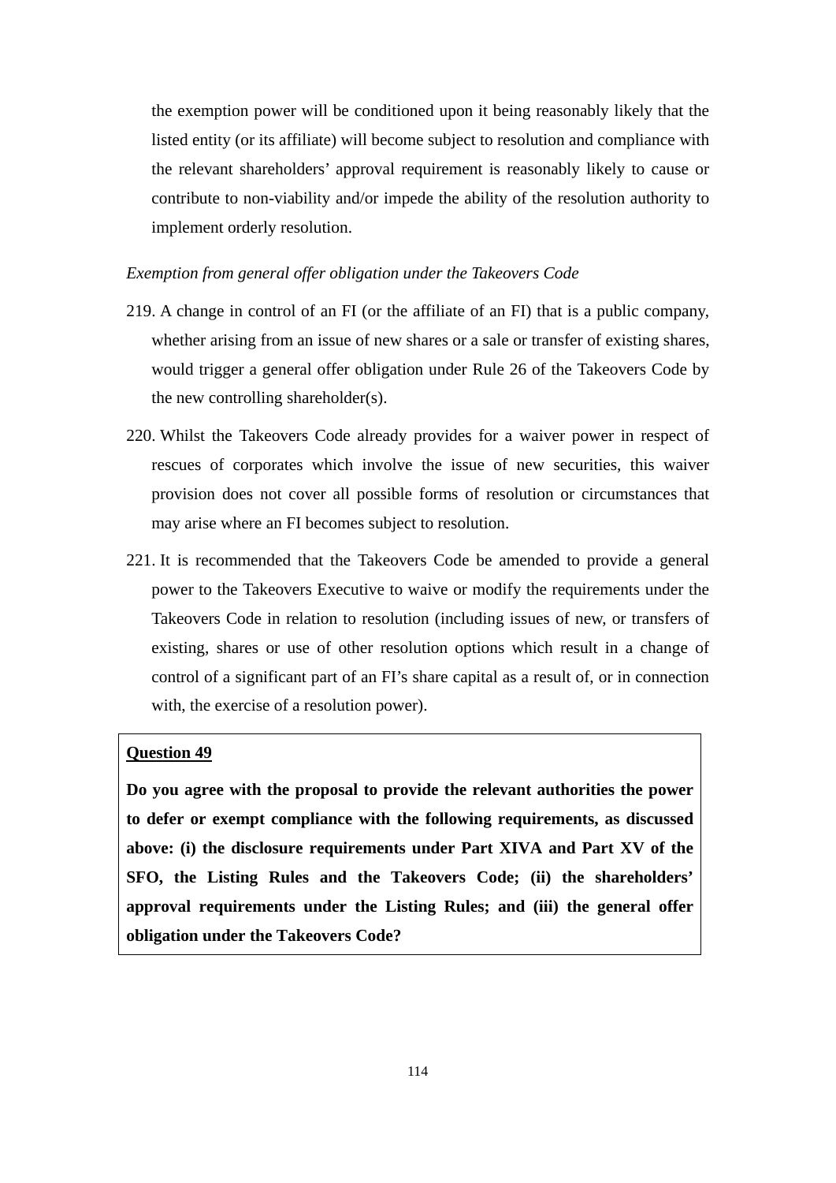the exemption power will be conditioned upon it being reasonably likely that the listed entity (or its affiliate) will become subject to resolution and compliance with the relevant shareholders' approval requirement is reasonably likely to cause or contribute to non-viability and/or impede the ability of the resolution authority to implement orderly resolution.

*Exemption from general offer obligation under the Takeovers Code*

219. A change in control of an FI (or the affiliate of an FI) that is a public company, whether arising from an issue of new shares or a sale or transfer of existing shares, would trigger a general offer obligation under Rule 26 of the Takeovers Code by the new controlling shareholder(s).

220. Whilst the Takeovers Code already provides for a waiver power in respect of rescues of corporates which involve the issue of new securities, this waiver provision does not cover all possible forms of resolution or circumstances that may arise where an FI becomes subject to resolution.

221. It is recommended that the Takeovers Code be amended to provide a general power to the Takeovers Executive to waive or modify the requirements under the Takeovers Code in relation to resolution (including issues of new, or transfers of existing, shares or use of other resolution options which result in a change of control of a significant part of an FI's share capital as a result of, or in connection with, the exercise of a resolution power).

**Question 49**

**Do you agree with the proposal to provide the relevant authorities the power to defer or exempt compliance with the following requirements, as discussed above: (i) the disclosure requirements under Part XIVA and Part XV of the SFO, the Listing Rules and the Takeovers Code; (ii) the shareholders' approval requirements under the Listing Rules; and (iii) the general offer obligation under the Takeovers Code?**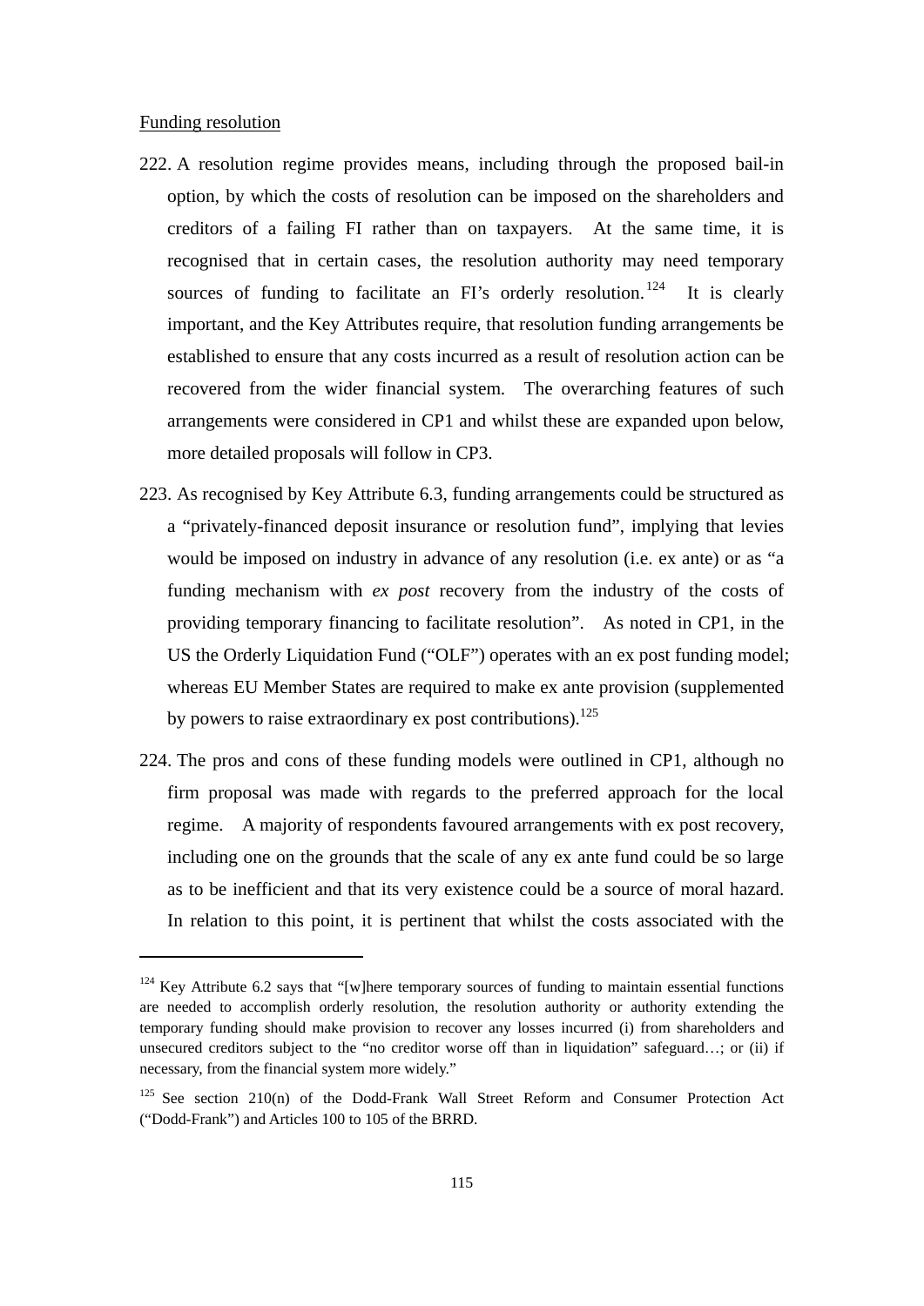Funding resolution

222. A resolution regime provides means, including through the proposed bail-in option, by which the costs of resolution can be imposed on the shareholders and creditors of a failing FI rather than on taxpayers. At the same time, it is recognised that in certain cases, the resolution authority may need temporary sources of funding to facilitate an FI's orderly resolution.[124] It is clearly important, and the Key Attributes require, that resolution funding arrangements be established to ensure that any costs incurred as a result of resolution action can be recovered from the wider financial system. The overarching features of such arrangements were considered in CP1 and whilst these are expanded upon below, more detailed proposals will follow in CP3.

223. As recognised by Key Attribute 6.3, funding arrangements could be structured as a "privately-financed deposit insurance or resolution fund", implying that levies would be imposed on industry in advance of any resolution (i.e. ex ante) or as "a funding mechanism with *ex post* recovery from the industry of the costs of providing temporary financing to facilitate resolution". As noted in CP1, in the US the Orderly Liquidation Fund ("OLF") operates with an ex post funding model; whereas EU Member States are required to make ex ante provision (supplemented by powers to raise extraordinary ex post contributions).[125]

224. The pros and cons of these funding models were outlined in CP1, although no firm proposal was made with regards to the preferred approach for the local regime. A majority of respondents favoured arrangements with ex post recovery, including one on the grounds that the scale of any ex ante fund could be so large as to be inefficient and that its very existence could be a source of moral hazard. In relation to this point, it is pertinent that whilst the costs associated with the

---

[124] Key Attribute 6.2 says that "[w]here temporary sources of funding to maintain essential functions are needed to accomplish orderly resolution, the resolution authority or authority extending the temporary funding should make provision to recover any losses incurred (i) from shareholders and unsecured creditors subject to the "no creditor worse off than in liquidation" safeguard…; or (ii) if necessary, from the financial system more widely."

[125] See section 210(n) of the Dodd-Frank Wall Street Reform and Consumer Protection Act ("Dodd-Frank") and Articles 100 to 105 of the BRRD.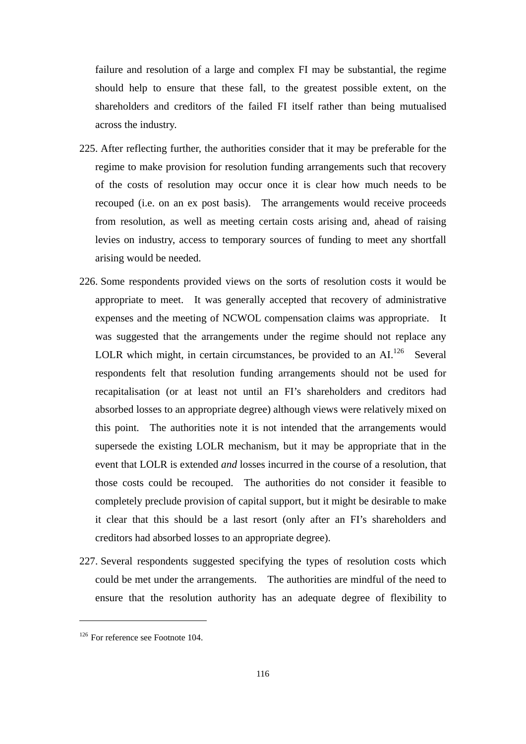failure and resolution of a large and complex FI may be substantial, the regime should help to ensure that these fall, to the greatest possible extent, on the shareholders and creditors of the failed FI itself rather than being mutualised across the industry.

225. After reflecting further, the authorities consider that it may be preferable for the regime to make provision for resolution funding arrangements such that recovery of the costs of resolution may occur once it is clear how much needs to be recouped (i.e. on an ex post basis). The arrangements would receive proceeds from resolution, as well as meeting certain costs arising and, ahead of raising levies on industry, access to temporary sources of funding to meet any shortfall arising would be needed.

226. Some respondents provided views on the sorts of resolution costs it would be appropriate to meet. It was generally accepted that recovery of administrative expenses and the meeting of NCWOL compensation claims was appropriate. It was suggested that the arrangements under the regime should not replace any LOLR which might, in certain circumstances, be provided to an AI.[126] Several respondents felt that resolution funding arrangements should not be used for recapitalisation (or at least not until an FI's shareholders and creditors had absorbed losses to an appropriate degree) although views were relatively mixed on this point. The authorities note it is not intended that the arrangements would supersede the existing LOLR mechanism, but it may be appropriate that in the event that LOLR is extended *and* losses incurred in the course of a resolution, that those costs could be recouped. The authorities do not consider it feasible to completely preclude provision of capital support, but it might be desirable to make it clear that this should be a last resort (only after an FI's shareholders and creditors had absorbed losses to an appropriate degree).

227. Several respondents suggested specifying the types of resolution costs which could be met under the arrangements. The authorities are mindful of the need to ensure that the resolution authority has an adequate degree of flexibility to

---

[126] For reference see Footnote 104.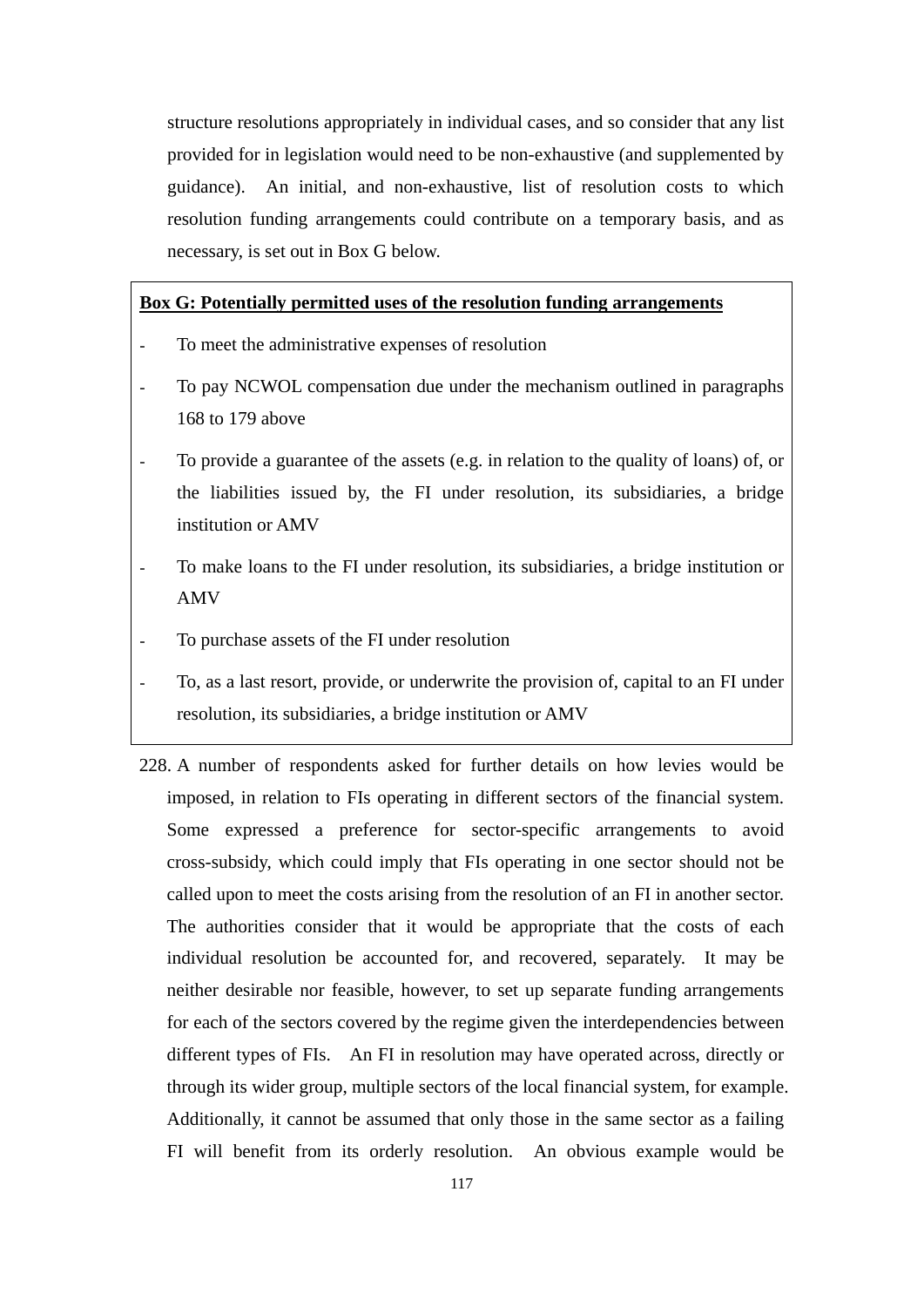structure resolutions appropriately in individual cases, and so consider that any list provided for in legislation would need to be non-exhaustive (and supplemented by guidance). An initial, and non-exhaustive, list of resolution costs to which resolution funding arrangements could contribute on a temporary basis, and as necessary, is set out in Box G below.

**Box G: Potentially permitted uses of the resolution funding arrangements**

- To meet the administrative expenses of resolution
- To pay NCWOL compensation due under the mechanism outlined in paragraphs 168 to 179 above
- To provide a guarantee of the assets (e.g. in relation to the quality of loans) of, or the liabilities issued by, the FI under resolution, its subsidiaries, a bridge institution or AMV
- To make loans to the FI under resolution, its subsidiaries, a bridge institution or AMV
- To purchase assets of the FI under resolution
- To, as a last resort, provide, or underwrite the provision of, capital to an FI under resolution, its subsidiaries, a bridge institution or AMV

228. A number of respondents asked for further details on how levies would be imposed, in relation to FIs operating in different sectors of the financial system. Some expressed a preference for sector-specific arrangements to avoid cross-subsidy, which could imply that FIs operating in one sector should not be called upon to meet the costs arising from the resolution of an FI in another sector. The authorities consider that it would be appropriate that the costs of each individual resolution be accounted for, and recovered, separately. It may be neither desirable nor feasible, however, to set up separate funding arrangements for each of the sectors covered by the regime given the interdependencies between different types of FIs. An FI in resolution may have operated across, directly or through its wider group, multiple sectors of the local financial system, for example. Additionally, it cannot be assumed that only those in the same sector as a failing FI will benefit from its orderly resolution. An obvious example would be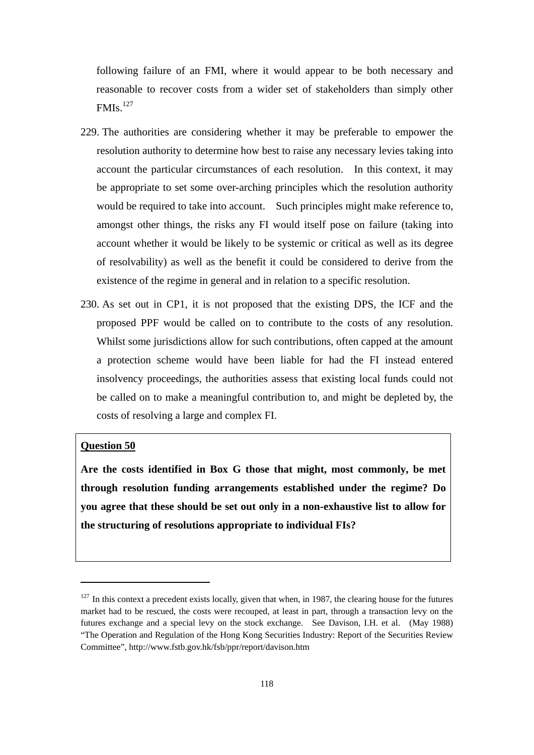following failure of an FMI, where it would appear to be both necessary and reasonable to recover costs from a wider set of stakeholders than simply other FMIs.[127]

229. The authorities are considering whether it may be preferable to empower the resolution authority to determine how best to raise any necessary levies taking into account the particular circumstances of each resolution. In this context, it may be appropriate to set some over-arching principles which the resolution authority would be required to take into account. Such principles might make reference to, amongst other things, the risks any FI would itself pose on failure (taking into account whether it would be likely to be systemic or critical as well as its degree of resolvability) as well as the benefit it could be considered to derive from the existence of the regime in general and in relation to a specific resolution.

230. As set out in CP1, it is not proposed that the existing DPS, the ICF and the proposed PPF would be called on to contribute to the costs of any resolution. Whilst some jurisdictions allow for such contributions, often capped at the amount a protection scheme would have been liable for had the FI instead entered insolvency proceedings, the authorities assess that existing local funds could not be called on to make a meaningful contribution to, and might be depleted by, the costs of resolving a large and complex FI.

> **Question 50**
>
> **Are the costs identified in Box G those that might, most commonly, be met through resolution funding arrangements established under the regime? Do you agree that these should be set out only in a non-exhaustive list to allow for the structuring of resolutions appropriate to individual FIs?**

---

[127] In this context a precedent exists locally, given that when, in 1987, the clearing house for the futures market had to be rescued, the costs were recouped, at least in part, through a transaction levy on the futures exchange and a special levy on the stock exchange. See Davison, I.H. et al. (May 1988) "The Operation and Regulation of the Hong Kong Securities Industry: Report of the Securities Review Committee", http://www.fstb.gov.hk/fsb/ppr/report/davison.htm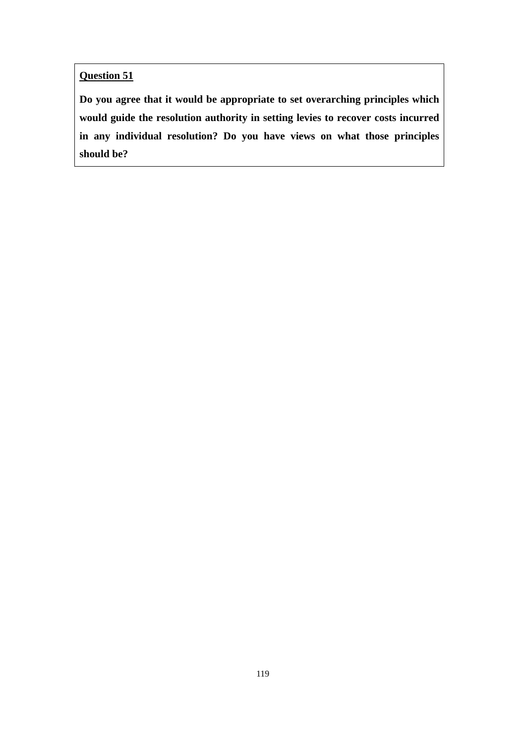**Question 51**

**Do you agree that it would be appropriate to set overarching principles which would guide the resolution authority in setting levies to recover costs incurred in any individual resolution? Do you have views on what those principles should be?**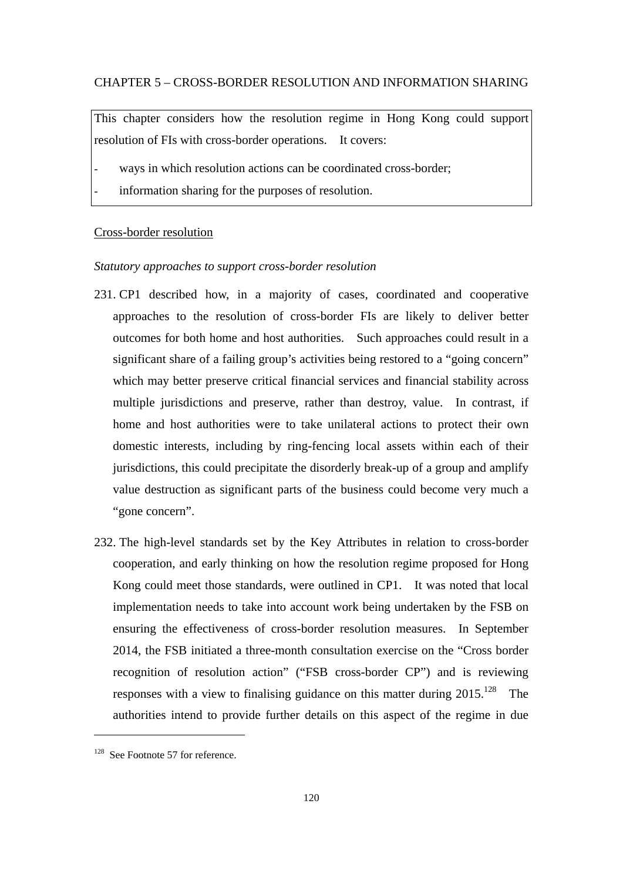CHAPTER 5 – CROSS-BORDER RESOLUTION AND INFORMATION SHARING

> This chapter considers how the resolution regime in Hong Kong could support resolution of FIs with cross-border operations. It covers:
>
> - ways in which resolution actions can be coordinated cross-border;
> - information sharing for the purposes of resolution.

## Cross-border resolution

### *Statutory approaches to support cross-border resolution*

231. CP1 described how, in a majority of cases, coordinated and cooperative approaches to the resolution of cross-border FIs are likely to deliver better outcomes for both home and host authorities. Such approaches could result in a significant share of a failing group's activities being restored to a "going concern" which may better preserve critical financial services and financial stability across multiple jurisdictions and preserve, rather than destroy, value. In contrast, if home and host authorities were to take unilateral actions to protect their own domestic interests, including by ring-fencing local assets within each of their jurisdictions, this could precipitate the disorderly break-up of a group and amplify value destruction as significant parts of the business could become very much a "gone concern".

232. The high-level standards set by the Key Attributes in relation to cross-border cooperation, and early thinking on how the resolution regime proposed for Hong Kong could meet those standards, were outlined in CP1. It was noted that local implementation needs to take into account work being undertaken by the FSB on ensuring the effectiveness of cross-border resolution measures. In September 2014, the FSB initiated a three-month consultation exercise on the "Cross border recognition of resolution action" ("FSB cross-border CP") and is reviewing responses with a view to finalising guidance on this matter during 2015.[128] The authorities intend to provide further details on this aspect of the regime in due

---

[128] See Footnote 57 for reference.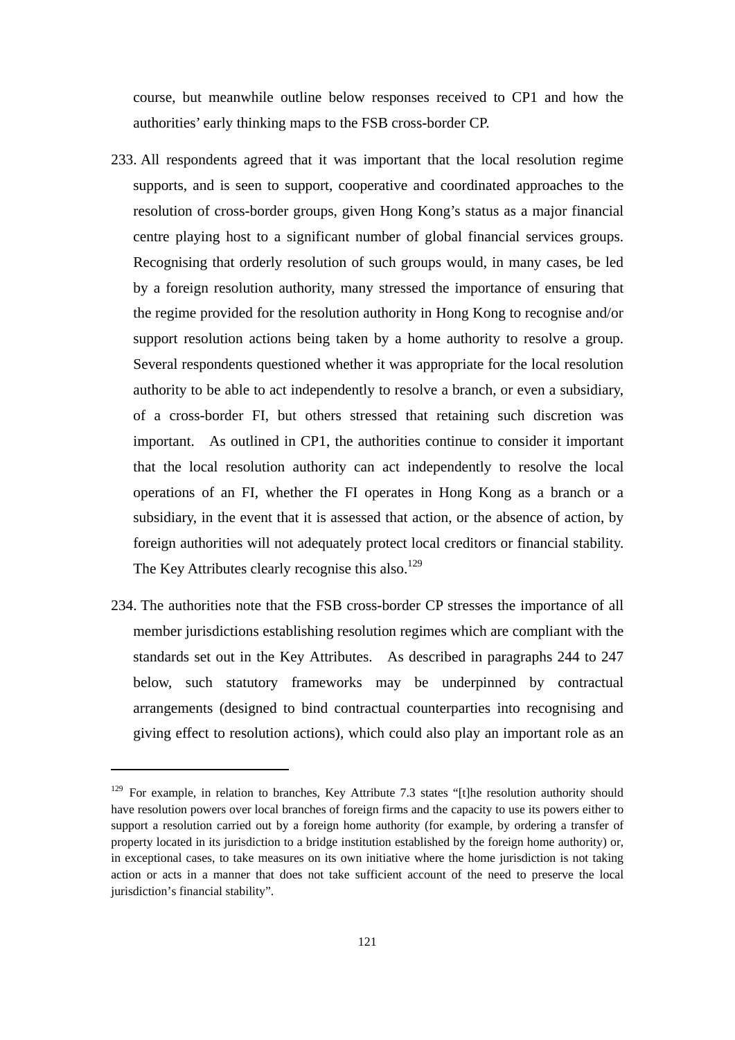course, but meanwhile outline below responses received to CP1 and how the authorities' early thinking maps to the FSB cross-border CP.

233. All respondents agreed that it was important that the local resolution regime supports, and is seen to support, cooperative and coordinated approaches to the resolution of cross-border groups, given Hong Kong's status as a major financial centre playing host to a significant number of global financial services groups. Recognising that orderly resolution of such groups would, in many cases, be led by a foreign resolution authority, many stressed the importance of ensuring that the regime provided for the resolution authority in Hong Kong to recognise and/or support resolution actions being taken by a home authority to resolve a group. Several respondents questioned whether it was appropriate for the local resolution authority to be able to act independently to resolve a branch, or even a subsidiary, of a cross-border FI, but others stressed that retaining such discretion was important. As outlined in CP1, the authorities continue to consider it important that the local resolution authority can act independently to resolve the local operations of an FI, whether the FI operates in Hong Kong as a branch or a subsidiary, in the event that it is assessed that action, or the absence of action, by foreign authorities will not adequately protect local creditors or financial stability. The Key Attributes clearly recognise this also.[129]

234. The authorities note that the FSB cross-border CP stresses the importance of all member jurisdictions establishing resolution regimes which are compliant with the standards set out in the Key Attributes. As described in paragraphs 244 to 247 below, such statutory frameworks may be underpinned by contractual arrangements (designed to bind contractual counterparties into recognising and giving effect to resolution actions), which could also play an important role as an

---

[129] For example, in relation to branches, Key Attribute 7.3 states "[t]he resolution authority should have resolution powers over local branches of foreign firms and the capacity to use its powers either to support a resolution carried out by a foreign home authority (for example, by ordering a transfer of property located in its jurisdiction to a bridge institution established by the foreign home authority) or, in exceptional cases, to take measures on its own initiative where the home jurisdiction is not taking action or acts in a manner that does not take sufficient account of the need to preserve the local jurisdiction's financial stability".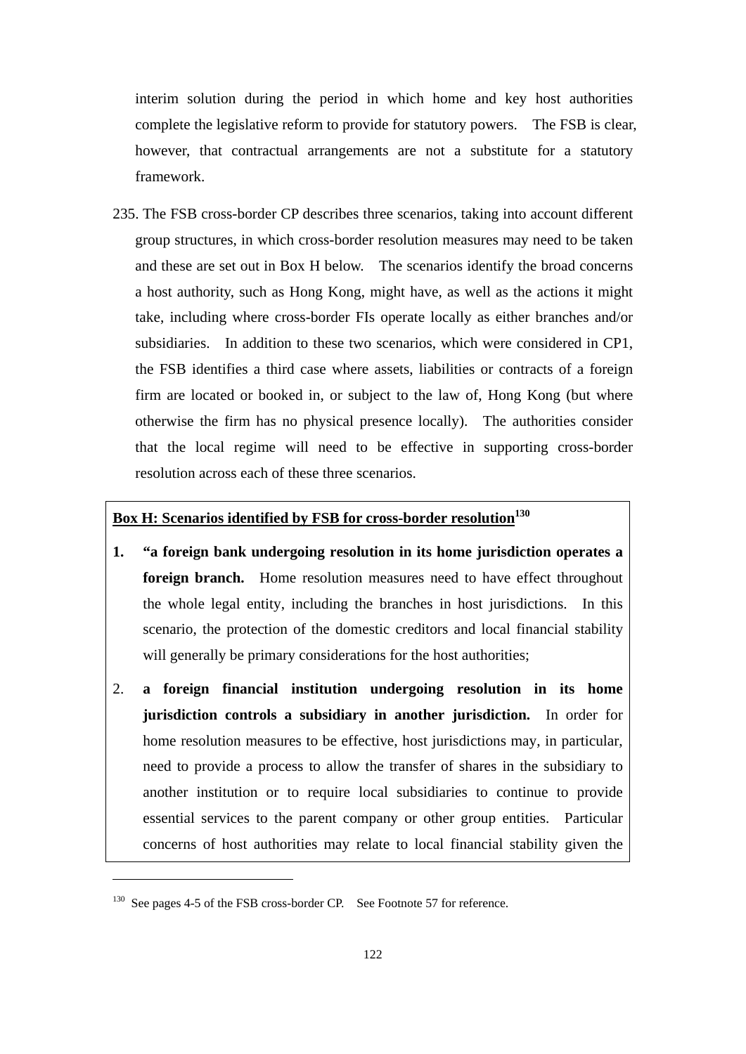interim solution during the period in which home and key host authorities complete the legislative reform to provide for statutory powers. The FSB is clear, however, that contractual arrangements are not a substitute for a statutory framework.

235. The FSB cross-border CP describes three scenarios, taking into account different group structures, in which cross-border resolution measures may need to be taken and these are set out in Box H below. The scenarios identify the broad concerns a host authority, such as Hong Kong, might have, as well as the actions it might take, including where cross-border FIs operate locally as either branches and/or subsidiaries. In addition to these two scenarios, which were considered in CP1, the FSB identifies a third case where assets, liabilities or contracts of a foreign firm are located or booked in, or subject to the law of, Hong Kong (but where otherwise the firm has no physical presence locally). The authorities consider that the local regime will need to be effective in supporting cross-border resolution across each of these three scenarios.

**Box H: Scenarios identified by FSB for cross-border resolution**[130]

1. **"a foreign bank undergoing resolution in its home jurisdiction operates a foreign branch.** Home resolution measures need to have effect throughout the whole legal entity, including the branches in host jurisdictions. In this scenario, the protection of the domestic creditors and local financial stability will generally be primary considerations for the host authorities;

2. **a foreign financial institution undergoing resolution in its home jurisdiction controls a subsidiary in another jurisdiction.** In order for home resolution measures to be effective, host jurisdictions may, in particular, need to provide a process to allow the transfer of shares in the subsidiary to another institution or to require local subsidiaries to continue to provide essential services to the parent company or other group entities. Particular concerns of host authorities may relate to local financial stability given the

---

[130] See pages 4-5 of the FSB cross-border CP. See Footnote 57 for reference.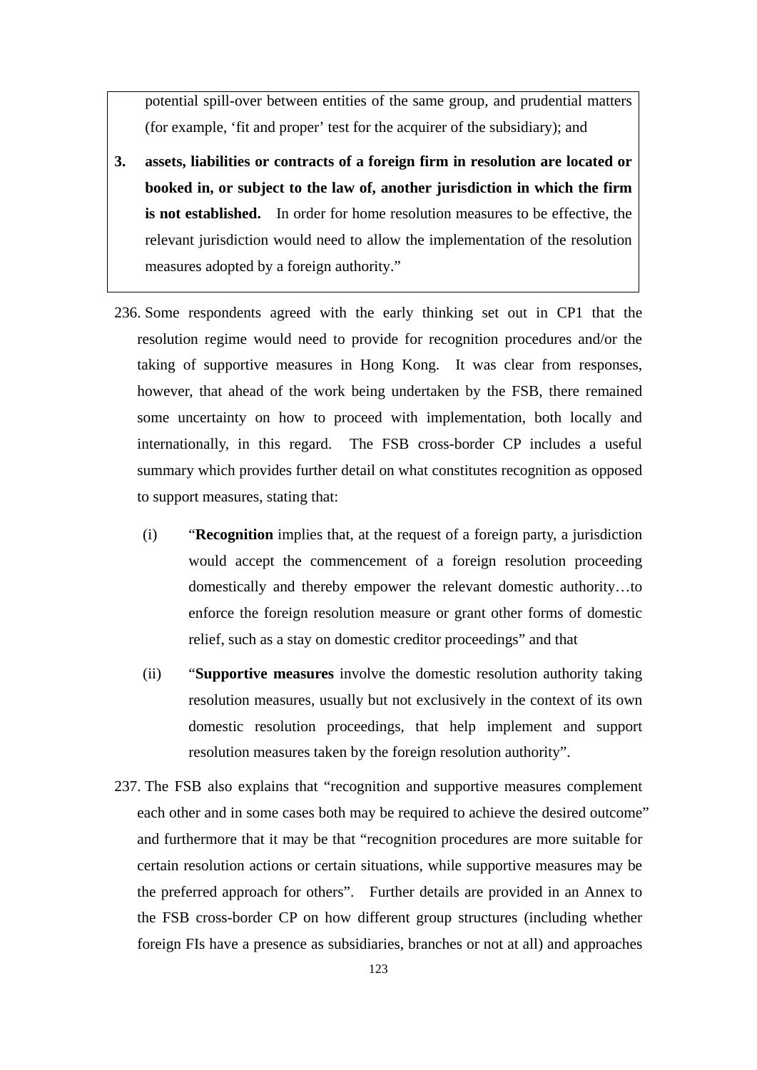> potential spill-over between entities of the same group, and prudential matters (for example, 'fit and proper' test for the acquirer of the subsidiary); and
>
> 3. **assets, liabilities or contracts of a foreign firm in resolution are located or booked in, or subject to the law of, another jurisdiction in which the firm is not established.** In order for home resolution measures to be effective, the relevant jurisdiction would need to allow the implementation of the resolution measures adopted by a foreign authority."

236. Some respondents agreed with the early thinking set out in CP1 that the resolution regime would need to provide for recognition procedures and/or the taking of supportive measures in Hong Kong. It was clear from responses, however, that ahead of the work being undertaken by the FSB, there remained some uncertainty on how to proceed with implementation, both locally and internationally, in this regard. The FSB cross-border CP includes a useful summary which provides further detail on what constitutes recognition as opposed to support measures, stating that:

    (i) "**Recognition** implies that, at the request of a foreign party, a jurisdiction would accept the commencement of a foreign resolution proceeding domestically and thereby empower the relevant domestic authority…to enforce the foreign resolution measure or grant other forms of domestic relief, such as a stay on domestic creditor proceedings" and that

    (ii) "**Supportive measures** involve the domestic resolution authority taking resolution measures, usually but not exclusively in the context of its own domestic resolution proceedings, that help implement and support resolution measures taken by the foreign resolution authority".

237. The FSB also explains that "recognition and supportive measures complement each other and in some cases both may be required to achieve the desired outcome" and furthermore that it may be that "recognition procedures are more suitable for certain resolution actions or certain situations, while supportive measures may be the preferred approach for others". Further details are provided in an Annex to the FSB cross-border CP on how different group structures (including whether foreign FIs have a presence as subsidiaries, branches or not at all) and approaches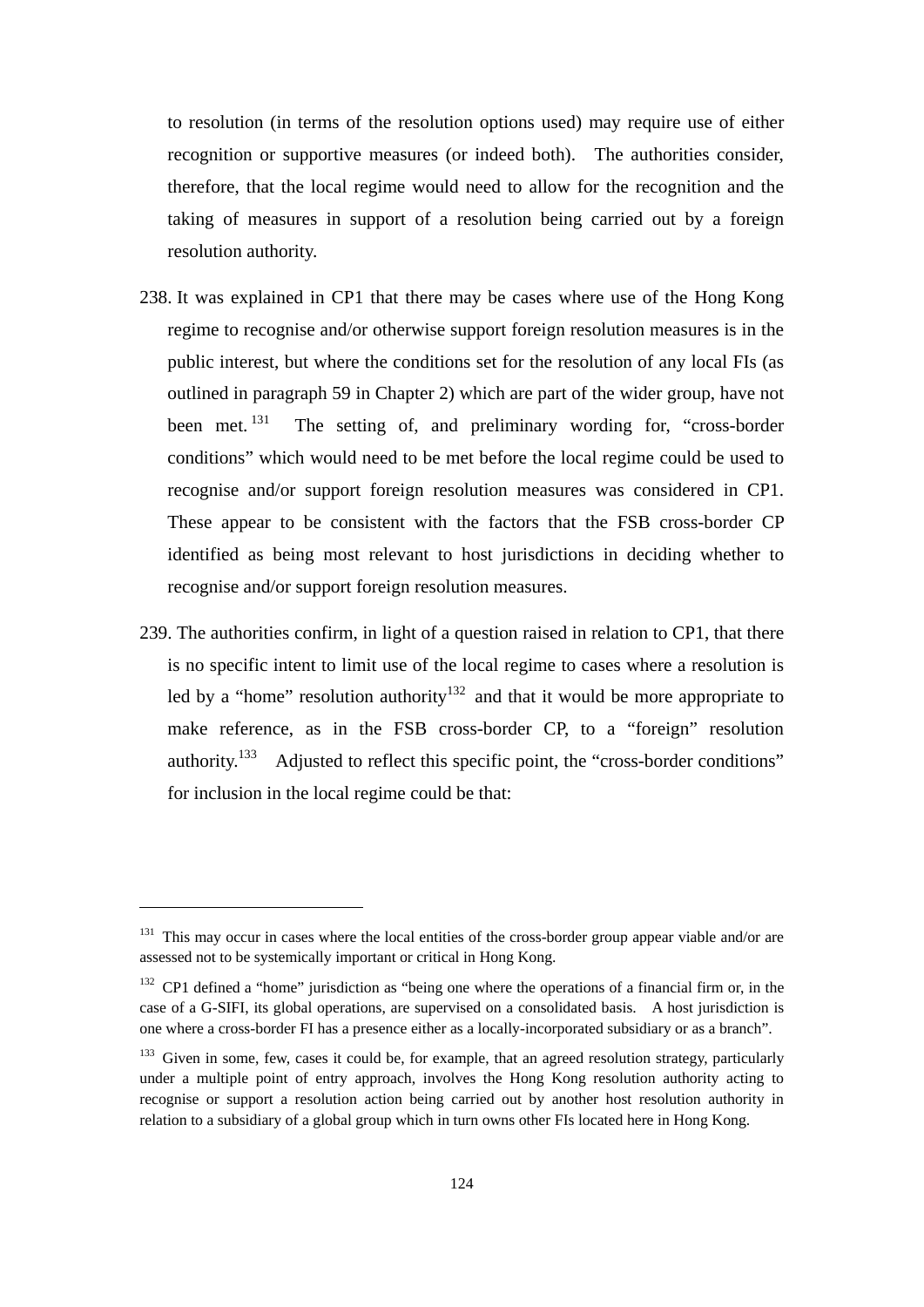to resolution (in terms of the resolution options used) may require use of either recognition or supportive measures (or indeed both). The authorities consider, therefore, that the local regime would need to allow for the recognition and the taking of measures in support of a resolution being carried out by a foreign resolution authority.

238. It was explained in CP1 that there may be cases where use of the Hong Kong regime to recognise and/or otherwise support foreign resolution measures is in the public interest, but where the conditions set for the resolution of any local FIs (as outlined in paragraph 59 in Chapter 2) which are part of the wider group, have not been met.[131] The setting of, and preliminary wording for, "cross-border conditions" which would need to be met before the local regime could be used to recognise and/or support foreign resolution measures was considered in CP1. These appear to be consistent with the factors that the FSB cross-border CP identified as being most relevant to host jurisdictions in deciding whether to recognise and/or support foreign resolution measures.

239. The authorities confirm, in light of a question raised in relation to CP1, that there is no specific intent to limit use of the local regime to cases where a resolution is led by a "home" resolution authority[132] and that it would be more appropriate to make reference, as in the FSB cross-border CP, to a "foreign" resolution authority.[133] Adjusted to reflect this specific point, the "cross-border conditions" for inclusion in the local regime could be that:

---

[131] This may occur in cases where the local entities of the cross-border group appear viable and/or are assessed not to be systemically important or critical in Hong Kong.

[132] CP1 defined a "home" jurisdiction as "being one where the operations of a financial firm or, in the case of a G-SIFI, its global operations, are supervised on a consolidated basis. A host jurisdiction is one where a cross-border FI has a presence either as a locally-incorporated subsidiary or as a branch".

[133] Given in some, few, cases it could be, for example, that an agreed resolution strategy, particularly under a multiple point of entry approach, involves the Hong Kong resolution authority acting to recognise or support a resolution action being carried out by another host resolution authority in relation to a subsidiary of a global group which in turn owns other FIs located here in Hong Kong.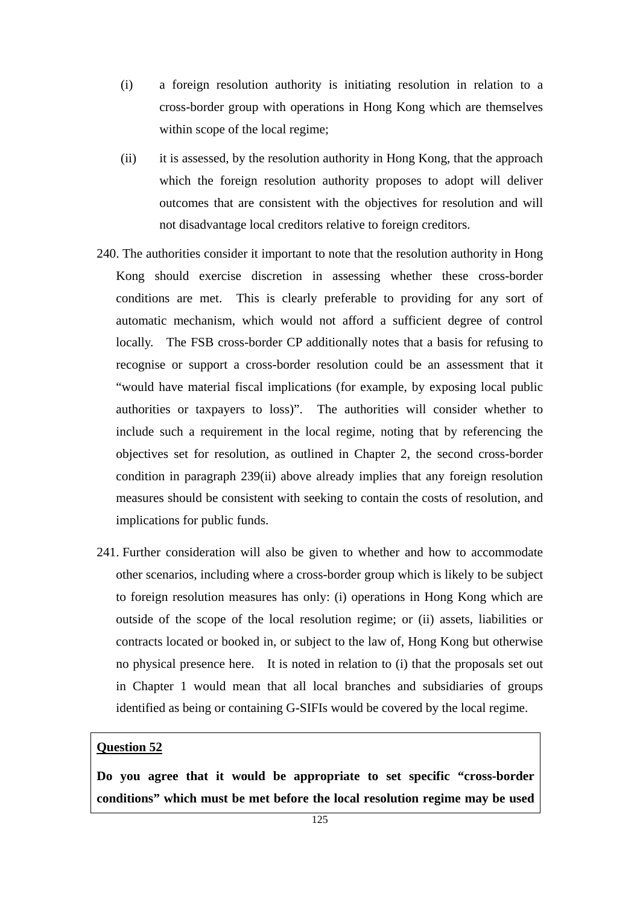(i) a foreign resolution authority is initiating resolution in relation to a cross-border group with operations in Hong Kong which are themselves within scope of the local regime;

(ii) it is assessed, by the resolution authority in Hong Kong, that the approach which the foreign resolution authority proposes to adopt will deliver outcomes that are consistent with the objectives for resolution and will not disadvantage local creditors relative to foreign creditors.

240. The authorities consider it important to note that the resolution authority in Hong Kong should exercise discretion in assessing whether these cross-border conditions are met. This is clearly preferable to providing for any sort of automatic mechanism, which would not afford a sufficient degree of control locally. The FSB cross-border CP additionally notes that a basis for refusing to recognise or support a cross-border resolution could be an assessment that it "would have material fiscal implications (for example, by exposing local public authorities or taxpayers to loss)". The authorities will consider whether to include such a requirement in the local regime, noting that by referencing the objectives set for resolution, as outlined in Chapter 2, the second cross-border condition in paragraph 239(ii) above already implies that any foreign resolution measures should be consistent with seeking to contain the costs of resolution, and implications for public funds.

241. Further consideration will also be given to whether and how to accommodate other scenarios, including where a cross-border group which is likely to be subject to foreign resolution measures has only: (i) operations in Hong Kong which are outside of the scope of the local resolution regime; or (ii) assets, liabilities or contracts located or booked in, or subject to the law of, Hong Kong but otherwise no physical presence here. It is noted in relation to (i) that the proposals set out in Chapter 1 would mean that all local branches and subsidiaries of groups identified as being or containing G-SIFIs would be covered by the local regime.

<u>**Question 52**</u>

**Do you agree that it would be appropriate to set specific "cross-border conditions" which must be met before the local resolution regime may be used**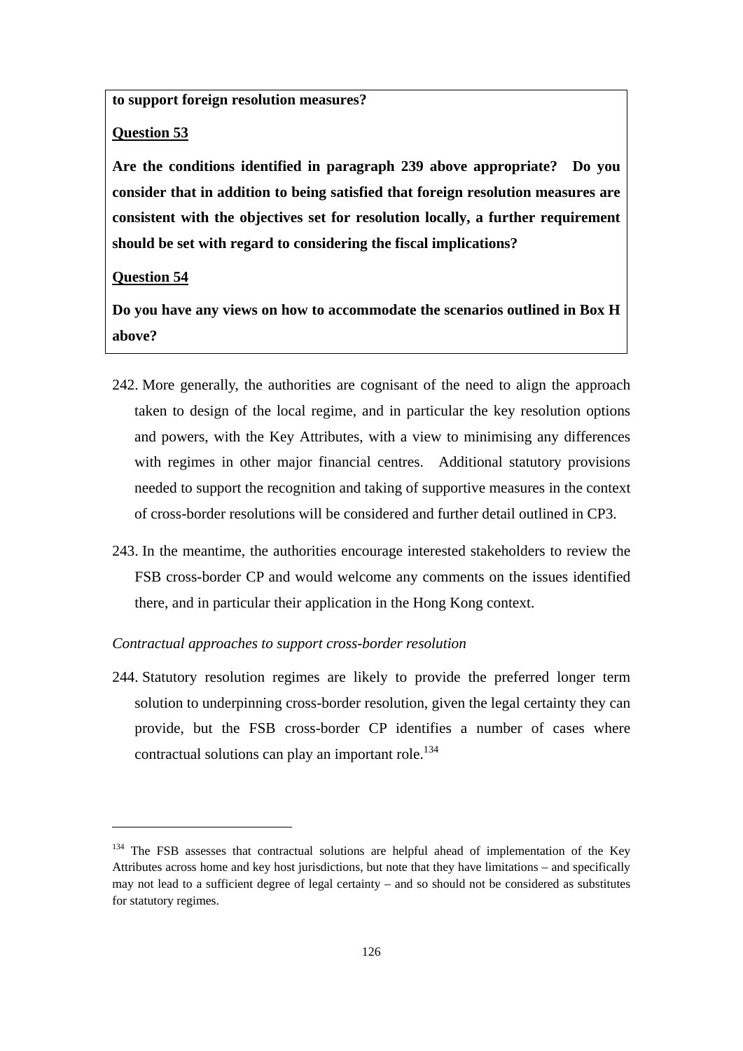**to support foreign resolution measures?**

**Question 53**

**Are the conditions identified in paragraph 239 above appropriate? Do you consider that in addition to being satisfied that foreign resolution measures are consistent with the objectives set for resolution locally, a further requirement should be set with regard to considering the fiscal implications?**

**Question 54**

**Do you have any views on how to accommodate the scenarios outlined in Box H above?**

242. More generally, the authorities are cognisant of the need to align the approach taken to design of the local regime, and in particular the key resolution options and powers, with the Key Attributes, with a view to minimising any differences with regimes in other major financial centres. Additional statutory provisions needed to support the recognition and taking of supportive measures in the context of cross-border resolutions will be considered and further detail outlined in CP3.

243. In the meantime, the authorities encourage interested stakeholders to review the FSB cross-border CP and would welcome any comments on the issues identified there, and in particular their application in the Hong Kong context.

*Contractual approaches to support cross-border resolution*

244. Statutory resolution regimes are likely to provide the preferred longer term solution to underpinning cross-border resolution, given the legal certainty they can provide, but the FSB cross-border CP identifies a number of cases where contractual solutions can play an important role.[134]

[134] The FSB assesses that contractual solutions are helpful ahead of implementation of the Key Attributes across home and key host jurisdictions, but note that they have limitations – and specifically may not lead to a sufficient degree of legal certainty – and so should not be considered as substitutes for statutory regimes.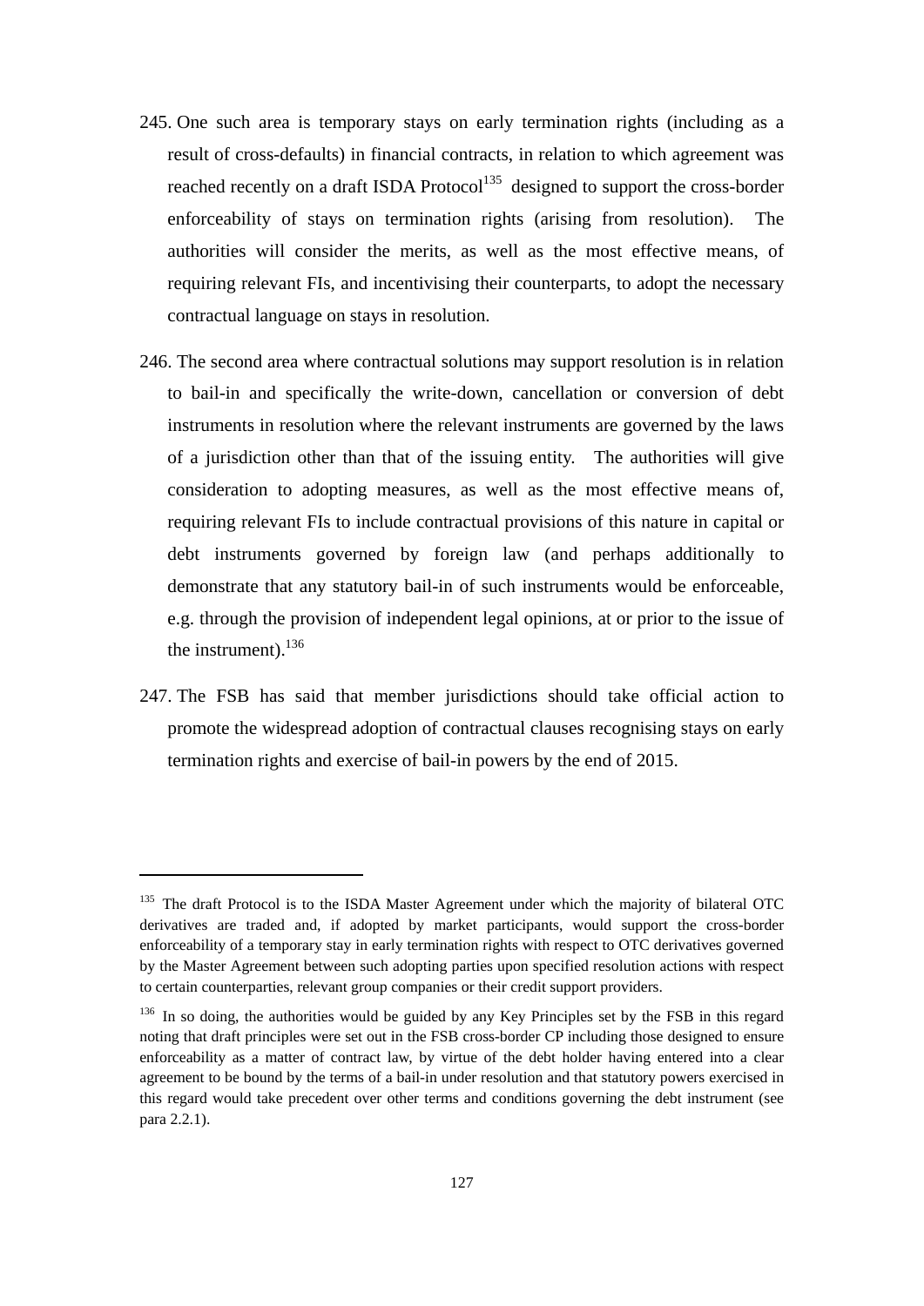245. One such area is temporary stays on early termination rights (including as a result of cross-defaults) in financial contracts, in relation to which agreement was reached recently on a draft ISDA Protocol[135] designed to support the cross-border enforceability of stays on termination rights (arising from resolution). The authorities will consider the merits, as well as the most effective means, of requiring relevant FIs, and incentivising their counterparts, to adopt the necessary contractual language on stays in resolution.

246. The second area where contractual solutions may support resolution is in relation to bail-in and specifically the write-down, cancellation or conversion of debt instruments in resolution where the relevant instruments are governed by the laws of a jurisdiction other than that of the issuing entity. The authorities will give consideration to adopting measures, as well as the most effective means of, requiring relevant FIs to include contractual provisions of this nature in capital or debt instruments governed by foreign law (and perhaps additionally to demonstrate that any statutory bail-in of such instruments would be enforceable, e.g. through the provision of independent legal opinions, at or prior to the issue of the instrument).[136]

247. The FSB has said that member jurisdictions should take official action to promote the widespread adoption of contractual clauses recognising stays on early termination rights and exercise of bail-in powers by the end of 2015.

---

[135] The draft Protocol is to the ISDA Master Agreement under which the majority of bilateral OTC derivatives are traded and, if adopted by market participants, would support the cross-border enforceability of a temporary stay in early termination rights with respect to OTC derivatives governed by the Master Agreement between such adopting parties upon specified resolution actions with respect to certain counterparties, relevant group companies or their credit support providers.

[136] In so doing, the authorities would be guided by any Key Principles set by the FSB in this regard noting that draft principles were set out in the FSB cross-border CP including those designed to ensure enforceability as a matter of contract law, by virtue of the debt holder having entered into a clear agreement to be bound by the terms of a bail-in under resolution and that statutory powers exercised in this regard would take precedent over other terms and conditions governing the debt instrument (see para 2.2.1).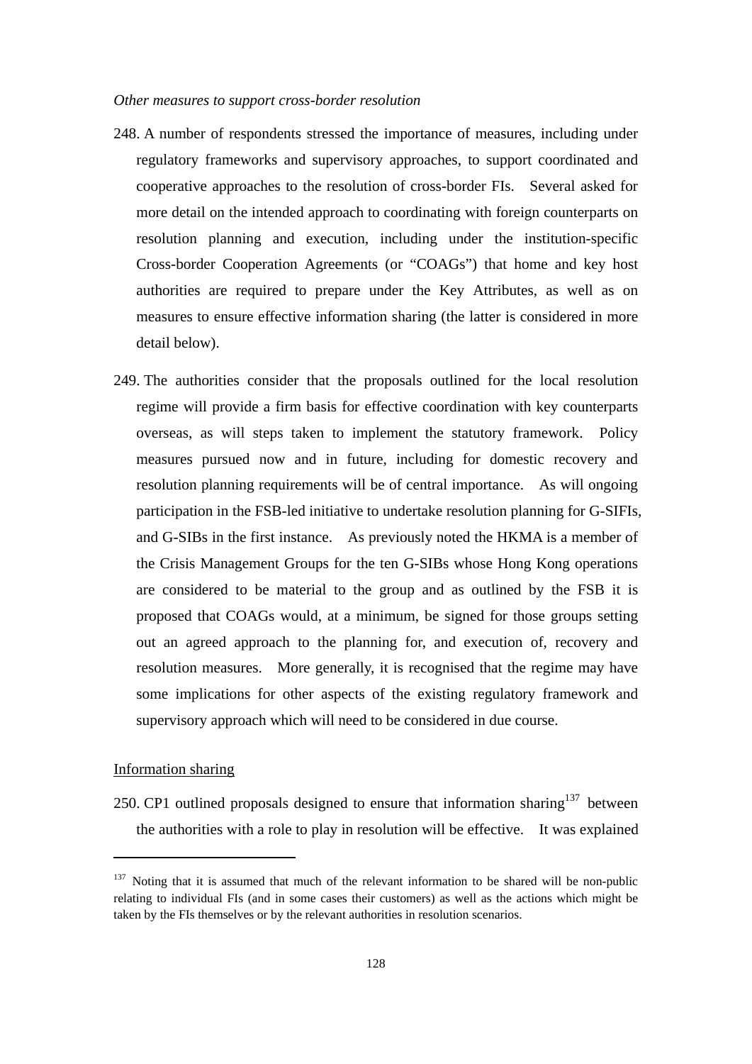*Other measures to support cross-border resolution*

248. A number of respondents stressed the importance of measures, including under regulatory frameworks and supervisory approaches, to support coordinated and cooperative approaches to the resolution of cross-border FIs. Several asked for more detail on the intended approach to coordinating with foreign counterparts on resolution planning and execution, including under the institution-specific Cross-border Cooperation Agreements (or "COAGs") that home and key host authorities are required to prepare under the Key Attributes, as well as on measures to ensure effective information sharing (the latter is considered in more detail below).

249. The authorities consider that the proposals outlined for the local resolution regime will provide a firm basis for effective coordination with key counterparts overseas, as will steps taken to implement the statutory framework. Policy measures pursued now and in future, including for domestic recovery and resolution planning requirements will be of central importance. As will ongoing participation in the FSB-led initiative to undertake resolution planning for G-SIFIs, and G-SIBs in the first instance. As previously noted the HKMA is a member of the Crisis Management Groups for the ten G-SIBs whose Hong Kong operations are considered to be material to the group and as outlined by the FSB it is proposed that COAGs would, at a minimum, be signed for those groups setting out an agreed approach to the planning for, and execution of, recovery and resolution measures. More generally, it is recognised that the regime may have some implications for other aspects of the existing regulatory framework and supervisory approach which will need to be considered in due course.

<u>Information sharing</u>

250. CP1 outlined proposals designed to ensure that information sharing[137] between the authorities with a role to play in resolution will be effective. It was explained

---

[137] Noting that it is assumed that much of the relevant information to be shared will be non-public relating to individual FIs (and in some cases their customers) as well as the actions which might be taken by the FIs themselves or by the relevant authorities in resolution scenarios.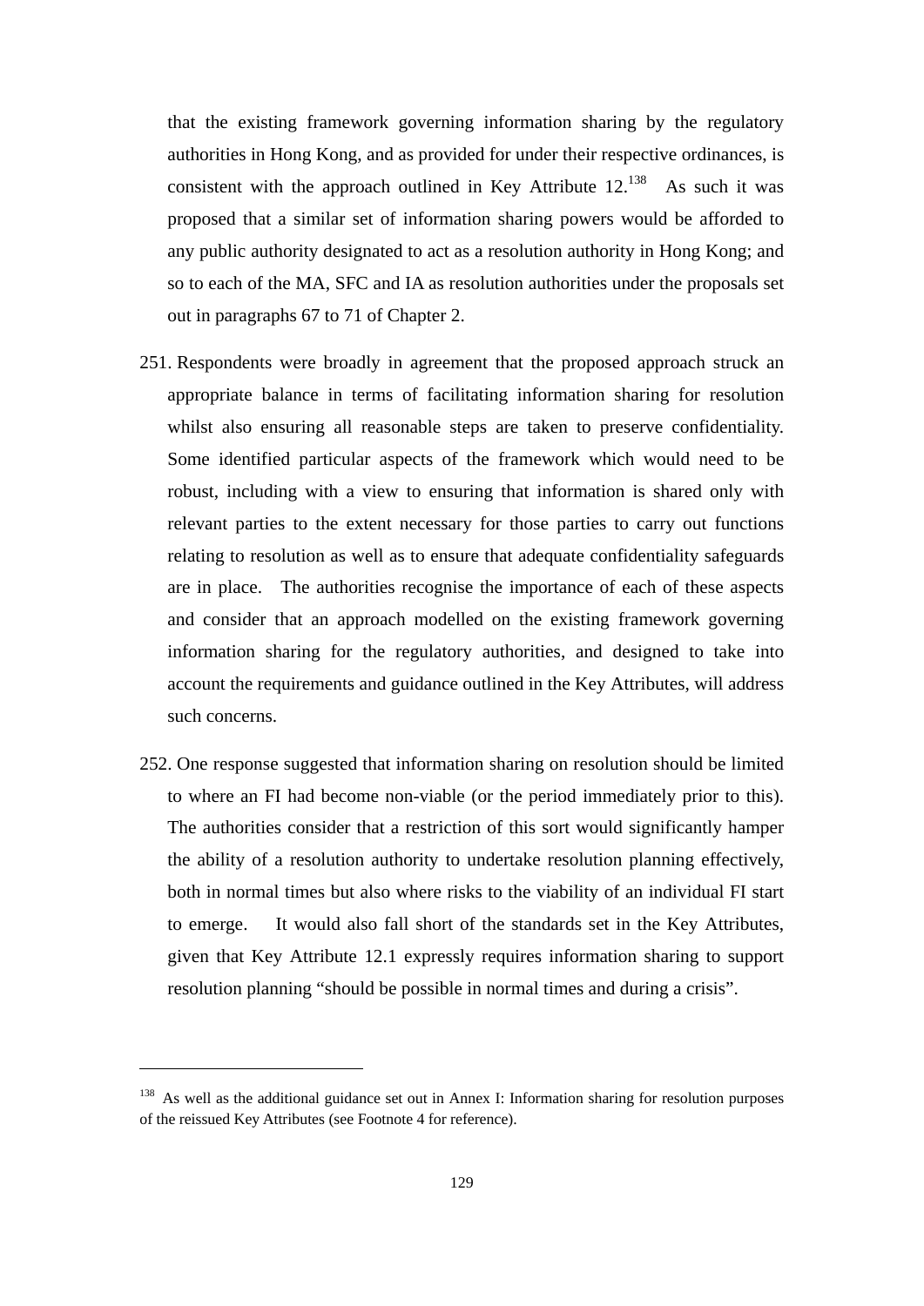that the existing framework governing information sharing by the regulatory authorities in Hong Kong, and as provided for under their respective ordinances, is consistent with the approach outlined in Key Attribute 12.[138] As such it was proposed that a similar set of information sharing powers would be afforded to any public authority designated to act as a resolution authority in Hong Kong; and so to each of the MA, SFC and IA as resolution authorities under the proposals set out in paragraphs 67 to 71 of Chapter 2.

251. Respondents were broadly in agreement that the proposed approach struck an appropriate balance in terms of facilitating information sharing for resolution whilst also ensuring all reasonable steps are taken to preserve confidentiality. Some identified particular aspects of the framework which would need to be robust, including with a view to ensuring that information is shared only with relevant parties to the extent necessary for those parties to carry out functions relating to resolution as well as to ensure that adequate confidentiality safeguards are in place. The authorities recognise the importance of each of these aspects and consider that an approach modelled on the existing framework governing information sharing for the regulatory authorities, and designed to take into account the requirements and guidance outlined in the Key Attributes, will address such concerns.

252. One response suggested that information sharing on resolution should be limited to where an FI had become non-viable (or the period immediately prior to this). The authorities consider that a restriction of this sort would significantly hamper the ability of a resolution authority to undertake resolution planning effectively, both in normal times but also where risks to the viability of an individual FI start to emerge. It would also fall short of the standards set in the Key Attributes, given that Key Attribute 12.1 expressly requires information sharing to support resolution planning "should be possible in normal times and during a crisis".

---

[138] As well as the additional guidance set out in Annex I: Information sharing for resolution purposes of the reissued Key Attributes (see Footnote 4 for reference).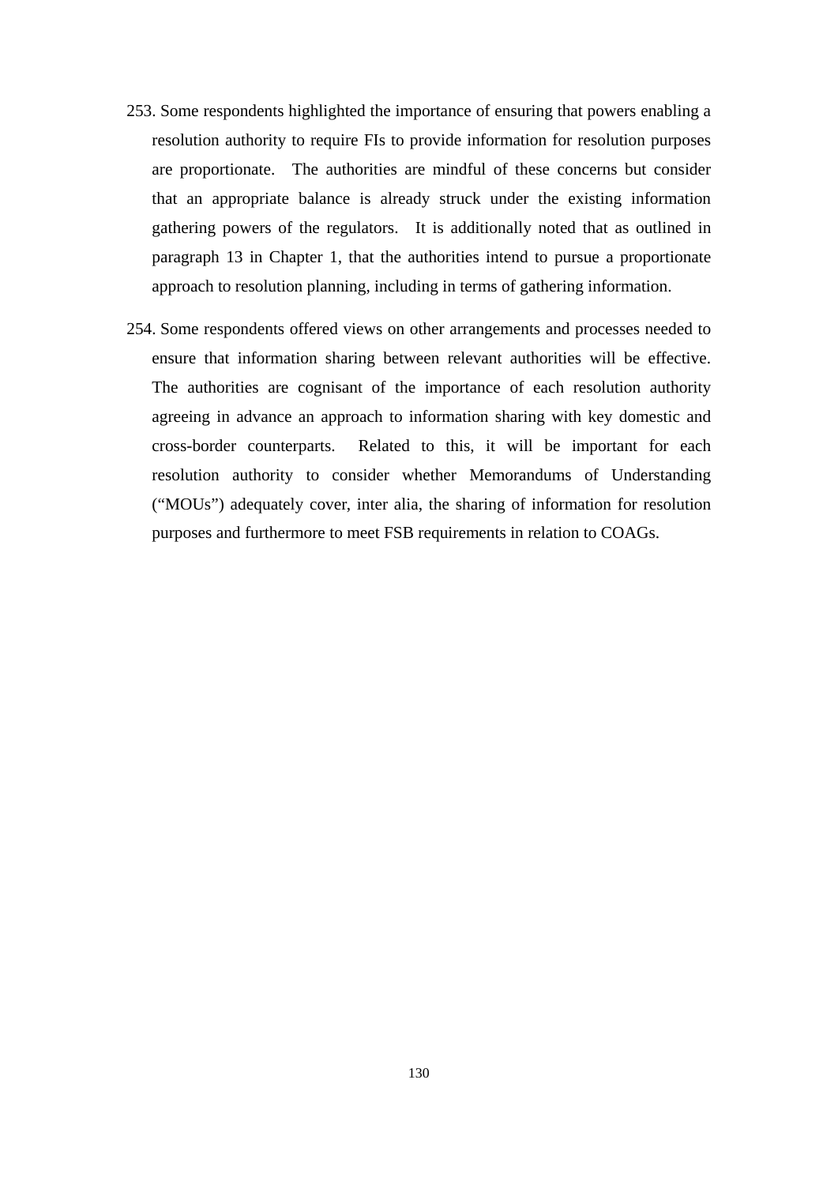253. Some respondents highlighted the importance of ensuring that powers enabling a resolution authority to require FIs to provide information for resolution purposes are proportionate. The authorities are mindful of these concerns but consider that an appropriate balance is already struck under the existing information gathering powers of the regulators. It is additionally noted that as outlined in paragraph 13 in Chapter 1, that the authorities intend to pursue a proportionate approach to resolution planning, including in terms of gathering information.

254. Some respondents offered views on other arrangements and processes needed to ensure that information sharing between relevant authorities will be effective. The authorities are cognisant of the importance of each resolution authority agreeing in advance an approach to information sharing with key domestic and cross-border counterparts. Related to this, it will be important for each resolution authority to consider whether Memorandums of Understanding ("MOUs") adequately cover, inter alia, the sharing of information for resolution purposes and furthermore to meet FSB requirements in relation to COAGs.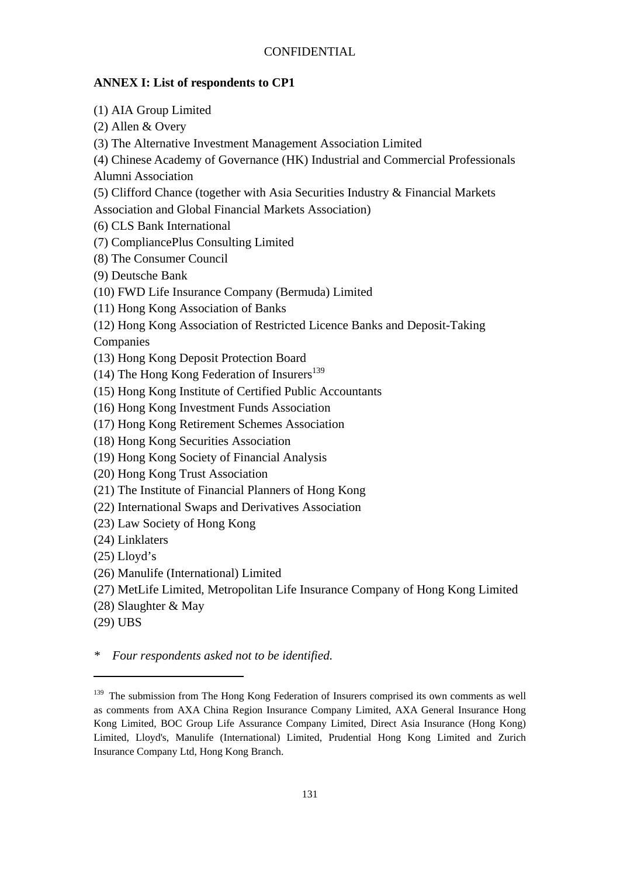CONFIDENTIAL

**ANNEX I: List of respondents to CP1**

(1) AIA Group Limited

(2) Allen & Overy

(3) The Alternative Investment Management Association Limited

(4) Chinese Academy of Governance (HK) Industrial and Commercial Professionals Alumni Association

(5) Clifford Chance (together with Asia Securities Industry & Financial Markets Association and Global Financial Markets Association)

(6) CLS Bank International

(7) CompliancePlus Consulting Limited

(8) The Consumer Council

(9) Deutsche Bank

(10) FWD Life Insurance Company (Bermuda) Limited

(11) Hong Kong Association of Banks

(12) Hong Kong Association of Restricted Licence Banks and Deposit-Taking Companies

(13) Hong Kong Deposit Protection Board

(14) The Hong Kong Federation of Insurers[139]

(15) Hong Kong Institute of Certified Public Accountants

(16) Hong Kong Investment Funds Association

(17) Hong Kong Retirement Schemes Association

(18) Hong Kong Securities Association

(19) Hong Kong Society of Financial Analysis

(20) Hong Kong Trust Association

(21) The Institute of Financial Planners of Hong Kong

(22) International Swaps and Derivatives Association

(23) Law Society of Hong Kong

(24) Linklaters

(25) Lloyd's

(26) Manulife (International) Limited

(27) MetLife Limited, Metropolitan Life Insurance Company of Hong Kong Limited

(28) Slaughter & May

(29) UBS

*\*   Four respondents asked not to be identified.*

---

[139] The submission from The Hong Kong Federation of Insurers comprised its own comments as well as comments from AXA China Region Insurance Company Limited, AXA General Insurance Hong Kong Limited, BOC Group Life Assurance Company Limited, Direct Asia Insurance (Hong Kong) Limited, Lloyd's, Manulife (International) Limited, Prudential Hong Kong Limited and Zurich Insurance Company Ltd, Hong Kong Branch.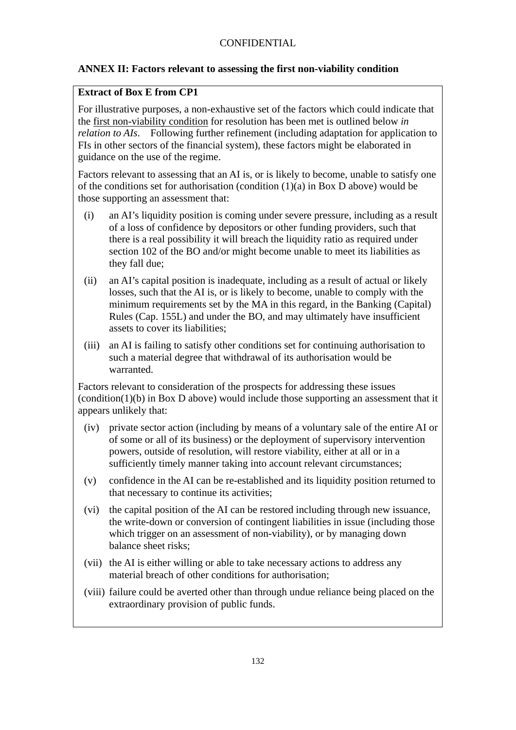## ANNEX II: Factors relevant to assessing the first non-viability condition

**Extract of Box E from CP1**

For illustrative purposes, a non-exhaustive set of the factors which could indicate that the first non-viability condition for resolution has been met is outlined below *in relation to AIs*. Following further refinement (including adaptation for application to FIs in other sectors of the financial system), these factors might be elaborated in guidance on the use of the regime.

Factors relevant to assessing that an AI is, or is likely to become, unable to satisfy one of the conditions set for authorisation (condition (1)(a) in Box D above) would be those supporting an assessment that:

- (i) an AI's liquidity position is coming under severe pressure, including as a result of a loss of confidence by depositors or other funding providers, such that there is a real possibility it will breach the liquidity ratio as required under section 102 of the BO and/or might become unable to meet its liabilities as they fall due;
- (ii) an AI's capital position is inadequate, including as a result of actual or likely losses, such that the AI is, or is likely to become, unable to comply with the minimum requirements set by the MA in this regard, in the Banking (Capital) Rules (Cap. 155L) and under the BO, and may ultimately have insufficient assets to cover its liabilities;
- (iii) an AI is failing to satisfy other conditions set for continuing authorisation to such a material degree that withdrawal of its authorisation would be warranted.

Factors relevant to consideration of the prospects for addressing these issues (condition(1)(b) in Box D above) would include those supporting an assessment that it appears unlikely that:

- (iv) private sector action (including by means of a voluntary sale of the entire AI or of some or all of its business) or the deployment of supervisory intervention powers, outside of resolution, will restore viability, either at all or in a sufficiently timely manner taking into account relevant circumstances;
- (v) confidence in the AI can be re-established and its liquidity position returned to that necessary to continue its activities;
- (vi) the capital position of the AI can be restored including through new issuance, the write-down or conversion of contingent liabilities in issue (including those which trigger on an assessment of non-viability), or by managing down balance sheet risks;
- (vii) the AI is either willing or able to take necessary actions to address any material breach of other conditions for authorisation;
- (viii) failure could be averted other than through undue reliance being placed on the extraordinary provision of public funds.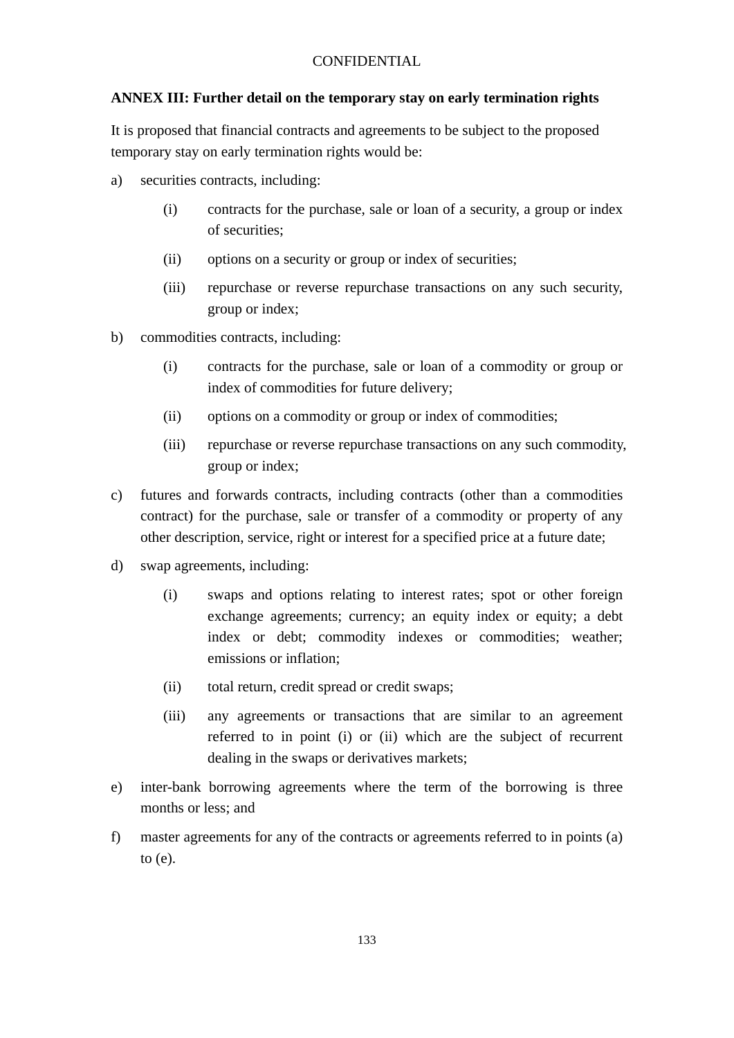CONFIDENTIAL

**ANNEX III: Further detail on the temporary stay on early termination rights**

It is proposed that financial contracts and agreements to be subject to the proposed temporary stay on early termination rights would be:

a) securities contracts, including:

   (i) contracts for the purchase, sale or loan of a security, a group or index of securities;

   (ii) options on a security or group or index of securities;

   (iii) repurchase or reverse repurchase transactions on any such security, group or index;

b) commodities contracts, including:

   (i) contracts for the purchase, sale or loan of a commodity or group or index of commodities for future delivery;

   (ii) options on a commodity or group or index of commodities;

   (iii) repurchase or reverse repurchase transactions on any such commodity, group or index;

c) futures and forwards contracts, including contracts (other than a commodities contract) for the purchase, sale or transfer of a commodity or property of any other description, service, right or interest for a specified price at a future date;

d) swap agreements, including:

   (i) swaps and options relating to interest rates; spot or other foreign exchange agreements; currency; an equity index or equity; a debt index or debt; commodity indexes or commodities; weather; emissions or inflation;

   (ii) total return, credit spread or credit swaps;

   (iii) any agreements or transactions that are similar to an agreement referred to in point (i) or (ii) which are the subject of recurrent dealing in the swaps or derivatives markets;

e) inter-bank borrowing agreements where the term of the borrowing is three months or less; and

f) master agreements for any of the contracts or agreements referred to in points (a) to (e).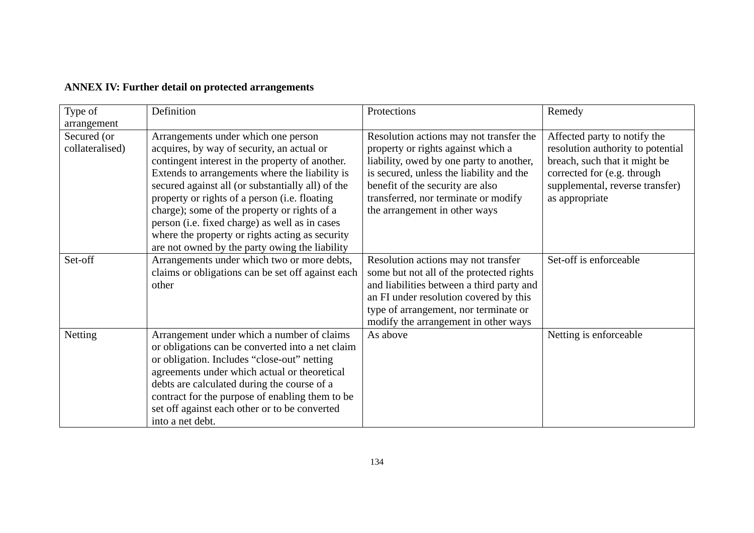**ANNEX IV: Further detail on protected arrangements**

| Type of arrangement | Definition | Protections | Remedy |
|---|---|---|---|
| Secured (or collateralised) | Arrangements under which one person acquires, by way of security, an actual or contingent interest in the property of another. Extends to arrangements where the liability is secured against all (or substantially all) of the property or rights of a person (i.e. floating charge); some of the property or rights of a person (i.e. fixed charge) as well as in cases where the property or rights acting as security are not owned by the party owing the liability | Resolution actions may not transfer the property or rights against which a liability, owed by one party to another, is secured, unless the liability and the benefit of the security are also transferred, nor terminate or modify the arrangement in other ways | Affected party to notify the resolution authority to potential breach, such that it might be corrected for (e.g. through supplemental, reverse transfer) as appropriate |
| Set-off | Arrangements under which two or more debts, claims or obligations can be set off against each other | Resolution actions may not transfer some but not all of the protected rights and liabilities between a third party and an FI under resolution covered by this type of arrangement, nor terminate or modify the arrangement in other ways | Set-off is enforceable |
| Netting | Arrangement under which a number of claims or obligations can be converted into a net claim or obligation. Includes "close-out" netting agreements under which actual or theoretical debts are calculated during the course of a contract for the purpose of enabling them to be set off against each other or to be converted into a net debt. | As above | Netting is enforceable |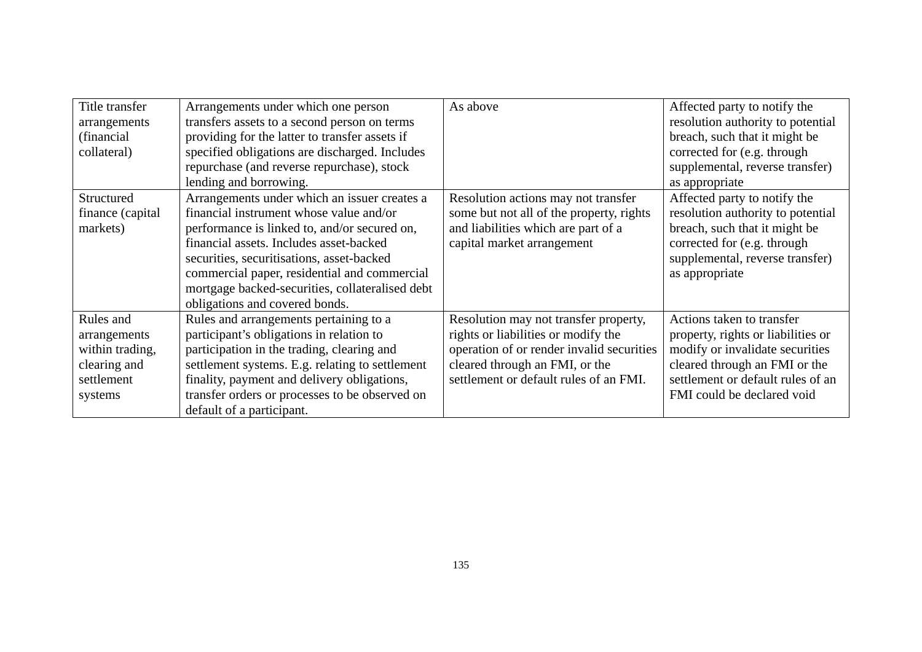| Title transfer arrangements (financial collateral) | Arrangements under which one person transfers assets to a second person on terms providing for the latter to transfer assets if specified obligations are discharged. Includes repurchase (and reverse repurchase), stock lending and borrowing. | As above | Affected party to notify the resolution authority to potential breach, such that it might be corrected for (e.g. through supplemental, reverse transfer) as appropriate |
|---|---|---|---|
| Structured finance (capital markets) | Arrangements under which an issuer creates a financial instrument whose value and/or performance is linked to, and/or secured on, financial assets. Includes asset-backed securities, securitisations, asset-backed commercial paper, residential and commercial mortgage backed-securities, collateralised debt obligations and covered bonds. | Resolution actions may not transfer some but not all of the property, rights and liabilities which are part of a capital market arrangement | Affected party to notify the resolution authority to potential breach, such that it might be corrected for (e.g. through supplemental, reverse transfer) as appropriate |
| Rules and arrangements within trading, clearing and settlement systems | Rules and arrangements pertaining to a participant's obligations in relation to participation in the trading, clearing and settlement systems. E.g. relating to settlement finality, payment and delivery obligations, transfer orders or processes to be observed on default of a participant. | Resolution may not transfer property, rights or liabilities or modify the operation of or render invalid securities cleared through an FMI, or the settlement or default rules of an FMI. | Actions taken to transfer property, rights or liabilities or modify or invalidate securities cleared through an FMI or the settlement or default rules of an FMI could be declared void |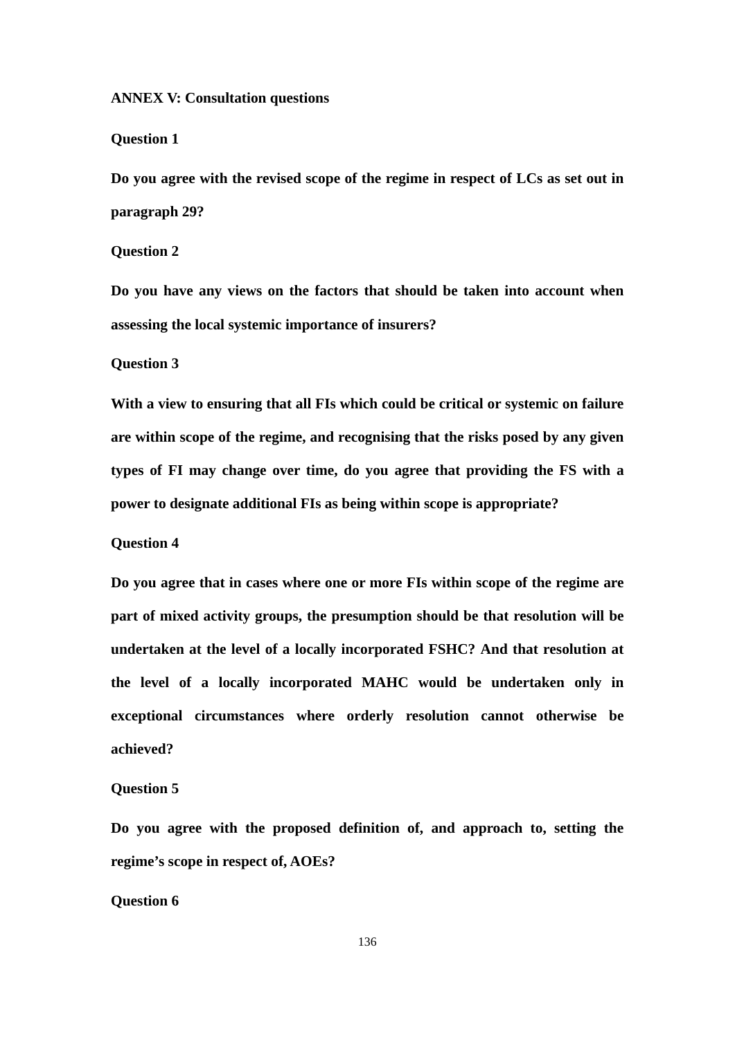**ANNEX V: Consultation questions**

**Question 1**

**Do you agree with the revised scope of the regime in respect of LCs as set out in paragraph 29?**

**Question 2**

**Do you have any views on the factors that should be taken into account when assessing the local systemic importance of insurers?**

**Question 3**

**With a view to ensuring that all FIs which could be critical or systemic on failure are within scope of the regime, and recognising that the risks posed by any given types of FI may change over time, do you agree that providing the FS with a power to designate additional FIs as being within scope is appropriate?**

**Question 4**

**Do you agree that in cases where one or more FIs within scope of the regime are part of mixed activity groups, the presumption should be that resolution will be undertaken at the level of a locally incorporated FSHC? And that resolution at the level of a locally incorporated MAHC would be undertaken only in exceptional circumstances where orderly resolution cannot otherwise be achieved?**

**Question 5**

**Do you agree with the proposed definition of, and approach to, setting the regime's scope in respect of, AOEs?**

**Question 6**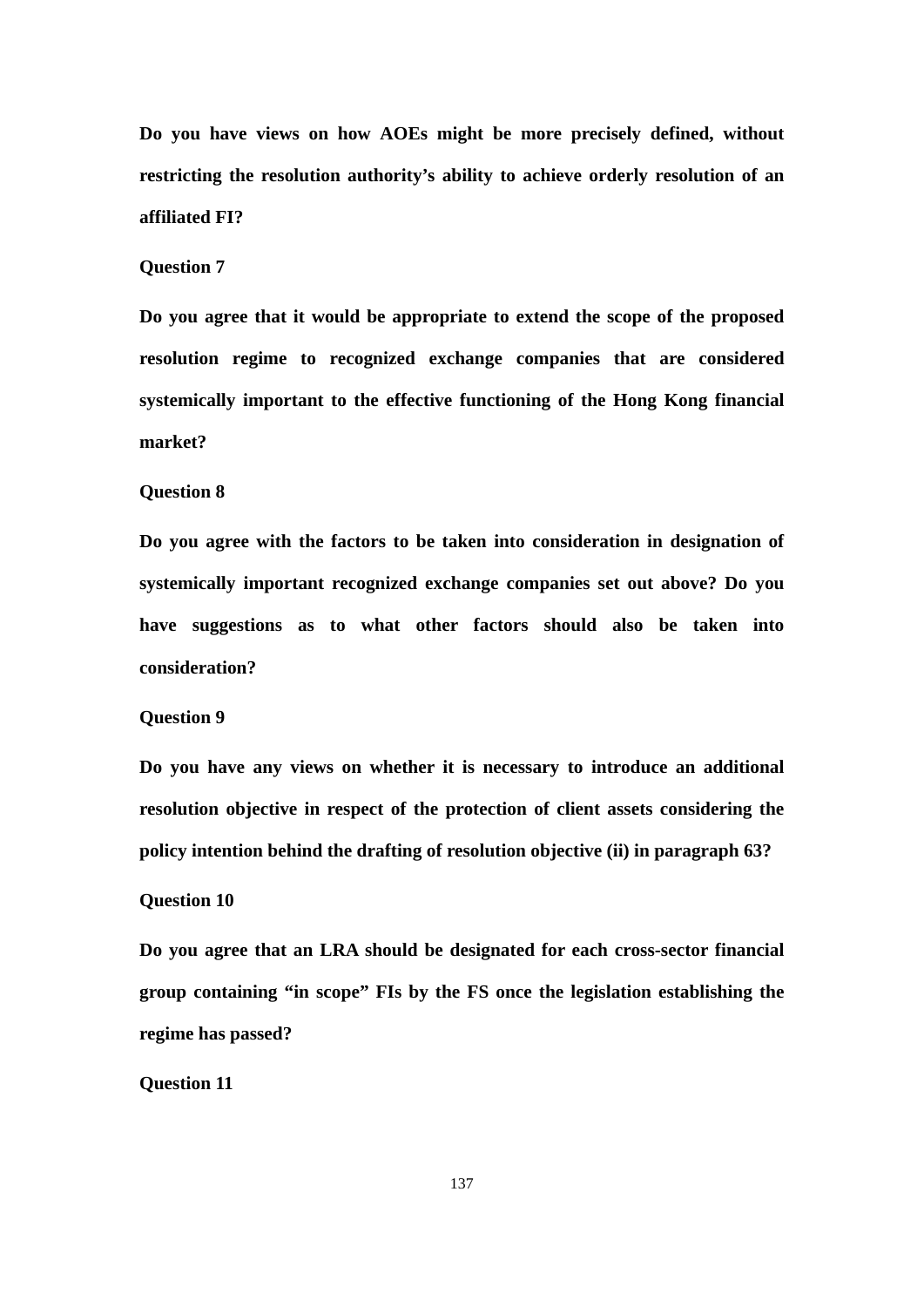**Do you have views on how AOEs might be more precisely defined, without restricting the resolution authority's ability to achieve orderly resolution of an affiliated FI?**

**Question 7**

**Do you agree that it would be appropriate to extend the scope of the proposed resolution regime to recognized exchange companies that are considered systemically important to the effective functioning of the Hong Kong financial market?**

**Question 8**

**Do you agree with the factors to be taken into consideration in designation of systemically important recognized exchange companies set out above? Do you have suggestions as to what other factors should also be taken into consideration?**

**Question 9**

**Do you have any views on whether it is necessary to introduce an additional resolution objective in respect of the protection of client assets considering the policy intention behind the drafting of resolution objective (ii) in paragraph 63?**

**Question 10**

**Do you agree that an LRA should be designated for each cross-sector financial group containing "in scope" FIs by the FS once the legislation establishing the regime has passed?**

**Question 11**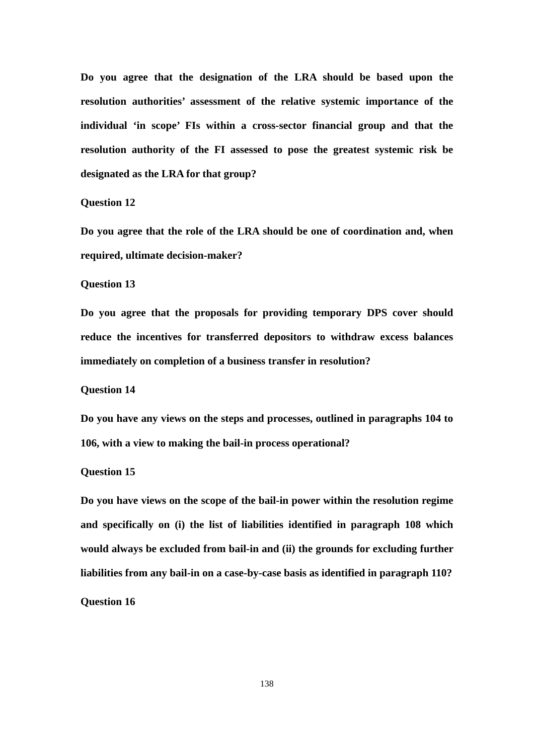**Do you agree that the designation of the LRA should be based upon the resolution authorities' assessment of the relative systemic importance of the individual 'in scope' FIs within a cross-sector financial group and that the resolution authority of the FI assessed to pose the greatest systemic risk be designated as the LRA for that group?**

**Question 12**

**Do you agree that the role of the LRA should be one of coordination and, when required, ultimate decision-maker?**

**Question 13**

**Do you agree that the proposals for providing temporary DPS cover should reduce the incentives for transferred depositors to withdraw excess balances immediately on completion of a business transfer in resolution?**

**Question 14**

**Do you have any views on the steps and processes, outlined in paragraphs 104 to 106, with a view to making the bail-in process operational?**

**Question 15**

**Do you have views on the scope of the bail-in power within the resolution regime and specifically on (i) the list of liabilities identified in paragraph 108 which would always be excluded from bail-in and (ii) the grounds for excluding further liabilities from any bail-in on a case-by-case basis as identified in paragraph 110?**

**Question 16**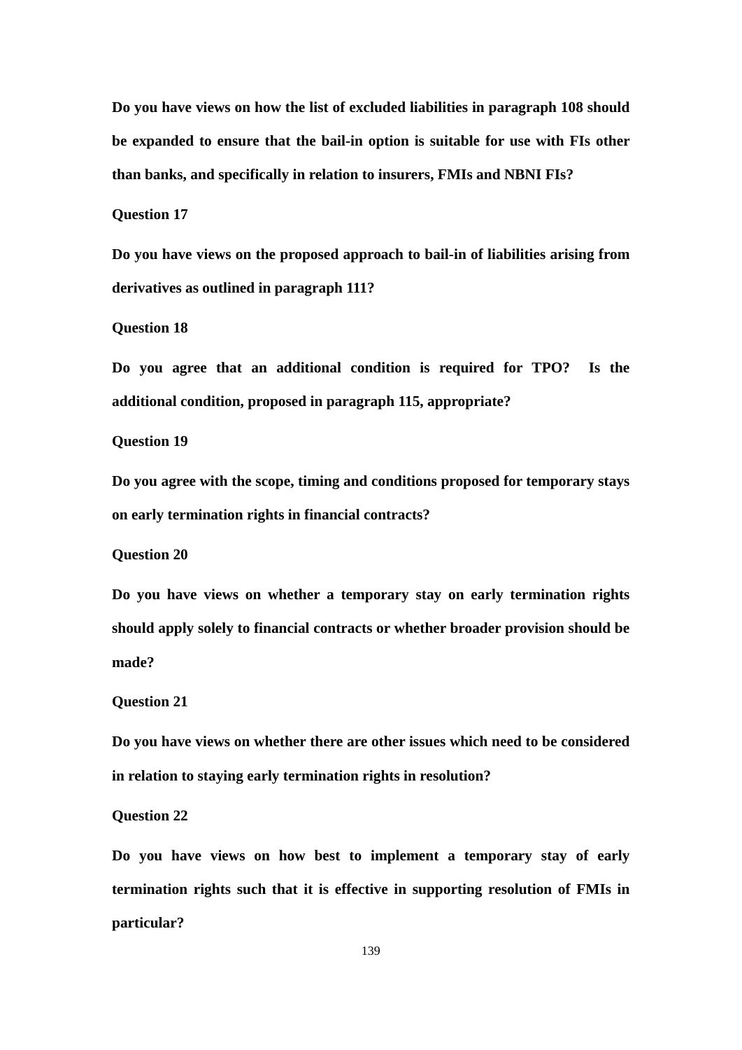**Do you have views on how the list of excluded liabilities in paragraph 108 should be expanded to ensure that the bail-in option is suitable for use with FIs other than banks, and specifically in relation to insurers, FMIs and NBNI FIs?**

**Question 17**

**Do you have views on the proposed approach to bail-in of liabilities arising from derivatives as outlined in paragraph 111?**

**Question 18**

**Do you agree that an additional condition is required for TPO? Is the additional condition, proposed in paragraph 115, appropriate?**

**Question 19**

**Do you agree with the scope, timing and conditions proposed for temporary stays on early termination rights in financial contracts?**

**Question 20**

**Do you have views on whether a temporary stay on early termination rights should apply solely to financial contracts or whether broader provision should be made?**

**Question 21**

**Do you have views on whether there are other issues which need to be considered in relation to staying early termination rights in resolution?**

**Question 22**

**Do you have views on how best to implement a temporary stay of early termination rights such that it is effective in supporting resolution of FMIs in particular?**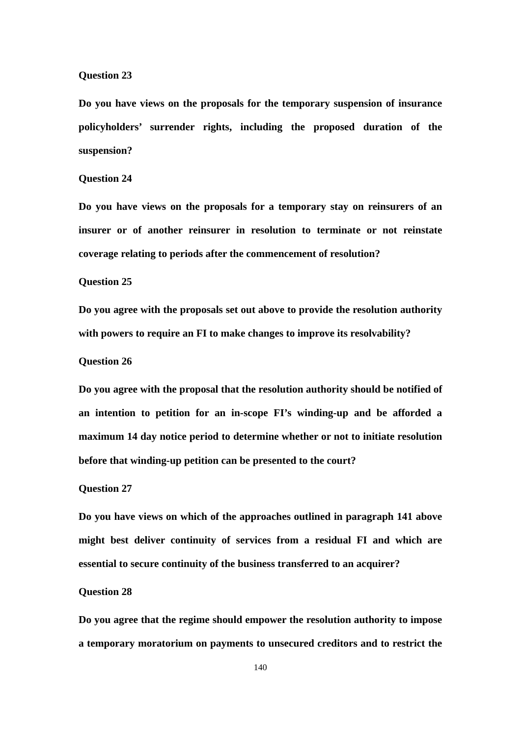**Question 23**

**Do you have views on the proposals for the temporary suspension of insurance policyholders' surrender rights, including the proposed duration of the suspension?**

**Question 24**

**Do you have views on the proposals for a temporary stay on reinsurers of an insurer or of another reinsurer in resolution to terminate or not reinstate coverage relating to periods after the commencement of resolution?**

**Question 25**

**Do you agree with the proposals set out above to provide the resolution authority with powers to require an FI to make changes to improve its resolvability?**

**Question 26**

**Do you agree with the proposal that the resolution authority should be notified of an intention to petition for an in-scope FI's winding-up and be afforded a maximum 14 day notice period to determine whether or not to initiate resolution before that winding-up petition can be presented to the court?**

**Question 27**

**Do you have views on which of the approaches outlined in paragraph 141 above might best deliver continuity of services from a residual FI and which are essential to secure continuity of the business transferred to an acquirer?**

**Question 28**

**Do you agree that the regime should empower the resolution authority to impose a temporary moratorium on payments to unsecured creditors and to restrict the**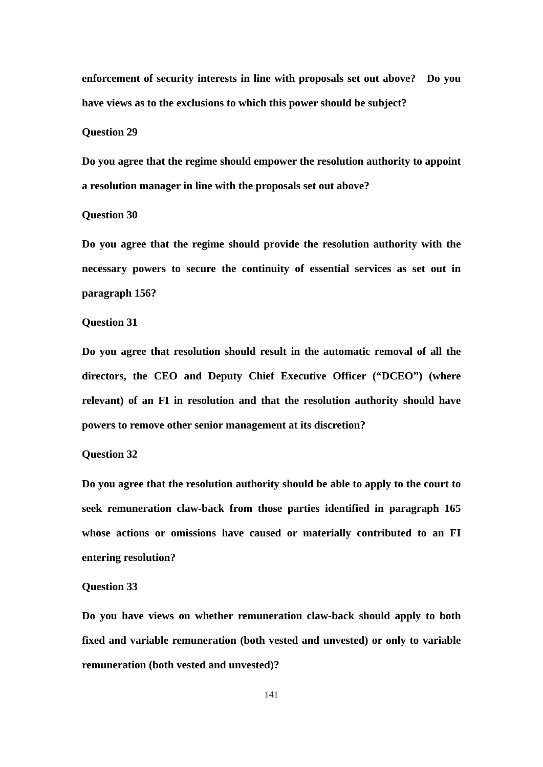**enforcement of security interests in line with proposals set out above? Do you have views as to the exclusions to which this power should be subject?**

**Question 29**

**Do you agree that the regime should empower the resolution authority to appoint a resolution manager in line with the proposals set out above?**

**Question 30**

**Do you agree that the regime should provide the resolution authority with the necessary powers to secure the continuity of essential services as set out in paragraph 156?**

**Question 31**

**Do you agree that resolution should result in the automatic removal of all the directors, the CEO and Deputy Chief Executive Officer ("DCEO") (where relevant) of an FI in resolution and that the resolution authority should have powers to remove other senior management at its discretion?**

**Question 32**

**Do you agree that the resolution authority should be able to apply to the court to seek remuneration claw-back from those parties identified in paragraph 165 whose actions or omissions have caused or materially contributed to an FI entering resolution?**

**Question 33**

**Do you have views on whether remuneration claw-back should apply to both fixed and variable remuneration (both vested and unvested) or only to variable remuneration (both vested and unvested)?**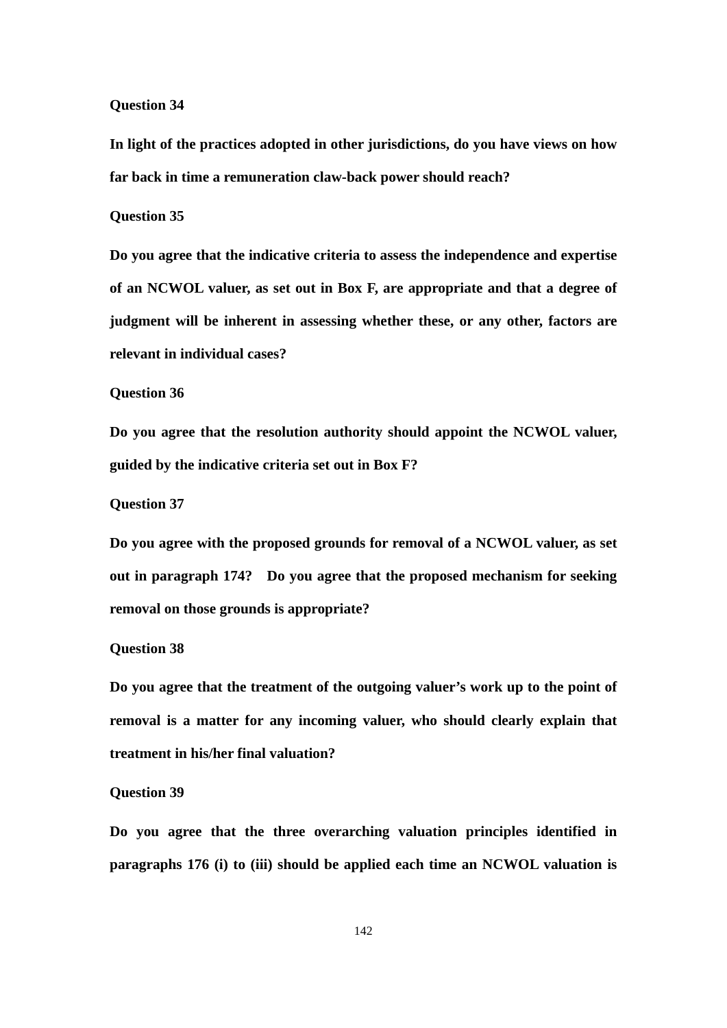**Question 34**

**In light of the practices adopted in other jurisdictions, do you have views on how far back in time a remuneration claw-back power should reach?**

**Question 35**

**Do you agree that the indicative criteria to assess the independence and expertise of an NCWOL valuer, as set out in Box F, are appropriate and that a degree of judgment will be inherent in assessing whether these, or any other, factors are relevant in individual cases?**

**Question 36**

**Do you agree that the resolution authority should appoint the NCWOL valuer, guided by the indicative criteria set out in Box F?**

**Question 37**

**Do you agree with the proposed grounds for removal of a NCWOL valuer, as set out in paragraph 174? Do you agree that the proposed mechanism for seeking removal on those grounds is appropriate?**

**Question 38**

**Do you agree that the treatment of the outgoing valuer's work up to the point of removal is a matter for any incoming valuer, who should clearly explain that treatment in his/her final valuation?**

**Question 39**

**Do you agree that the three overarching valuation principles identified in paragraphs 176 (i) to (iii) should be applied each time an NCWOL valuation is**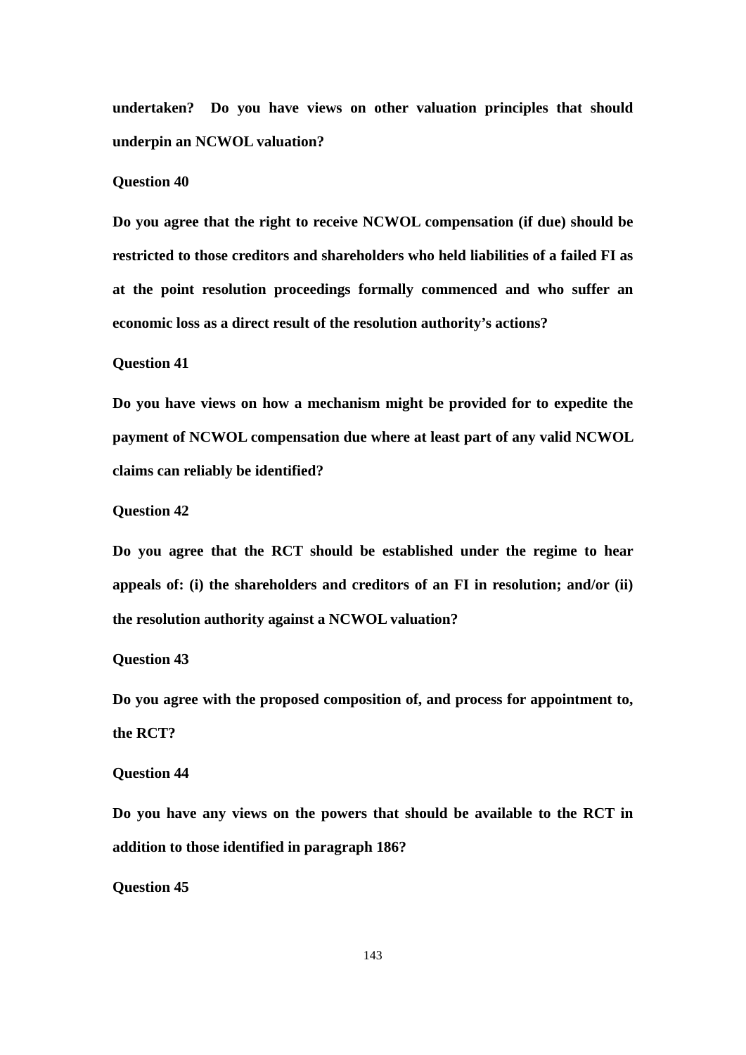**undertaken? Do you have views on other valuation principles that should underpin an NCWOL valuation?**

**Question 40**

**Do you agree that the right to receive NCWOL compensation (if due) should be restricted to those creditors and shareholders who held liabilities of a failed FI as at the point resolution proceedings formally commenced and who suffer an economic loss as a direct result of the resolution authority's actions?**

**Question 41**

**Do you have views on how a mechanism might be provided for to expedite the payment of NCWOL compensation due where at least part of any valid NCWOL claims can reliably be identified?**

**Question 42**

**Do you agree that the RCT should be established under the regime to hear appeals of: (i) the shareholders and creditors of an FI in resolution; and/or (ii) the resolution authority against a NCWOL valuation?**

**Question 43**

**Do you agree with the proposed composition of, and process for appointment to, the RCT?**

**Question 44**

**Do you have any views on the powers that should be available to the RCT in addition to those identified in paragraph 186?**

**Question 45**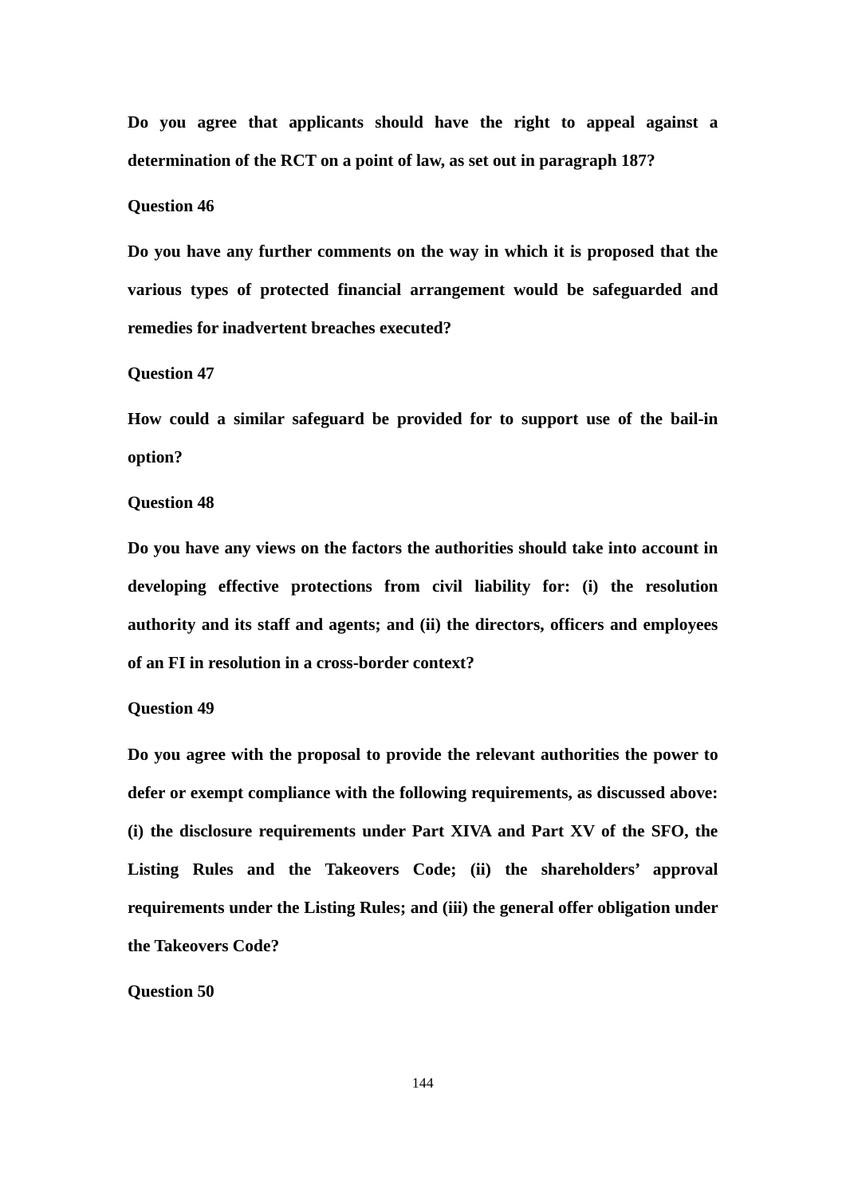**Do you agree that applicants should have the right to appeal against a determination of the RCT on a point of law, as set out in paragraph 187?**

**Question 46**

**Do you have any further comments on the way in which it is proposed that the various types of protected financial arrangement would be safeguarded and remedies for inadvertent breaches executed?**

**Question 47**

**How could a similar safeguard be provided for to support use of the bail-in option?**

**Question 48**

**Do you have any views on the factors the authorities should take into account in developing effective protections from civil liability for: (i) the resolution authority and its staff and agents; and (ii) the directors, officers and employees of an FI in resolution in a cross-border context?**

**Question 49**

**Do you agree with the proposal to provide the relevant authorities the power to defer or exempt compliance with the following requirements, as discussed above: (i) the disclosure requirements under Part XIVA and Part XV of the SFO, the Listing Rules and the Takeovers Code; (ii) the shareholders' approval requirements under the Listing Rules; and (iii) the general offer obligation under the Takeovers Code?**

**Question 50**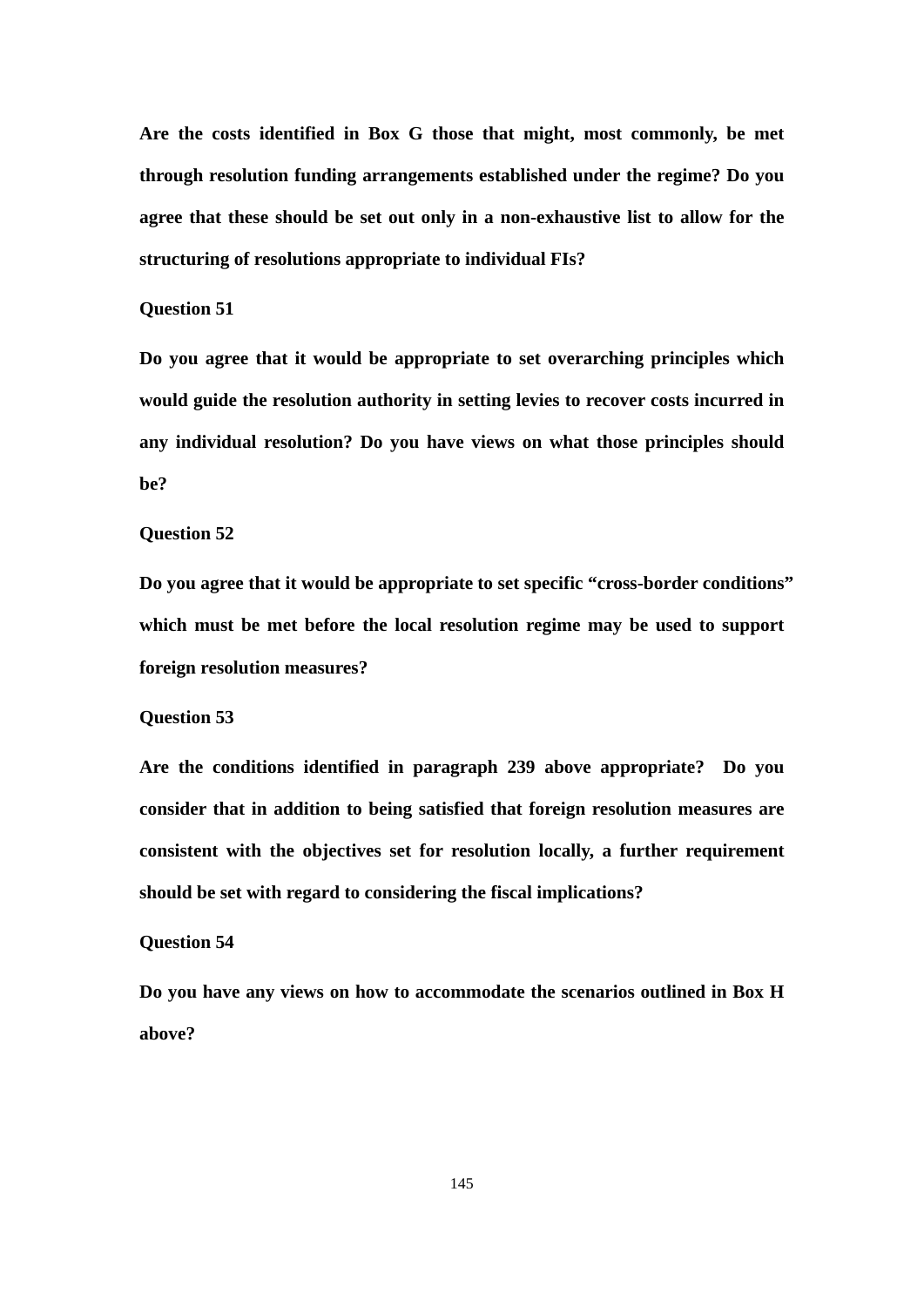**Are the costs identified in Box G those that might, most commonly, be met through resolution funding arrangements established under the regime? Do you agree that these should be set out only in a non-exhaustive list to allow for the structuring of resolutions appropriate to individual FIs?**

**Question 51**

**Do you agree that it would be appropriate to set overarching principles which would guide the resolution authority in setting levies to recover costs incurred in any individual resolution? Do you have views on what those principles should be?**

**Question 52**

**Do you agree that it would be appropriate to set specific "cross-border conditions" which must be met before the local resolution regime may be used to support foreign resolution measures?**

**Question 53**

**Are the conditions identified in paragraph 239 above appropriate? Do you consider that in addition to being satisfied that foreign resolution measures are consistent with the objectives set for resolution locally, a further requirement should be set with regard to considering the fiscal implications?**

**Question 54**

**Do you have any views on how to accommodate the scenarios outlined in Box H above?**